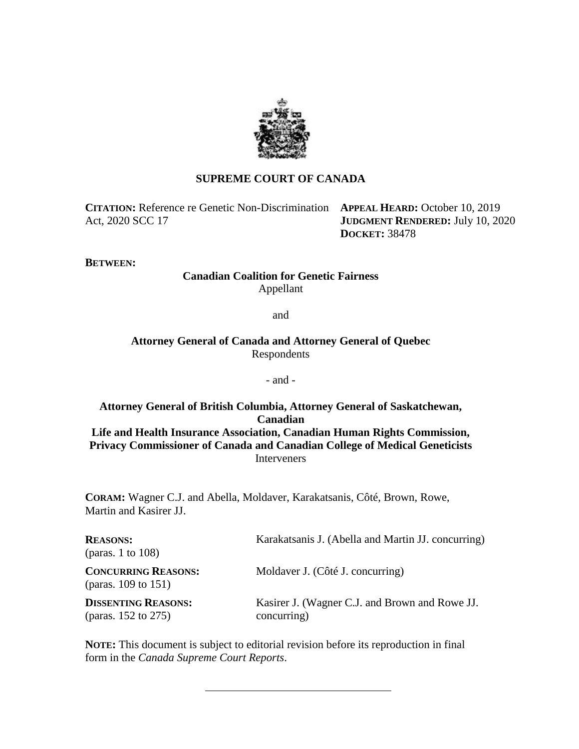# SUPREME COURT OF CANADA

**CITATION:** Reference re Genetic Non-Discrimination Act, 2020 SCC 17

**APPEAL HEARD:** October 10, 2019
**JUDGMENT RENDERED:** July 10, 2020
**DOCKET:** 38478

**BETWEEN:**

**Canadian Coalition for Genetic Fairness**
Appellant

and

**Attorney General of Canada and Attorney General of Quebec**
Respondents

- and -

**Attorney General of British Columbia, Attorney General of Saskatchewan, Canadian Life and Health Insurance Association, Canadian Human Rights Commission, Privacy Commissioner of Canada and Canadian College of Medical Geneticists**
Interveners

**CORAM:** Wagner C.J. and Abella, Moldaver, Karakatsanis, Côté, Brown, Rowe, Martin and Kasirer JJ.

| | |
|---|---|
| **REASONS:** (paras. 1 to 108) | Karakatsanis J. (Abella and Martin JJ. concurring) |
| **CONCURRING REASONS:** (paras. 109 to 151) | Moldaver J. (Côté J. concurring) |
| **DISSENTING REASONS:** (paras. 152 to 275) | Kasirer J. (Wagner C.J. and Brown and Rowe JJ. concurring) |

**NOTE:** This document is subject to editorial revision before its reproduction in final form in the *Canada Supreme Court Reports*.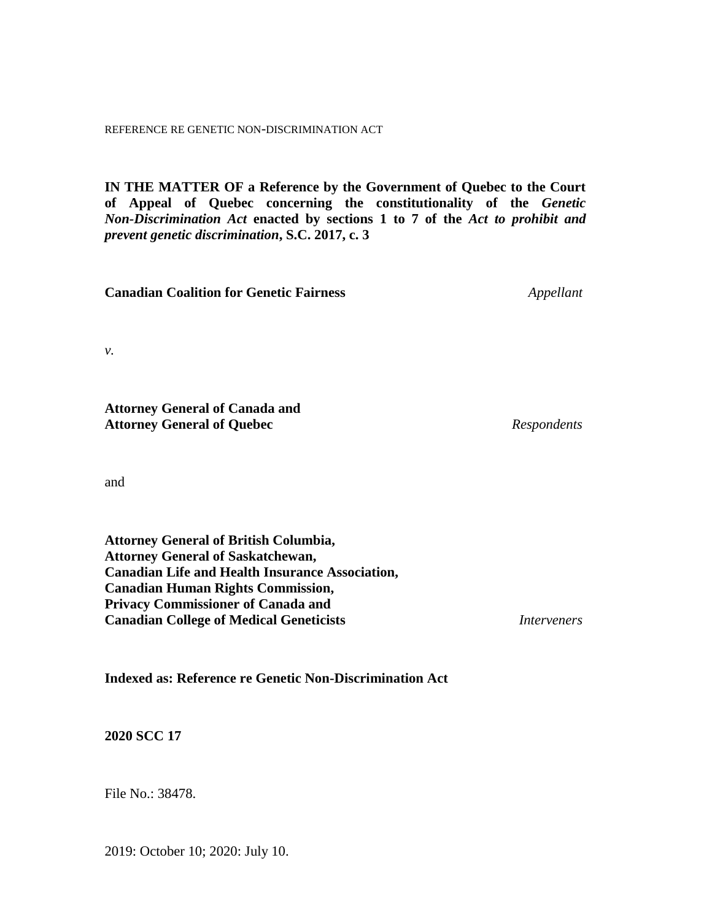REFERENCE RE GENETIC NON-DISCRIMINATION ACT

**IN THE MATTER OF a Reference by the Government of Quebec to the Court of Appeal of Quebec concerning the constitutionality of the *Genetic Non-Discrimination Act* enacted by sections 1 to 7 of the *Act to prohibit and prevent genetic discrimination*, S.C. 2017, c. 3**

**Canadian Coalition for Genetic Fairness** *Appellant*

*v.*

**Attorney General of Canada and**
**Attorney General of Quebec** *Respondents*

and

**Attorney General of British Columbia,**
**Attorney General of Saskatchewan,**
**Canadian Life and Health Insurance Association,**
**Canadian Human Rights Commission,**
**Privacy Commissioner of Canada and**
**Canadian College of Medical Geneticists** *Interveners*

**Indexed as: Reference re Genetic Non-Discrimination Act**

**2020 SCC 17**

File No.: 38478.

2019: October 10; 2020: July 10.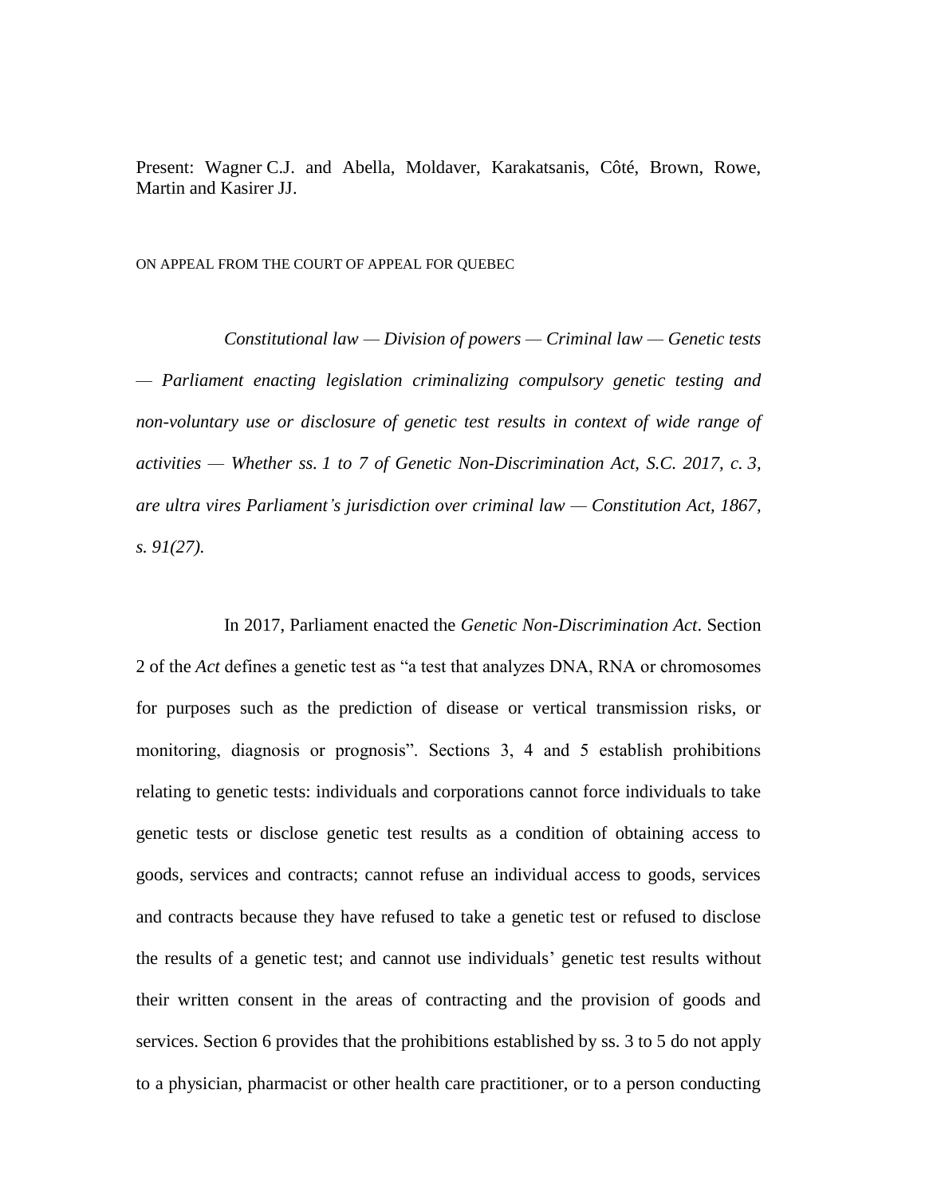Present: Wagner C.J. and Abella, Moldaver, Karakatsanis, Côté, Brown, Rowe, Martin and Kasirer JJ.

ON APPEAL FROM THE COURT OF APPEAL FOR QUEBEC

*Constitutional law — Division of powers — Criminal law — Genetic tests — Parliament enacting legislation criminalizing compulsory genetic testing and non-voluntary use or disclosure of genetic test results in context of wide range of activities — Whether ss. 1 to 7 of Genetic Non-Discrimination Act, S.C. 2017, c. 3, are ultra vires Parliament's jurisdiction over criminal law — Constitution Act, 1867, s. 91(27).*

In 2017, Parliament enacted the *Genetic Non-Discrimination Act*. Section 2 of the *Act* defines a genetic test as "a test that analyzes DNA, RNA or chromosomes for purposes such as the prediction of disease or vertical transmission risks, or monitoring, diagnosis or prognosis". Sections 3, 4 and 5 establish prohibitions relating to genetic tests: individuals and corporations cannot force individuals to take genetic tests or disclose genetic test results as a condition of obtaining access to goods, services and contracts; cannot refuse an individual access to goods, services and contracts because they have refused to take a genetic test or refused to disclose the results of a genetic test; and cannot use individuals' genetic test results without their written consent in the areas of contracting and the provision of goods and services. Section 6 provides that the prohibitions established by ss. 3 to 5 do not apply to a physician, pharmacist or other health care practitioner, or to a person conducting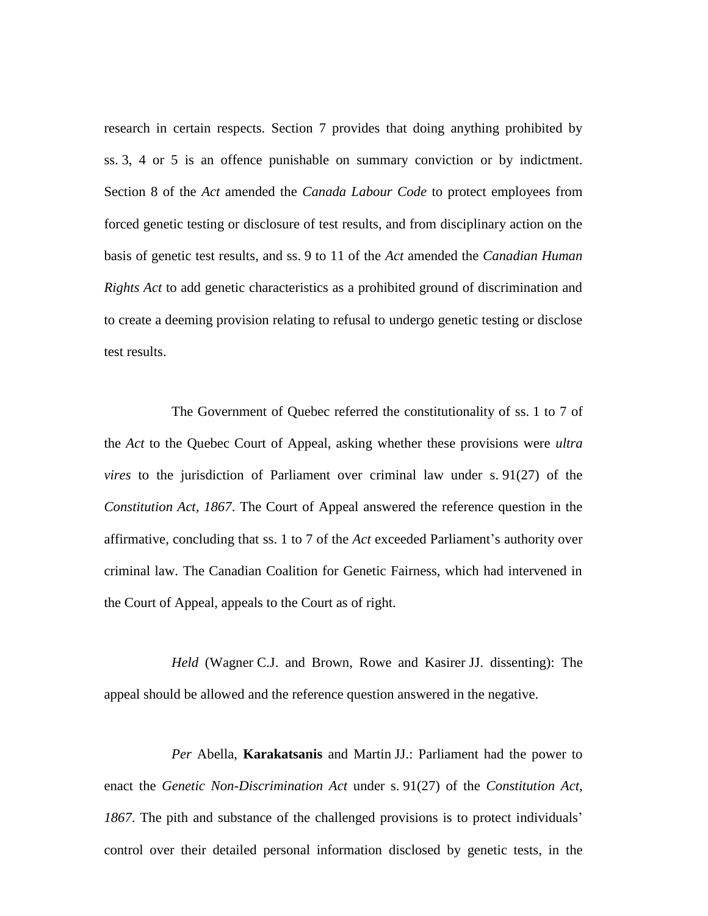research in certain respects. Section 7 provides that doing anything prohibited by ss. 3, 4 or 5 is an offence punishable on summary conviction or by indictment. Section 8 of the *Act* amended the *Canada Labour Code* to protect employees from forced genetic testing or disclosure of test results, and from disciplinary action on the basis of genetic test results, and ss. 9 to 11 of the *Act* amended the *Canadian Human Rights Act* to add genetic characteristics as a prohibited ground of discrimination and to create a deeming provision relating to refusal to undergo genetic testing or disclose test results.

The Government of Quebec referred the constitutionality of ss. 1 to 7 of the *Act* to the Quebec Court of Appeal, asking whether these provisions were *ultra vires* to the jurisdiction of Parliament over criminal law under s. 91(27) of the *Constitution Act, 1867*. The Court of Appeal answered the reference question in the affirmative, concluding that ss. 1 to 7 of the *Act* exceeded Parliament's authority over criminal law. The Canadian Coalition for Genetic Fairness, which had intervened in the Court of Appeal, appeals to the Court as of right.

*Held* (Wagner C.J. and Brown, Rowe and Kasirer JJ. dissenting): The appeal should be allowed and the reference question answered in the negative.

*Per* Abella, **Karakatsanis** and Martin JJ.: Parliament had the power to enact the *Genetic Non-Discrimination Act* under s. 91(27) of the *Constitution Act, 1867*. The pith and substance of the challenged provisions is to protect individuals' control over their detailed personal information disclosed by genetic tests, in the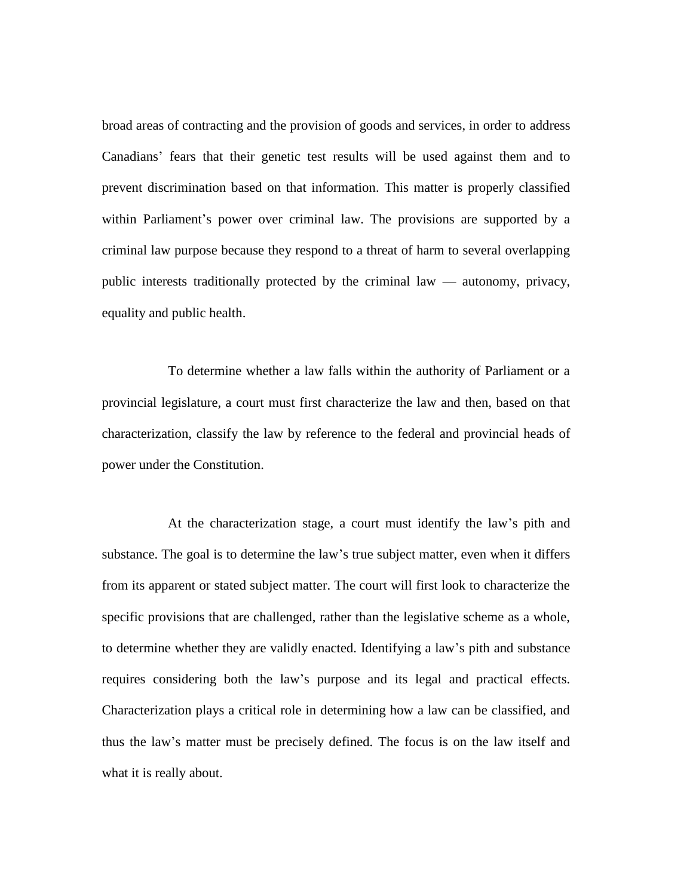broad areas of contracting and the provision of goods and services, in order to address Canadians' fears that their genetic test results will be used against them and to prevent discrimination based on that information. This matter is properly classified within Parliament's power over criminal law. The provisions are supported by a criminal law purpose because they respond to a threat of harm to several overlapping public interests traditionally protected by the criminal law — autonomy, privacy, equality and public health.

To determine whether a law falls within the authority of Parliament or a provincial legislature, a court must first characterize the law and then, based on that characterization, classify the law by reference to the federal and provincial heads of power under the Constitution.

At the characterization stage, a court must identify the law's pith and substance. The goal is to determine the law's true subject matter, even when it differs from its apparent or stated subject matter. The court will first look to characterize the specific provisions that are challenged, rather than the legislative scheme as a whole, to determine whether they are validly enacted. Identifying a law's pith and substance requires considering both the law's purpose and its legal and practical effects. Characterization plays a critical role in determining how a law can be classified, and thus the law's matter must be precisely defined. The focus is on the law itself and what it is really about.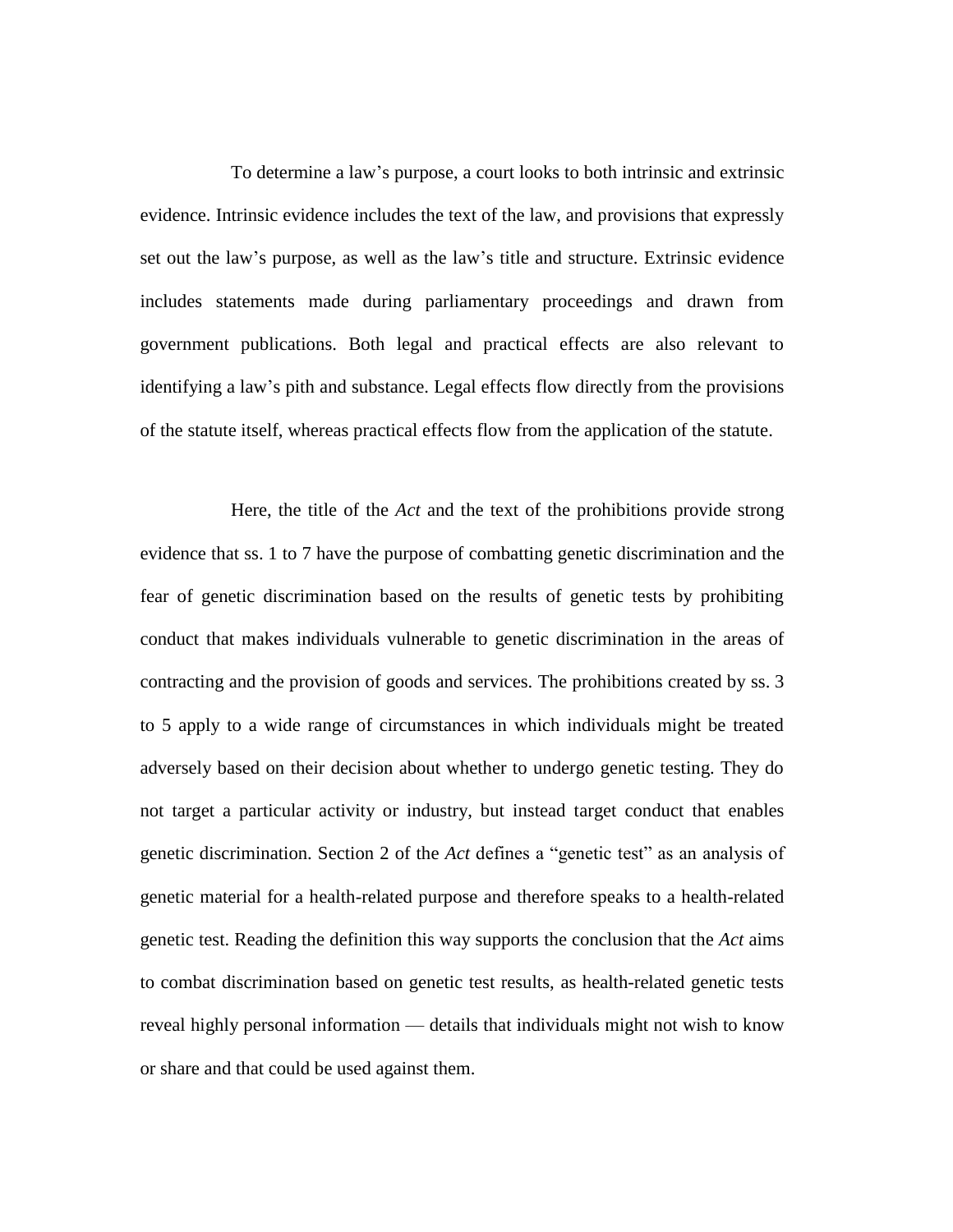To determine a law's purpose, a court looks to both intrinsic and extrinsic evidence. Intrinsic evidence includes the text of the law, and provisions that expressly set out the law's purpose, as well as the law's title and structure. Extrinsic evidence includes statements made during parliamentary proceedings and drawn from government publications. Both legal and practical effects are also relevant to identifying a law's pith and substance. Legal effects flow directly from the provisions of the statute itself, whereas practical effects flow from the application of the statute.

Here, the title of the *Act* and the text of the prohibitions provide strong evidence that ss. 1 to 7 have the purpose of combatting genetic discrimination and the fear of genetic discrimination based on the results of genetic tests by prohibiting conduct that makes individuals vulnerable to genetic discrimination in the areas of contracting and the provision of goods and services. The prohibitions created by ss. 3 to 5 apply to a wide range of circumstances in which individuals might be treated adversely based on their decision about whether to undergo genetic testing. They do not target a particular activity or industry, but instead target conduct that enables genetic discrimination. Section 2 of the *Act* defines a "genetic test" as an analysis of genetic material for a health-related purpose and therefore speaks to a health-related genetic test. Reading the definition this way supports the conclusion that the *Act* aims to combat discrimination based on genetic test results, as health-related genetic tests reveal highly personal information — details that individuals might not wish to know or share and that could be used against them.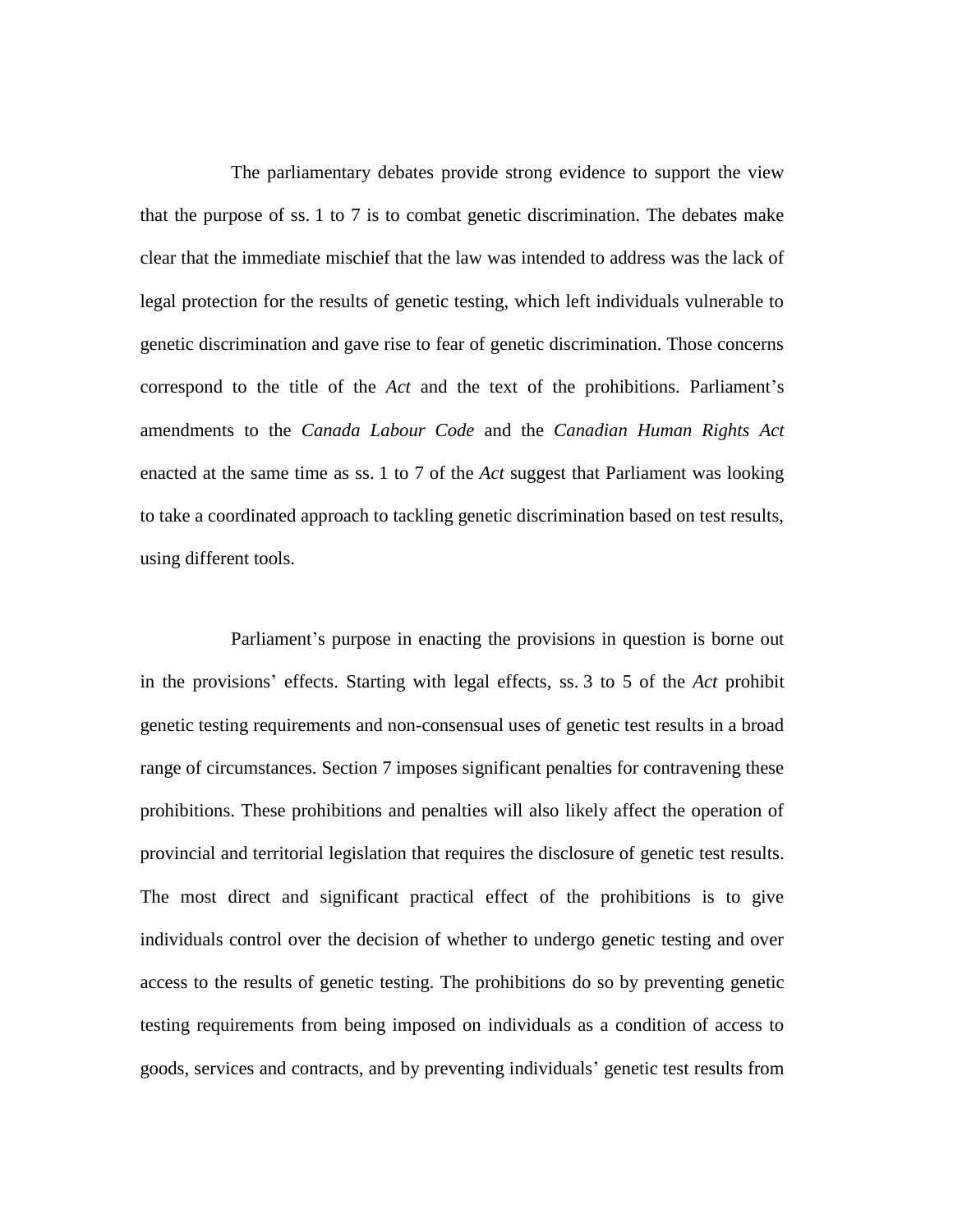The parliamentary debates provide strong evidence to support the view that the purpose of ss. 1 to 7 is to combat genetic discrimination. The debates make clear that the immediate mischief that the law was intended to address was the lack of legal protection for the results of genetic testing, which left individuals vulnerable to genetic discrimination and gave rise to fear of genetic discrimination. Those concerns correspond to the title of the *Act* and the text of the prohibitions. Parliament's amendments to the *Canada Labour Code* and the *Canadian Human Rights Act* enacted at the same time as ss. 1 to 7 of the *Act* suggest that Parliament was looking to take a coordinated approach to tackling genetic discrimination based on test results, using different tools.

Parliament's purpose in enacting the provisions in question is borne out in the provisions' effects. Starting with legal effects, ss. 3 to 5 of the *Act* prohibit genetic testing requirements and non-consensual uses of genetic test results in a broad range of circumstances. Section 7 imposes significant penalties for contravening these prohibitions. These prohibitions and penalties will also likely affect the operation of provincial and territorial legislation that requires the disclosure of genetic test results. The most direct and significant practical effect of the prohibitions is to give individuals control over the decision of whether to undergo genetic testing and over access to the results of genetic testing. The prohibitions do so by preventing genetic testing requirements from being imposed on individuals as a condition of access to goods, services and contracts, and by preventing individuals' genetic test results from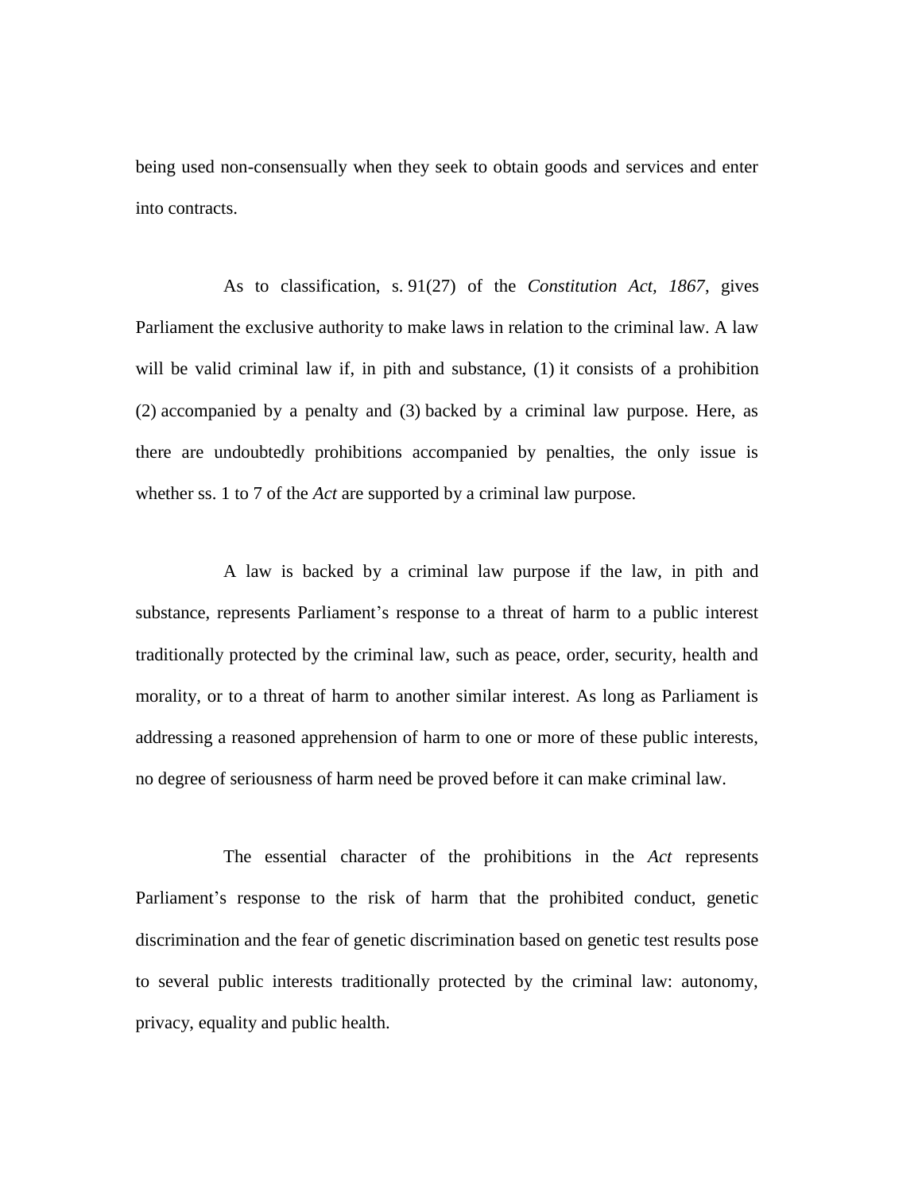being used non-consensually when they seek to obtain goods and services and enter into contracts.

As to classification, s. 91(27) of the *Constitution Act, 1867*, gives Parliament the exclusive authority to make laws in relation to the criminal law. A law will be valid criminal law if, in pith and substance, (1) it consists of a prohibition (2) accompanied by a penalty and (3) backed by a criminal law purpose. Here, as there are undoubtedly prohibitions accompanied by penalties, the only issue is whether ss. 1 to 7 of the *Act* are supported by a criminal law purpose.

A law is backed by a criminal law purpose if the law, in pith and substance, represents Parliament's response to a threat of harm to a public interest traditionally protected by the criminal law, such as peace, order, security, health and morality, or to a threat of harm to another similar interest. As long as Parliament is addressing a reasoned apprehension of harm to one or more of these public interests, no degree of seriousness of harm need be proved before it can make criminal law.

The essential character of the prohibitions in the *Act* represents Parliament's response to the risk of harm that the prohibited conduct, genetic discrimination and the fear of genetic discrimination based on genetic test results pose to several public interests traditionally protected by the criminal law: autonomy, privacy, equality and public health.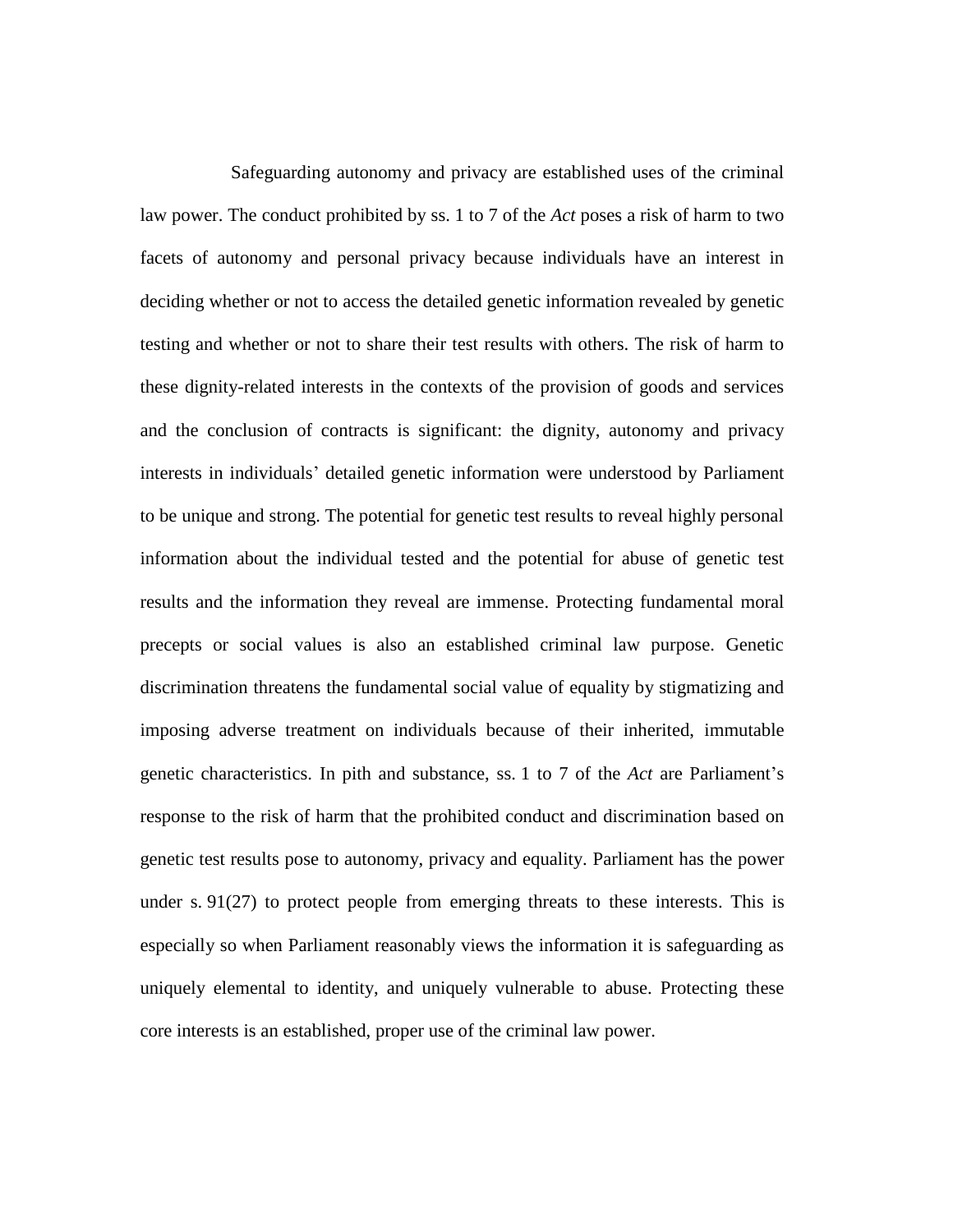Safeguarding autonomy and privacy are established uses of the criminal law power. The conduct prohibited by ss. 1 to 7 of the *Act* poses a risk of harm to two facets of autonomy and personal privacy because individuals have an interest in deciding whether or not to access the detailed genetic information revealed by genetic testing and whether or not to share their test results with others. The risk of harm to these dignity-related interests in the contexts of the provision of goods and services and the conclusion of contracts is significant: the dignity, autonomy and privacy interests in individuals' detailed genetic information were understood by Parliament to be unique and strong. The potential for genetic test results to reveal highly personal information about the individual tested and the potential for abuse of genetic test results and the information they reveal are immense. Protecting fundamental moral precepts or social values is also an established criminal law purpose. Genetic discrimination threatens the fundamental social value of equality by stigmatizing and imposing adverse treatment on individuals because of their inherited, immutable genetic characteristics. In pith and substance, ss. 1 to 7 of the *Act* are Parliament's response to the risk of harm that the prohibited conduct and discrimination based on genetic test results pose to autonomy, privacy and equality. Parliament has the power under s. 91(27) to protect people from emerging threats to these interests. This is especially so when Parliament reasonably views the information it is safeguarding as uniquely elemental to identity, and uniquely vulnerable to abuse. Protecting these core interests is an established, proper use of the criminal law power.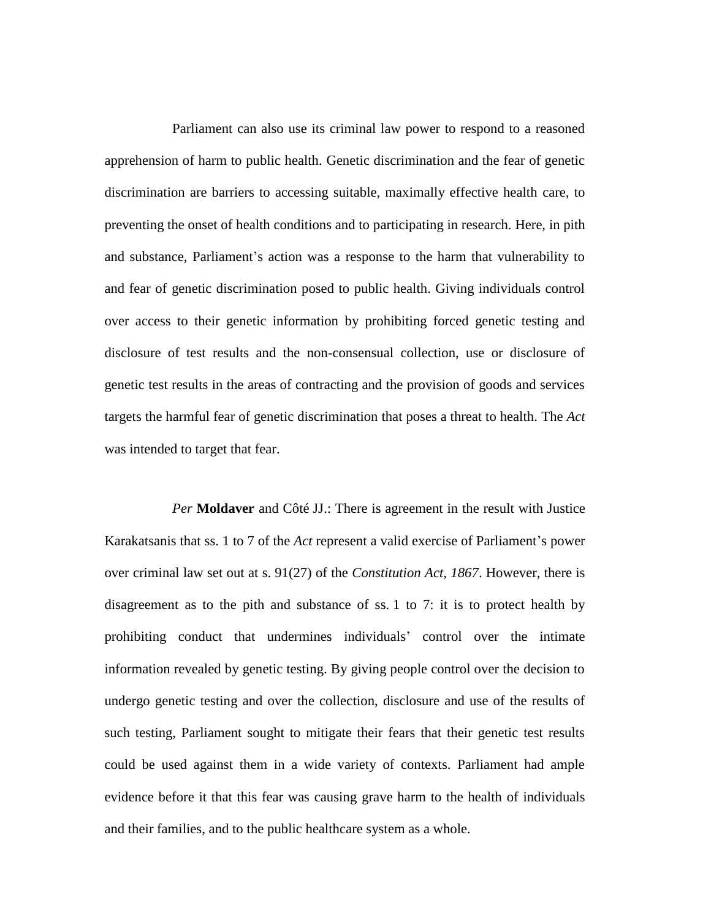Parliament can also use its criminal law power to respond to a reasoned apprehension of harm to public health. Genetic discrimination and the fear of genetic discrimination are barriers to accessing suitable, maximally effective health care, to preventing the onset of health conditions and to participating in research. Here, in pith and substance, Parliament's action was a response to the harm that vulnerability to and fear of genetic discrimination posed to public health. Giving individuals control over access to their genetic information by prohibiting forced genetic testing and disclosure of test results and the non-consensual collection, use or disclosure of genetic test results in the areas of contracting and the provision of goods and services targets the harmful fear of genetic discrimination that poses a threat to health. The *Act* was intended to target that fear.

*Per* **Moldaver** and Côté JJ.: There is agreement in the result with Justice Karakatsanis that ss. 1 to 7 of the *Act* represent a valid exercise of Parliament's power over criminal law set out at s. 91(27) of the *Constitution Act, 1867*. However, there is disagreement as to the pith and substance of ss. 1 to 7: it is to protect health by prohibiting conduct that undermines individuals' control over the intimate information revealed by genetic testing. By giving people control over the decision to undergo genetic testing and over the collection, disclosure and use of the results of such testing, Parliament sought to mitigate their fears that their genetic test results could be used against them in a wide variety of contexts. Parliament had ample evidence before it that this fear was causing grave harm to the health of individuals and their families, and to the public healthcare system as a whole.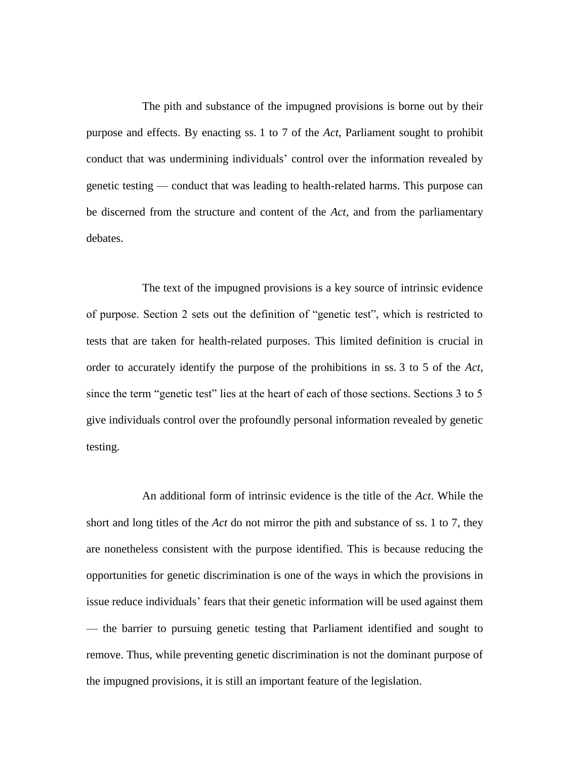The pith and substance of the impugned provisions is borne out by their purpose and effects. By enacting ss. 1 to 7 of the *Act*, Parliament sought to prohibit conduct that was undermining individuals' control over the information revealed by genetic testing — conduct that was leading to health-related harms. This purpose can be discerned from the structure and content of the *Act*, and from the parliamentary debates.

The text of the impugned provisions is a key source of intrinsic evidence of purpose. Section 2 sets out the definition of "genetic test", which is restricted to tests that are taken for health-related purposes. This limited definition is crucial in order to accurately identify the purpose of the prohibitions in ss. 3 to 5 of the *Act*, since the term "genetic test" lies at the heart of each of those sections. Sections 3 to 5 give individuals control over the profoundly personal information revealed by genetic testing.

An additional form of intrinsic evidence is the title of the *Act*. While the short and long titles of the *Act* do not mirror the pith and substance of ss. 1 to 7, they are nonetheless consistent with the purpose identified. This is because reducing the opportunities for genetic discrimination is one of the ways in which the provisions in issue reduce individuals' fears that their genetic information will be used against them — the barrier to pursuing genetic testing that Parliament identified and sought to remove. Thus, while preventing genetic discrimination is not the dominant purpose of the impugned provisions, it is still an important feature of the legislation.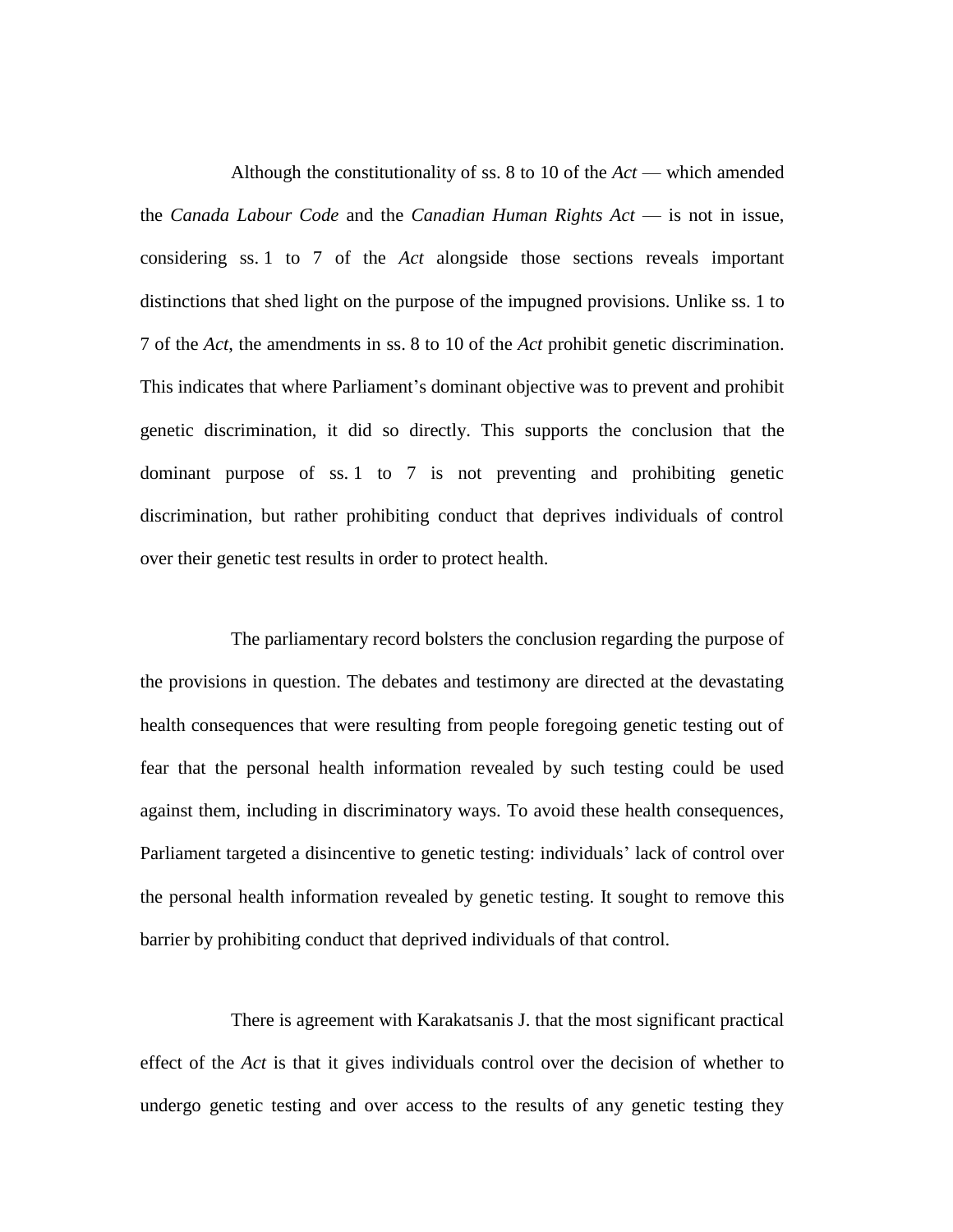Although the constitutionality of ss. 8 to 10 of the *Act* — which amended the *Canada Labour Code* and the *Canadian Human Rights Act* — is not in issue, considering ss. 1 to 7 of the *Act* alongside those sections reveals important distinctions that shed light on the purpose of the impugned provisions. Unlike ss. 1 to 7 of the *Act*, the amendments in ss. 8 to 10 of the *Act* prohibit genetic discrimination. This indicates that where Parliament's dominant objective was to prevent and prohibit genetic discrimination, it did so directly. This supports the conclusion that the dominant purpose of ss. 1 to 7 is not preventing and prohibiting genetic discrimination, but rather prohibiting conduct that deprives individuals of control over their genetic test results in order to protect health.

The parliamentary record bolsters the conclusion regarding the purpose of the provisions in question. The debates and testimony are directed at the devastating health consequences that were resulting from people foregoing genetic testing out of fear that the personal health information revealed by such testing could be used against them, including in discriminatory ways. To avoid these health consequences, Parliament targeted a disincentive to genetic testing: individuals' lack of control over the personal health information revealed by genetic testing. It sought to remove this barrier by prohibiting conduct that deprived individuals of that control.

There is agreement with Karakatsanis J. that the most significant practical effect of the *Act* is that it gives individuals control over the decision of whether to undergo genetic testing and over access to the results of any genetic testing they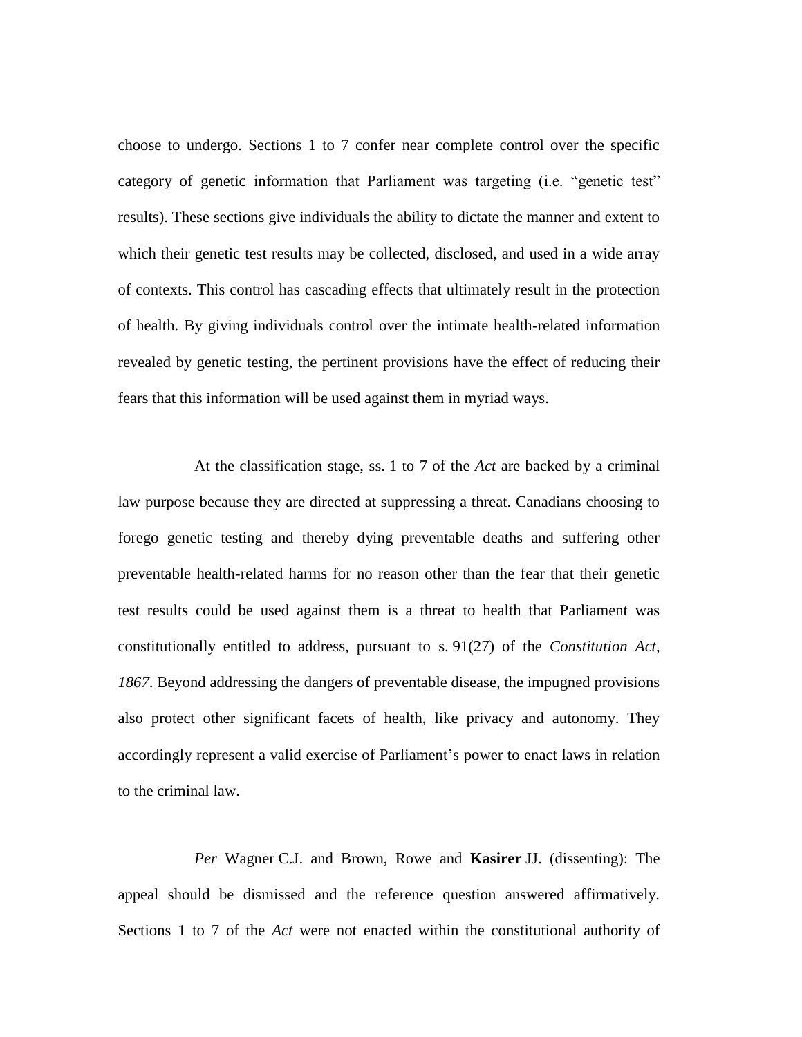choose to undergo. Sections 1 to 7 confer near complete control over the specific category of genetic information that Parliament was targeting (i.e. "genetic test" results). These sections give individuals the ability to dictate the manner and extent to which their genetic test results may be collected, disclosed, and used in a wide array of contexts. This control has cascading effects that ultimately result in the protection of health. By giving individuals control over the intimate health-related information revealed by genetic testing, the pertinent provisions have the effect of reducing their fears that this information will be used against them in myriad ways.

At the classification stage, ss. 1 to 7 of the *Act* are backed by a criminal law purpose because they are directed at suppressing a threat. Canadians choosing to forego genetic testing and thereby dying preventable deaths and suffering other preventable health-related harms for no reason other than the fear that their genetic test results could be used against them is a threat to health that Parliament was constitutionally entitled to address, pursuant to s. 91(27) of the *Constitution Act, 1867*. Beyond addressing the dangers of preventable disease, the impugned provisions also protect other significant facets of health, like privacy and autonomy. They accordingly represent a valid exercise of Parliament's power to enact laws in relation to the criminal law.

*Per* Wagner C.J. and Brown, Rowe and **Kasirer** JJ. (dissenting): The appeal should be dismissed and the reference question answered affirmatively. Sections 1 to 7 of the *Act* were not enacted within the constitutional authority of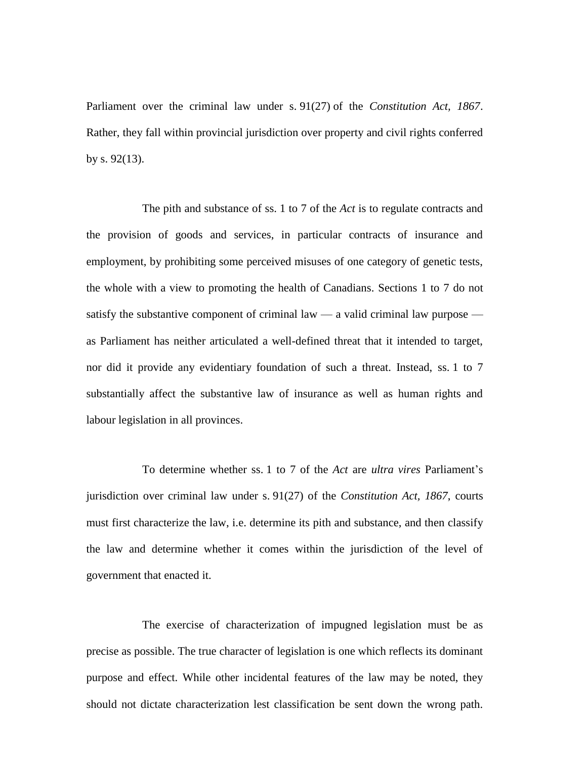Parliament over the criminal law under s. 91(27) of the *Constitution Act, 1867*. Rather, they fall within provincial jurisdiction over property and civil rights conferred by s. 92(13).

The pith and substance of ss. 1 to 7 of the *Act* is to regulate contracts and the provision of goods and services, in particular contracts of insurance and employment, by prohibiting some perceived misuses of one category of genetic tests, the whole with a view to promoting the health of Canadians. Sections 1 to 7 do not satisfy the substantive component of criminal law — a valid criminal law purpose — as Parliament has neither articulated a well-defined threat that it intended to target, nor did it provide any evidentiary foundation of such a threat. Instead, ss. 1 to 7 substantially affect the substantive law of insurance as well as human rights and labour legislation in all provinces.

To determine whether ss. 1 to 7 of the *Act* are *ultra vires* Parliament's jurisdiction over criminal law under s. 91(27) of the *Constitution Act, 1867*, courts must first characterize the law, i.e. determine its pith and substance, and then classify the law and determine whether it comes within the jurisdiction of the level of government that enacted it.

The exercise of characterization of impugned legislation must be as precise as possible. The true character of legislation is one which reflects its dominant purpose and effect. While other incidental features of the law may be noted, they should not dictate characterization lest classification be sent down the wrong path.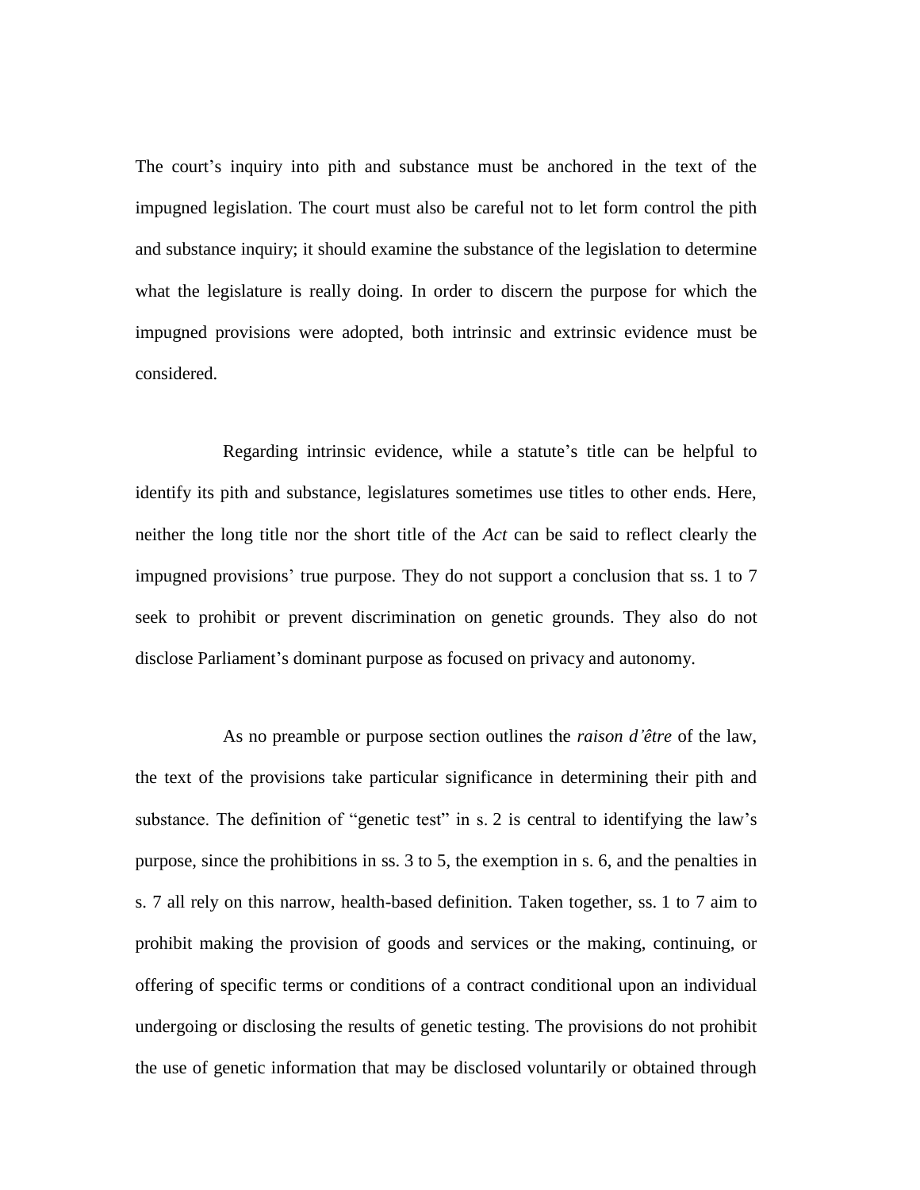The court's inquiry into pith and substance must be anchored in the text of the impugned legislation. The court must also be careful not to let form control the pith and substance inquiry; it should examine the substance of the legislation to determine what the legislature is really doing. In order to discern the purpose for which the impugned provisions were adopted, both intrinsic and extrinsic evidence must be considered.

Regarding intrinsic evidence, while a statute's title can be helpful to identify its pith and substance, legislatures sometimes use titles to other ends. Here, neither the long title nor the short title of the *Act* can be said to reflect clearly the impugned provisions' true purpose. They do not support a conclusion that ss. 1 to 7 seek to prohibit or prevent discrimination on genetic grounds. They also do not disclose Parliament's dominant purpose as focused on privacy and autonomy.

As no preamble or purpose section outlines the *raison d'être* of the law, the text of the provisions take particular significance in determining their pith and substance. The definition of "genetic test" in s. 2 is central to identifying the law's purpose, since the prohibitions in ss. 3 to 5, the exemption in s. 6, and the penalties in s. 7 all rely on this narrow, health-based definition. Taken together, ss. 1 to 7 aim to prohibit making the provision of goods and services or the making, continuing, or offering of specific terms or conditions of a contract conditional upon an individual undergoing or disclosing the results of genetic testing. The provisions do not prohibit the use of genetic information that may be disclosed voluntarily or obtained through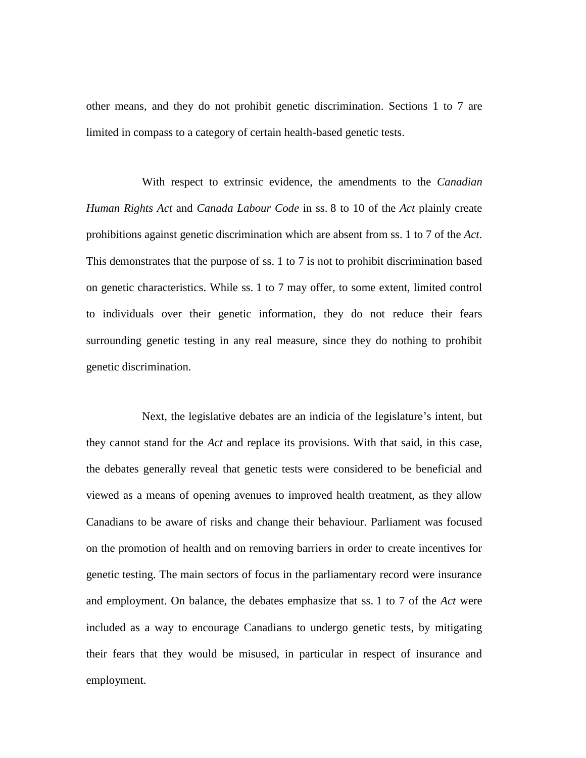other means, and they do not prohibit genetic discrimination. Sections 1 to 7 are limited in compass to a category of certain health-based genetic tests.

With respect to extrinsic evidence, the amendments to the *Canadian Human Rights Act* and *Canada Labour Code* in ss. 8 to 10 of the *Act* plainly create prohibitions against genetic discrimination which are absent from ss. 1 to 7 of the *Act*. This demonstrates that the purpose of ss. 1 to 7 is not to prohibit discrimination based on genetic characteristics. While ss. 1 to 7 may offer, to some extent, limited control to individuals over their genetic information, they do not reduce their fears surrounding genetic testing in any real measure, since they do nothing to prohibit genetic discrimination.

Next, the legislative debates are an indicia of the legislature's intent, but they cannot stand for the *Act* and replace its provisions. With that said, in this case, the debates generally reveal that genetic tests were considered to be beneficial and viewed as a means of opening avenues to improved health treatment, as they allow Canadians to be aware of risks and change their behaviour. Parliament was focused on the promotion of health and on removing barriers in order to create incentives for genetic testing. The main sectors of focus in the parliamentary record were insurance and employment. On balance, the debates emphasize that ss. 1 to 7 of the *Act* were included as a way to encourage Canadians to undergo genetic tests, by mitigating their fears that they would be misused, in particular in respect of insurance and employment.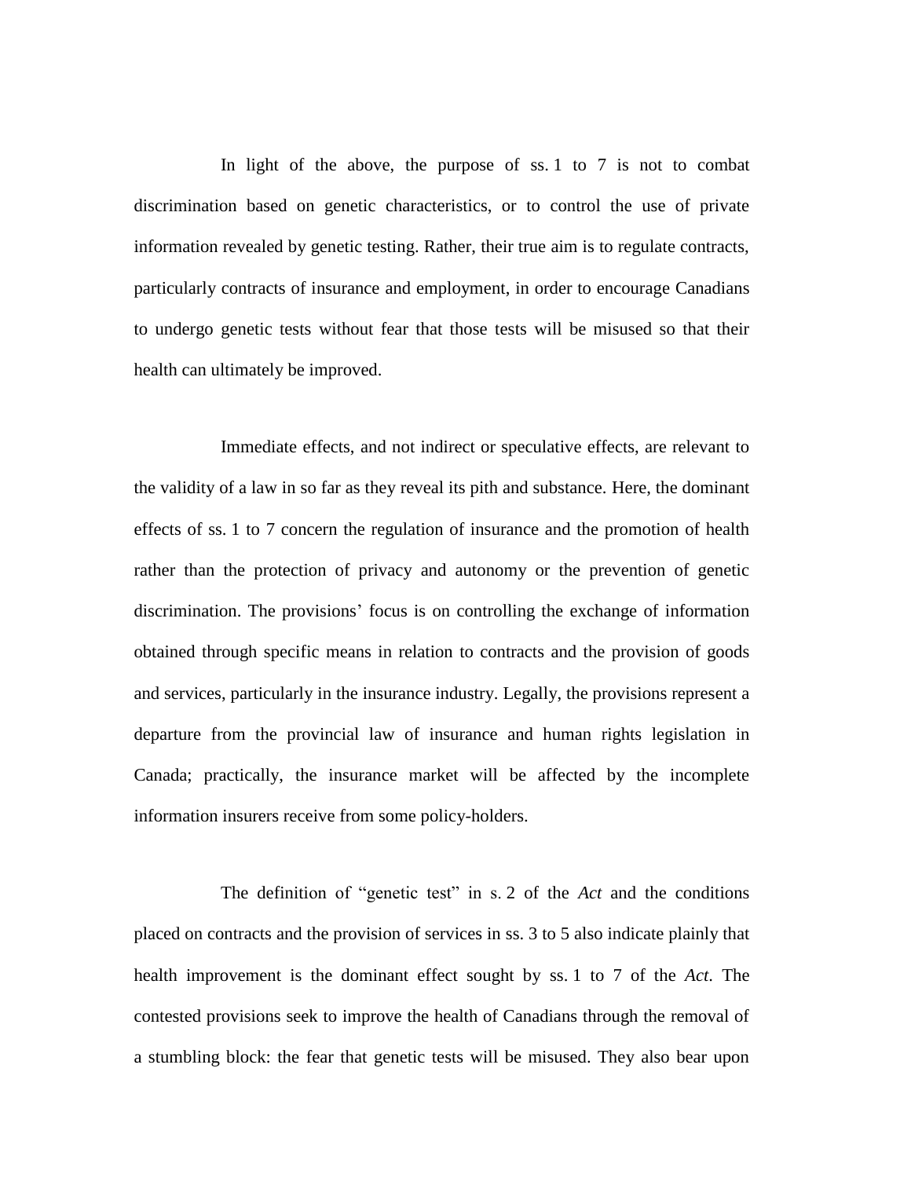In light of the above, the purpose of ss. 1 to 7 is not to combat discrimination based on genetic characteristics, or to control the use of private information revealed by genetic testing. Rather, their true aim is to regulate contracts, particularly contracts of insurance and employment, in order to encourage Canadians to undergo genetic tests without fear that those tests will be misused so that their health can ultimately be improved.

Immediate effects, and not indirect or speculative effects, are relevant to the validity of a law in so far as they reveal its pith and substance. Here, the dominant effects of ss. 1 to 7 concern the regulation of insurance and the promotion of health rather than the protection of privacy and autonomy or the prevention of genetic discrimination. The provisions' focus is on controlling the exchange of information obtained through specific means in relation to contracts and the provision of goods and services, particularly in the insurance industry. Legally, the provisions represent a departure from the provincial law of insurance and human rights legislation in Canada; practically, the insurance market will be affected by the incomplete information insurers receive from some policy-holders.

The definition of "genetic test" in s. 2 of the *Act* and the conditions placed on contracts and the provision of services in ss. 3 to 5 also indicate plainly that health improvement is the dominant effect sought by ss. 1 to 7 of the *Act*. The contested provisions seek to improve the health of Canadians through the removal of a stumbling block: the fear that genetic tests will be misused. They also bear upon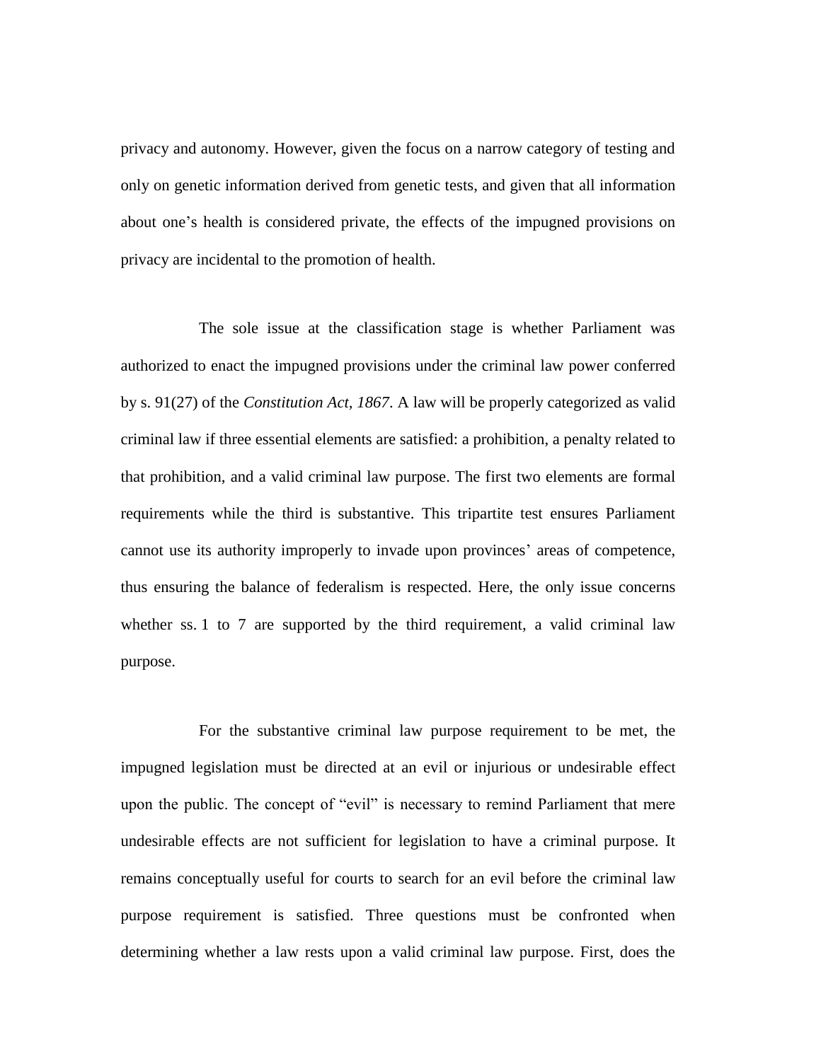privacy and autonomy. However, given the focus on a narrow category of testing and only on genetic information derived from genetic tests, and given that all information about one's health is considered private, the effects of the impugned provisions on privacy are incidental to the promotion of health.

The sole issue at the classification stage is whether Parliament was authorized to enact the impugned provisions under the criminal law power conferred by s. 91(27) of the *Constitution Act, 1867*. A law will be properly categorized as valid criminal law if three essential elements are satisfied: a prohibition, a penalty related to that prohibition, and a valid criminal law purpose. The first two elements are formal requirements while the third is substantive. This tripartite test ensures Parliament cannot use its authority improperly to invade upon provinces' areas of competence, thus ensuring the balance of federalism is respected. Here, the only issue concerns whether ss. 1 to 7 are supported by the third requirement, a valid criminal law purpose.

For the substantive criminal law purpose requirement to be met, the impugned legislation must be directed at an evil or injurious or undesirable effect upon the public. The concept of "evil" is necessary to remind Parliament that mere undesirable effects are not sufficient for legislation to have a criminal purpose. It remains conceptually useful for courts to search for an evil before the criminal law purpose requirement is satisfied. Three questions must be confronted when determining whether a law rests upon a valid criminal law purpose. First, does the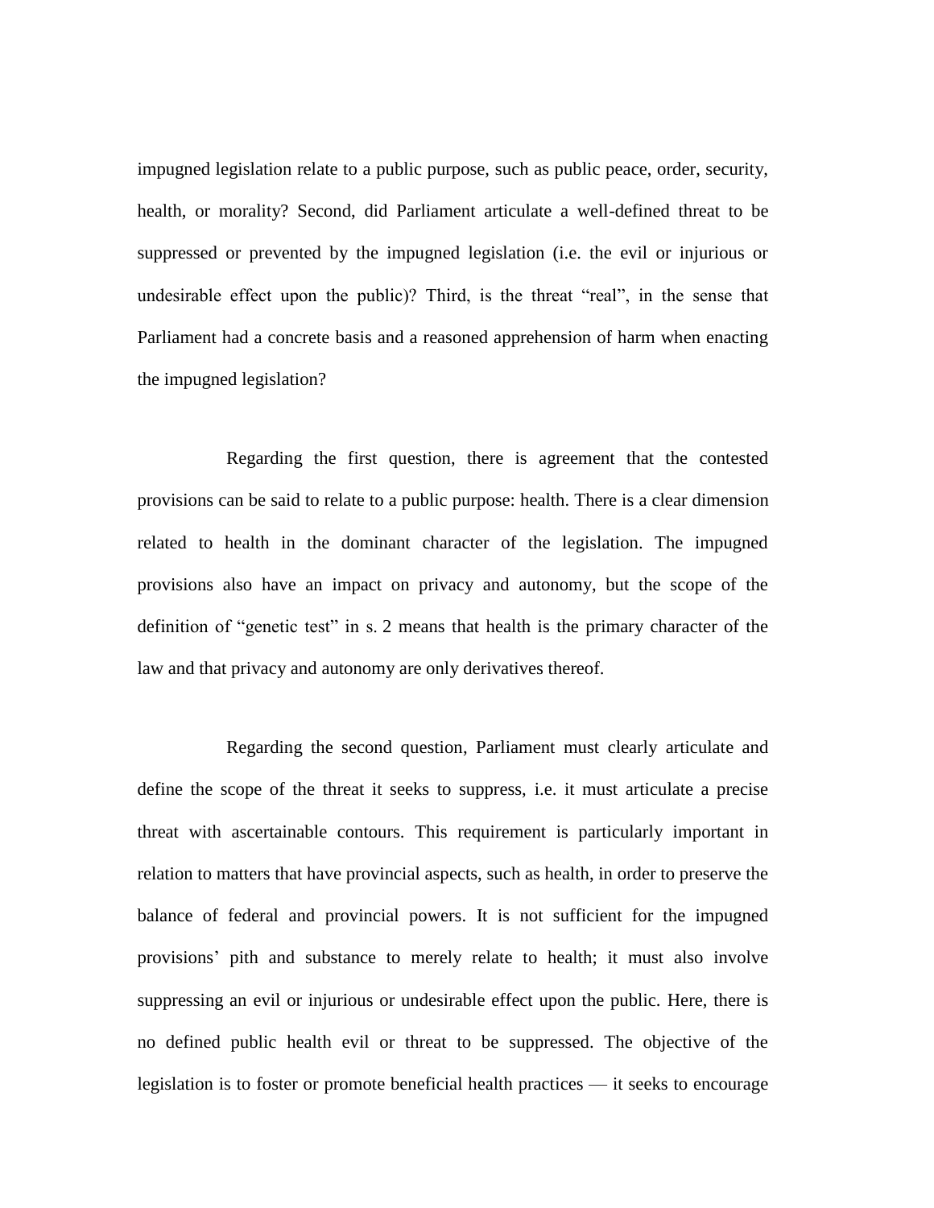impugned legislation relate to a public purpose, such as public peace, order, security, health, or morality? Second, did Parliament articulate a well-defined threat to be suppressed or prevented by the impugned legislation (i.e. the evil or injurious or undesirable effect upon the public)? Third, is the threat "real", in the sense that Parliament had a concrete basis and a reasoned apprehension of harm when enacting the impugned legislation?

Regarding the first question, there is agreement that the contested provisions can be said to relate to a public purpose: health. There is a clear dimension related to health in the dominant character of the legislation. The impugned provisions also have an impact on privacy and autonomy, but the scope of the definition of "genetic test" in s. 2 means that health is the primary character of the law and that privacy and autonomy are only derivatives thereof.

Regarding the second question, Parliament must clearly articulate and define the scope of the threat it seeks to suppress, i.e. it must articulate a precise threat with ascertainable contours. This requirement is particularly important in relation to matters that have provincial aspects, such as health, in order to preserve the balance of federal and provincial powers. It is not sufficient for the impugned provisions' pith and substance to merely relate to health; it must also involve suppressing an evil or injurious or undesirable effect upon the public. Here, there is no defined public health evil or threat to be suppressed. The objective of the legislation is to foster or promote beneficial health practices — it seeks to encourage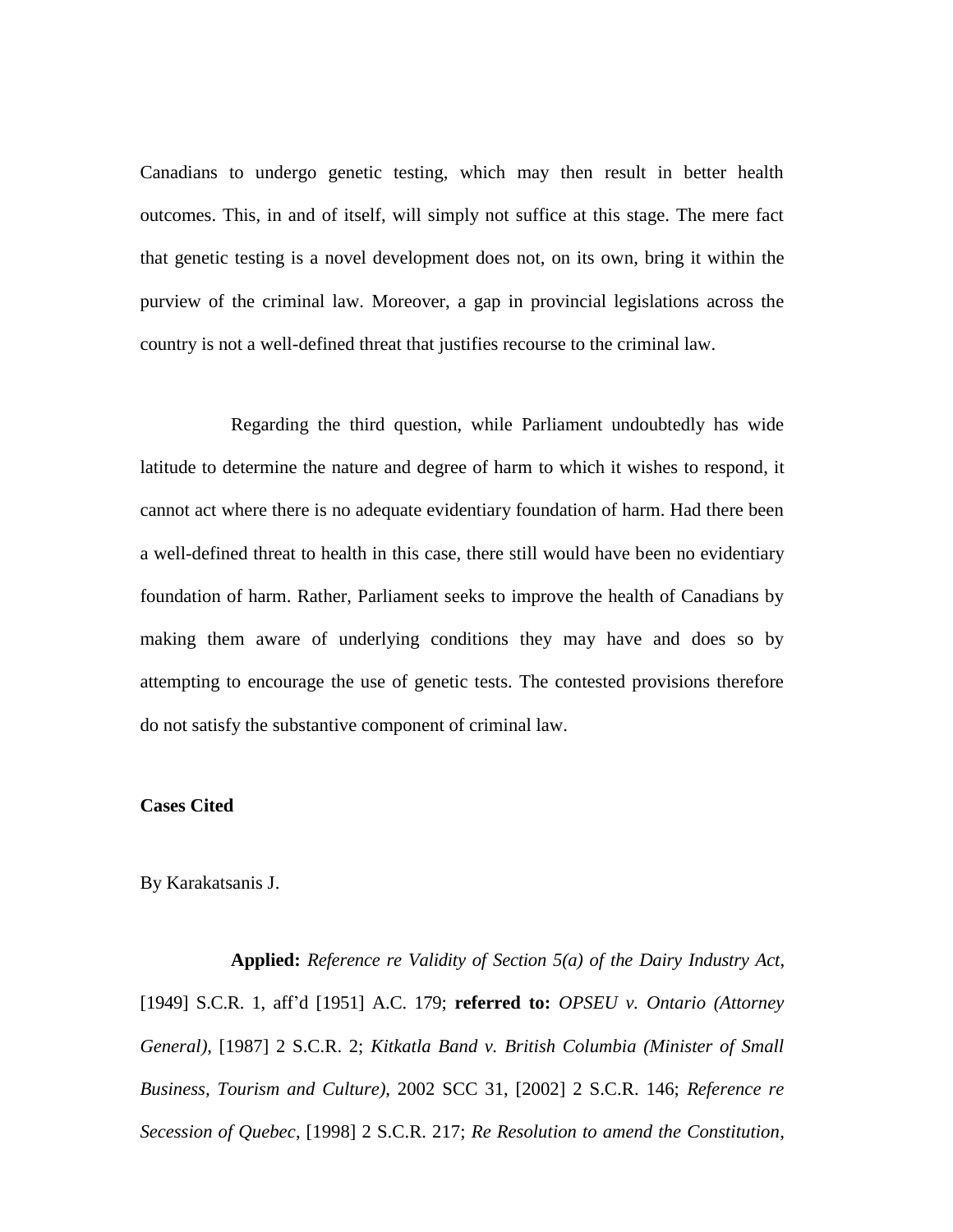Canadians to undergo genetic testing, which may then result in better health outcomes. This, in and of itself, will simply not suffice at this stage. The mere fact that genetic testing is a novel development does not, on its own, bring it within the purview of the criminal law. Moreover, a gap in provincial legislations across the country is not a well-defined threat that justifies recourse to the criminal law.

Regarding the third question, while Parliament undoubtedly has wide latitude to determine the nature and degree of harm to which it wishes to respond, it cannot act where there is no adequate evidentiary foundation of harm. Had there been a well-defined threat to health in this case, there still would have been no evidentiary foundation of harm. Rather, Parliament seeks to improve the health of Canadians by making them aware of underlying conditions they may have and does so by attempting to encourage the use of genetic tests. The contested provisions therefore do not satisfy the substantive component of criminal law.

**Cases Cited**

By Karakatsanis J.

**Applied:** *Reference re Validity of Section 5(a) of the Dairy Industry Act*, [1949] S.C.R. 1, aff'd [1951] A.C. 179; **referred to:** *OPSEU v. Ontario (Attorney General)*, [1987] 2 S.C.R. 2; *Kitkatla Band v. British Columbia (Minister of Small Business, Tourism and Culture)*, 2002 SCC 31, [2002] 2 S.C.R. 146; *Reference re Secession of Quebec*, [1998] 2 S.C.R. 217; *Re Resolution to amend the Constitution*,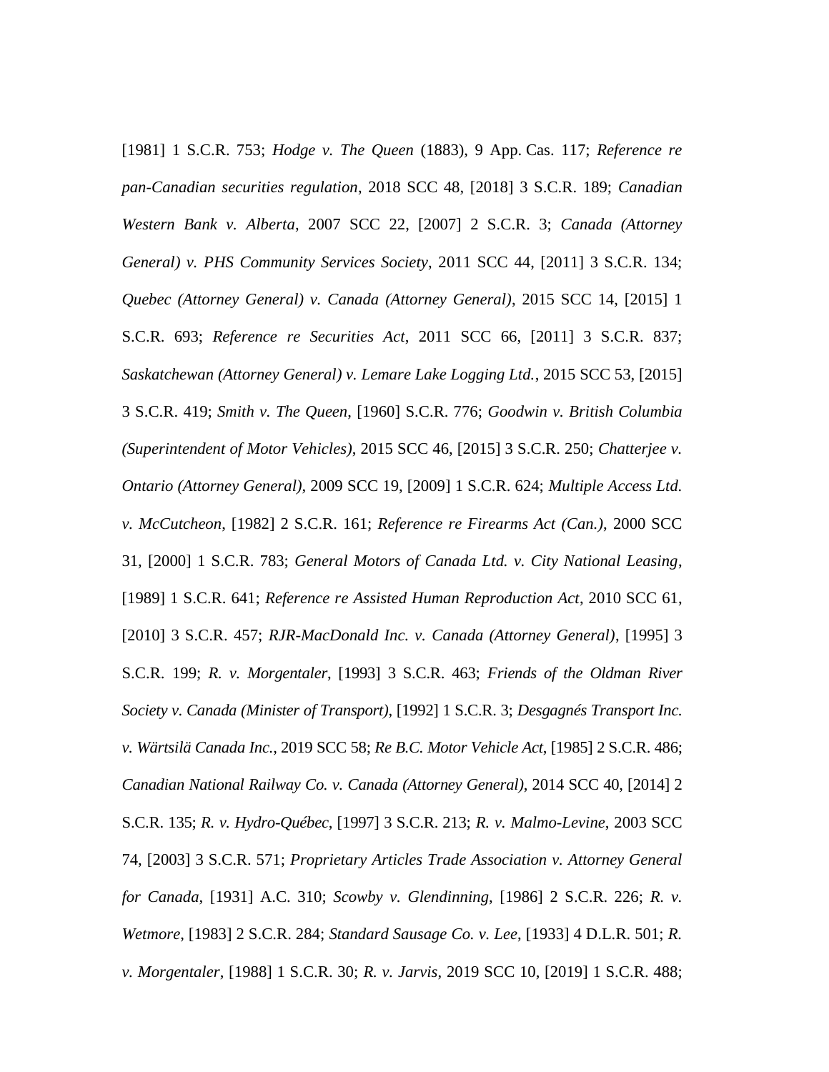[1981] 1 S.C.R. 753; *Hodge v. The Queen* (1883), 9 App. Cas. 117; *Reference re pan-Canadian securities regulation*, 2018 SCC 48, [2018] 3 S.C.R. 189; *Canadian Western Bank v. Alberta*, 2007 SCC 22, [2007] 2 S.C.R. 3; *Canada (Attorney General) v. PHS Community Services Society*, 2011 SCC 44, [2011] 3 S.C.R. 134; *Quebec (Attorney General) v. Canada (Attorney General)*, 2015 SCC 14, [2015] 1 S.C.R. 693; *Reference re Securities Act*, 2011 SCC 66, [2011] 3 S.C.R. 837; *Saskatchewan (Attorney General) v. Lemare Lake Logging Ltd.*, 2015 SCC 53, [2015] 3 S.C.R. 419; *Smith v. The Queen*, [1960] S.C.R. 776; *Goodwin v. British Columbia (Superintendent of Motor Vehicles)*, 2015 SCC 46, [2015] 3 S.C.R. 250; *Chatterjee v. Ontario (Attorney General)*, 2009 SCC 19, [2009] 1 S.C.R. 624; *Multiple Access Ltd. v. McCutcheon*, [1982] 2 S.C.R. 161; *Reference re Firearms Act (Can.)*, 2000 SCC 31, [2000] 1 S.C.R. 783; *General Motors of Canada Ltd. v. City National Leasing*, [1989] 1 S.C.R. 641; *Reference re Assisted Human Reproduction Act*, 2010 SCC 61, [2010] 3 S.C.R. 457; *RJR-MacDonald Inc. v. Canada (Attorney General)*, [1995] 3 S.C.R. 199; *R. v. Morgentaler*, [1993] 3 S.C.R. 463; *Friends of the Oldman River Society v. Canada (Minister of Transport)*, [1992] 1 S.C.R. 3; *Desgagnés Transport Inc. v. Wärtsilä Canada Inc.*, 2019 SCC 58; *Re B.C. Motor Vehicle Act*, [1985] 2 S.C.R. 486; *Canadian National Railway Co. v. Canada (Attorney General)*, 2014 SCC 40, [2014] 2 S.C.R. 135; *R. v. Hydro-Québec*, [1997] 3 S.C.R. 213; *R. v. Malmo-Levine*, 2003 SCC 74, [2003] 3 S.C.R. 571; *Proprietary Articles Trade Association v. Attorney General for Canada*, [1931] A.C. 310; *Scowby v. Glendinning*, [1986] 2 S.C.R. 226; *R. v. Wetmore*, [1983] 2 S.C.R. 284; *Standard Sausage Co. v. Lee*, [1933] 4 D.L.R. 501; *R. v. Morgentaler*, [1988] 1 S.C.R. 30; *R. v. Jarvis*, 2019 SCC 10, [2019] 1 S.C.R. 488;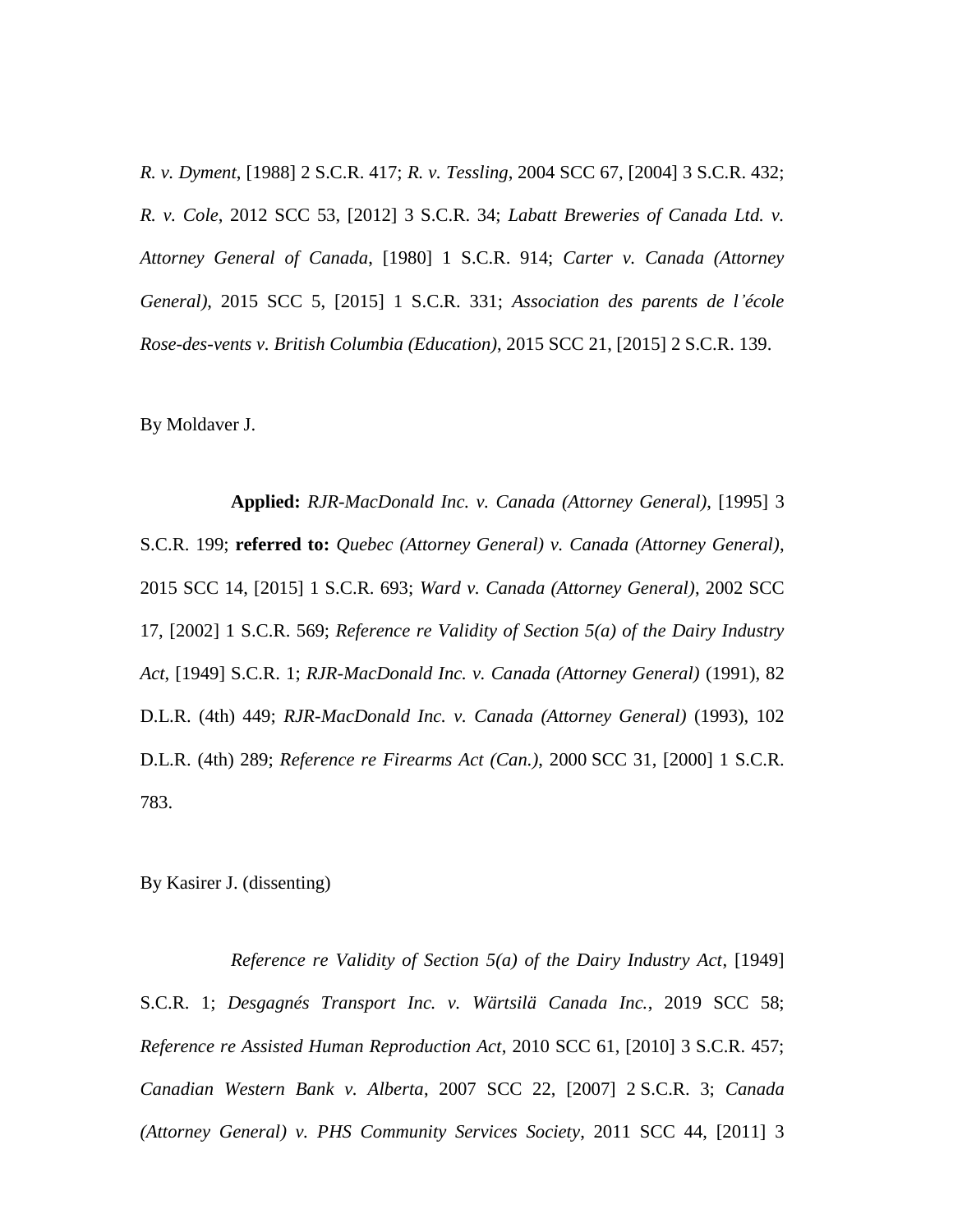*R. v. Dyment*, [1988] 2 S.C.R. 417; *R. v. Tessling*, 2004 SCC 67, [2004] 3 S.C.R. 432; *R. v. Cole*, 2012 SCC 53, [2012] 3 S.C.R. 34; *Labatt Breweries of Canada Ltd. v. Attorney General of Canada*, [1980] 1 S.C.R. 914; *Carter v. Canada (Attorney General)*, 2015 SCC 5, [2015] 1 S.C.R. 331; *Association des parents de l'école Rose-des-vents v. British Columbia (Education)*, 2015 SCC 21, [2015] 2 S.C.R. 139.

By Moldaver J.

**Applied:** *RJR-MacDonald Inc. v. Canada (Attorney General)*, [1995] 3 S.C.R. 199; **referred to:** *Quebec (Attorney General) v. Canada (Attorney General)*, 2015 SCC 14, [2015] 1 S.C.R. 693; *Ward v. Canada (Attorney General)*, 2002 SCC 17, [2002] 1 S.C.R. 569; *Reference re Validity of Section 5(a) of the Dairy Industry Act*, [1949] S.C.R. 1; *RJR-MacDonald Inc. v. Canada (Attorney General)* (1991), 82 D.L.R. (4th) 449; *RJR-MacDonald Inc. v. Canada (Attorney General)* (1993), 102 D.L.R. (4th) 289; *Reference re Firearms Act (Can.)*, 2000 SCC 31, [2000] 1 S.C.R. 783.

By Kasirer J. (dissenting)

*Reference re Validity of Section 5(a) of the Dairy Industry Act*, [1949] S.C.R. 1; *Desgagnés Transport Inc. v. Wärtsilä Canada Inc.*, 2019 SCC 58; *Reference re Assisted Human Reproduction Act*, 2010 SCC 61, [2010] 3 S.C.R. 457; *Canadian Western Bank v. Alberta*, 2007 SCC 22, [2007] 2 S.C.R. 3; *Canada (Attorney General) v. PHS Community Services Society*, 2011 SCC 44, [2011] 3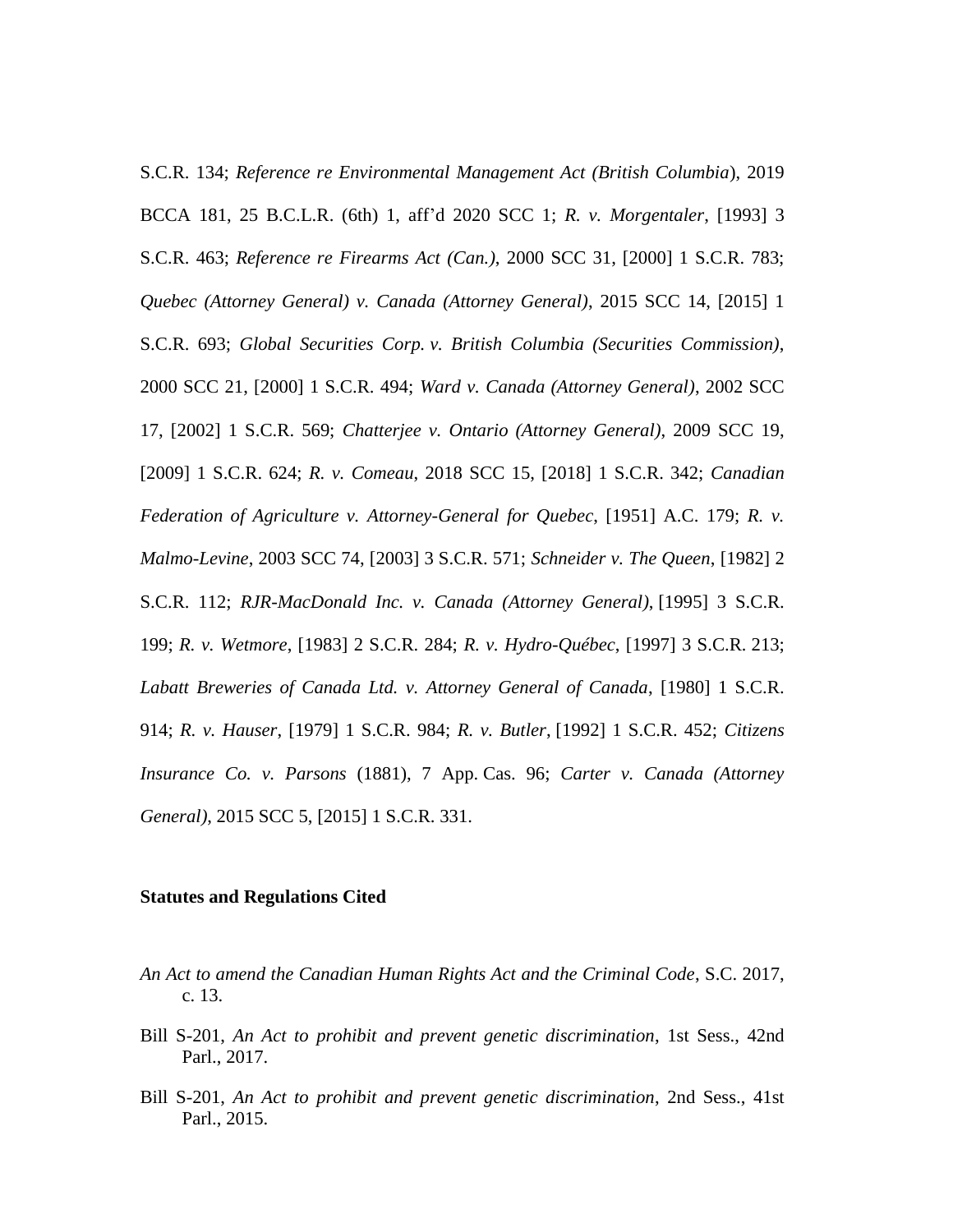S.C.R. 134; *Reference re Environmental Management Act (British Columbia*), 2019 BCCA 181, 25 B.C.L.R. (6th) 1, aff'd 2020 SCC 1; *R. v. Morgentaler*, [1993] 3 S.C.R. 463; *Reference re Firearms Act (Can.)*, 2000 SCC 31, [2000] 1 S.C.R. 783; *Quebec (Attorney General) v. Canada (Attorney General)*, 2015 SCC 14, [2015] 1 S.C.R. 693; *Global Securities Corp. v. British Columbia (Securities Commission)*, 2000 SCC 21, [2000] 1 S.C.R. 494; *Ward v. Canada (Attorney General)*, 2002 SCC 17, [2002] 1 S.C.R. 569; *Chatterjee v. Ontario (Attorney General)*, 2009 SCC 19, [2009] 1 S.C.R. 624; *R. v. Comeau*, 2018 SCC 15, [2018] 1 S.C.R. 342; *Canadian Federation of Agriculture v. Attorney-General for Quebec*, [1951] A.C. 179; *R. v. Malmo-Levine*, 2003 SCC 74, [2003] 3 S.C.R. 571; *Schneider v. The Queen*, [1982] 2 S.C.R. 112; *RJR-MacDonald Inc. v. Canada (Attorney General)*, [1995] 3 S.C.R. 199; *R. v. Wetmore*, [1983] 2 S.C.R. 284; *R. v. Hydro-Québec*, [1997] 3 S.C.R. 213; *Labatt Breweries of Canada Ltd. v. Attorney General of Canada*, [1980] 1 S.C.R. 914; *R. v. Hauser*, [1979] 1 S.C.R. 984; *R. v. Butler*, [1992] 1 S.C.R. 452; *Citizens Insurance Co. v. Parsons* (1881), 7 App. Cas. 96; *Carter v. Canada (Attorney General)*, 2015 SCC 5, [2015] 1 S.C.R. 331.

**Statutes and Regulations Cited**

*An Act to amend the Canadian Human Rights Act and the Criminal Code*, S.C. 2017, c. 13.

Bill S-201, *An Act to prohibit and prevent genetic discrimination*, 1st Sess., 42nd Parl., 2017.

Bill S-201, *An Act to prohibit and prevent genetic discrimination*, 2nd Sess., 41st Parl., 2015.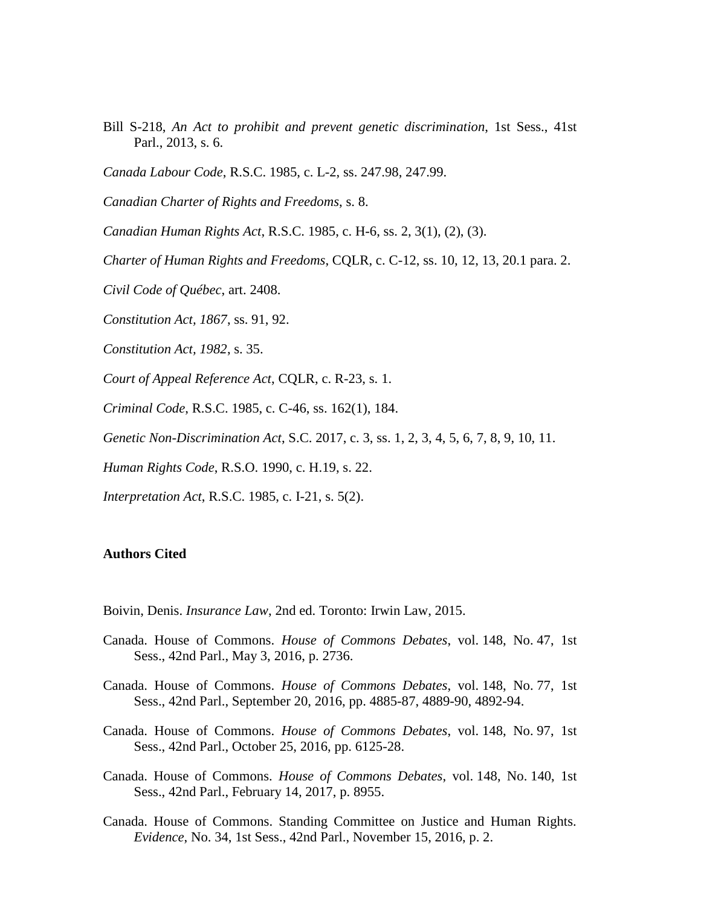Bill S-218, *An Act to prohibit and prevent genetic discrimination*, 1st Sess., 41st Parl., 2013, s. 6.

*Canada Labour Code*, R.S.C. 1985, c. L-2, ss. 247.98, 247.99.

*Canadian Charter of Rights and Freedoms*, s. 8.

*Canadian Human Rights Act*, R.S.C. 1985, c. H-6, ss. 2, 3(1), (2), (3).

*Charter of Human Rights and Freedoms*, CQLR, c. C-12, ss. 10, 12, 13, 20.1 para. 2.

*Civil Code of Québec*, art. 2408.

*Constitution Act, 1867*, ss. 91, 92.

*Constitution Act, 1982*, s. 35.

*Court of Appeal Reference Act*, CQLR, c. R-23, s. 1.

*Criminal Code*, R.S.C. 1985, c. C-46, ss. 162(1), 184.

*Genetic Non-Discrimination Act*, S.C. 2017, c. 3, ss. 1, 2, 3, 4, 5, 6, 7, 8, 9, 10, 11.

*Human Rights Code*, R.S.O. 1990, c. H.19, s. 22.

*Interpretation Act*, R.S.C. 1985, c. I-21, s. 5(2).

### Authors Cited

Boivin, Denis. *Insurance Law*, 2nd ed. Toronto: Irwin Law, 2015.

Canada. House of Commons. *House of Commons Debates*, vol. 148, No. 47, 1st Sess., 42nd Parl., May 3, 2016, p. 2736.

Canada. House of Commons. *House of Commons Debates*, vol. 148, No. 77, 1st Sess., 42nd Parl., September 20, 2016, pp. 4885-87, 4889-90, 4892-94.

Canada. House of Commons. *House of Commons Debates*, vol. 148, No. 97, 1st Sess., 42nd Parl., October 25, 2016, pp. 6125-28.

Canada. House of Commons. *House of Commons Debates*, vol. 148, No. 140, 1st Sess., 42nd Parl., February 14, 2017, p. 8955.

Canada. House of Commons. Standing Committee on Justice and Human Rights. *Evidence*, No. 34, 1st Sess., 42nd Parl., November 15, 2016, p. 2.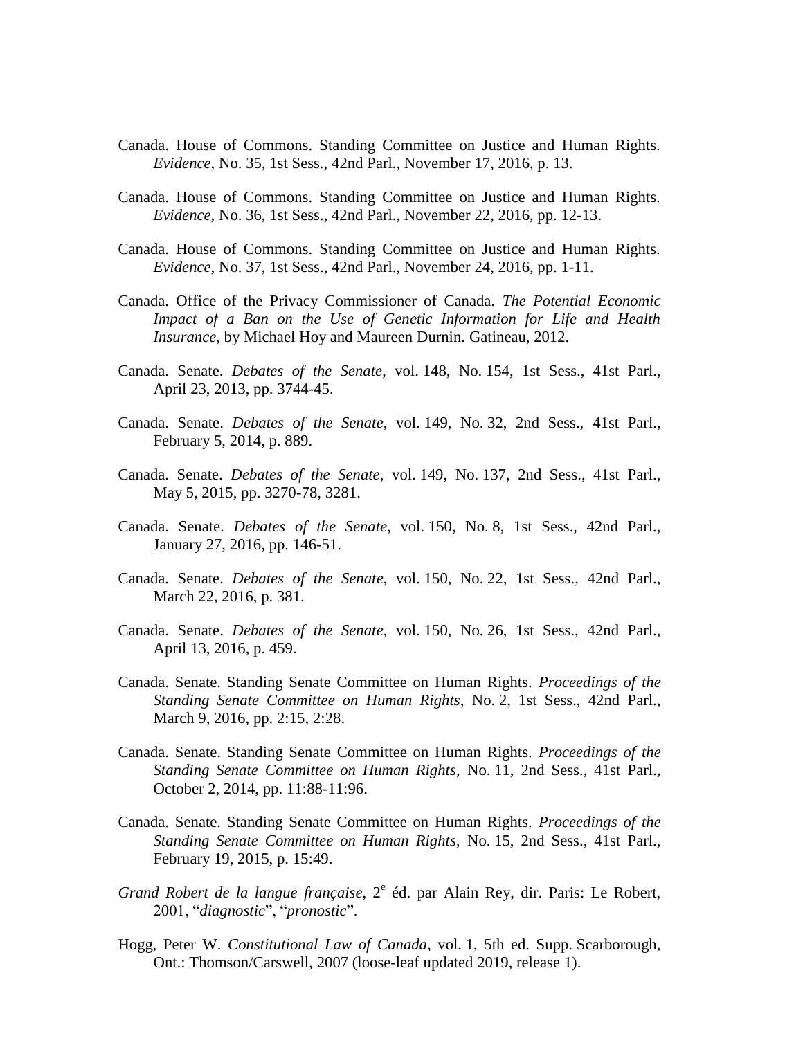Canada. House of Commons. Standing Committee on Justice and Human Rights. *Evidence*, No. 35, 1st Sess., 42nd Parl., November 17, 2016, p. 13.

Canada. House of Commons. Standing Committee on Justice and Human Rights. *Evidence*, No. 36, 1st Sess., 42nd Parl., November 22, 2016, pp. 12-13.

Canada. House of Commons. Standing Committee on Justice and Human Rights. *Evidence*, No. 37, 1st Sess., 42nd Parl., November 24, 2016, pp. 1-11.

Canada. Office of the Privacy Commissioner of Canada. *The Potential Economic Impact of a Ban on the Use of Genetic Information for Life and Health Insurance*, by Michael Hoy and Maureen Durnin. Gatineau, 2012.

Canada. Senate. *Debates of the Senate*, vol. 148, No. 154, 1st Sess., 41st Parl., April 23, 2013, pp. 3744-45.

Canada. Senate. *Debates of the Senate*, vol. 149, No. 32, 2nd Sess., 41st Parl., February 5, 2014, p. 889.

Canada. Senate. *Debates of the Senate*, vol. 149, No. 137, 2nd Sess., 41st Parl., May 5, 2015, pp. 3270-78, 3281.

Canada. Senate. *Debates of the Senate*, vol. 150, No. 8, 1st Sess., 42nd Parl., January 27, 2016, pp. 146-51.

Canada. Senate. *Debates of the Senate*, vol. 150, No. 22, 1st Sess., 42nd Parl., March 22, 2016, p. 381.

Canada. Senate. *Debates of the Senate*, vol. 150, No. 26, 1st Sess., 42nd Parl., April 13, 2016, p. 459.

Canada. Senate. Standing Senate Committee on Human Rights. *Proceedings of the Standing Senate Committee on Human Rights*, No. 2, 1st Sess., 42nd Parl., March 9, 2016, pp. 2:15, 2:28.

Canada. Senate. Standing Senate Committee on Human Rights. *Proceedings of the Standing Senate Committee on Human Rights*, No. 11, 2nd Sess., 41st Parl., October 2, 2014, pp. 11:88-11:96.

Canada. Senate. Standing Senate Committee on Human Rights. *Proceedings of the Standing Senate Committee on Human Rights*, No. 15, 2nd Sess., 41st Parl., February 19, 2015, p. 15:49.

*Grand Robert de la langue française*, 2e éd. par Alain Rey, dir. Paris: Le Robert, 2001, "*diagnostic*", "*pronostic*".

Hogg, Peter W. *Constitutional Law of Canada*, vol. 1, 5th ed. Supp. Scarborough, Ont.: Thomson/Carswell, 2007 (loose-leaf updated 2019, release 1).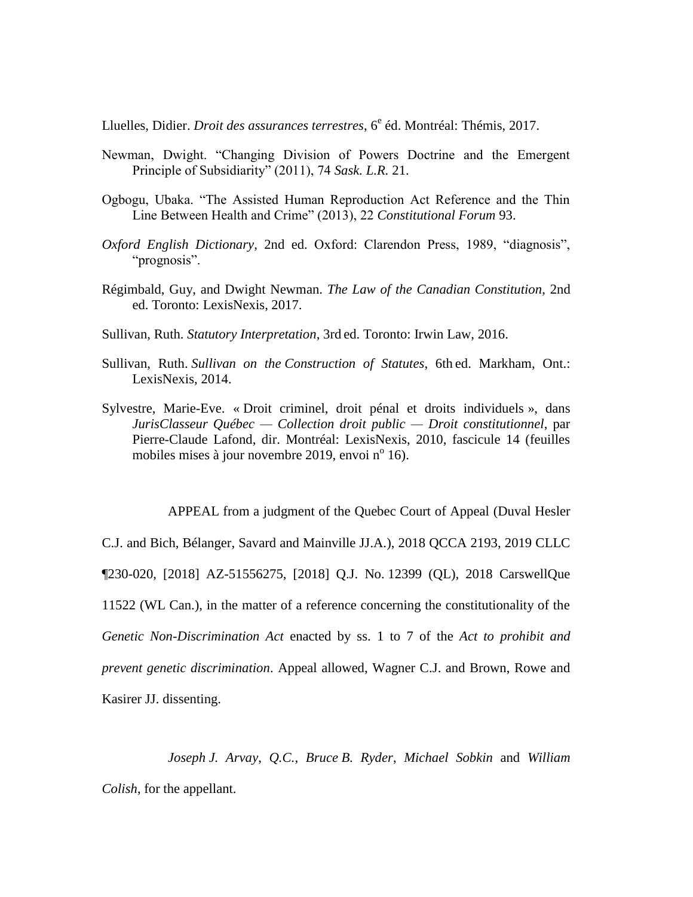Lluelles, Didier. *Droit des assurances terrestres*, 6e éd. Montréal: Thémis, 2017.

Newman, Dwight. "Changing Division of Powers Doctrine and the Emergent Principle of Subsidiarity" (2011), 74 *Sask. L.R.* 21.

Ogbogu, Ubaka. "The Assisted Human Reproduction Act Reference and the Thin Line Between Health and Crime" (2013), 22 *Constitutional Forum* 93.

*Oxford English Dictionary*, 2nd ed. Oxford: Clarendon Press, 1989, "diagnosis", "prognosis".

Régimbald, Guy, and Dwight Newman. *The Law of the Canadian Constitution*, 2nd ed. Toronto: LexisNexis, 2017.

Sullivan, Ruth. *Statutory Interpretation*, 3rd ed. Toronto: Irwin Law, 2016.

Sullivan, Ruth. *Sullivan on the Construction of Statutes*, 6th ed. Markham, Ont.: LexisNexis, 2014.

Sylvestre, Marie-Eve. « Droit criminel, droit pénal et droits individuels », dans *JurisClasseur Québec — Collection droit public — Droit constitutionnel*, par Pierre-Claude Lafond, dir. Montréal: LexisNexis, 2010, fascicule 14 (feuilles mobiles mises à jour novembre 2019, envoi no 16).

APPEAL from a judgment of the Quebec Court of Appeal (Duval Hesler C.J. and Bich, Bélanger, Savard and Mainville JJ.A.), 2018 QCCA 2193, 2019 CLLC ¶230-020, [2018] AZ-51556275, [2018] Q.J. No. 12399 (QL), 2018 CarswellQue 11522 (WL Can.), in the matter of a reference concerning the constitutionality of the *Genetic Non-Discrimination Act* enacted by ss. 1 to 7 of the *Act to prohibit and prevent genetic discrimination*. Appeal allowed, Wagner C.J. and Brown, Rowe and Kasirer JJ. dissenting.

*Joseph J. Arvay*, *Q.C.*, *Bruce B. Ryder*, *Michael Sobkin* and *William Colish*, for the appellant.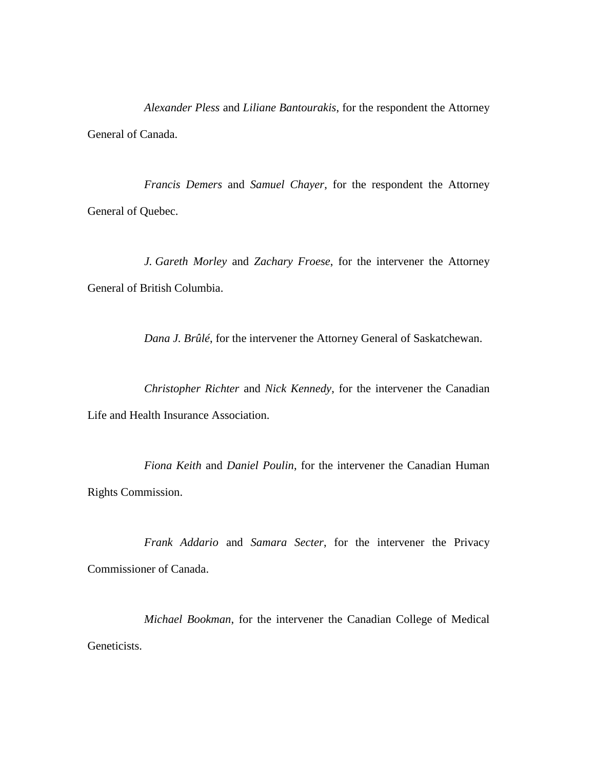*Alexander Pless* and *Liliane Bantourakis*, for the respondent the Attorney General of Canada.

*Francis Demers* and *Samuel Chayer*, for the respondent the Attorney General of Quebec.

*J. Gareth Morley* and *Zachary Froese*, for the intervener the Attorney General of British Columbia.

*Dana J. Brûlé*, for the intervener the Attorney General of Saskatchewan.

*Christopher Richter* and *Nick Kennedy*, for the intervener the Canadian Life and Health Insurance Association.

*Fiona Keith* and *Daniel Poulin*, for the intervener the Canadian Human Rights Commission.

*Frank Addario* and *Samara Secter*, for the intervener the Privacy Commissioner of Canada.

*Michael Bookman*, for the intervener the Canadian College of Medical Geneticists.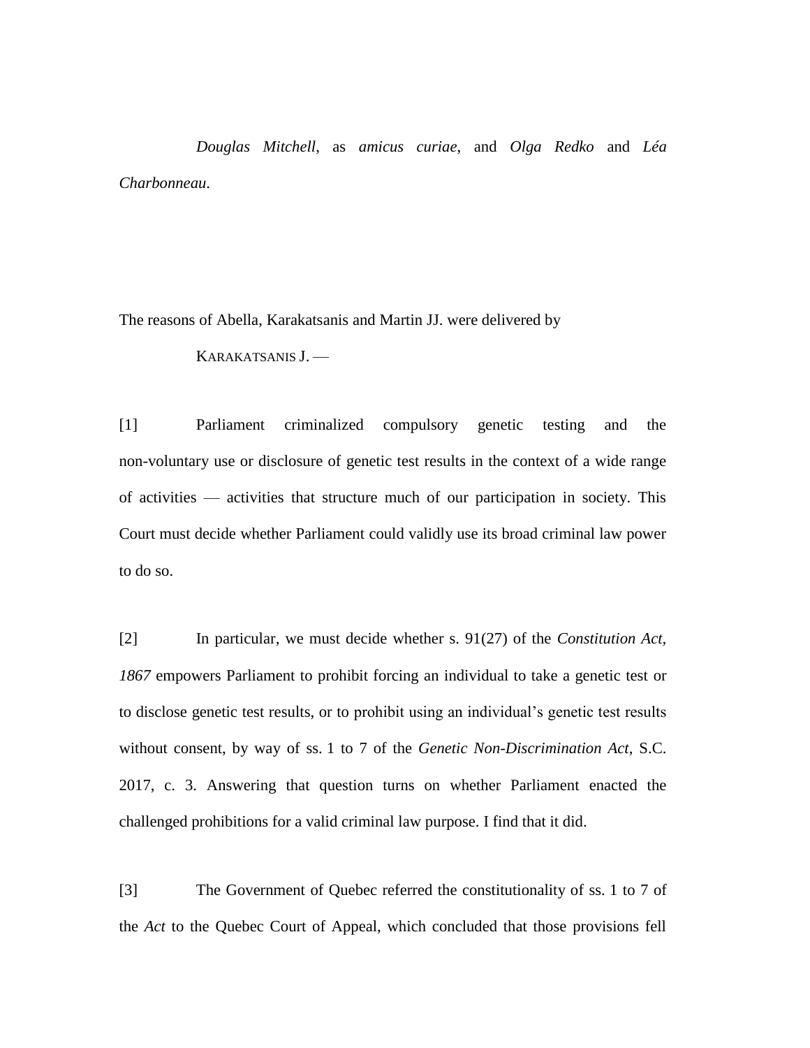*Douglas Mitchell*, as *amicus curiae*, and *Olga Redko* and *Léa Charbonneau*.

The reasons of Abella, Karakatsanis and Martin JJ. were delivered by

KARAKATSANIS J. —

[1] Parliament criminalized compulsory genetic testing and the non-voluntary use or disclosure of genetic test results in the context of a wide range of activities — activities that structure much of our participation in society. This Court must decide whether Parliament could validly use its broad criminal law power to do so.

[2] In particular, we must decide whether s. 91(27) of the *Constitution Act, 1867* empowers Parliament to prohibit forcing an individual to take a genetic test or to disclose genetic test results, or to prohibit using an individual's genetic test results without consent, by way of ss. 1 to 7 of the *Genetic Non-Discrimination Act*, S.C. 2017, c. 3. Answering that question turns on whether Parliament enacted the challenged prohibitions for a valid criminal law purpose. I find that it did.

[3] The Government of Quebec referred the constitutionality of ss. 1 to 7 of the *Act* to the Quebec Court of Appeal, which concluded that those provisions fell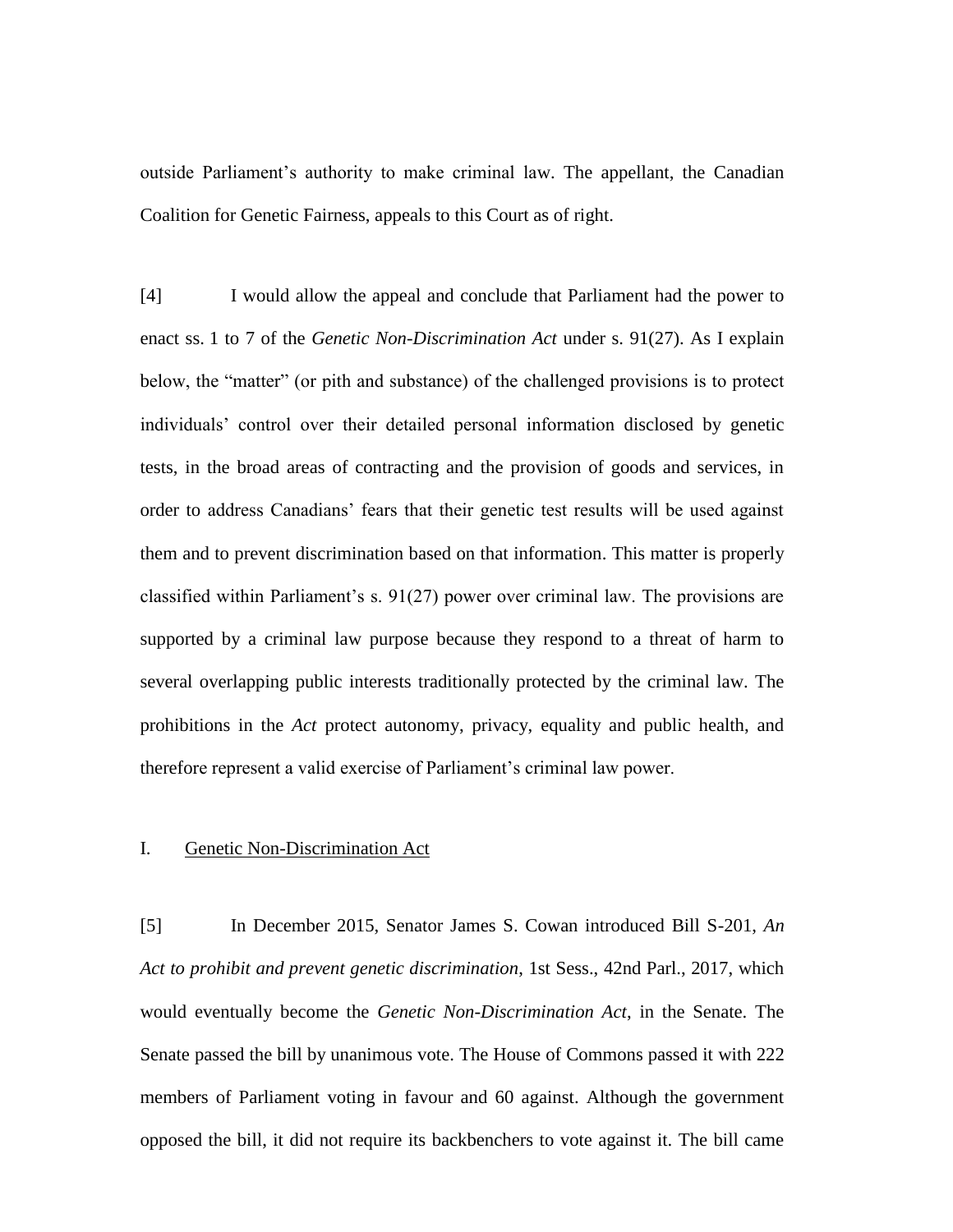outside Parliament's authority to make criminal law. The appellant, the Canadian Coalition for Genetic Fairness, appeals to this Court as of right.

[4] I would allow the appeal and conclude that Parliament had the power to enact ss. 1 to 7 of the *Genetic Non-Discrimination Act* under s. 91(27). As I explain below, the "matter" (or pith and substance) of the challenged provisions is to protect individuals' control over their detailed personal information disclosed by genetic tests, in the broad areas of contracting and the provision of goods and services, in order to address Canadians' fears that their genetic test results will be used against them and to prevent discrimination based on that information. This matter is properly classified within Parliament's s. 91(27) power over criminal law. The provisions are supported by a criminal law purpose because they respond to a threat of harm to several overlapping public interests traditionally protected by the criminal law. The prohibitions in the *Act* protect autonomy, privacy, equality and public health, and therefore represent a valid exercise of Parliament's criminal law power.

## I. Genetic Non-Discrimination Act

[5] In December 2015, Senator James S. Cowan introduced Bill S-201, *An Act to prohibit and prevent genetic discrimination*, 1st Sess., 42nd Parl., 2017, which would eventually become the *Genetic Non-Discrimination Act*, in the Senate. The Senate passed the bill by unanimous vote. The House of Commons passed it with 222 members of Parliament voting in favour and 60 against. Although the government opposed the bill, it did not require its backbenchers to vote against it. The bill came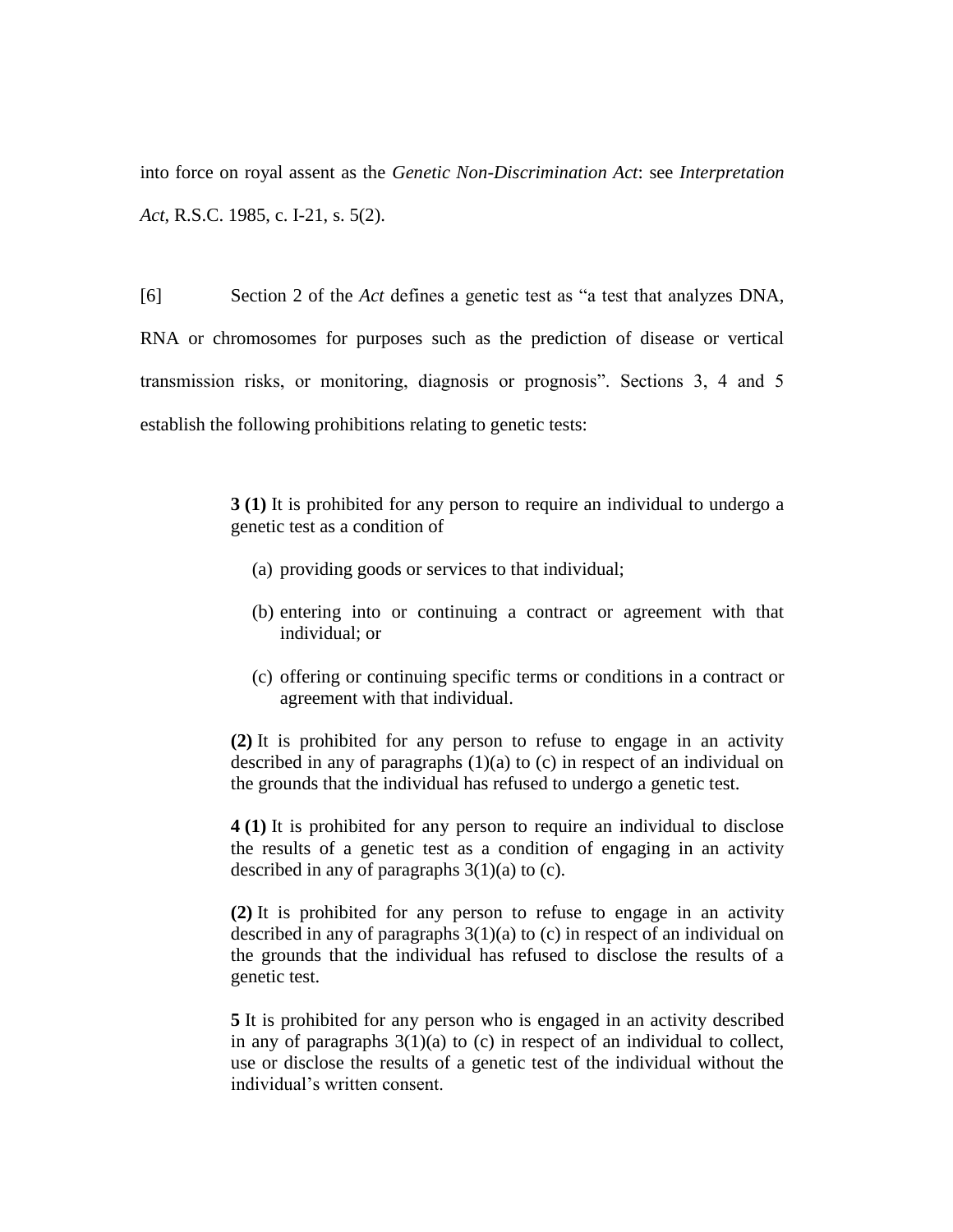into force on royal assent as the *Genetic Non-Discrimination Act*: see *Interpretation Act*, R.S.C. 1985, c. I-21, s. 5(2).

[6] Section 2 of the *Act* defines a genetic test as "a test that analyzes DNA, RNA or chromosomes for purposes such as the prediction of disease or vertical transmission risks, or monitoring, diagnosis or prognosis". Sections 3, 4 and 5 establish the following prohibitions relating to genetic tests:

> **3 (1)** It is prohibited for any person to require an individual to undergo a genetic test as a condition of
>
> (a) providing goods or services to that individual;
>
> (b) entering into or continuing a contract or agreement with that individual; or
>
> (c) offering or continuing specific terms or conditions in a contract or agreement with that individual.
>
> **(2)** It is prohibited for any person to refuse to engage in an activity described in any of paragraphs (1)(a) to (c) in respect of an individual on the grounds that the individual has refused to undergo a genetic test.
>
> **4 (1)** It is prohibited for any person to require an individual to disclose the results of a genetic test as a condition of engaging in an activity described in any of paragraphs 3(1)(a) to (c).
>
> **(2)** It is prohibited for any person to refuse to engage in an activity described in any of paragraphs 3(1)(a) to (c) in respect of an individual on the grounds that the individual has refused to disclose the results of a genetic test.
>
> **5** It is prohibited for any person who is engaged in an activity described in any of paragraphs 3(1)(a) to (c) in respect of an individual to collect, use or disclose the results of a genetic test of the individual without the individual's written consent.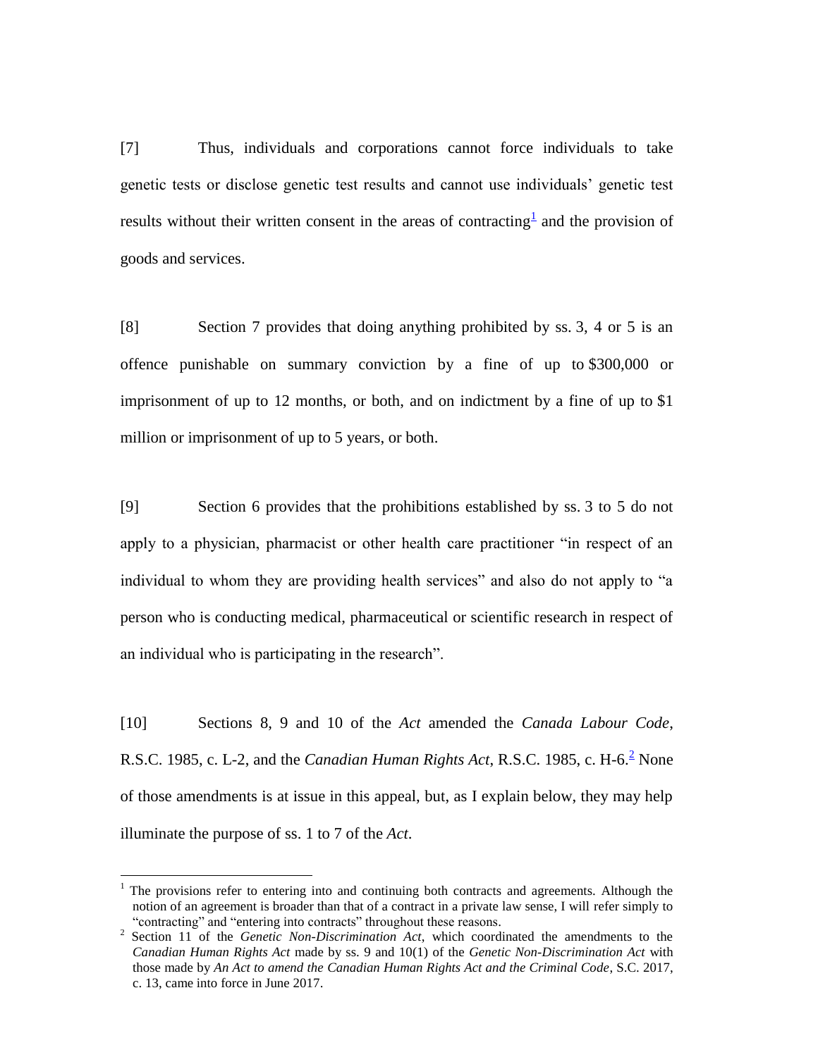[7] Thus, individuals and corporations cannot force individuals to take genetic tests or disclose genetic test results and cannot use individuals' genetic test results without their written consent in the areas of contracting[1] and the provision of goods and services.

[8] Section 7 provides that doing anything prohibited by ss. 3, 4 or 5 is an offence punishable on summary conviction by a fine of up to $300,000 or imprisonment of up to 12 months, or both, and on indictment by a fine of up to $1 million or imprisonment of up to 5 years, or both.

[9] Section 6 provides that the prohibitions established by ss. 3 to 5 do not apply to a physician, pharmacist or other health care practitioner "in respect of an individual to whom they are providing health services" and also do not apply to "a person who is conducting medical, pharmaceutical or scientific research in respect of an individual who is participating in the research".

[10] Sections 8, 9 and 10 of the *Act* amended the *Canada Labour Code*, R.S.C. 1985, c. L-2, and the *Canadian Human Rights Act*, R.S.C. 1985, c. H-6.[2] None of those amendments is at issue in this appeal, but, as I explain below, they may help illuminate the purpose of ss. 1 to 7 of the *Act*.

---

[1] The provisions refer to entering into and continuing both contracts and agreements. Although the notion of an agreement is broader than that of a contract in a private law sense, I will refer simply to "contracting" and "entering into contracts" throughout these reasons.

[2] Section 11 of the *Genetic Non-Discrimination Act*, which coordinated the amendments to the *Canadian Human Rights Act* made by ss. 9 and 10(1) of the *Genetic Non-Discrimination Act* with those made by *An Act to amend the Canadian Human Rights Act and the Criminal Code*, S.C. 2017, c. 13, came into force in June 2017.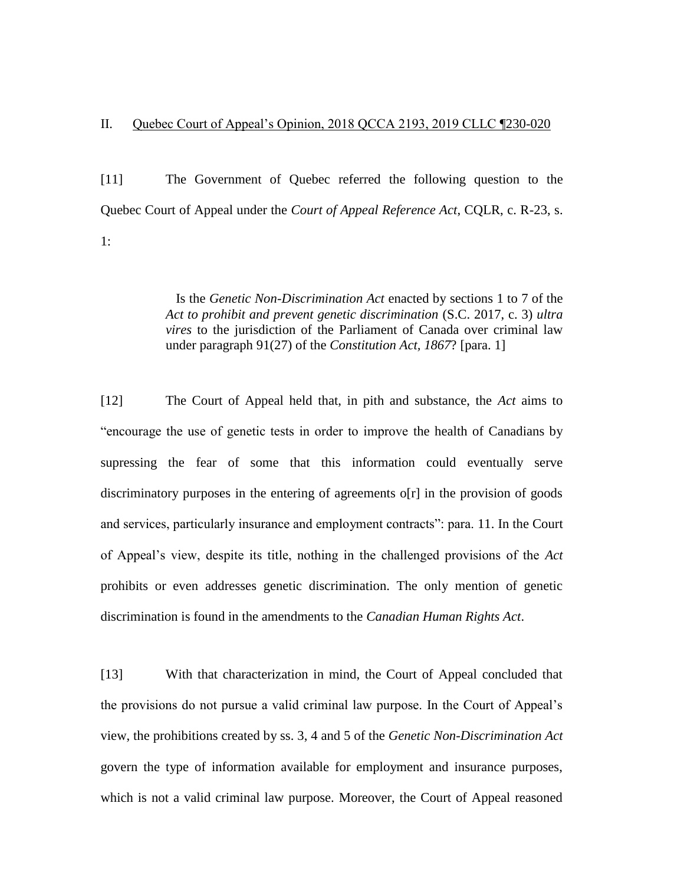## II. Quebec Court of Appeal's Opinion, 2018 QCCA 2193, 2019 CLLC ¶230-020

[11] The Government of Quebec referred the following question to the Quebec Court of Appeal under the *Court of Appeal Reference Act*, CQLR, c. R-23, s. 1:

> Is the *Genetic Non-Discrimination Act* enacted by sections 1 to 7 of the *Act to prohibit and prevent genetic discrimination* (S.C. 2017, c. 3) *ultra vires* to the jurisdiction of the Parliament of Canada over criminal law under paragraph 91(27) of the *Constitution Act, 1867*? [para. 1]

[12] The Court of Appeal held that, in pith and substance, the *Act* aims to "encourage the use of genetic tests in order to improve the health of Canadians by supressing the fear of some that this information could eventually serve discriminatory purposes in the entering of agreements o[r] in the provision of goods and services, particularly insurance and employment contracts": para. 11. In the Court of Appeal's view, despite its title, nothing in the challenged provisions of the *Act* prohibits or even addresses genetic discrimination. The only mention of genetic discrimination is found in the amendments to the *Canadian Human Rights Act*.

[13] With that characterization in mind, the Court of Appeal concluded that the provisions do not pursue a valid criminal law purpose. In the Court of Appeal's view, the prohibitions created by ss. 3, 4 and 5 of the *Genetic Non-Discrimination Act* govern the type of information available for employment and insurance purposes, which is not a valid criminal law purpose. Moreover, the Court of Appeal reasoned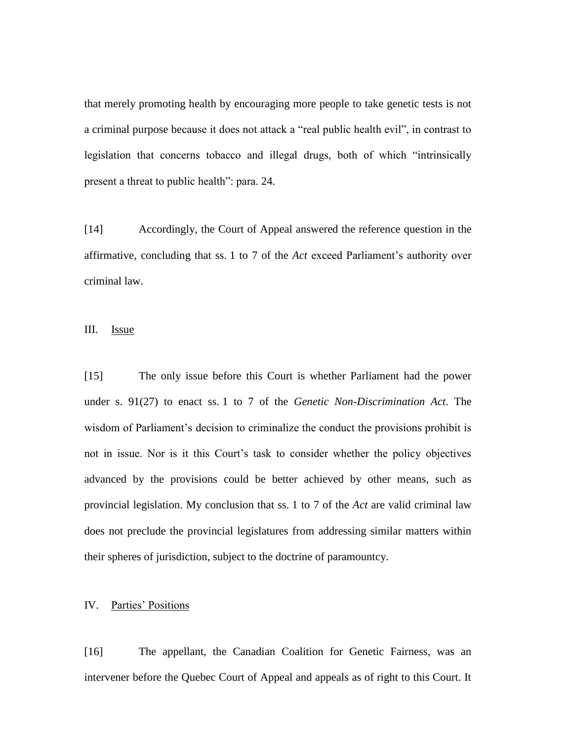that merely promoting health by encouraging more people to take genetic tests is not a criminal purpose because it does not attack a "real public health evil", in contrast to legislation that concerns tobacco and illegal drugs, both of which "intrinsically present a threat to public health": para. 24.

[14] Accordingly, the Court of Appeal answered the reference question in the affirmative, concluding that ss. 1 to 7 of the *Act* exceed Parliament's authority over criminal law.

## III. Issue

[15] The only issue before this Court is whether Parliament had the power under s. 91(27) to enact ss. 1 to 7 of the *Genetic Non-Discrimination Act*. The wisdom of Parliament's decision to criminalize the conduct the provisions prohibit is not in issue. Nor is it this Court's task to consider whether the policy objectives advanced by the provisions could be better achieved by other means, such as provincial legislation. My conclusion that ss. 1 to 7 of the *Act* are valid criminal law does not preclude the provincial legislatures from addressing similar matters within their spheres of jurisdiction, subject to the doctrine of paramountcy.

## IV. Parties' Positions

[16] The appellant, the Canadian Coalition for Genetic Fairness, was an intervener before the Quebec Court of Appeal and appeals as of right to this Court. It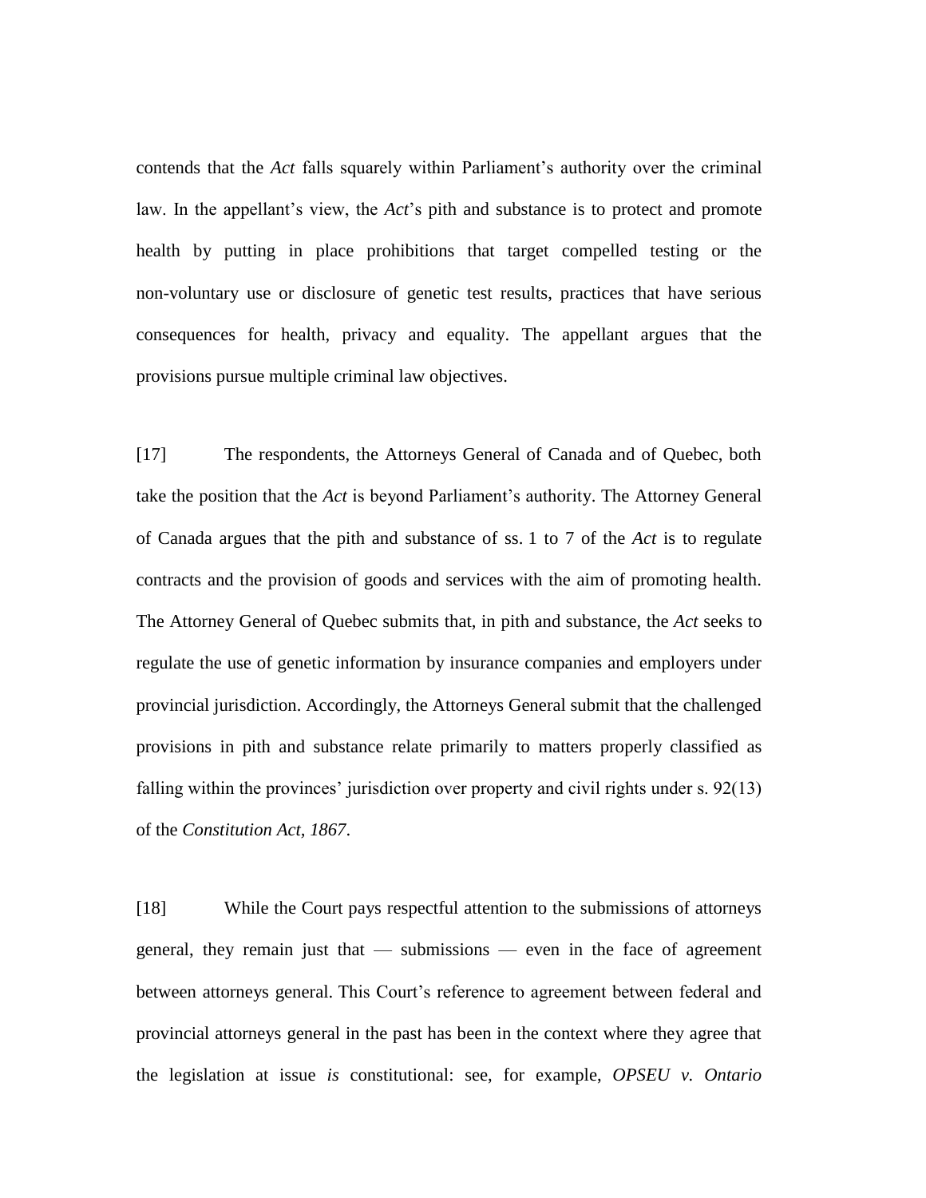contends that the *Act* falls squarely within Parliament's authority over the criminal law. In the appellant's view, the *Act*'s pith and substance is to protect and promote health by putting in place prohibitions that target compelled testing or the non-voluntary use or disclosure of genetic test results, practices that have serious consequences for health, privacy and equality. The appellant argues that the provisions pursue multiple criminal law objectives.

[17] The respondents, the Attorneys General of Canada and of Quebec, both take the position that the *Act* is beyond Parliament's authority. The Attorney General of Canada argues that the pith and substance of ss. 1 to 7 of the *Act* is to regulate contracts and the provision of goods and services with the aim of promoting health. The Attorney General of Quebec submits that, in pith and substance, the *Act* seeks to regulate the use of genetic information by insurance companies and employers under provincial jurisdiction. Accordingly, the Attorneys General submit that the challenged provisions in pith and substance relate primarily to matters properly classified as falling within the provinces' jurisdiction over property and civil rights under s. 92(13) of the *Constitution Act, 1867*.

[18] While the Court pays respectful attention to the submissions of attorneys general, they remain just that — submissions — even in the face of agreement between attorneys general. This Court's reference to agreement between federal and provincial attorneys general in the past has been in the context where they agree that the legislation at issue *is* constitutional: see, for example, *OPSEU v. Ontario*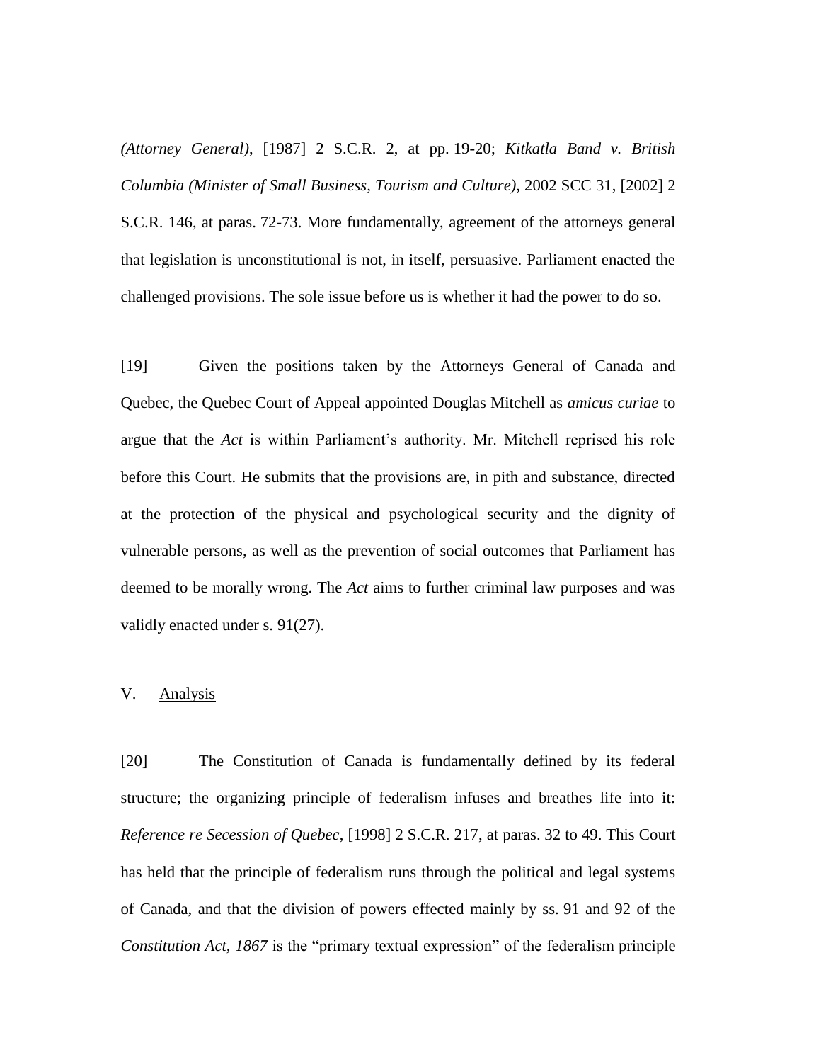*(Attorney General)*, [1987] 2 S.C.R. 2, at pp. 19-20; *Kitkatla Band v. British Columbia (Minister of Small Business, Tourism and Culture)*, 2002 SCC 31, [2002] 2 S.C.R. 146, at paras. 72-73. More fundamentally, agreement of the attorneys general that legislation is unconstitutional is not, in itself, persuasive. Parliament enacted the challenged provisions. The sole issue before us is whether it had the power to do so.

[19] Given the positions taken by the Attorneys General of Canada and Quebec, the Quebec Court of Appeal appointed Douglas Mitchell as *amicus curiae* to argue that the *Act* is within Parliament's authority. Mr. Mitchell reprised his role before this Court. He submits that the provisions are, in pith and substance, directed at the protection of the physical and psychological security and the dignity of vulnerable persons, as well as the prevention of social outcomes that Parliament has deemed to be morally wrong. The *Act* aims to further criminal law purposes and was validly enacted under s. 91(27).

## V. Analysis

[20] The Constitution of Canada is fundamentally defined by its federal structure; the organizing principle of federalism infuses and breathes life into it: *Reference re Secession of Quebec*, [1998] 2 S.C.R. 217, at paras. 32 to 49. This Court has held that the principle of federalism runs through the political and legal systems of Canada, and that the division of powers effected mainly by ss. 91 and 92 of the *Constitution Act, 1867* is the "primary textual expression" of the federalism principle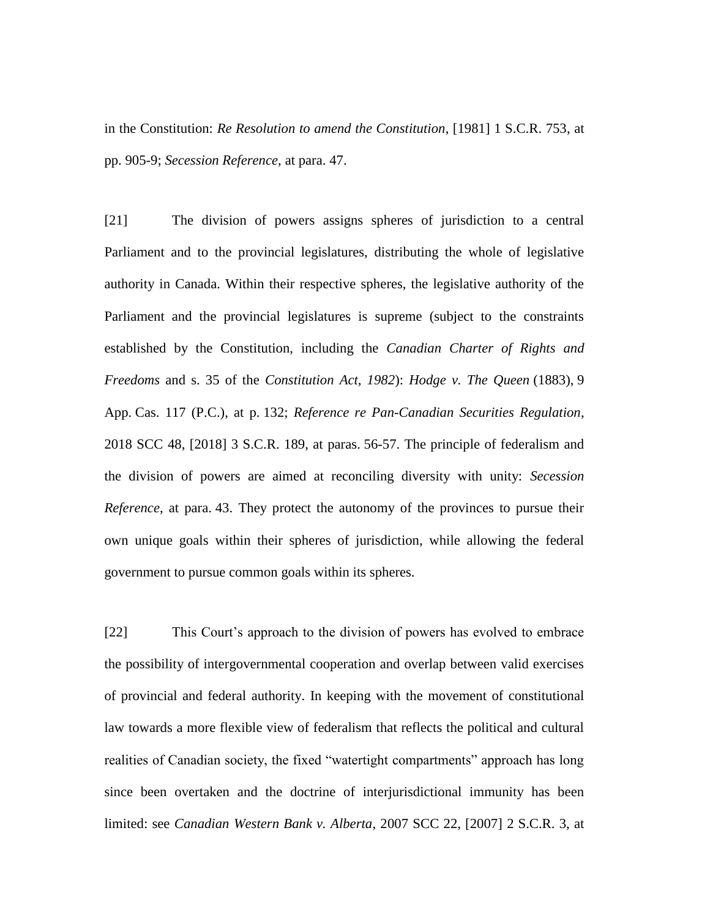in the Constitution: *Re Resolution to amend the Constitution*, [1981] 1 S.C.R. 753, at pp. 905-9; *Secession Reference*, at para. 47.

[21] The division of powers assigns spheres of jurisdiction to a central Parliament and to the provincial legislatures, distributing the whole of legislative authority in Canada. Within their respective spheres, the legislative authority of the Parliament and the provincial legislatures is supreme (subject to the constraints established by the Constitution, including the *Canadian Charter of Rights and Freedoms* and s. 35 of the *Constitution Act, 1982*): *Hodge v. The Queen* (1883), 9 App. Cas. 117 (P.C.), at p. 132; *Reference re Pan-Canadian Securities Regulation*, 2018 SCC 48, [2018] 3 S.C.R. 189, at paras. 56-57. The principle of federalism and the division of powers are aimed at reconciling diversity with unity: *Secession Reference*, at para. 43. They protect the autonomy of the provinces to pursue their own unique goals within their spheres of jurisdiction, while allowing the federal government to pursue common goals within its spheres.

[22] This Court's approach to the division of powers has evolved to embrace the possibility of intergovernmental cooperation and overlap between valid exercises of provincial and federal authority. In keeping with the movement of constitutional law towards a more flexible view of federalism that reflects the political and cultural realities of Canadian society, the fixed "watertight compartments" approach has long since been overtaken and the doctrine of interjurisdictional immunity has been limited: see *Canadian Western Bank v. Alberta*, 2007 SCC 22, [2007] 2 S.C.R. 3, at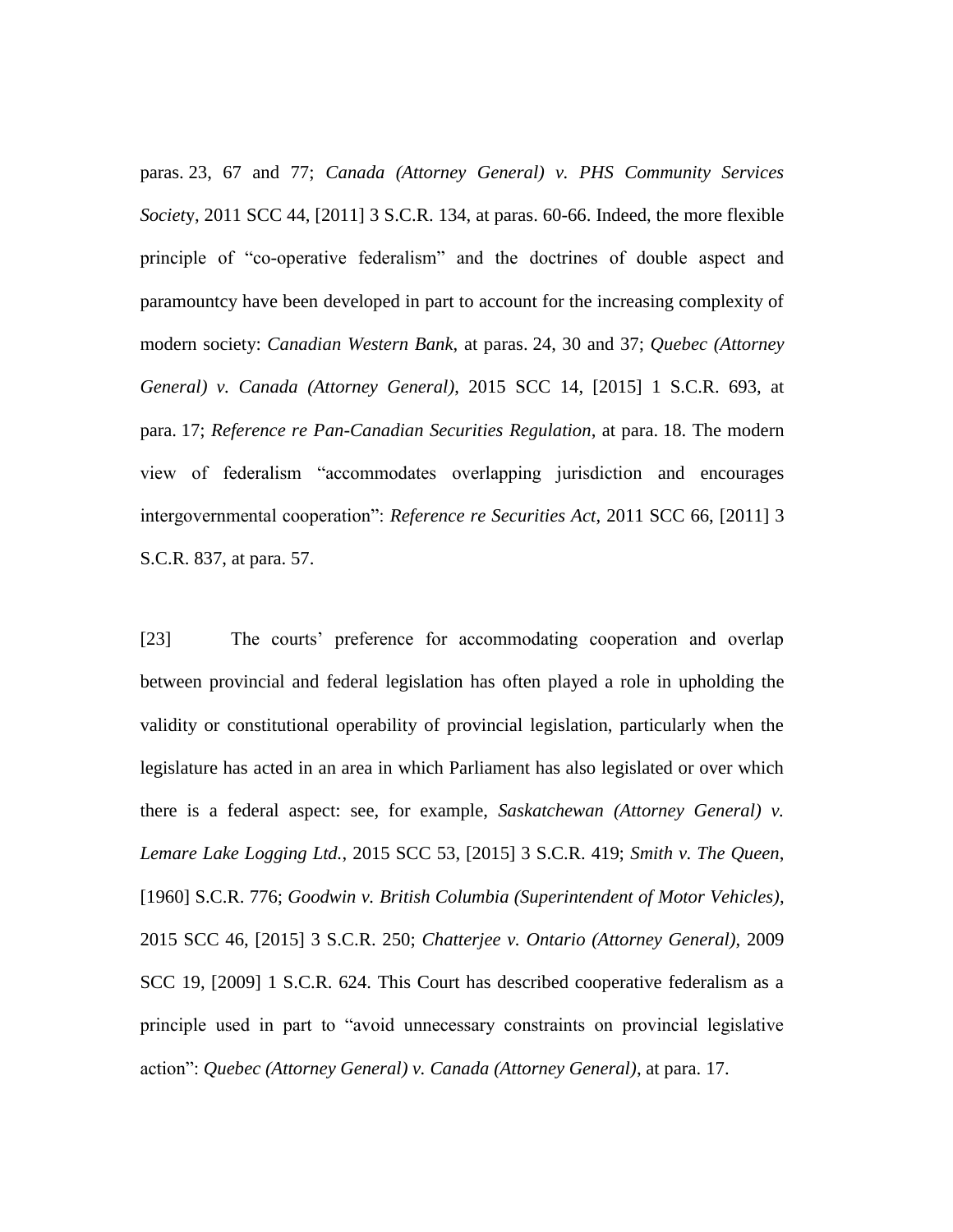paras. 23, 67 and 77; *Canada (Attorney General) v. PHS Community Services Society*, 2011 SCC 44, [2011] 3 S.C.R. 134, at paras. 60-66. Indeed, the more flexible principle of "co-operative federalism" and the doctrines of double aspect and paramountcy have been developed in part to account for the increasing complexity of modern society: *Canadian Western Bank*, at paras. 24, 30 and 37; *Quebec (Attorney General) v. Canada (Attorney General)*, 2015 SCC 14, [2015] 1 S.C.R. 693, at para. 17; *Reference re Pan-Canadian Securities Regulation*, at para. 18. The modern view of federalism "accommodates overlapping jurisdiction and encourages intergovernmental cooperation": *Reference re Securities Act*, 2011 SCC 66, [2011] 3 S.C.R. 837, at para. 57.

[23] The courts' preference for accommodating cooperation and overlap between provincial and federal legislation has often played a role in upholding the validity or constitutional operability of provincial legislation, particularly when the legislature has acted in an area in which Parliament has also legislated or over which there is a federal aspect: see, for example, *Saskatchewan (Attorney General) v. Lemare Lake Logging Ltd.*, 2015 SCC 53, [2015] 3 S.C.R. 419; *Smith v. The Queen*, [1960] S.C.R. 776; *Goodwin v. British Columbia (Superintendent of Motor Vehicles)*, 2015 SCC 46, [2015] 3 S.C.R. 250; *Chatterjee v. Ontario (Attorney General)*, 2009 SCC 19, [2009] 1 S.C.R. 624. This Court has described cooperative federalism as a principle used in part to "avoid unnecessary constraints on provincial legislative action": *Quebec (Attorney General) v. Canada (Attorney General)*, at para. 17.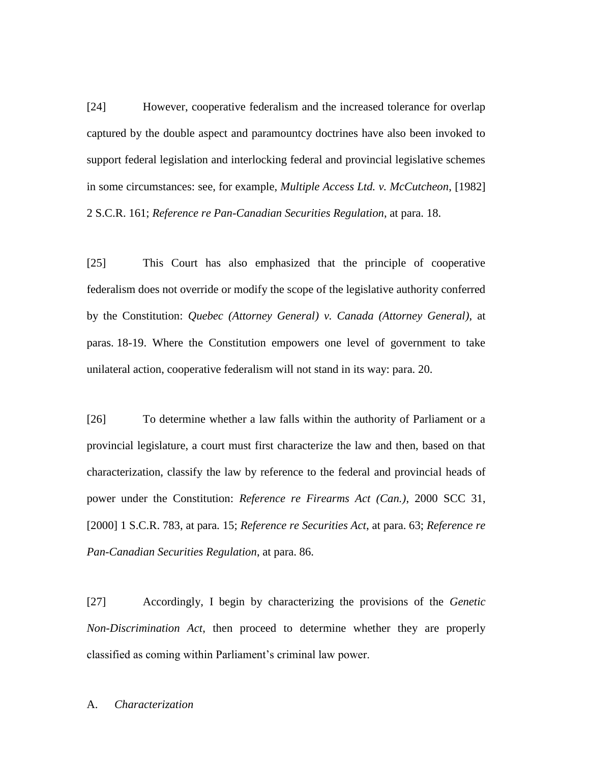[24] However, cooperative federalism and the increased tolerance for overlap captured by the double aspect and paramountcy doctrines have also been invoked to support federal legislation and interlocking federal and provincial legislative schemes in some circumstances: see, for example, *Multiple Access Ltd. v. McCutcheon*, [1982] 2 S.C.R. 161; *Reference re Pan-Canadian Securities Regulation*, at para. 18.

[25] This Court has also emphasized that the principle of cooperative federalism does not override or modify the scope of the legislative authority conferred by the Constitution: *Quebec (Attorney General) v. Canada (Attorney General)*, at paras. 18-19. Where the Constitution empowers one level of government to take unilateral action, cooperative federalism will not stand in its way: para. 20.

[26] To determine whether a law falls within the authority of Parliament or a provincial legislature, a court must first characterize the law and then, based on that characterization, classify the law by reference to the federal and provincial heads of power under the Constitution: *Reference re Firearms Act (Can.)*, 2000 SCC 31, [2000] 1 S.C.R. 783, at para. 15; *Reference re Securities Act*, at para. 63; *Reference re Pan-Canadian Securities Regulation*, at para. 86.

[27] Accordingly, I begin by characterizing the provisions of the *Genetic Non-Discrimination Act*, then proceed to determine whether they are properly classified as coming within Parliament's criminal law power.

A. *Characterization*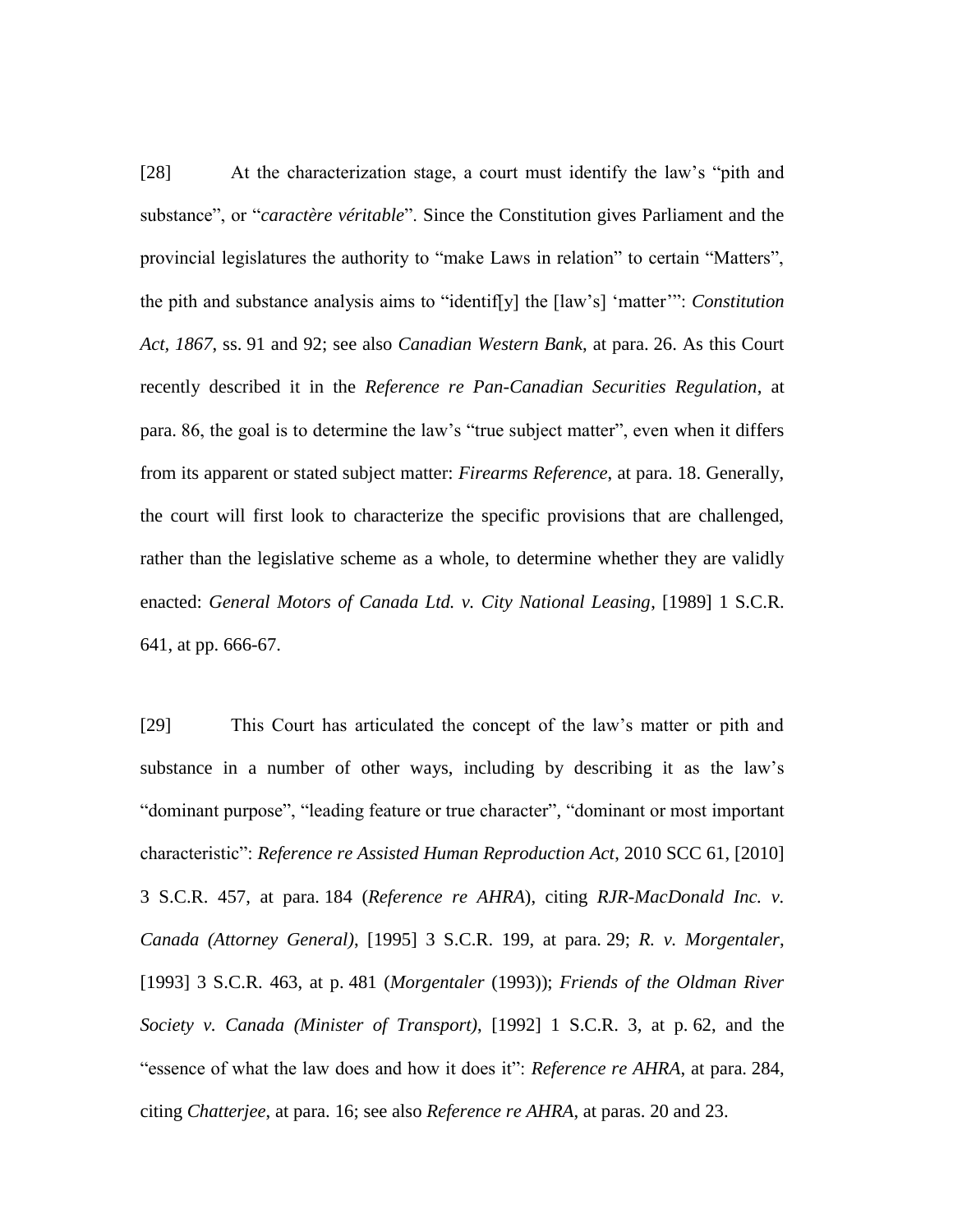[28] At the characterization stage, a court must identify the law's "pith and substance", or "*caractère véritable*". Since the Constitution gives Parliament and the provincial legislatures the authority to "make Laws in relation" to certain "Matters", the pith and substance analysis aims to "identif[y] the [law's] 'matter'": *Constitution Act, 1867*, ss. 91 and 92; see also *Canadian Western Bank*, at para. 26. As this Court recently described it in the *Reference re Pan-Canadian Securities Regulation*, at para. 86, the goal is to determine the law's "true subject matter", even when it differs from its apparent or stated subject matter: *Firearms Reference*, at para. 18. Generally, the court will first look to characterize the specific provisions that are challenged, rather than the legislative scheme as a whole, to determine whether they are validly enacted: *General Motors of Canada Ltd. v. City National Leasing*, [1989] 1 S.C.R. 641, at pp. 666-67.

[29] This Court has articulated the concept of the law's matter or pith and substance in a number of other ways, including by describing it as the law's "dominant purpose", "leading feature or true character", "dominant or most important characteristic": *Reference re Assisted Human Reproduction Act*, 2010 SCC 61, [2010] 3 S.C.R. 457, at para. 184 (*Reference re AHRA*), citing *RJR-MacDonald Inc. v. Canada (Attorney General)*, [1995] 3 S.C.R. 199, at para. 29; *R. v. Morgentaler*, [1993] 3 S.C.R. 463, at p. 481 (*Morgentaler* (1993)); *Friends of the Oldman River Society v. Canada (Minister of Transport)*, [1992] 1 S.C.R. 3, at p. 62, and the "essence of what the law does and how it does it": *Reference re AHRA*, at para. 284, citing *Chatterjee*, at para. 16; see also *Reference re AHRA*, at paras. 20 and 23.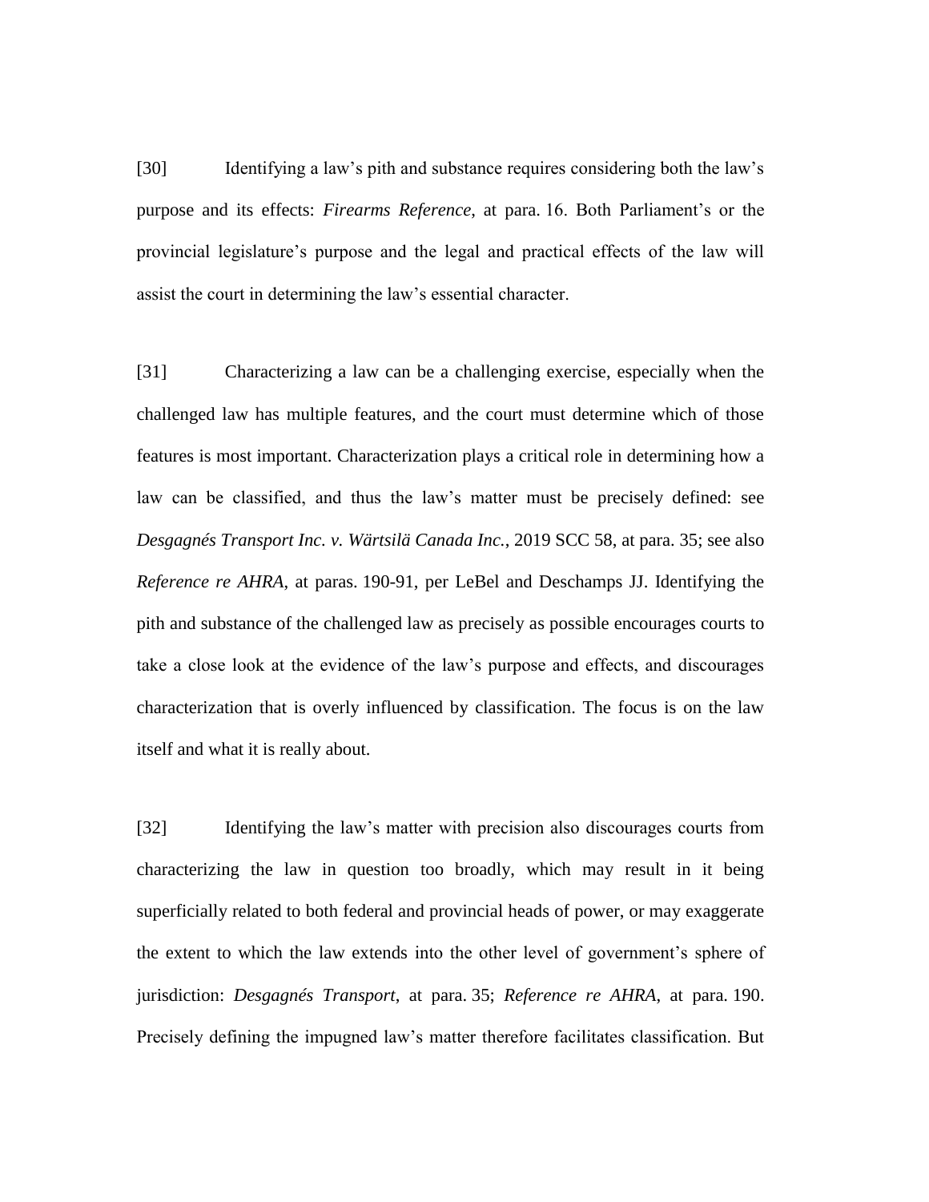[30] Identifying a law's pith and substance requires considering both the law's purpose and its effects: *Firearms Reference*, at para. 16. Both Parliament's or the provincial legislature's purpose and the legal and practical effects of the law will assist the court in determining the law's essential character.

[31] Characterizing a law can be a challenging exercise, especially when the challenged law has multiple features, and the court must determine which of those features is most important. Characterization plays a critical role in determining how a law can be classified, and thus the law's matter must be precisely defined: see *Desgagnés Transport Inc. v. Wärtsilä Canada Inc.*, 2019 SCC 58, at para. 35; see also *Reference re AHRA*, at paras. 190-91, per LeBel and Deschamps JJ. Identifying the pith and substance of the challenged law as precisely as possible encourages courts to take a close look at the evidence of the law's purpose and effects, and discourages characterization that is overly influenced by classification. The focus is on the law itself and what it is really about.

[32] Identifying the law's matter with precision also discourages courts from characterizing the law in question too broadly, which may result in it being superficially related to both federal and provincial heads of power, or may exaggerate the extent to which the law extends into the other level of government's sphere of jurisdiction: *Desgagnés Transport*, at para. 35; *Reference re AHRA*, at para. 190. Precisely defining the impugned law's matter therefore facilitates classification. But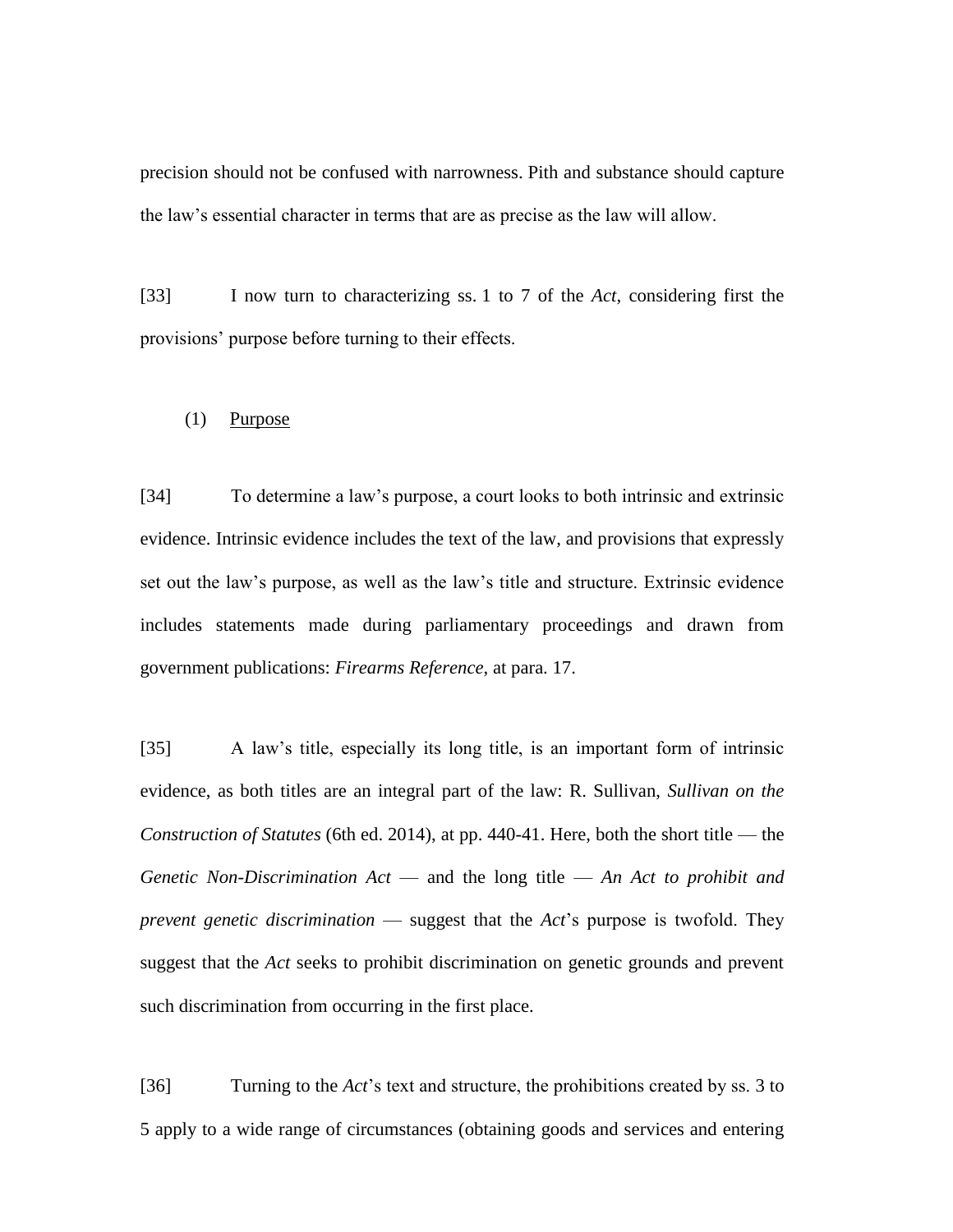precision should not be confused with narrowness. Pith and substance should capture the law's essential character in terms that are as precise as the law will allow.

[33] I now turn to characterizing ss. 1 to 7 of the *Act*, considering first the provisions' purpose before turning to their effects.

(1) Purpose

[34] To determine a law's purpose, a court looks to both intrinsic and extrinsic evidence. Intrinsic evidence includes the text of the law, and provisions that expressly set out the law's purpose, as well as the law's title and structure. Extrinsic evidence includes statements made during parliamentary proceedings and drawn from government publications: *Firearms Reference*, at para. 17.

[35] A law's title, especially its long title, is an important form of intrinsic evidence, as both titles are an integral part of the law: R. Sullivan, *Sullivan on the Construction of Statutes* (6th ed. 2014), at pp. 440-41. Here, both the short title — the *Genetic Non-Discrimination Act* — and the long title — *An Act to prohibit and prevent genetic discrimination* — suggest that the *Act*'s purpose is twofold. They suggest that the *Act* seeks to prohibit discrimination on genetic grounds and prevent such discrimination from occurring in the first place.

[36] Turning to the *Act*'s text and structure, the prohibitions created by ss. 3 to 5 apply to a wide range of circumstances (obtaining goods and services and entering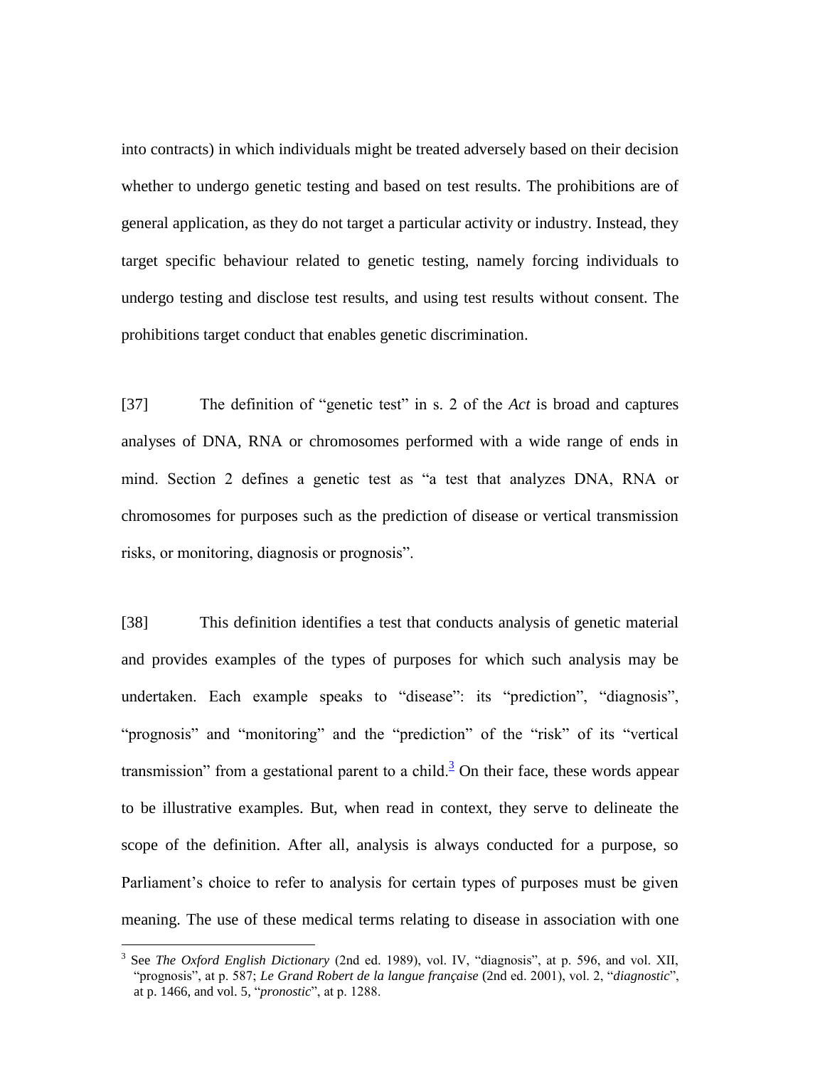into contracts) in which individuals might be treated adversely based on their decision whether to undergo genetic testing and based on test results. The prohibitions are of general application, as they do not target a particular activity or industry. Instead, they target specific behaviour related to genetic testing, namely forcing individuals to undergo testing and disclose test results, and using test results without consent. The prohibitions target conduct that enables genetic discrimination.

[37] The definition of "genetic test" in s. 2 of the *Act* is broad and captures analyses of DNA, RNA or chromosomes performed with a wide range of ends in mind. Section 2 defines a genetic test as "a test that analyzes DNA, RNA or chromosomes for purposes such as the prediction of disease or vertical transmission risks, or monitoring, diagnosis or prognosis".

[38] This definition identifies a test that conducts analysis of genetic material and provides examples of the types of purposes for which such analysis may be undertaken. Each example speaks to "disease": its "prediction", "diagnosis", "prognosis" and "monitoring" and the "prediction" of the "risk" of its "vertical transmission" from a gestational parent to a child.[3] On their face, these words appear to be illustrative examples. But, when read in context, they serve to delineate the scope of the definition. After all, analysis is always conducted for a purpose, so Parliament's choice to refer to analysis for certain types of purposes must be given meaning. The use of these medical terms relating to disease in association with one

[3] See *The Oxford English Dictionary* (2nd ed. 1989), vol. IV, "diagnosis", at p. 596, and vol. XII, "prognosis", at p. 587; *Le Grand Robert de la langue française* (2nd ed. 2001), vol. 2, "*diagnostic*", at p. 1466, and vol. 5, "*pronostic*", at p. 1288.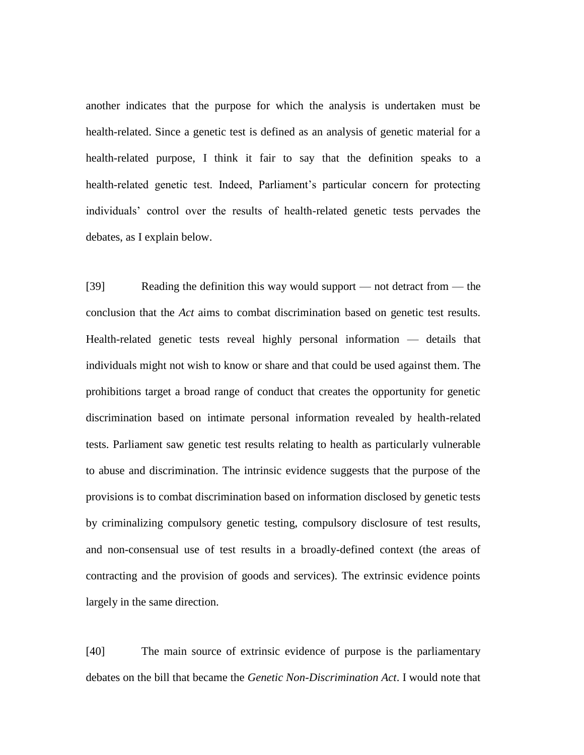another indicates that the purpose for which the analysis is undertaken must be health-related. Since a genetic test is defined as an analysis of genetic material for a health-related purpose, I think it fair to say that the definition speaks to a health-related genetic test. Indeed, Parliament's particular concern for protecting individuals' control over the results of health-related genetic tests pervades the debates, as I explain below.

[39] Reading the definition this way would support — not detract from — the conclusion that the *Act* aims to combat discrimination based on genetic test results. Health-related genetic tests reveal highly personal information — details that individuals might not wish to know or share and that could be used against them. The prohibitions target a broad range of conduct that creates the opportunity for genetic discrimination based on intimate personal information revealed by health-related tests. Parliament saw genetic test results relating to health as particularly vulnerable to abuse and discrimination. The intrinsic evidence suggests that the purpose of the provisions is to combat discrimination based on information disclosed by genetic tests by criminalizing compulsory genetic testing, compulsory disclosure of test results, and non-consensual use of test results in a broadly-defined context (the areas of contracting and the provision of goods and services). The extrinsic evidence points largely in the same direction.

[40] The main source of extrinsic evidence of purpose is the parliamentary debates on the bill that became the *Genetic Non-Discrimination Act*. I would note that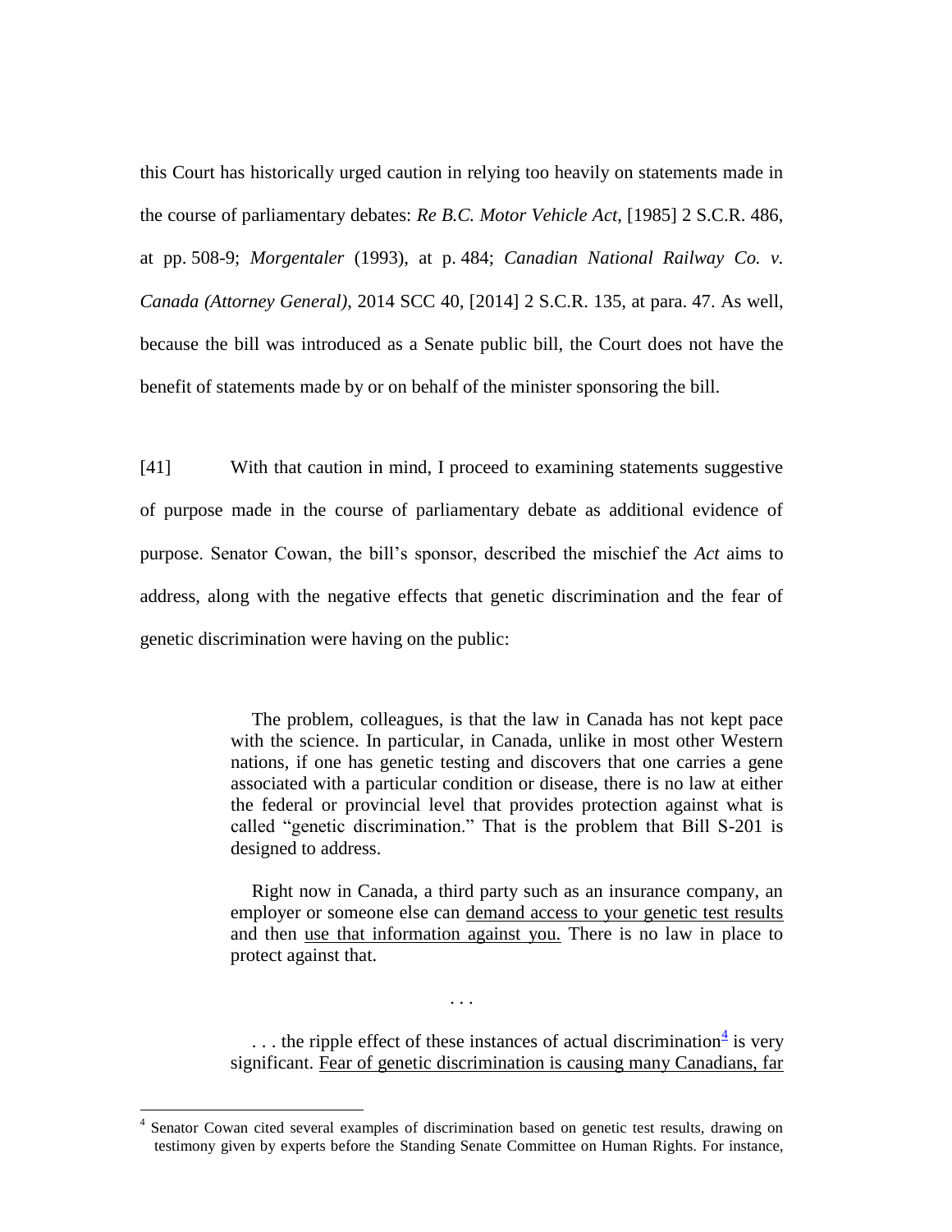this Court has historically urged caution in relying too heavily on statements made in the course of parliamentary debates: *Re B.C. Motor Vehicle Act*, [1985] 2 S.C.R. 486, at pp. 508-9; *Morgentaler* (1993), at p. 484; *Canadian National Railway Co. v. Canada (Attorney General)*, 2014 SCC 40, [2014] 2 S.C.R. 135, at para. 47. As well, because the bill was introduced as a Senate public bill, the Court does not have the benefit of statements made by or on behalf of the minister sponsoring the bill.

[41] With that caution in mind, I proceed to examining statements suggestive of purpose made in the course of parliamentary debate as additional evidence of purpose. Senator Cowan, the bill's sponsor, described the mischief the *Act* aims to address, along with the negative effects that genetic discrimination and the fear of genetic discrimination were having on the public:

> The problem, colleagues, is that the law in Canada has not kept pace with the science. In particular, in Canada, unlike in most other Western nations, if one has genetic testing and discovers that one carries a gene associated with a particular condition or disease, there is no law at either the federal or provincial level that provides protection against what is called "genetic discrimination." That is the problem that Bill S-201 is designed to address.
>
> Right now in Canada, a third party such as an insurance company, an employer or someone else can <u>demand access to your genetic test results</u> and then <u>use that information against you.</u> There is no law in place to protect against that.
>
> . . .
>
> . . . the ripple effect of these instances of actual discrimination[4] is very significant. <u>Fear of genetic discrimination is causing many Canadians, far</u>

[4] Senator Cowan cited several examples of discrimination based on genetic test results, drawing on testimony given by experts before the Standing Senate Committee on Human Rights. For instance,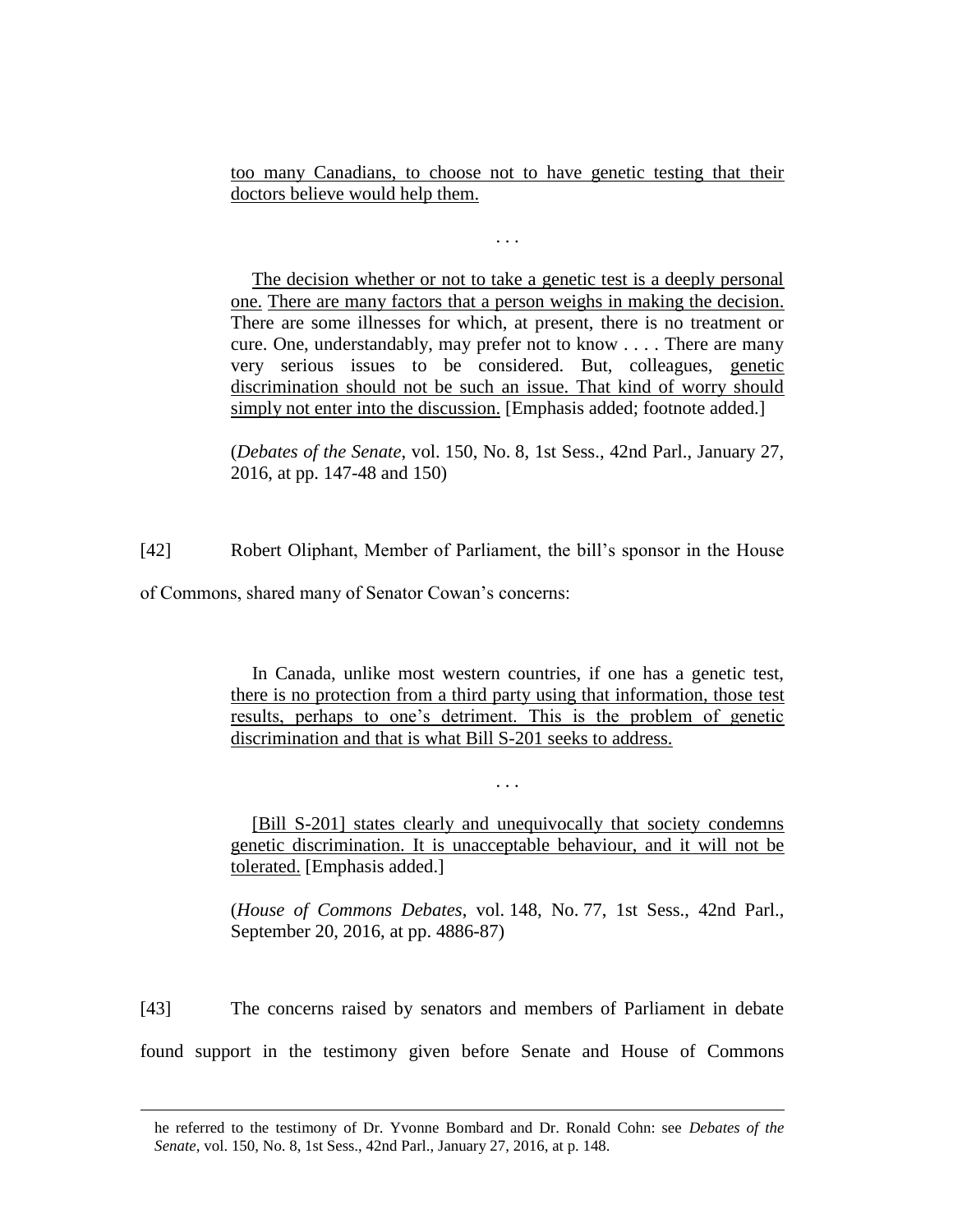> too many Canadians, to choose not to have genetic testing that their doctors believe would help them.
>
> . . .
>
> The decision whether or not to take a genetic test is a deeply personal one. There are many factors that a person weighs in making the decision. There are some illnesses for which, at present, there is no treatment or cure. One, understandably, may prefer not to know . . . . There are many very serious issues to be considered. But, colleagues, genetic discrimination should not be such an issue. That kind of worry should simply not enter into the discussion. [Emphasis added; footnote added.]
>
> (*Debates of the Senate*, vol. 150, No. 8, 1st Sess., 42nd Parl., January 27, 2016, at pp. 147-48 and 150)

[42] Robert Oliphant, Member of Parliament, the bill's sponsor in the House of Commons, shared many of Senator Cowan's concerns:

> In Canada, unlike most western countries, if one has a genetic test, there is no protection from a third party using that information, those test results, perhaps to one's detriment. This is the problem of genetic discrimination and that is what Bill S-201 seeks to address.
>
> . . .
>
> [Bill S-201] states clearly and unequivocally that society condemns genetic discrimination. It is unacceptable behaviour, and it will not be tolerated. [Emphasis added.]
>
> (*House of Commons Debates*, vol. 148, No. 77, 1st Sess., 42nd Parl., September 20, 2016, at pp. 4886-87)

[43] The concerns raised by senators and members of Parliament in debate found support in the testimony given before Senate and House of Commons

---

he referred to the testimony of Dr. Yvonne Bombard and Dr. Ronald Cohn: see *Debates of the Senate*, vol. 150, No. 8, 1st Sess., 42nd Parl., January 27, 2016, at p. 148.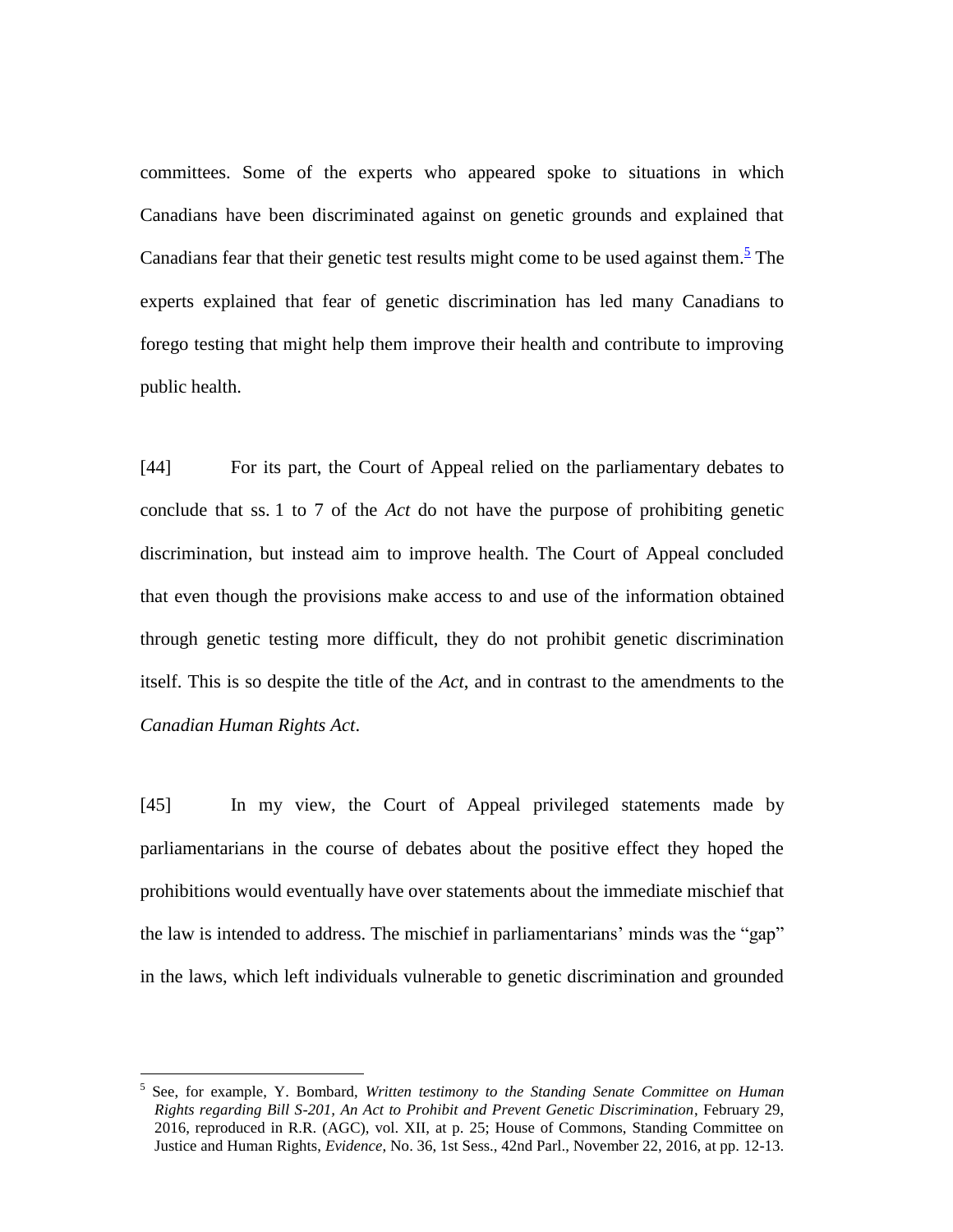committees. Some of the experts who appeared spoke to situations in which Canadians have been discriminated against on genetic grounds and explained that Canadians fear that their genetic test results might come to be used against them.[5] The experts explained that fear of genetic discrimination has led many Canadians to forego testing that might help them improve their health and contribute to improving public health.

[44] For its part, the Court of Appeal relied on the parliamentary debates to conclude that ss. 1 to 7 of the *Act* do not have the purpose of prohibiting genetic discrimination, but instead aim to improve health. The Court of Appeal concluded that even though the provisions make access to and use of the information obtained through genetic testing more difficult, they do not prohibit genetic discrimination itself. This is so despite the title of the *Act*, and in contrast to the amendments to the *Canadian Human Rights Act*.

[45] In my view, the Court of Appeal privileged statements made by parliamentarians in the course of debates about the positive effect they hoped the prohibitions would eventually have over statements about the immediate mischief that the law is intended to address. The mischief in parliamentarians' minds was the "gap" in the laws, which left individuals vulnerable to genetic discrimination and grounded

---

[5] See, for example, Y. Bombard, *Written testimony to the Standing Senate Committee on Human Rights regarding Bill S-201, An Act to Prohibit and Prevent Genetic Discrimination*, February 29, 2016, reproduced in R.R. (AGC), vol. XII, at p. 25; House of Commons, Standing Committee on Justice and Human Rights, *Evidence*, No. 36, 1st Sess., 42nd Parl., November 22, 2016, at pp. 12-13.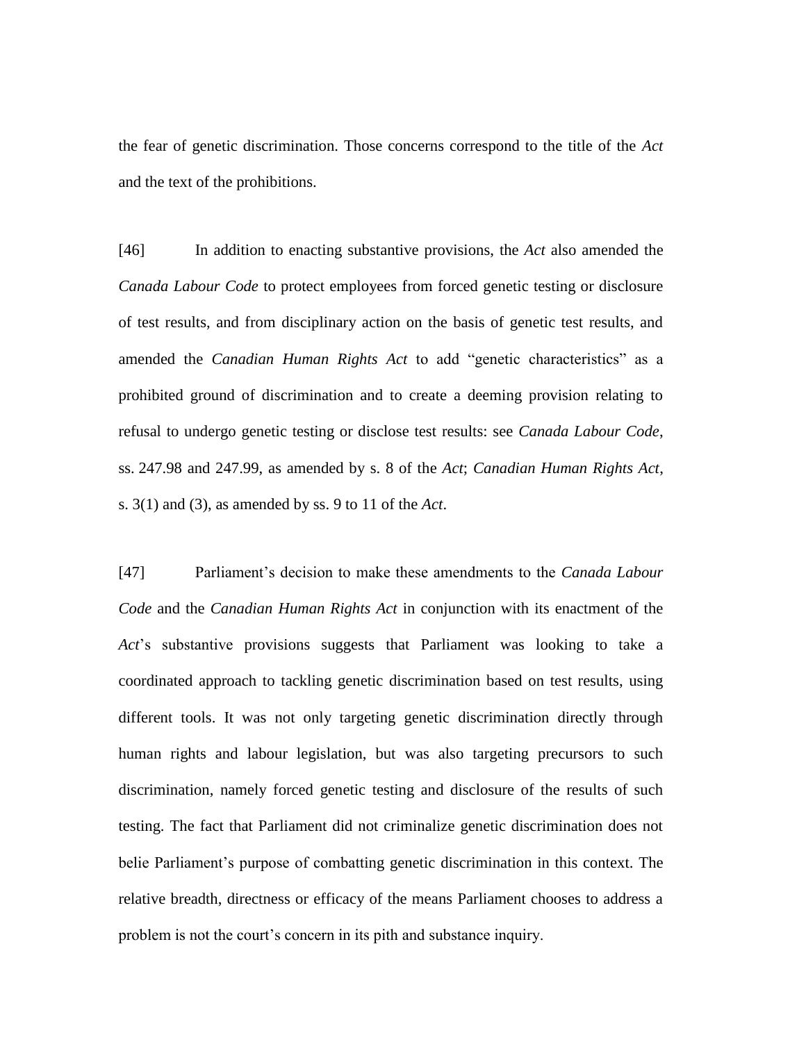the fear of genetic discrimination. Those concerns correspond to the title of the *Act* and the text of the prohibitions.

[46] In addition to enacting substantive provisions, the *Act* also amended the *Canada Labour Code* to protect employees from forced genetic testing or disclosure of test results, and from disciplinary action on the basis of genetic test results, and amended the *Canadian Human Rights Act* to add "genetic characteristics" as a prohibited ground of discrimination and to create a deeming provision relating to refusal to undergo genetic testing or disclose test results: see *Canada Labour Code*, ss. 247.98 and 247.99, as amended by s. 8 of the *Act*; *Canadian Human Rights Act*, s. 3(1) and (3), as amended by ss. 9 to 11 of the *Act*.

[47] Parliament's decision to make these amendments to the *Canada Labour Code* and the *Canadian Human Rights Act* in conjunction with its enactment of the *Act*'s substantive provisions suggests that Parliament was looking to take a coordinated approach to tackling genetic discrimination based on test results, using different tools. It was not only targeting genetic discrimination directly through human rights and labour legislation, but was also targeting precursors to such discrimination, namely forced genetic testing and disclosure of the results of such testing. The fact that Parliament did not criminalize genetic discrimination does not belie Parliament's purpose of combatting genetic discrimination in this context. The relative breadth, directness or efficacy of the means Parliament chooses to address a problem is not the court's concern in its pith and substance inquiry.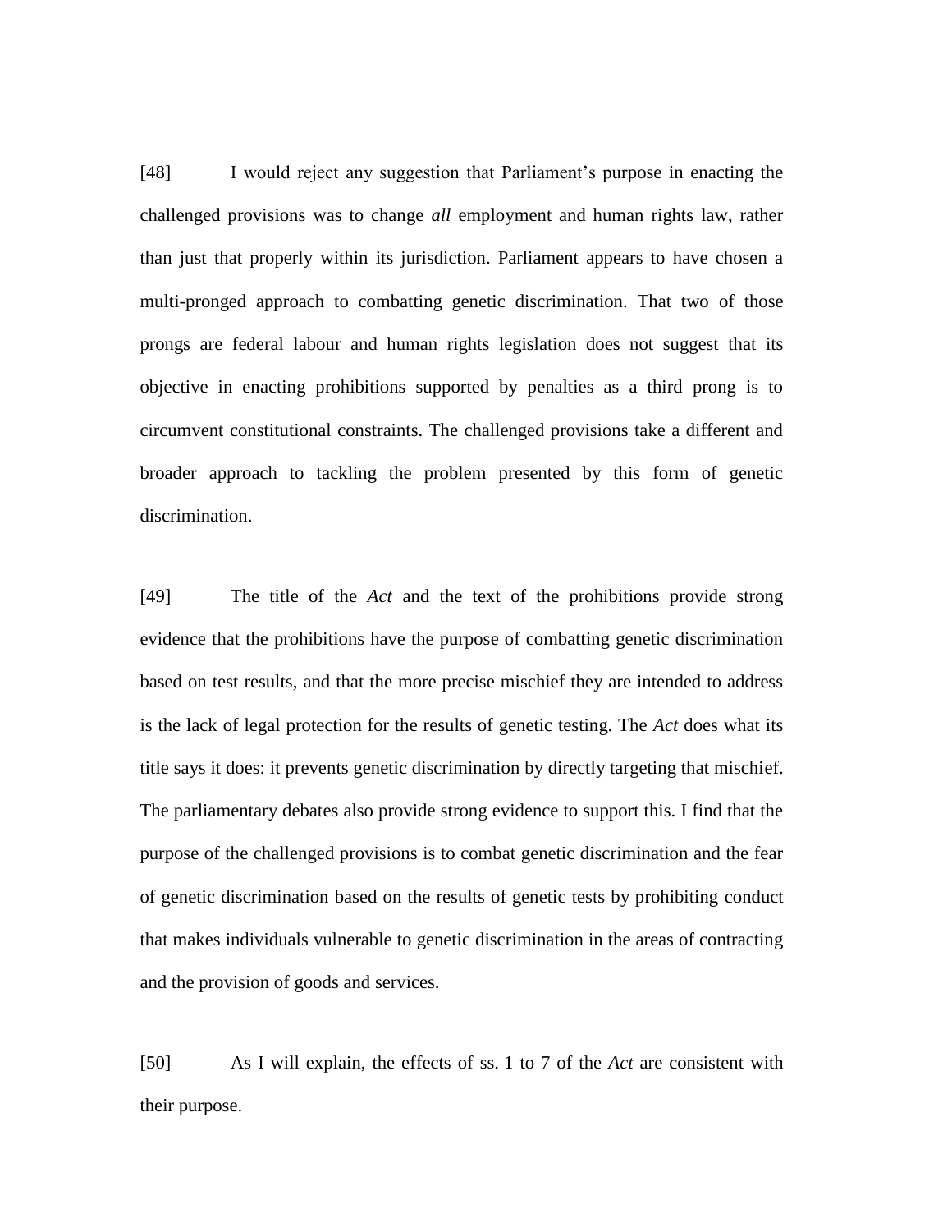[48] I would reject any suggestion that Parliament's purpose in enacting the challenged provisions was to change *all* employment and human rights law, rather than just that properly within its jurisdiction. Parliament appears to have chosen a multi-pronged approach to combatting genetic discrimination. That two of those prongs are federal labour and human rights legislation does not suggest that its objective in enacting prohibitions supported by penalties as a third prong is to circumvent constitutional constraints. The challenged provisions take a different and broader approach to tackling the problem presented by this form of genetic discrimination.

[49] The title of the *Act* and the text of the prohibitions provide strong evidence that the prohibitions have the purpose of combatting genetic discrimination based on test results, and that the more precise mischief they are intended to address is the lack of legal protection for the results of genetic testing. The *Act* does what its title says it does: it prevents genetic discrimination by directly targeting that mischief. The parliamentary debates also provide strong evidence to support this. I find that the purpose of the challenged provisions is to combat genetic discrimination and the fear of genetic discrimination based on the results of genetic tests by prohibiting conduct that makes individuals vulnerable to genetic discrimination in the areas of contracting and the provision of goods and services.

[50] As I will explain, the effects of ss. 1 to 7 of the *Act* are consistent with their purpose.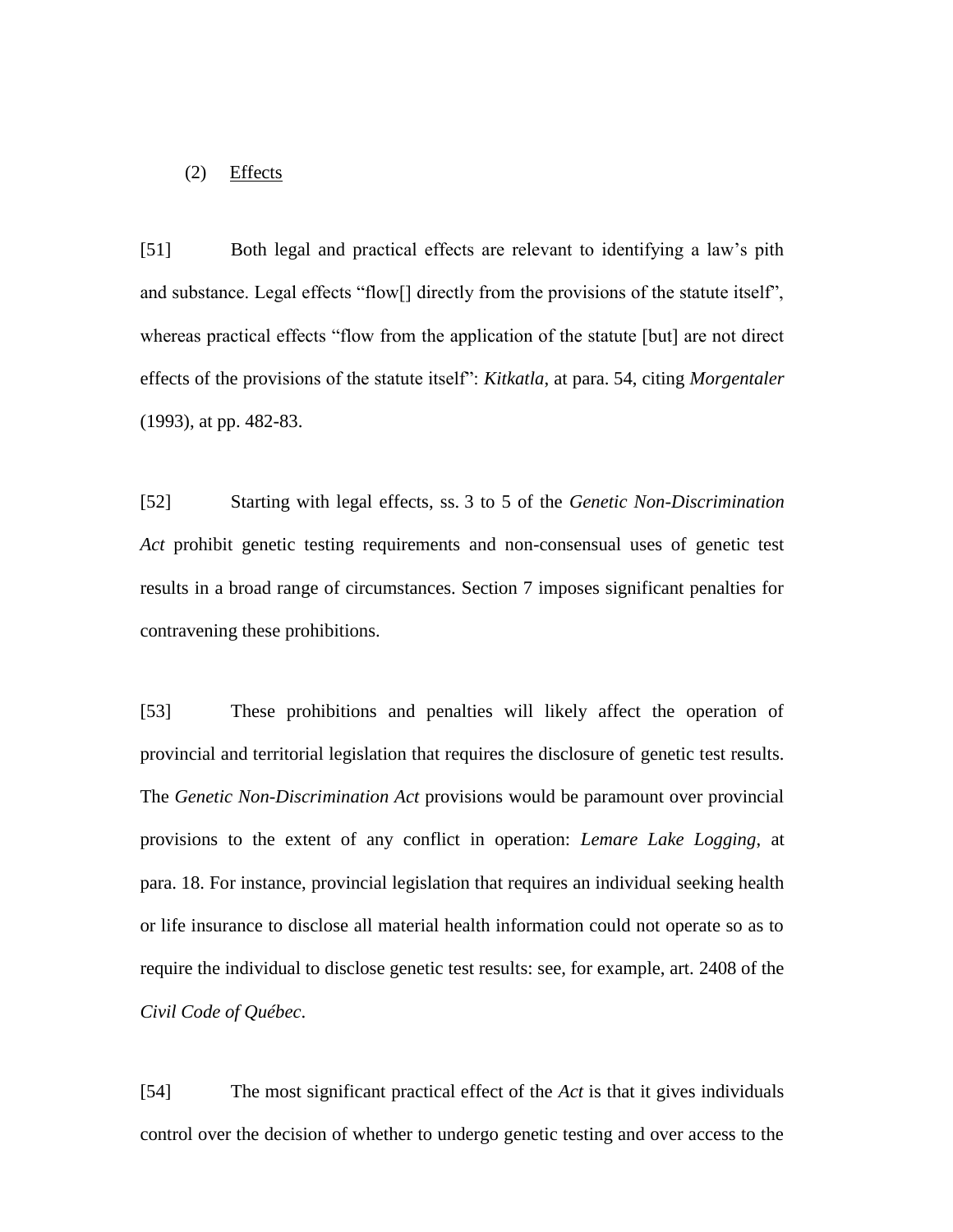(2) Effects

[51] Both legal and practical effects are relevant to identifying a law's pith and substance. Legal effects "flow[] directly from the provisions of the statute itself", whereas practical effects "flow from the application of the statute [but] are not direct effects of the provisions of the statute itself": *Kitkatla*, at para. 54, citing *Morgentaler* (1993), at pp. 482-83.

[52] Starting with legal effects, ss. 3 to 5 of the *Genetic Non-Discrimination Act* prohibit genetic testing requirements and non-consensual uses of genetic test results in a broad range of circumstances. Section 7 imposes significant penalties for contravening these prohibitions.

[53] These prohibitions and penalties will likely affect the operation of provincial and territorial legislation that requires the disclosure of genetic test results. The *Genetic Non-Discrimination Act* provisions would be paramount over provincial provisions to the extent of any conflict in operation: *Lemare Lake Logging*, at para. 18. For instance, provincial legislation that requires an individual seeking health or life insurance to disclose all material health information could not operate so as to require the individual to disclose genetic test results: see, for example, art. 2408 of the *Civil Code of Québec*.

[54] The most significant practical effect of the *Act* is that it gives individuals control over the decision of whether to undergo genetic testing and over access to the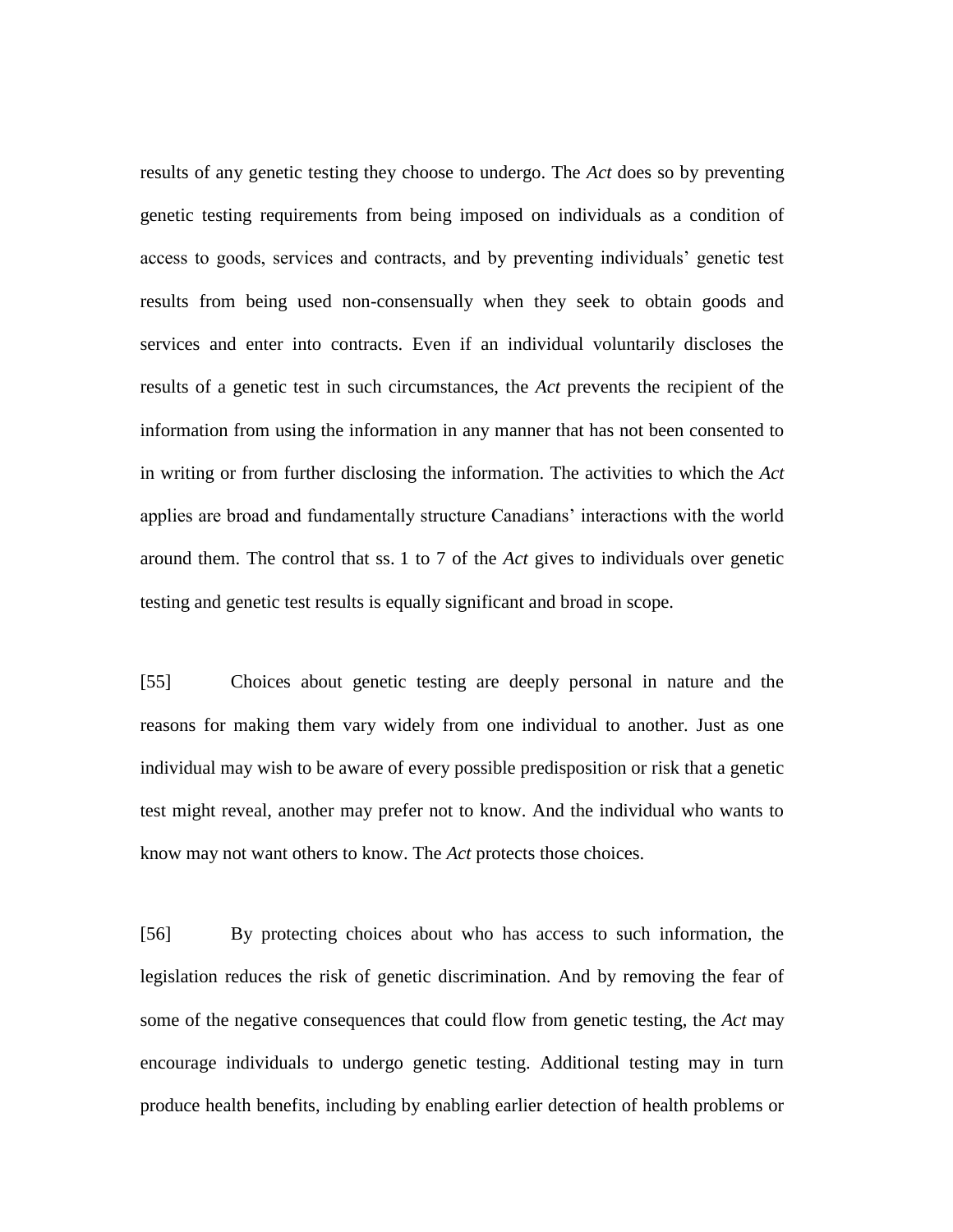results of any genetic testing they choose to undergo. The *Act* does so by preventing genetic testing requirements from being imposed on individuals as a condition of access to goods, services and contracts, and by preventing individuals' genetic test results from being used non-consensually when they seek to obtain goods and services and enter into contracts. Even if an individual voluntarily discloses the results of a genetic test in such circumstances, the *Act* prevents the recipient of the information from using the information in any manner that has not been consented to in writing or from further disclosing the information. The activities to which the *Act* applies are broad and fundamentally structure Canadians' interactions with the world around them. The control that ss. 1 to 7 of the *Act* gives to individuals over genetic testing and genetic test results is equally significant and broad in scope.

[55] Choices about genetic testing are deeply personal in nature and the reasons for making them vary widely from one individual to another. Just as one individual may wish to be aware of every possible predisposition or risk that a genetic test might reveal, another may prefer not to know. And the individual who wants to know may not want others to know. The *Act* protects those choices.

[56] By protecting choices about who has access to such information, the legislation reduces the risk of genetic discrimination. And by removing the fear of some of the negative consequences that could flow from genetic testing, the *Act* may encourage individuals to undergo genetic testing. Additional testing may in turn produce health benefits, including by enabling earlier detection of health problems or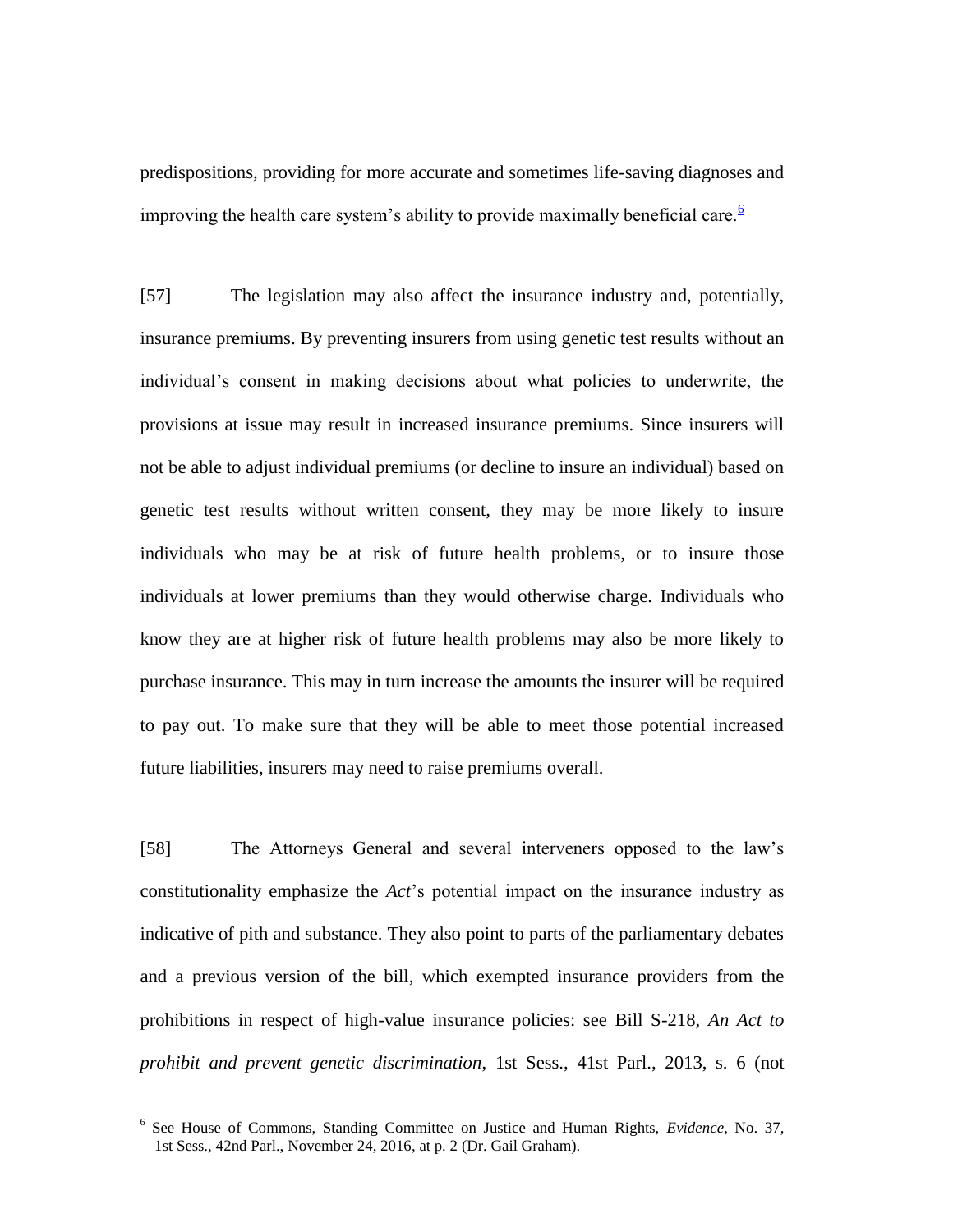predispositions, providing for more accurate and sometimes life-saving diagnoses and improving the health care system's ability to provide maximally beneficial care.[6]

[57] The legislation may also affect the insurance industry and, potentially, insurance premiums. By preventing insurers from using genetic test results without an individual's consent in making decisions about what policies to underwrite, the provisions at issue may result in increased insurance premiums. Since insurers will not be able to adjust individual premiums (or decline to insure an individual) based on genetic test results without written consent, they may be more likely to insure individuals who may be at risk of future health problems, or to insure those individuals at lower premiums than they would otherwise charge. Individuals who know they are at higher risk of future health problems may also be more likely to purchase insurance. This may in turn increase the amounts the insurer will be required to pay out. To make sure that they will be able to meet those potential increased future liabilities, insurers may need to raise premiums overall.

[58] The Attorneys General and several interveners opposed to the law's constitutionality emphasize the *Act*'s potential impact on the insurance industry as indicative of pith and substance. They also point to parts of the parliamentary debates and a previous version of the bill, which exempted insurance providers from the prohibitions in respect of high-value insurance policies: see Bill S-218, *An Act to prohibit and prevent genetic discrimination*, 1st Sess., 41st Parl., 2013, s. 6 (not

---

[6] See House of Commons, Standing Committee on Justice and Human Rights, *Evidence*, No. 37, 1st Sess., 42nd Parl., November 24, 2016, at p. 2 (Dr. Gail Graham).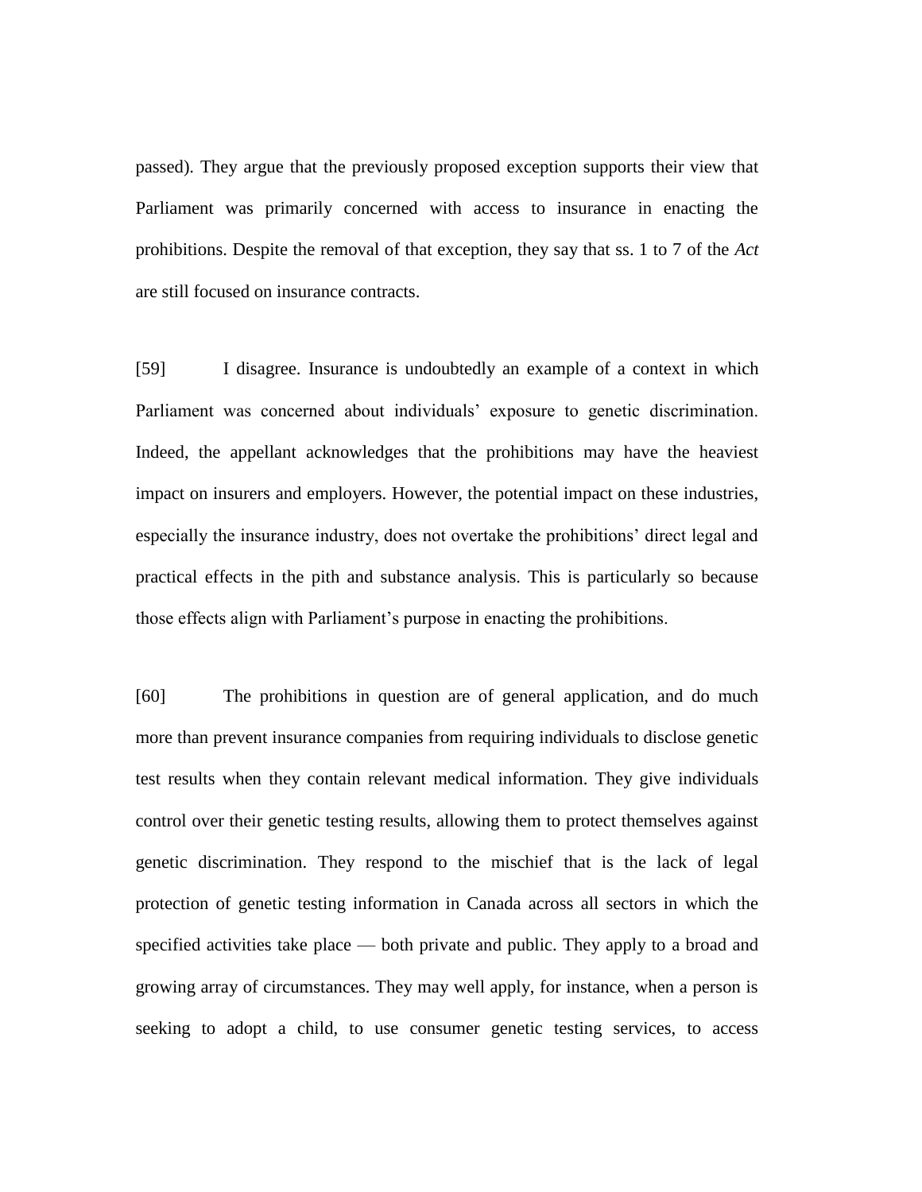passed). They argue that the previously proposed exception supports their view that Parliament was primarily concerned with access to insurance in enacting the prohibitions. Despite the removal of that exception, they say that ss. 1 to 7 of the *Act* are still focused on insurance contracts.

[59] I disagree. Insurance is undoubtedly an example of a context in which Parliament was concerned about individuals' exposure to genetic discrimination. Indeed, the appellant acknowledges that the prohibitions may have the heaviest impact on insurers and employers. However, the potential impact on these industries, especially the insurance industry, does not overtake the prohibitions' direct legal and practical effects in the pith and substance analysis. This is particularly so because those effects align with Parliament's purpose in enacting the prohibitions.

[60] The prohibitions in question are of general application, and do much more than prevent insurance companies from requiring individuals to disclose genetic test results when they contain relevant medical information. They give individuals control over their genetic testing results, allowing them to protect themselves against genetic discrimination. They respond to the mischief that is the lack of legal protection of genetic testing information in Canada across all sectors in which the specified activities take place — both private and public. They apply to a broad and growing array of circumstances. They may well apply, for instance, when a person is seeking to adopt a child, to use consumer genetic testing services, to access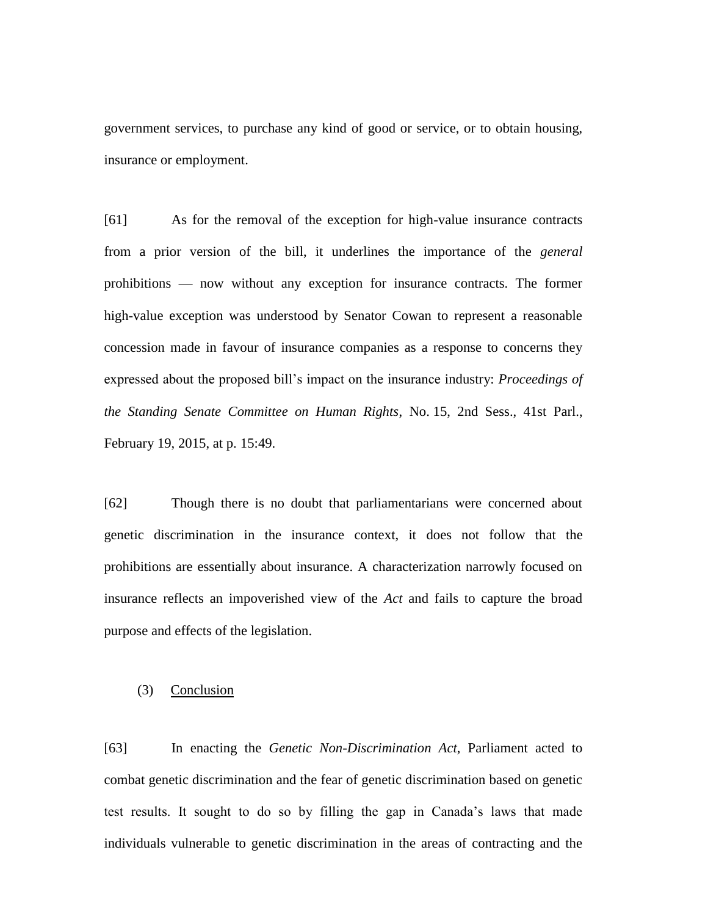government services, to purchase any kind of good or service, or to obtain housing, insurance or employment.

[61] As for the removal of the exception for high-value insurance contracts from a prior version of the bill, it underlines the importance of the *general* prohibitions — now without any exception for insurance contracts. The former high-value exception was understood by Senator Cowan to represent a reasonable concession made in favour of insurance companies as a response to concerns they expressed about the proposed bill's impact on the insurance industry: *Proceedings of the Standing Senate Committee on Human Rights*, No. 15, 2nd Sess., 41st Parl., February 19, 2015, at p. 15:49.

[62] Though there is no doubt that parliamentarians were concerned about genetic discrimination in the insurance context, it does not follow that the prohibitions are essentially about insurance. A characterization narrowly focused on insurance reflects an impoverished view of the *Act* and fails to capture the broad purpose and effects of the legislation.

(3) Conclusion

[63] In enacting the *Genetic Non-Discrimination Act*, Parliament acted to combat genetic discrimination and the fear of genetic discrimination based on genetic test results. It sought to do so by filling the gap in Canada's laws that made individuals vulnerable to genetic discrimination in the areas of contracting and the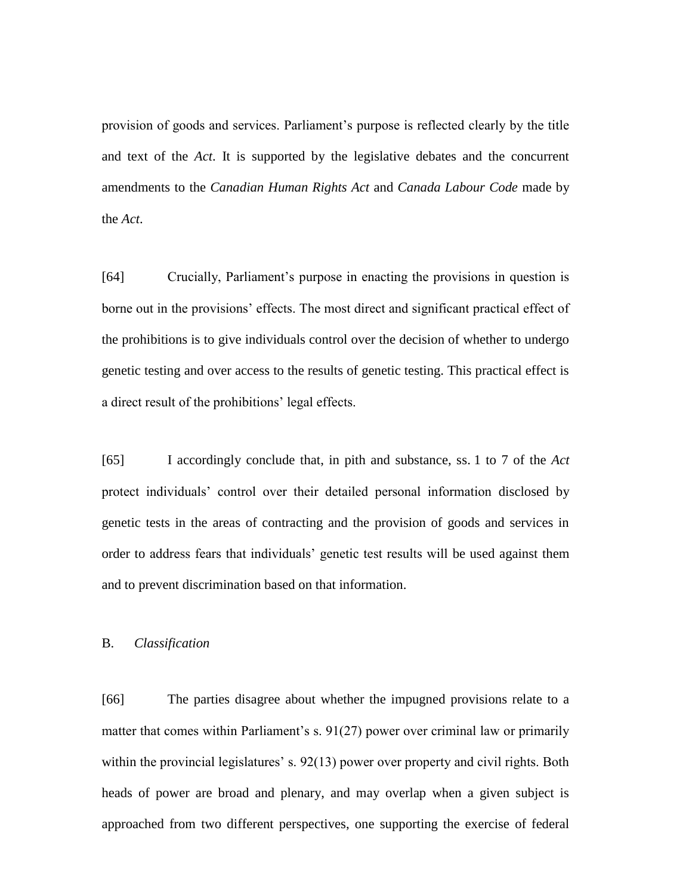provision of goods and services. Parliament's purpose is reflected clearly by the title and text of the *Act*. It is supported by the legislative debates and the concurrent amendments to the *Canadian Human Rights Act* and *Canada Labour Code* made by the *Act*.

[64] Crucially, Parliament's purpose in enacting the provisions in question is borne out in the provisions' effects. The most direct and significant practical effect of the prohibitions is to give individuals control over the decision of whether to undergo genetic testing and over access to the results of genetic testing. This practical effect is a direct result of the prohibitions' legal effects.

[65] I accordingly conclude that, in pith and substance, ss. 1 to 7 of the *Act* protect individuals' control over their detailed personal information disclosed by genetic tests in the areas of contracting and the provision of goods and services in order to address fears that individuals' genetic test results will be used against them and to prevent discrimination based on that information.

### B. *Classification*

[66] The parties disagree about whether the impugned provisions relate to a matter that comes within Parliament's s. 91(27) power over criminal law or primarily within the provincial legislatures' s. 92(13) power over property and civil rights. Both heads of power are broad and plenary, and may overlap when a given subject is approached from two different perspectives, one supporting the exercise of federal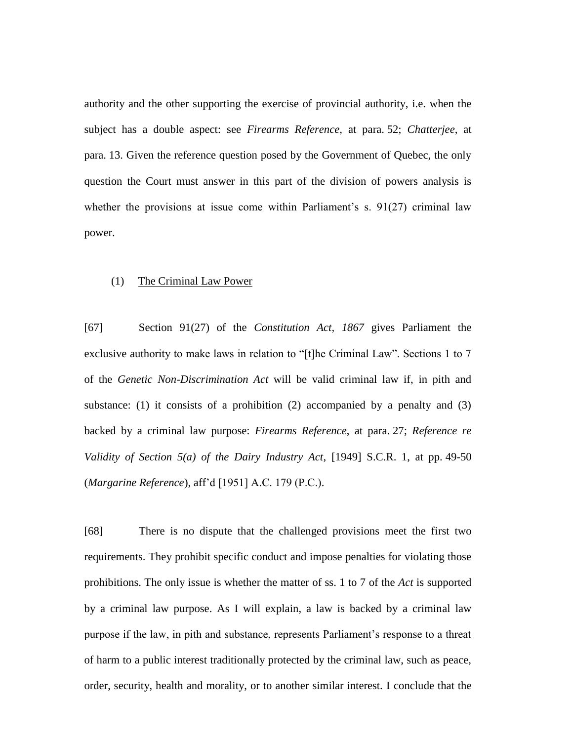authority and the other supporting the exercise of provincial authority, i.e. when the subject has a double aspect: see *Firearms Reference*, at para. 52; *Chatterjee*, at para. 13. Given the reference question posed by the Government of Quebec, the only question the Court must answer in this part of the division of powers analysis is whether the provisions at issue come within Parliament's s. 91(27) criminal law power.

(1) The Criminal Law Power

[67] Section 91(27) of the *Constitution Act, 1867* gives Parliament the exclusive authority to make laws in relation to "[t]he Criminal Law". Sections 1 to 7 of the *Genetic Non-Discrimination Act* will be valid criminal law if, in pith and substance: (1) it consists of a prohibition (2) accompanied by a penalty and (3) backed by a criminal law purpose: *Firearms Reference*, at para. 27; *Reference re Validity of Section 5(a) of the Dairy Industry Act*, [1949] S.C.R. 1, at pp. 49-50 (*Margarine Reference*), aff'd [1951] A.C. 179 (P.C.).

[68] There is no dispute that the challenged provisions meet the first two requirements. They prohibit specific conduct and impose penalties for violating those prohibitions. The only issue is whether the matter of ss. 1 to 7 of the *Act* is supported by a criminal law purpose. As I will explain, a law is backed by a criminal law purpose if the law, in pith and substance, represents Parliament's response to a threat of harm to a public interest traditionally protected by the criminal law, such as peace, order, security, health and morality, or to another similar interest. I conclude that the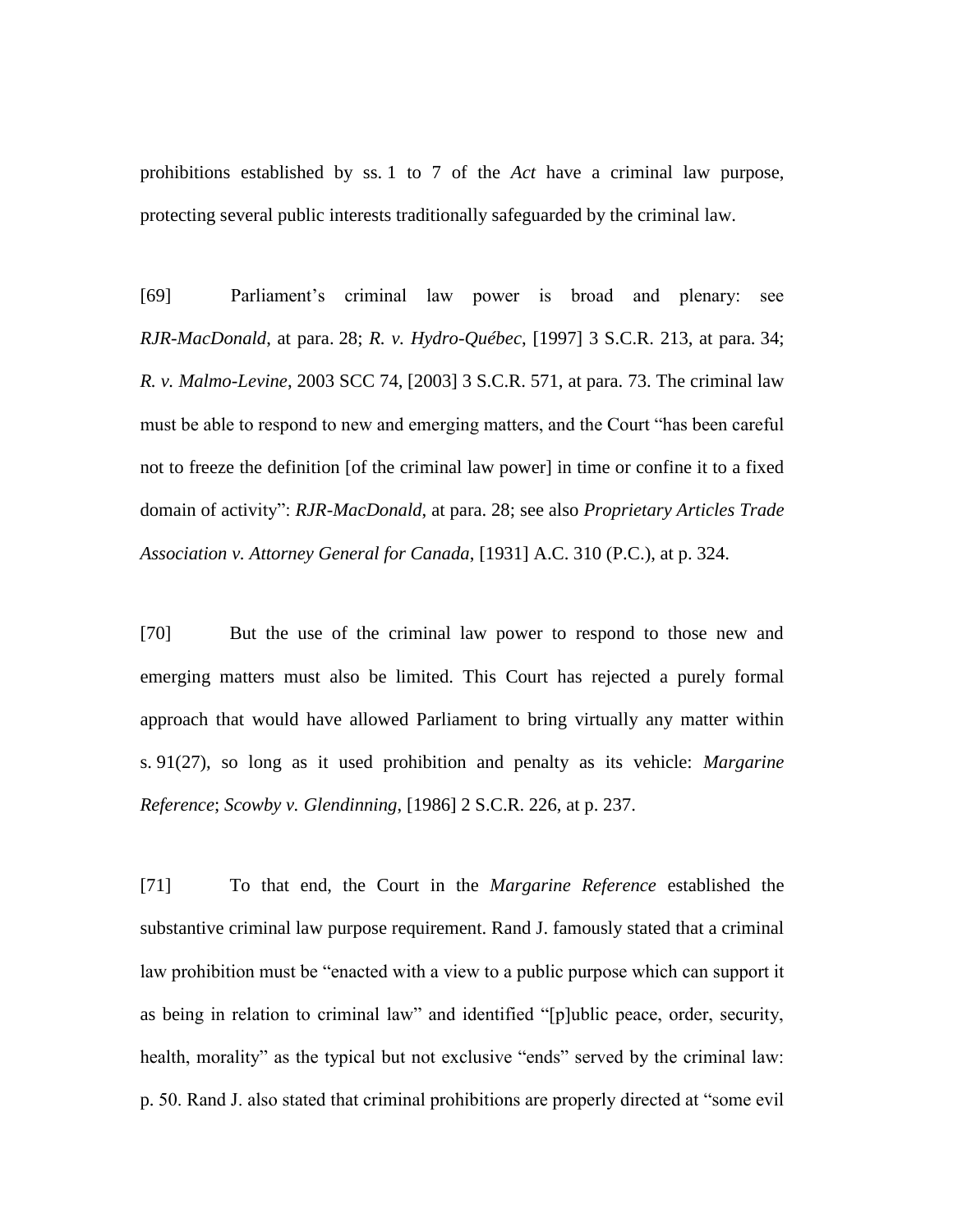prohibitions established by ss. 1 to 7 of the *Act* have a criminal law purpose, protecting several public interests traditionally safeguarded by the criminal law.

[69] Parliament's criminal law power is broad and plenary: see *RJR-MacDonald*, at para. 28; *R. v. Hydro-Québec*, [1997] 3 S.C.R. 213, at para. 34; *R. v. Malmo-Levine*, 2003 SCC 74, [2003] 3 S.C.R. 571, at para. 73. The criminal law must be able to respond to new and emerging matters, and the Court "has been careful not to freeze the definition [of the criminal law power] in time or confine it to a fixed domain of activity": *RJR-MacDonald*, at para. 28; see also *Proprietary Articles Trade Association v. Attorney General for Canada*, [1931] A.C. 310 (P.C.), at p. 324.

[70] But the use of the criminal law power to respond to those new and emerging matters must also be limited. This Court has rejected a purely formal approach that would have allowed Parliament to bring virtually any matter within s. 91(27), so long as it used prohibition and penalty as its vehicle: *Margarine Reference*; *Scowby v. Glendinning*, [1986] 2 S.C.R. 226, at p. 237.

[71] To that end, the Court in the *Margarine Reference* established the substantive criminal law purpose requirement. Rand J. famously stated that a criminal law prohibition must be "enacted with a view to a public purpose which can support it as being in relation to criminal law" and identified "[p]ublic peace, order, security, health, morality" as the typical but not exclusive "ends" served by the criminal law: p. 50. Rand J. also stated that criminal prohibitions are properly directed at "some evil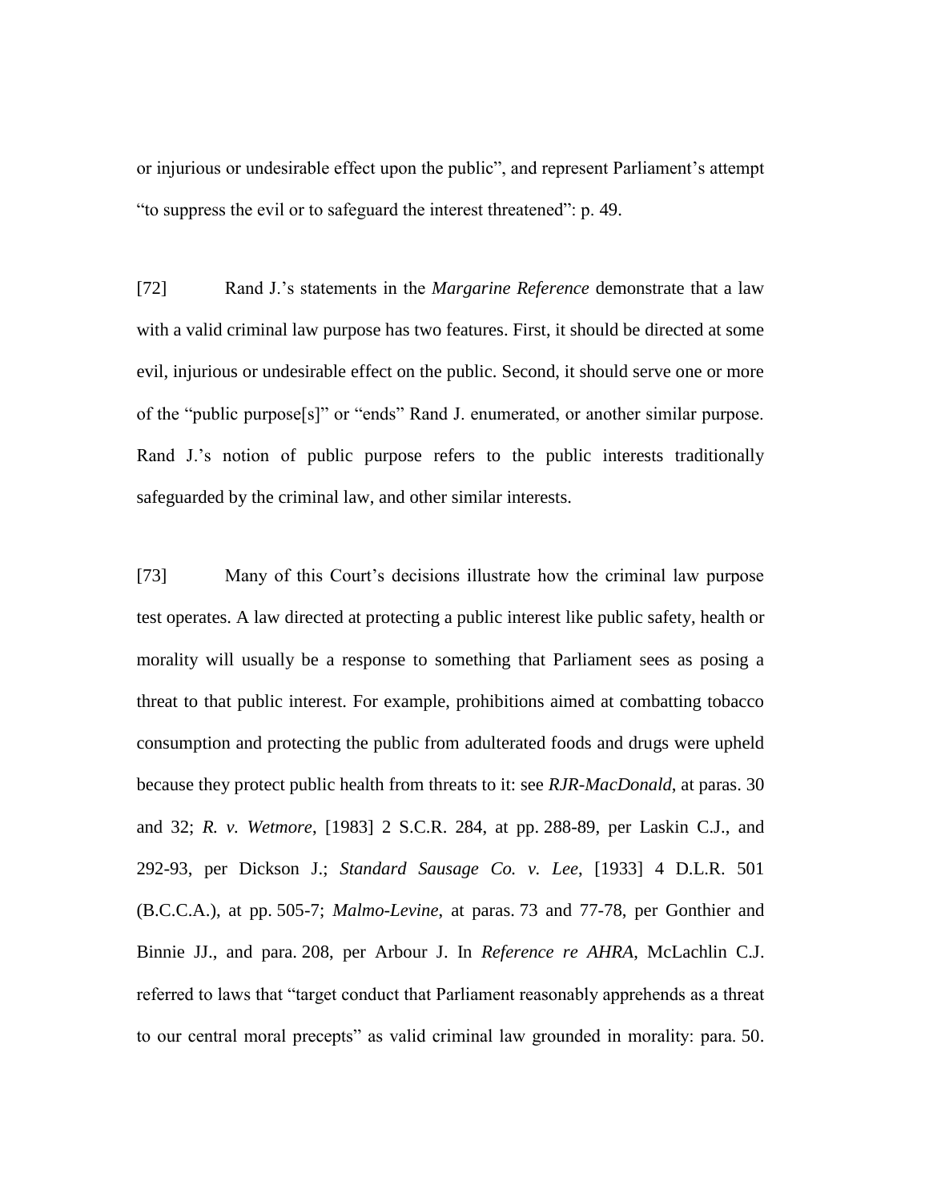or injurious or undesirable effect upon the public", and represent Parliament's attempt "to suppress the evil or to safeguard the interest threatened": p. 49.

[72] Rand J.'s statements in the *Margarine Reference* demonstrate that a law with a valid criminal law purpose has two features. First, it should be directed at some evil, injurious or undesirable effect on the public. Second, it should serve one or more of the "public purpose[s]" or "ends" Rand J. enumerated, or another similar purpose. Rand J.'s notion of public purpose refers to the public interests traditionally safeguarded by the criminal law, and other similar interests.

[73] Many of this Court's decisions illustrate how the criminal law purpose test operates. A law directed at protecting a public interest like public safety, health or morality will usually be a response to something that Parliament sees as posing a threat to that public interest. For example, prohibitions aimed at combatting tobacco consumption and protecting the public from adulterated foods and drugs were upheld because they protect public health from threats to it: see *RJR-MacDonald*, at paras. 30 and 32; *R. v. Wetmore*, [1983] 2 S.C.R. 284, at pp. 288-89, per Laskin C.J., and 292-93, per Dickson J.; *Standard Sausage Co. v. Lee*, [1933] 4 D.L.R. 501 (B.C.C.A.), at pp. 505-7; *Malmo-Levine*, at paras. 73 and 77-78, per Gonthier and Binnie JJ., and para. 208, per Arbour J. In *Reference re AHRA*, McLachlin C.J. referred to laws that "target conduct that Parliament reasonably apprehends as a threat to our central moral precepts" as valid criminal law grounded in morality: para. 50.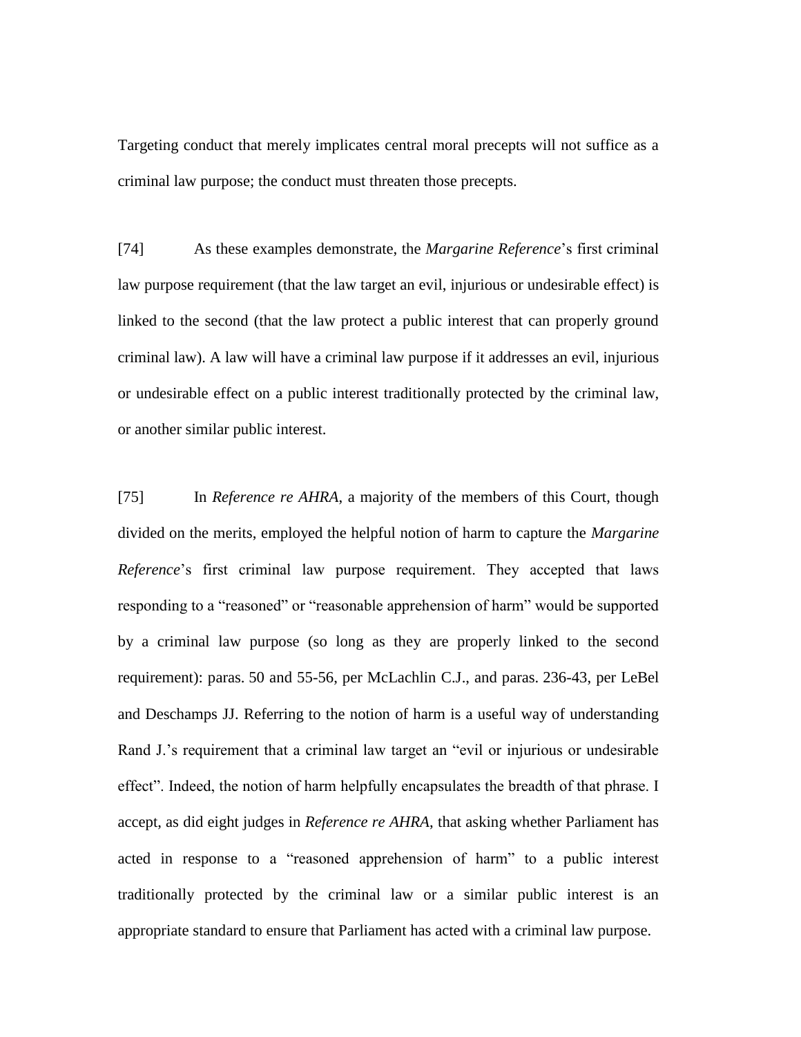Targeting conduct that merely implicates central moral precepts will not suffice as a criminal law purpose; the conduct must threaten those precepts.

[74] As these examples demonstrate, the *Margarine Reference*'s first criminal law purpose requirement (that the law target an evil, injurious or undesirable effect) is linked to the second (that the law protect a public interest that can properly ground criminal law). A law will have a criminal law purpose if it addresses an evil, injurious or undesirable effect on a public interest traditionally protected by the criminal law, or another similar public interest.

[75] In *Reference re AHRA*, a majority of the members of this Court, though divided on the merits, employed the helpful notion of harm to capture the *Margarine Reference*'s first criminal law purpose requirement. They accepted that laws responding to a "reasoned" or "reasonable apprehension of harm" would be supported by a criminal law purpose (so long as they are properly linked to the second requirement): paras. 50 and 55-56, per McLachlin C.J., and paras. 236-43, per LeBel and Deschamps JJ. Referring to the notion of harm is a useful way of understanding Rand J.'s requirement that a criminal law target an "evil or injurious or undesirable effect". Indeed, the notion of harm helpfully encapsulates the breadth of that phrase. I accept, as did eight judges in *Reference re AHRA*, that asking whether Parliament has acted in response to a "reasoned apprehension of harm" to a public interest traditionally protected by the criminal law or a similar public interest is an appropriate standard to ensure that Parliament has acted with a criminal law purpose.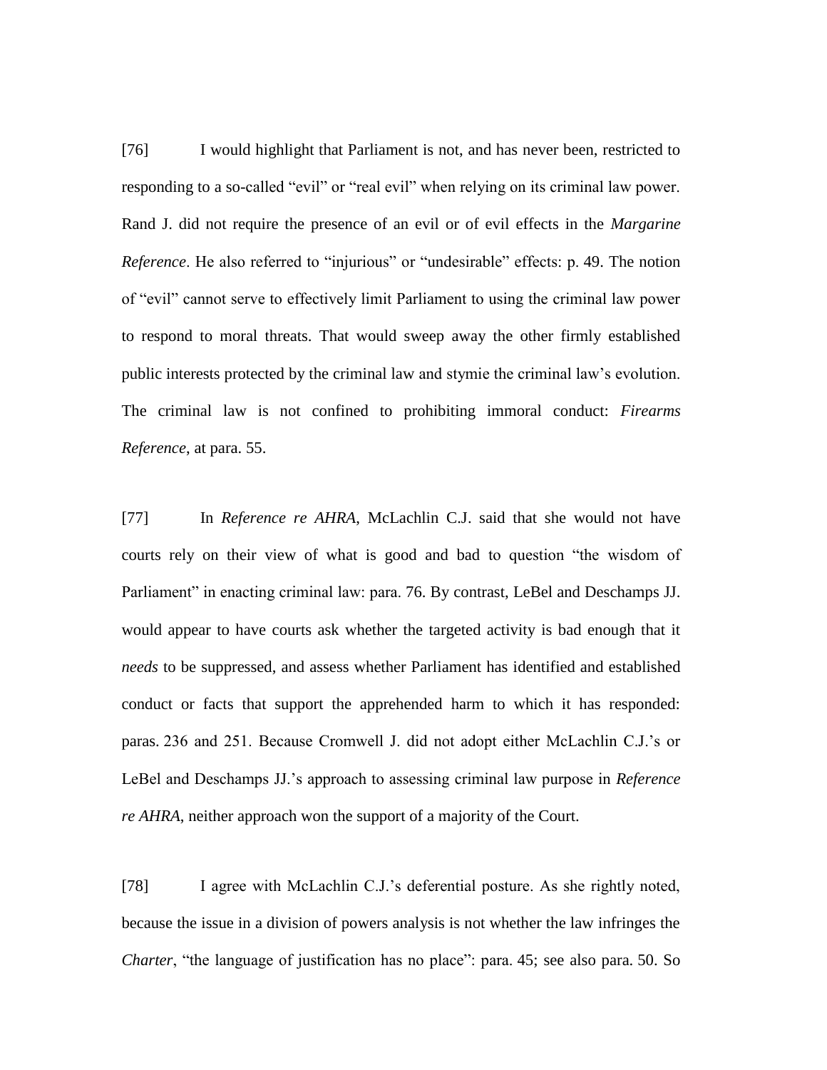[76] I would highlight that Parliament is not, and has never been, restricted to responding to a so-called "evil" or "real evil" when relying on its criminal law power. Rand J. did not require the presence of an evil or of evil effects in the *Margarine Reference*. He also referred to "injurious" or "undesirable" effects: p. 49. The notion of "evil" cannot serve to effectively limit Parliament to using the criminal law power to respond to moral threats. That would sweep away the other firmly established public interests protected by the criminal law and stymie the criminal law's evolution. The criminal law is not confined to prohibiting immoral conduct: *Firearms Reference*, at para. 55.

[77] In *Reference re AHRA*, McLachlin C.J. said that she would not have courts rely on their view of what is good and bad to question "the wisdom of Parliament" in enacting criminal law: para. 76. By contrast, LeBel and Deschamps JJ. would appear to have courts ask whether the targeted activity is bad enough that it *needs* to be suppressed, and assess whether Parliament has identified and established conduct or facts that support the apprehended harm to which it has responded: paras. 236 and 251. Because Cromwell J. did not adopt either McLachlin C.J.'s or LeBel and Deschamps JJ.'s approach to assessing criminal law purpose in *Reference re AHRA*, neither approach won the support of a majority of the Court.

[78] I agree with McLachlin C.J.'s deferential posture. As she rightly noted, because the issue in a division of powers analysis is not whether the law infringes the *Charter*, "the language of justification has no place": para. 45; see also para. 50. So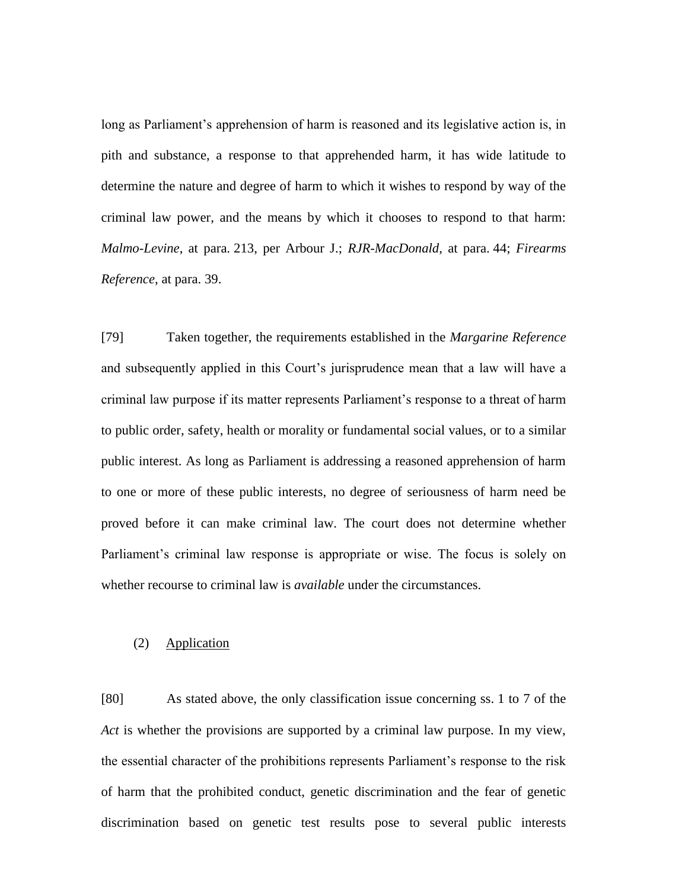long as Parliament's apprehension of harm is reasoned and its legislative action is, in pith and substance, a response to that apprehended harm, it has wide latitude to determine the nature and degree of harm to which it wishes to respond by way of the criminal law power, and the means by which it chooses to respond to that harm: *Malmo-Levine*, at para. 213, per Arbour J.; *RJR-MacDonald*, at para. 44; *Firearms Reference*, at para. 39.

[79] Taken together, the requirements established in the *Margarine Reference* and subsequently applied in this Court's jurisprudence mean that a law will have a criminal law purpose if its matter represents Parliament's response to a threat of harm to public order, safety, health or morality or fundamental social values, or to a similar public interest. As long as Parliament is addressing a reasoned apprehension of harm to one or more of these public interests, no degree of seriousness of harm need be proved before it can make criminal law. The court does not determine whether Parliament's criminal law response is appropriate or wise. The focus is solely on whether recourse to criminal law is *available* under the circumstances.

(2) Application

[80] As stated above, the only classification issue concerning ss. 1 to 7 of the *Act* is whether the provisions are supported by a criminal law purpose. In my view, the essential character of the prohibitions represents Parliament's response to the risk of harm that the prohibited conduct, genetic discrimination and the fear of genetic discrimination based on genetic test results pose to several public interests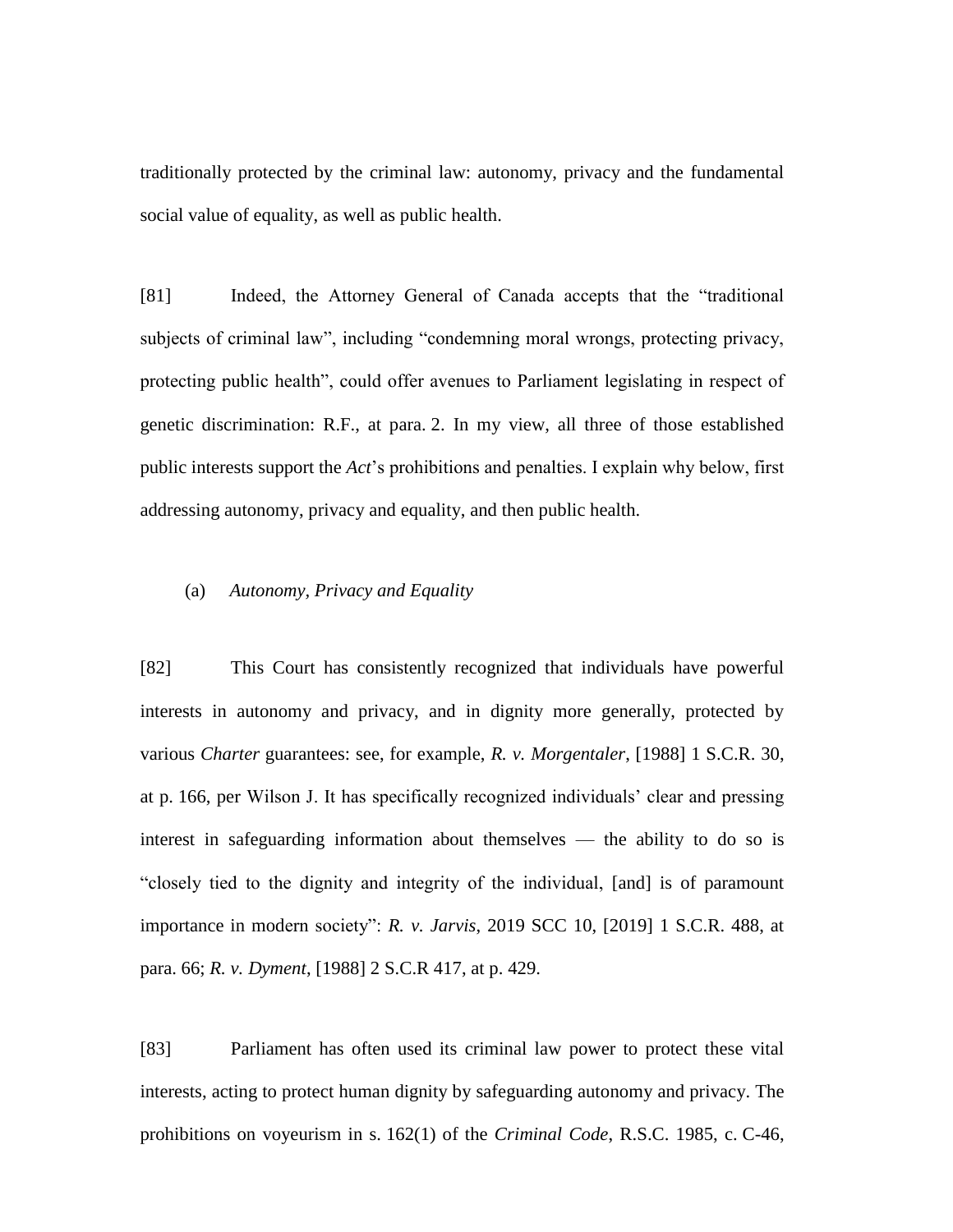traditionally protected by the criminal law: autonomy, privacy and the fundamental social value of equality, as well as public health.

[81] Indeed, the Attorney General of Canada accepts that the "traditional subjects of criminal law", including "condemning moral wrongs, protecting privacy, protecting public health", could offer avenues to Parliament legislating in respect of genetic discrimination: R.F., at para. 2. In my view, all three of those established public interests support the *Act*'s prohibitions and penalties. I explain why below, first addressing autonomy, privacy and equality, and then public health.

(a) *Autonomy, Privacy and Equality*

[82] This Court has consistently recognized that individuals have powerful interests in autonomy and privacy, and in dignity more generally, protected by various *Charter* guarantees: see, for example, *R. v. Morgentaler*, [1988] 1 S.C.R. 30, at p. 166, per Wilson J. It has specifically recognized individuals' clear and pressing interest in safeguarding information about themselves — the ability to do so is "closely tied to the dignity and integrity of the individual, [and] is of paramount importance in modern society": *R. v. Jarvis*, 2019 SCC 10, [2019] 1 S.C.R. 488, at para. 66; *R. v. Dyment*, [1988] 2 S.C.R 417, at p. 429.

[83] Parliament has often used its criminal law power to protect these vital interests, acting to protect human dignity by safeguarding autonomy and privacy. The prohibitions on voyeurism in s. 162(1) of the *Criminal Code*, R.S.C. 1985, c. C-46,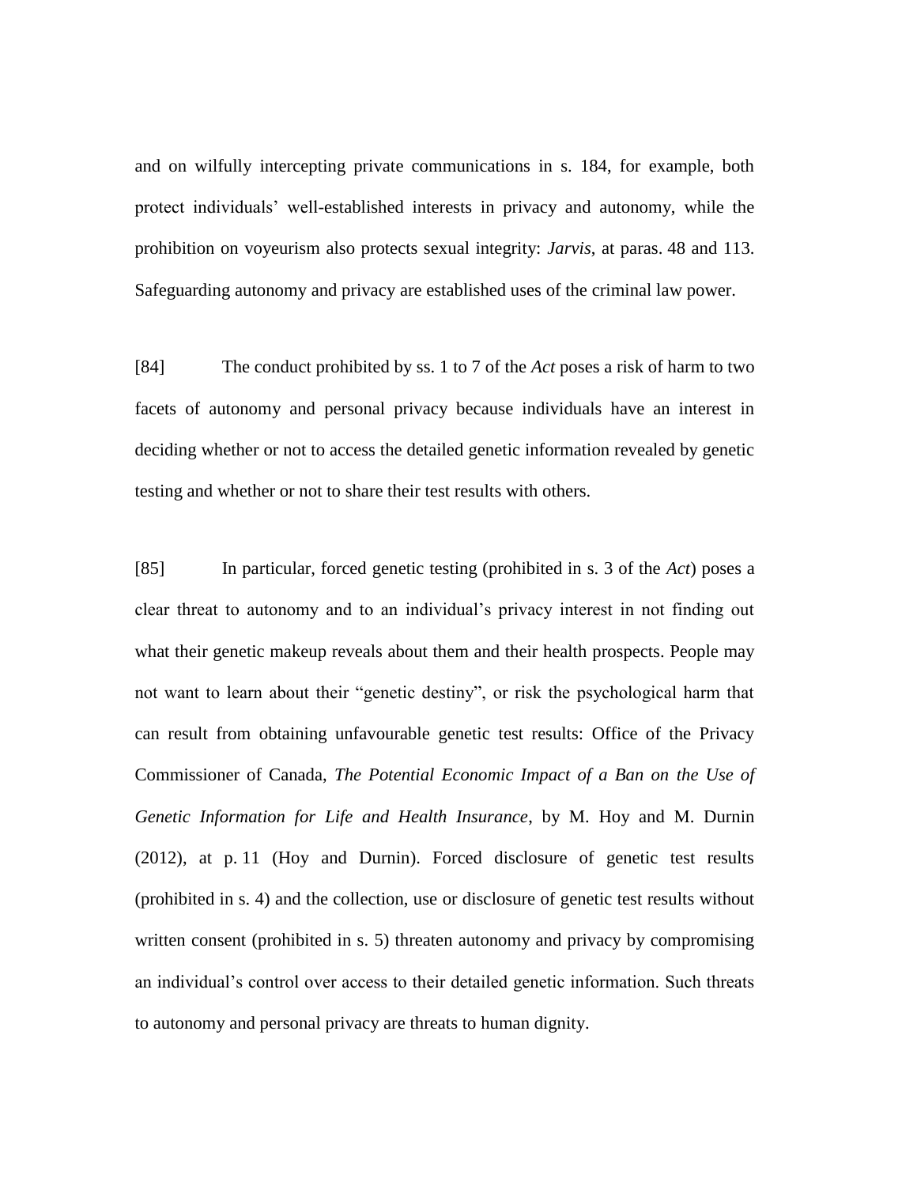and on wilfully intercepting private communications in s. 184, for example, both protect individuals' well-established interests in privacy and autonomy, while the prohibition on voyeurism also protects sexual integrity: *Jarvis*, at paras. 48 and 113. Safeguarding autonomy and privacy are established uses of the criminal law power.

[84] The conduct prohibited by ss. 1 to 7 of the *Act* poses a risk of harm to two facets of autonomy and personal privacy because individuals have an interest in deciding whether or not to access the detailed genetic information revealed by genetic testing and whether or not to share their test results with others.

[85] In particular, forced genetic testing (prohibited in s. 3 of the *Act*) poses a clear threat to autonomy and to an individual's privacy interest in not finding out what their genetic makeup reveals about them and their health prospects. People may not want to learn about their "genetic destiny", or risk the psychological harm that can result from obtaining unfavourable genetic test results: Office of the Privacy Commissioner of Canada, *The Potential Economic Impact of a Ban on the Use of Genetic Information for Life and Health Insurance*, by M. Hoy and M. Durnin (2012), at p. 11 (Hoy and Durnin). Forced disclosure of genetic test results (prohibited in s. 4) and the collection, use or disclosure of genetic test results without written consent (prohibited in s. 5) threaten autonomy and privacy by compromising an individual's control over access to their detailed genetic information. Such threats to autonomy and personal privacy are threats to human dignity.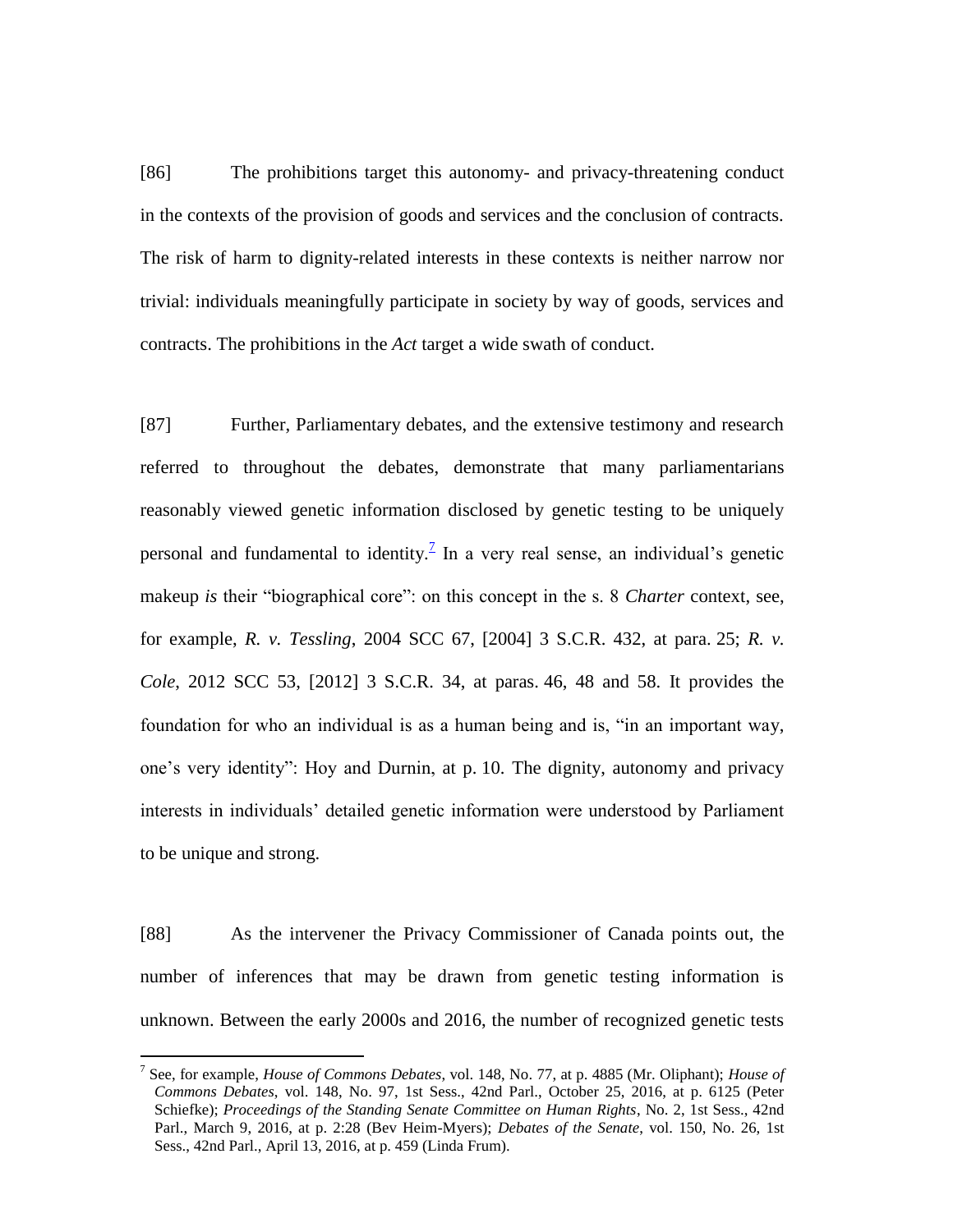[86] The prohibitions target this autonomy- and privacy-threatening conduct in the contexts of the provision of goods and services and the conclusion of contracts. The risk of harm to dignity-related interests in these contexts is neither narrow nor trivial: individuals meaningfully participate in society by way of goods, services and contracts. The prohibitions in the *Act* target a wide swath of conduct.

[87] Further, Parliamentary debates, and the extensive testimony and research referred to throughout the debates, demonstrate that many parliamentarians reasonably viewed genetic information disclosed by genetic testing to be uniquely personal and fundamental to identity.[7] In a very real sense, an individual's genetic makeup *is* their "biographical core": on this concept in the s. 8 *Charter* context, see, for example, *R. v. Tessling*, 2004 SCC 67, [2004] 3 S.C.R. 432, at para. 25; *R. v. Cole*, 2012 SCC 53, [2012] 3 S.C.R. 34, at paras. 46, 48 and 58. It provides the foundation for who an individual is as a human being and is, "in an important way, one's very identity": Hoy and Durnin, at p. 10. The dignity, autonomy and privacy interests in individuals' detailed genetic information were understood by Parliament to be unique and strong.

[88] As the intervener the Privacy Commissioner of Canada points out, the number of inferences that may be drawn from genetic testing information is unknown. Between the early 2000s and 2016, the number of recognized genetic tests

---

[7] See, for example, *House of Commons Debates*, vol. 148, No. 77, at p. 4885 (Mr. Oliphant); *House of Commons Debates*, vol. 148, No. 97, 1st Sess., 42nd Parl., October 25, 2016, at p. 6125 (Peter Schiefke); *Proceedings of the Standing Senate Committee on Human Rights*, No. 2, 1st Sess., 42nd Parl., March 9, 2016, at p. 2:28 (Bev Heim-Myers); *Debates of the Senate*, vol. 150, No. 26, 1st Sess., 42nd Parl., April 13, 2016, at p. 459 (Linda Frum).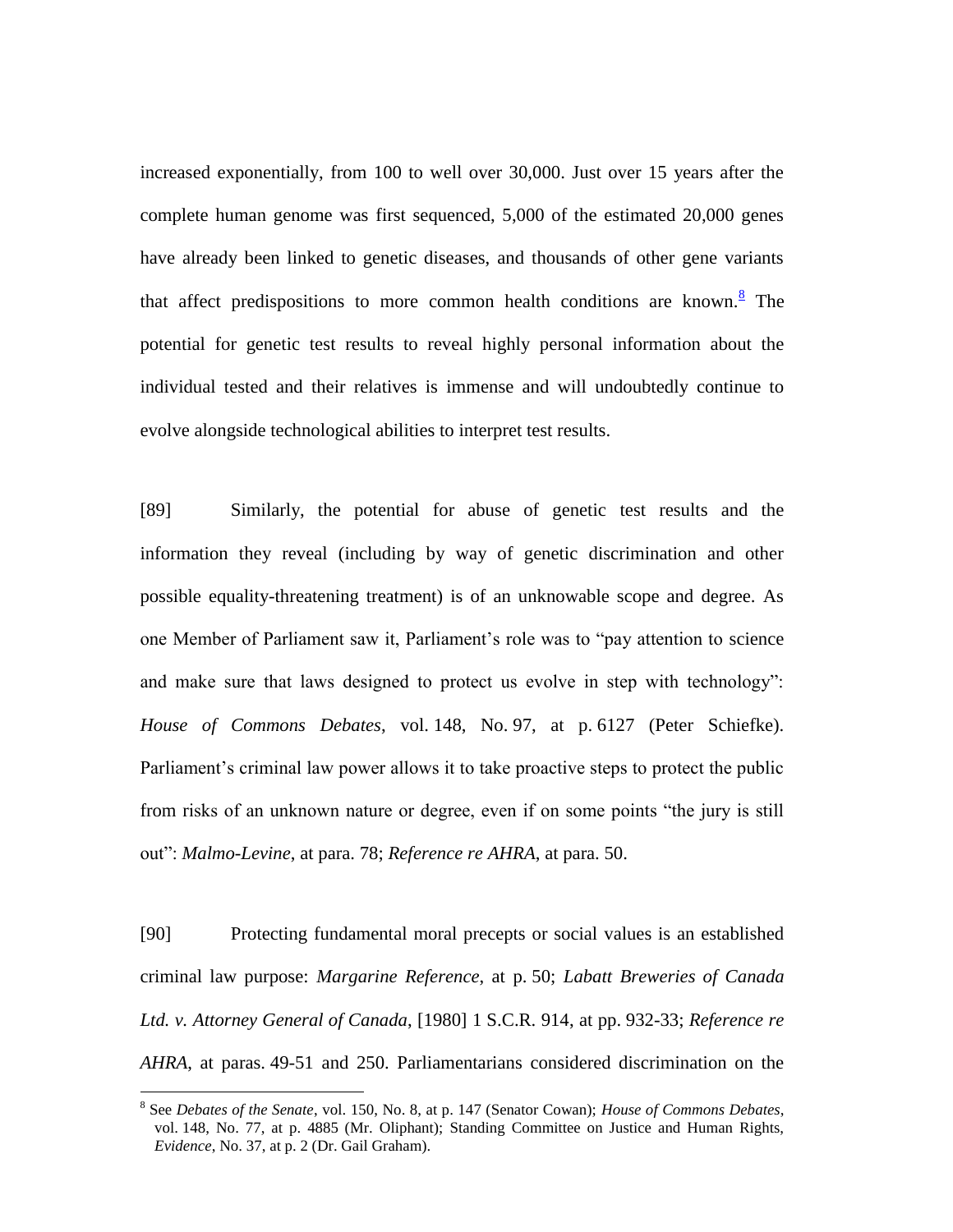increased exponentially, from 100 to well over 30,000. Just over 15 years after the complete human genome was first sequenced, 5,000 of the estimated 20,000 genes have already been linked to genetic diseases, and thousands of other gene variants that affect predispositions to more common health conditions are known.[8] The potential for genetic test results to reveal highly personal information about the individual tested and their relatives is immense and will undoubtedly continue to evolve alongside technological abilities to interpret test results.

[89] Similarly, the potential for abuse of genetic test results and the information they reveal (including by way of genetic discrimination and other possible equality-threatening treatment) is of an unknowable scope and degree. As one Member of Parliament saw it, Parliament's role was to "pay attention to science and make sure that laws designed to protect us evolve in step with technology": *House of Commons Debates*, vol. 148, No. 97, at p. 6127 (Peter Schiefke). Parliament's criminal law power allows it to take proactive steps to protect the public from risks of an unknown nature or degree, even if on some points "the jury is still out": *Malmo-Levine*, at para. 78; *Reference re AHRA*, at para. 50.

[90] Protecting fundamental moral precepts or social values is an established criminal law purpose: *Margarine Reference*, at p. 50; *Labatt Breweries of Canada Ltd. v. Attorney General of Canada*, [1980] 1 S.C.R. 914, at pp. 932-33; *Reference re AHRA*, at paras. 49-51 and 250. Parliamentarians considered discrimination on the

---

[8] See *Debates of the Senate*, vol. 150, No. 8, at p. 147 (Senator Cowan); *House of Commons Debates*, vol. 148, No. 77, at p. 4885 (Mr. Oliphant); Standing Committee on Justice and Human Rights, *Evidence*, No. 37, at p. 2 (Dr. Gail Graham).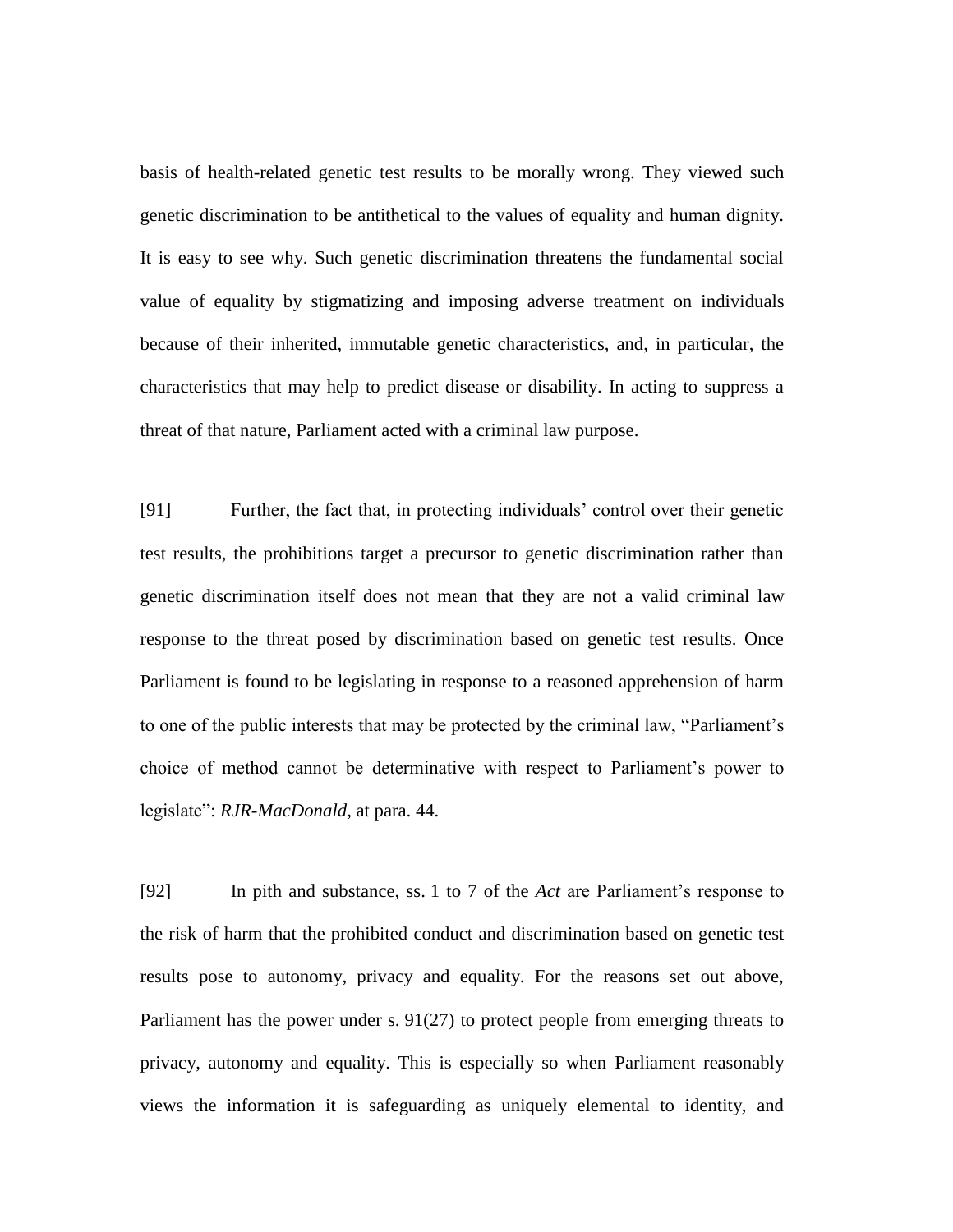basis of health-related genetic test results to be morally wrong. They viewed such genetic discrimination to be antithetical to the values of equality and human dignity. It is easy to see why. Such genetic discrimination threatens the fundamental social value of equality by stigmatizing and imposing adverse treatment on individuals because of their inherited, immutable genetic characteristics, and, in particular, the characteristics that may help to predict disease or disability. In acting to suppress a threat of that nature, Parliament acted with a criminal law purpose.

[91] Further, the fact that, in protecting individuals' control over their genetic test results, the prohibitions target a precursor to genetic discrimination rather than genetic discrimination itself does not mean that they are not a valid criminal law response to the threat posed by discrimination based on genetic test results. Once Parliament is found to be legislating in response to a reasoned apprehension of harm to one of the public interests that may be protected by the criminal law, "Parliament's choice of method cannot be determinative with respect to Parliament's power to legislate": *RJR-MacDonald*, at para. 44.

[92] In pith and substance, ss. 1 to 7 of the *Act* are Parliament's response to the risk of harm that the prohibited conduct and discrimination based on genetic test results pose to autonomy, privacy and equality. For the reasons set out above, Parliament has the power under s. 91(27) to protect people from emerging threats to privacy, autonomy and equality. This is especially so when Parliament reasonably views the information it is safeguarding as uniquely elemental to identity, and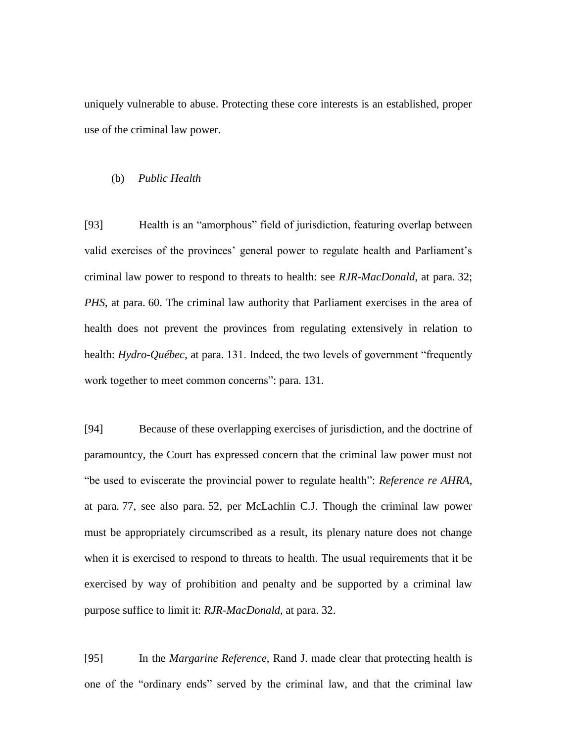uniquely vulnerable to abuse. Protecting these core interests is an established, proper use of the criminal law power.

(b) *Public Health*

[93] Health is an "amorphous" field of jurisdiction, featuring overlap between valid exercises of the provinces' general power to regulate health and Parliament's criminal law power to respond to threats to health: see *RJR-MacDonald*, at para. 32; *PHS*, at para. 60. The criminal law authority that Parliament exercises in the area of health does not prevent the provinces from regulating extensively in relation to health: *Hydro-Québec*, at para. 131. Indeed, the two levels of government "frequently work together to meet common concerns": para. 131.

[94] Because of these overlapping exercises of jurisdiction, and the doctrine of paramountcy, the Court has expressed concern that the criminal law power must not "be used to eviscerate the provincial power to regulate health": *Reference re AHRA*, at para. 77, see also para. 52, per McLachlin C.J. Though the criminal law power must be appropriately circumscribed as a result, its plenary nature does not change when it is exercised to respond to threats to health. The usual requirements that it be exercised by way of prohibition and penalty and be supported by a criminal law purpose suffice to limit it: *RJR-MacDonald*, at para. 32.

[95] In the *Margarine Reference*, Rand J. made clear that protecting health is one of the "ordinary ends" served by the criminal law, and that the criminal law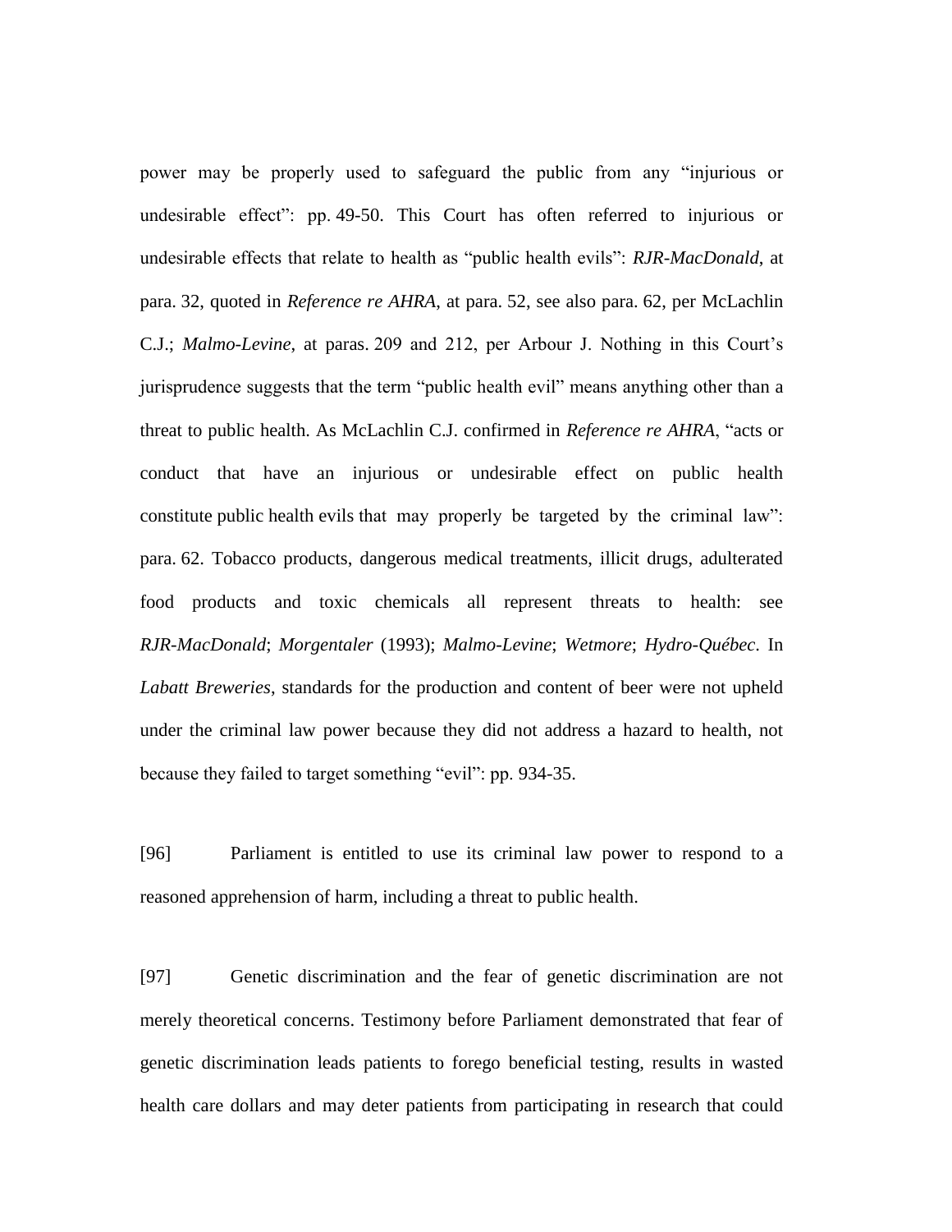power may be properly used to safeguard the public from any "injurious or undesirable effect": pp. 49-50. This Court has often referred to injurious or undesirable effects that relate to health as "public health evils": *RJR-MacDonald*, at para. 32, quoted in *Reference re AHRA*, at para. 52, see also para. 62, per McLachlin C.J.; *Malmo-Levine*, at paras. 209 and 212, per Arbour J. Nothing in this Court's jurisprudence suggests that the term "public health evil" means anything other than a threat to public health. As McLachlin C.J. confirmed in *Reference re AHRA*, "acts or conduct that have an injurious or undesirable effect on public health constitute public health evils that may properly be targeted by the criminal law": para. 62. Tobacco products, dangerous medical treatments, illicit drugs, adulterated food products and toxic chemicals all represent threats to health: see *RJR-MacDonald*; *Morgentaler* (1993); *Malmo-Levine*; *Wetmore*; *Hydro-Québec*. In *Labatt Breweries*, standards for the production and content of beer were not upheld under the criminal law power because they did not address a hazard to health, not because they failed to target something "evil": pp. 934-35.

[96] Parliament is entitled to use its criminal law power to respond to a reasoned apprehension of harm, including a threat to public health.

[97] Genetic discrimination and the fear of genetic discrimination are not merely theoretical concerns. Testimony before Parliament demonstrated that fear of genetic discrimination leads patients to forego beneficial testing, results in wasted health care dollars and may deter patients from participating in research that could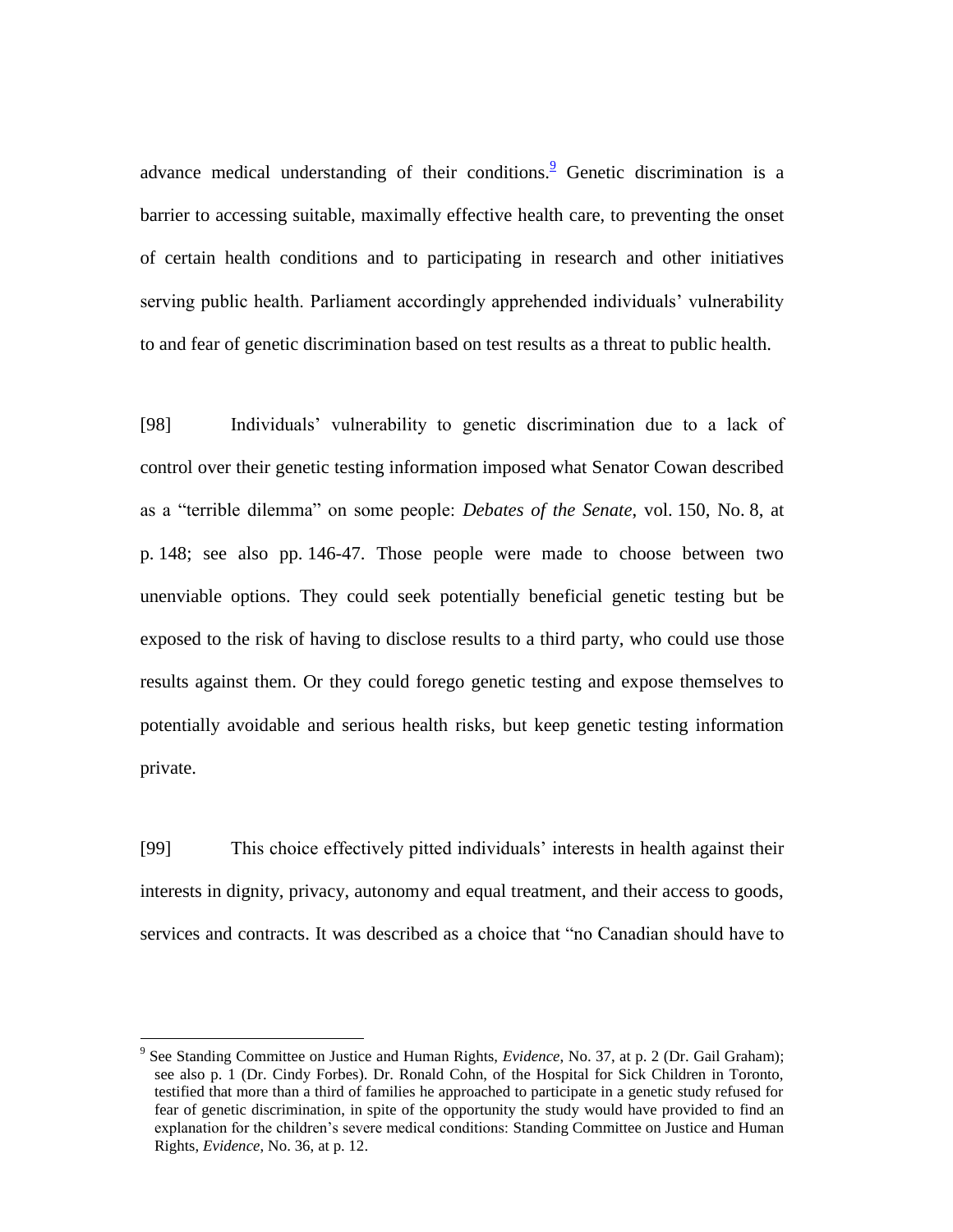advance medical understanding of their conditions.[9] Genetic discrimination is a barrier to accessing suitable, maximally effective health care, to preventing the onset of certain health conditions and to participating in research and other initiatives serving public health. Parliament accordingly apprehended individuals' vulnerability to and fear of genetic discrimination based on test results as a threat to public health.

[98] Individuals' vulnerability to genetic discrimination due to a lack of control over their genetic testing information imposed what Senator Cowan described as a "terrible dilemma" on some people: *Debates of the Senate*, vol. 150, No. 8, at p. 148; see also pp. 146-47. Those people were made to choose between two unenviable options. They could seek potentially beneficial genetic testing but be exposed to the risk of having to disclose results to a third party, who could use those results against them. Or they could forego genetic testing and expose themselves to potentially avoidable and serious health risks, but keep genetic testing information private.

[99] This choice effectively pitted individuals' interests in health against their interests in dignity, privacy, autonomy and equal treatment, and their access to goods, services and contracts. It was described as a choice that "no Canadian should have to

---

[9] See Standing Committee on Justice and Human Rights, *Evidence*, No. 37, at p. 2 (Dr. Gail Graham); see also p. 1 (Dr. Cindy Forbes). Dr. Ronald Cohn, of the Hospital for Sick Children in Toronto, testified that more than a third of families he approached to participate in a genetic study refused for fear of genetic discrimination, in spite of the opportunity the study would have provided to find an explanation for the children's severe medical conditions: Standing Committee on Justice and Human Rights, *Evidence*, No. 36, at p. 12.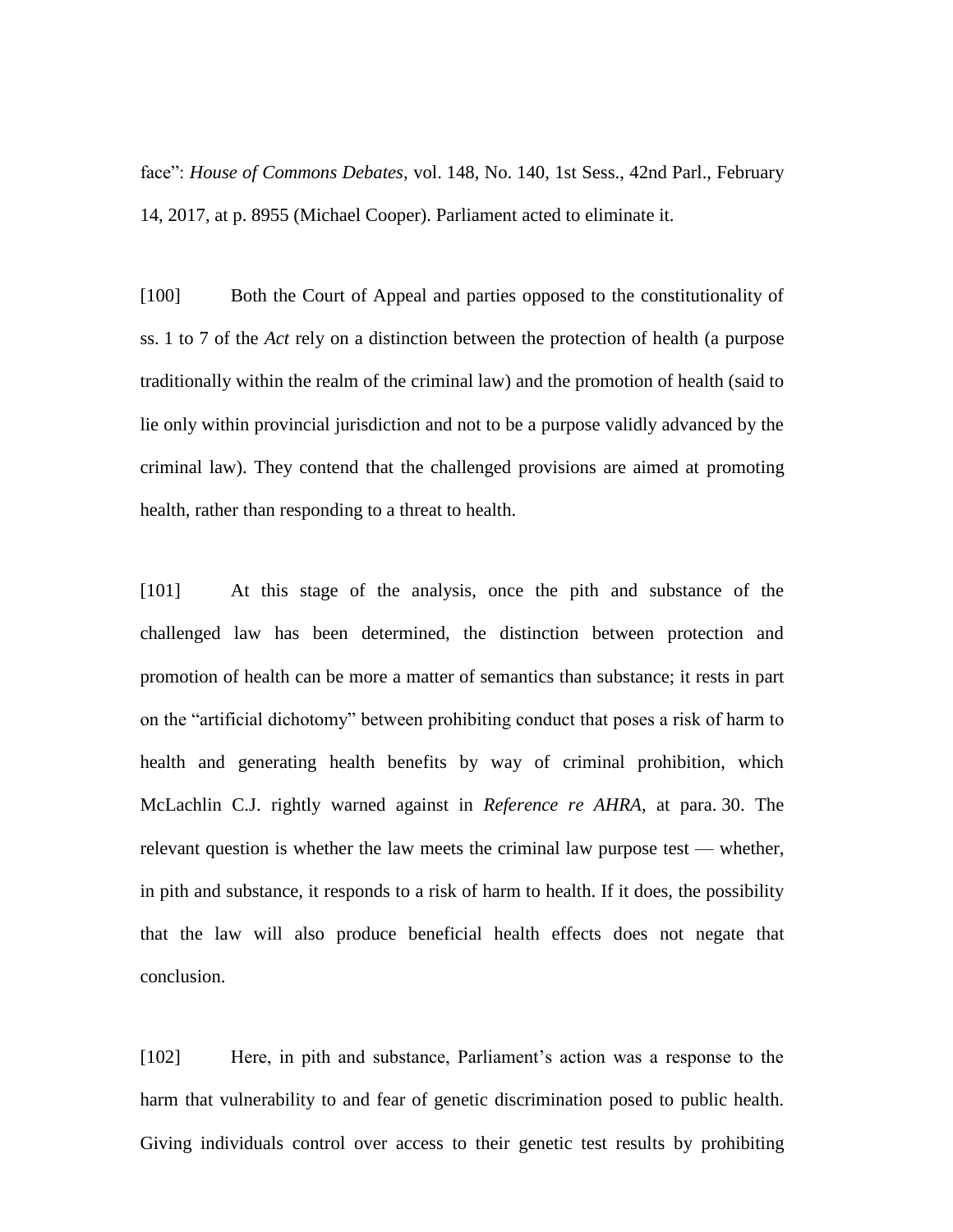face": *House of Commons Debates*, vol. 148, No. 140, 1st Sess., 42nd Parl., February 14, 2017, at p. 8955 (Michael Cooper). Parliament acted to eliminate it.

[100] Both the Court of Appeal and parties opposed to the constitutionality of ss. 1 to 7 of the *Act* rely on a distinction between the protection of health (a purpose traditionally within the realm of the criminal law) and the promotion of health (said to lie only within provincial jurisdiction and not to be a purpose validly advanced by the criminal law). They contend that the challenged provisions are aimed at promoting health, rather than responding to a threat to health.

[101] At this stage of the analysis, once the pith and substance of the challenged law has been determined, the distinction between protection and promotion of health can be more a matter of semantics than substance; it rests in part on the "artificial dichotomy" between prohibiting conduct that poses a risk of harm to health and generating health benefits by way of criminal prohibition, which McLachlin C.J. rightly warned against in *Reference re AHRA*, at para. 30. The relevant question is whether the law meets the criminal law purpose test — whether, in pith and substance, it responds to a risk of harm to health. If it does, the possibility that the law will also produce beneficial health effects does not negate that conclusion.

[102] Here, in pith and substance, Parliament's action was a response to the harm that vulnerability to and fear of genetic discrimination posed to public health. Giving individuals control over access to their genetic test results by prohibiting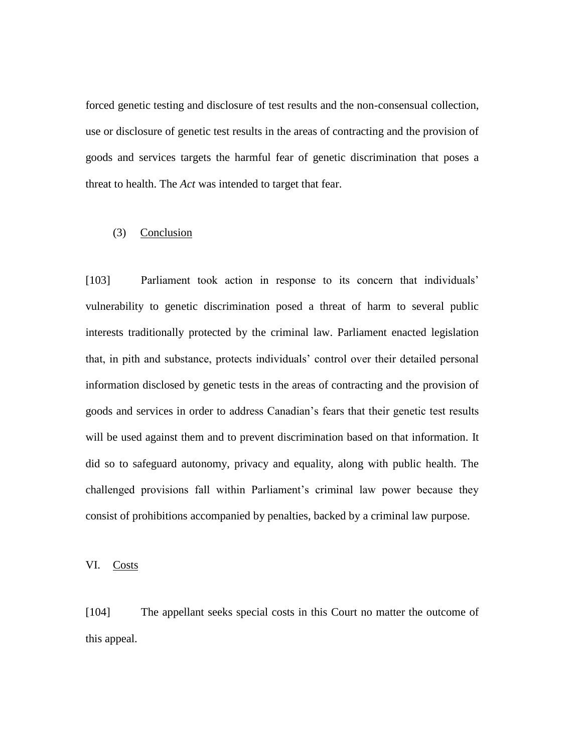forced genetic testing and disclosure of test results and the non-consensual collection, use or disclosure of genetic test results in the areas of contracting and the provision of goods and services targets the harmful fear of genetic discrimination that poses a threat to health. The *Act* was intended to target that fear.

### (3) Conclusion

[103] Parliament took action in response to its concern that individuals' vulnerability to genetic discrimination posed a threat of harm to several public interests traditionally protected by the criminal law. Parliament enacted legislation that, in pith and substance, protects individuals' control over their detailed personal information disclosed by genetic tests in the areas of contracting and the provision of goods and services in order to address Canadian's fears that their genetic test results will be used against them and to prevent discrimination based on that information. It did so to safeguard autonomy, privacy and equality, along with public health. The challenged provisions fall within Parliament's criminal law power because they consist of prohibitions accompanied by penalties, backed by a criminal law purpose.

## VI. Costs

[104] The appellant seeks special costs in this Court no matter the outcome of this appeal.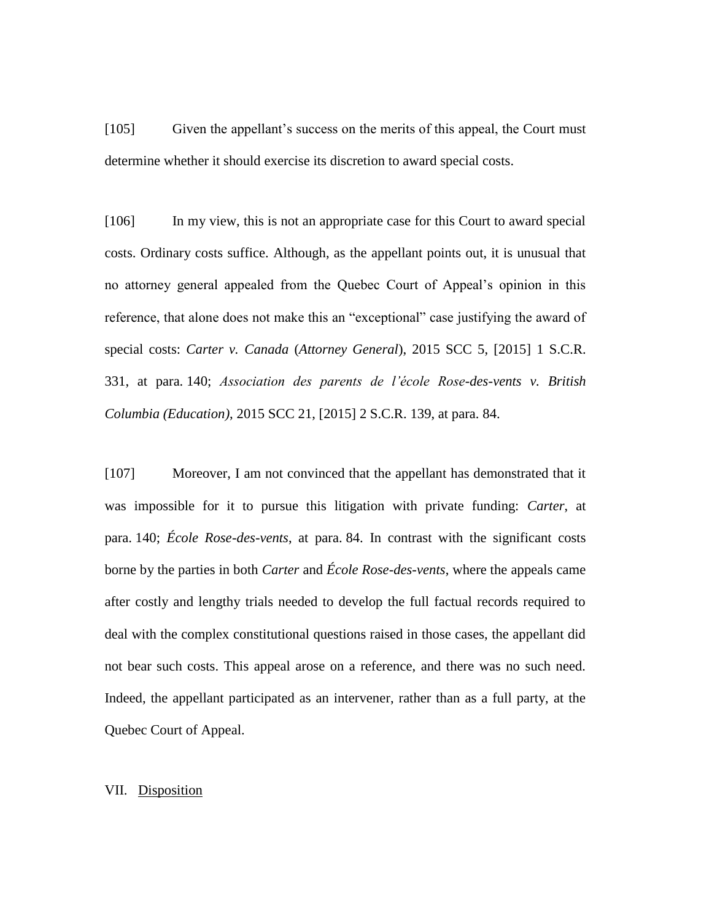[105] Given the appellant’s success on the merits of this appeal, the Court must determine whether it should exercise its discretion to award special costs.

[106] In my view, this is not an appropriate case for this Court to award special costs. Ordinary costs suffice. Although, as the appellant points out, it is unusual that no attorney general appealed from the Quebec Court of Appeal’s opinion in this reference, that alone does not make this an “exceptional” case justifying the award of special costs: *Carter v. Canada* (*Attorney General*), 2015 SCC 5, [2015] 1 S.C.R. 331, at para. 140; *Association des parents de l’école Rose-des-vents v. British Columbia (Education)*, 2015 SCC 21, [2015] 2 S.C.R. 139, at para. 84.

[107] Moreover, I am not convinced that the appellant has demonstrated that it was impossible for it to pursue this litigation with private funding: *Carter*, at para. 140; *École Rose-des-vents*, at para. 84. In contrast with the significant costs borne by the parties in both *Carter* and *École Rose-des-vents*, where the appeals came after costly and lengthy trials needed to develop the full factual records required to deal with the complex constitutional questions raised in those cases, the appellant did not bear such costs. This appeal arose on a reference, and there was no such need. Indeed, the appellant participated as an intervener, rather than as a full party, at the Quebec Court of Appeal.

## VII. Disposition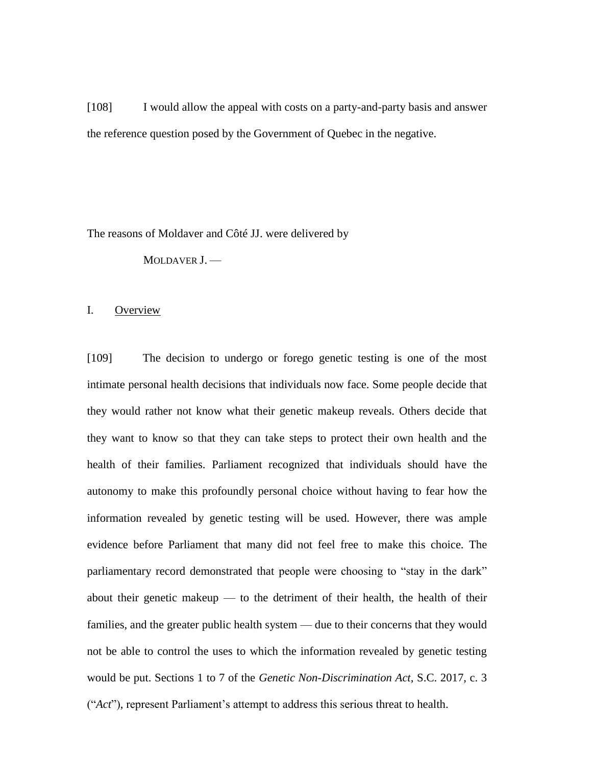[108] I would allow the appeal with costs on a party-and-party basis and answer the reference question posed by the Government of Quebec in the negative.

The reasons of Moldaver and Côté JJ. were delivered by

MOLDAVER J. —

## I. Overview

[109] The decision to undergo or forego genetic testing is one of the most intimate personal health decisions that individuals now face. Some people decide that they would rather not know what their genetic makeup reveals. Others decide that they want to know so that they can take steps to protect their own health and the health of their families. Parliament recognized that individuals should have the autonomy to make this profoundly personal choice without having to fear how the information revealed by genetic testing will be used. However, there was ample evidence before Parliament that many did not feel free to make this choice. The parliamentary record demonstrated that people were choosing to "stay in the dark" about their genetic makeup — to the detriment of their health, the health of their families, and the greater public health system — due to their concerns that they would not be able to control the uses to which the information revealed by genetic testing would be put. Sections 1 to 7 of the *Genetic Non-Discrimination Act*, S.C. 2017, c. 3 ("*Act*"), represent Parliament's attempt to address this serious threat to health.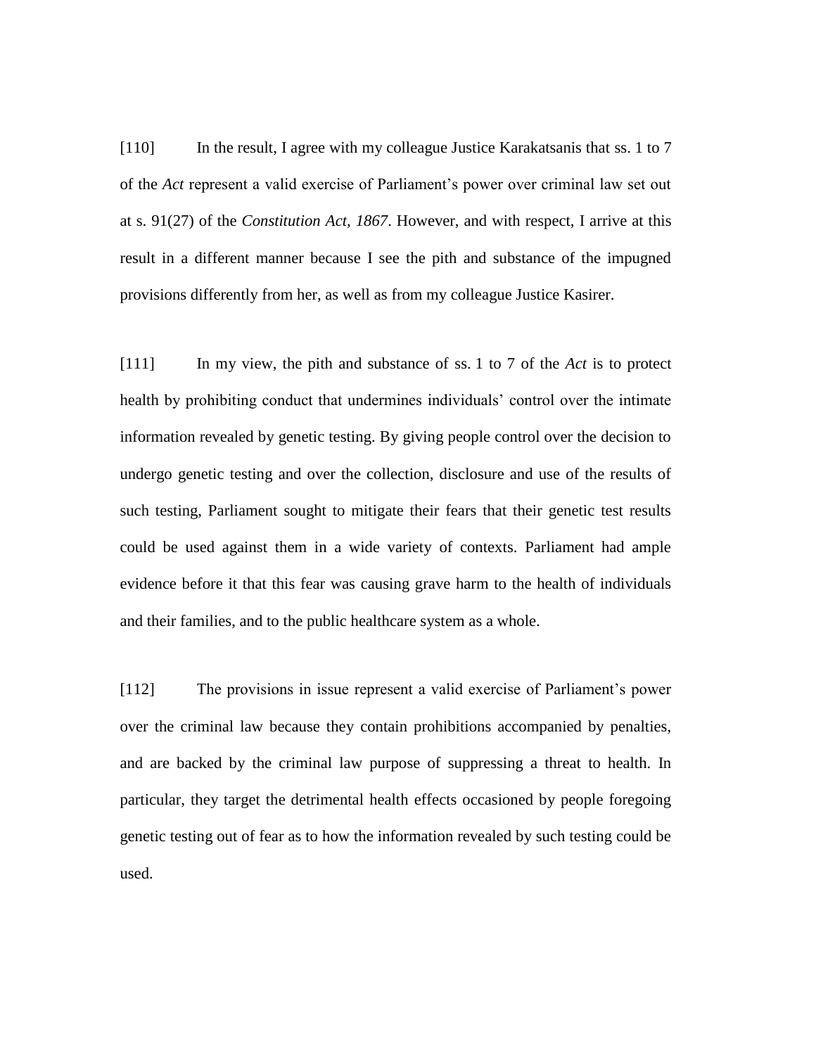[110] In the result, I agree with my colleague Justice Karakatsanis that ss. 1 to 7 of the *Act* represent a valid exercise of Parliament's power over criminal law set out at s. 91(27) of the *Constitution Act, 1867*. However, and with respect, I arrive at this result in a different manner because I see the pith and substance of the impugned provisions differently from her, as well as from my colleague Justice Kasirer.

[111] In my view, the pith and substance of ss. 1 to 7 of the *Act* is to protect health by prohibiting conduct that undermines individuals' control over the intimate information revealed by genetic testing. By giving people control over the decision to undergo genetic testing and over the collection, disclosure and use of the results of such testing, Parliament sought to mitigate their fears that their genetic test results could be used against them in a wide variety of contexts. Parliament had ample evidence before it that this fear was causing grave harm to the health of individuals and their families, and to the public healthcare system as a whole.

[112] The provisions in issue represent a valid exercise of Parliament's power over the criminal law because they contain prohibitions accompanied by penalties, and are backed by the criminal law purpose of suppressing a threat to health. In particular, they target the detrimental health effects occasioned by people foregoing genetic testing out of fear as to how the information revealed by such testing could be used.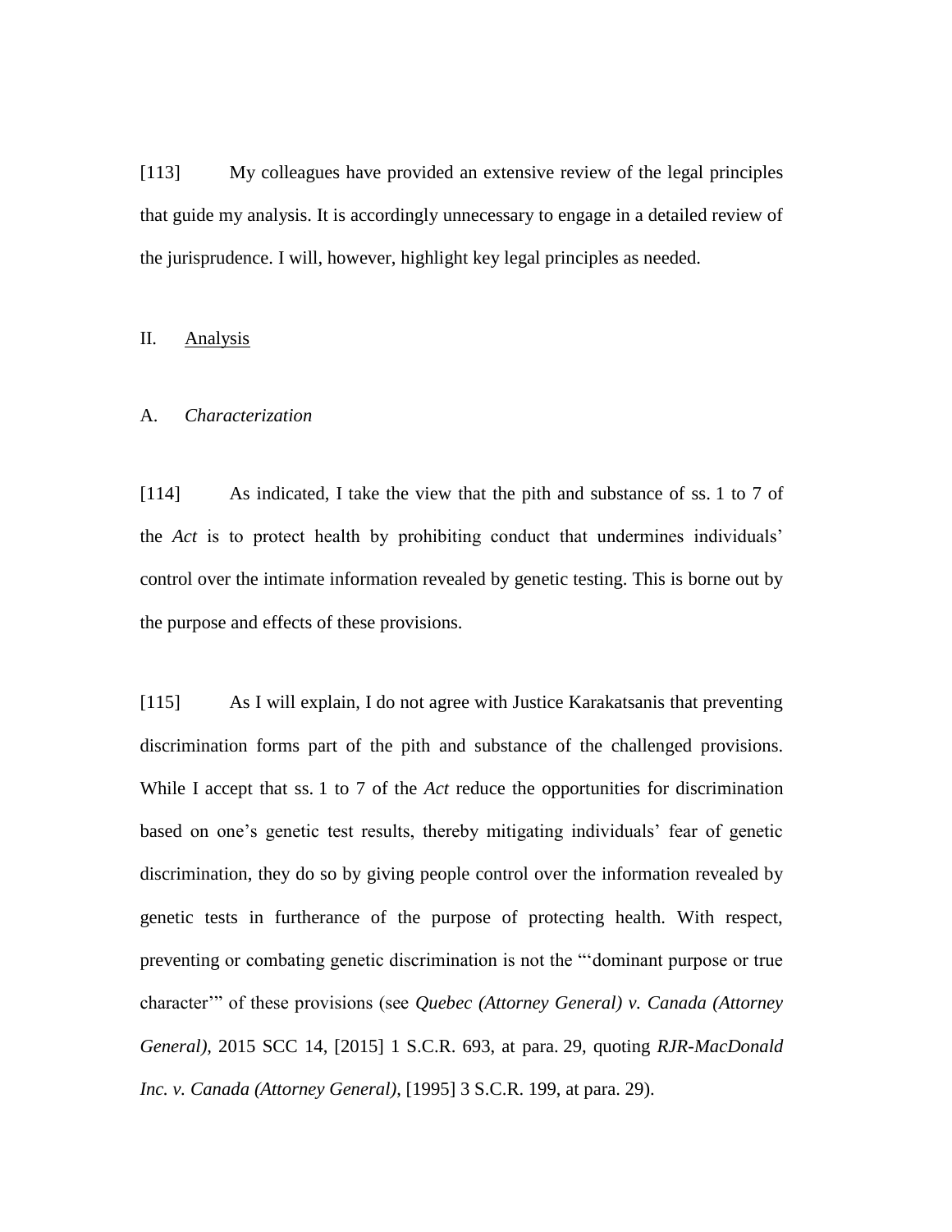[113] My colleagues have provided an extensive review of the legal principles that guide my analysis. It is accordingly unnecessary to engage in a detailed review of the jurisprudence. I will, however, highlight key legal principles as needed.

## II. Analysis

### A. *Characterization*

[114] As indicated, I take the view that the pith and substance of ss. 1 to 7 of the *Act* is to protect health by prohibiting conduct that undermines individuals' control over the intimate information revealed by genetic testing. This is borne out by the purpose and effects of these provisions.

[115] As I will explain, I do not agree with Justice Karakatsanis that preventing discrimination forms part of the pith and substance of the challenged provisions. While I accept that ss. 1 to 7 of the *Act* reduce the opportunities for discrimination based on one's genetic test results, thereby mitigating individuals' fear of genetic discrimination, they do so by giving people control over the information revealed by genetic tests in furtherance of the purpose of protecting health. With respect, preventing or combating genetic discrimination is not the "'dominant purpose or true character'" of these provisions (see *Quebec (Attorney General) v. Canada (Attorney General)*, 2015 SCC 14, [2015] 1 S.C.R. 693, at para. 29, quoting *RJR-MacDonald Inc. v. Canada (Attorney General)*, [1995] 3 S.C.R. 199, at para. 29).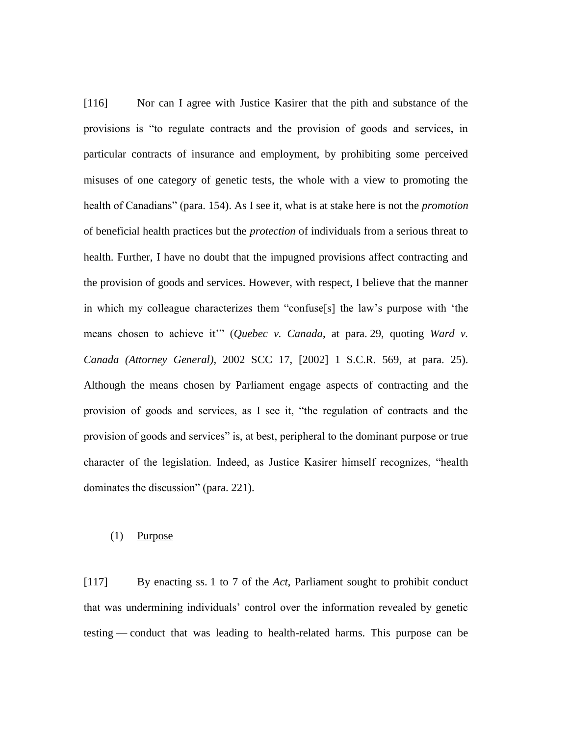[116] Nor can I agree with Justice Kasirer that the pith and substance of the provisions is "to regulate contracts and the provision of goods and services, in particular contracts of insurance and employment, by prohibiting some perceived misuses of one category of genetic tests, the whole with a view to promoting the health of Canadians" (para. 154). As I see it, what is at stake here is not the *promotion* of beneficial health practices but the *protection* of individuals from a serious threat to health. Further, I have no doubt that the impugned provisions affect contracting and the provision of goods and services. However, with respect, I believe that the manner in which my colleague characterizes them "confuse[s] the law's purpose with 'the means chosen to achieve it'" (*Quebec v. Canada*, at para. 29, quoting *Ward v. Canada (Attorney General)*, 2002 SCC 17, [2002] 1 S.C.R. 569, at para. 25). Although the means chosen by Parliament engage aspects of contracting and the provision of goods and services, as I see it, "the regulation of contracts and the provision of goods and services" is, at best, peripheral to the dominant purpose or true character of the legislation. Indeed, as Justice Kasirer himself recognizes, "health dominates the discussion" (para. 221).

(1) Purpose

[117] By enacting ss. 1 to 7 of the *Act*, Parliament sought to prohibit conduct that was undermining individuals' control over the information revealed by genetic testing — conduct that was leading to health-related harms. This purpose can be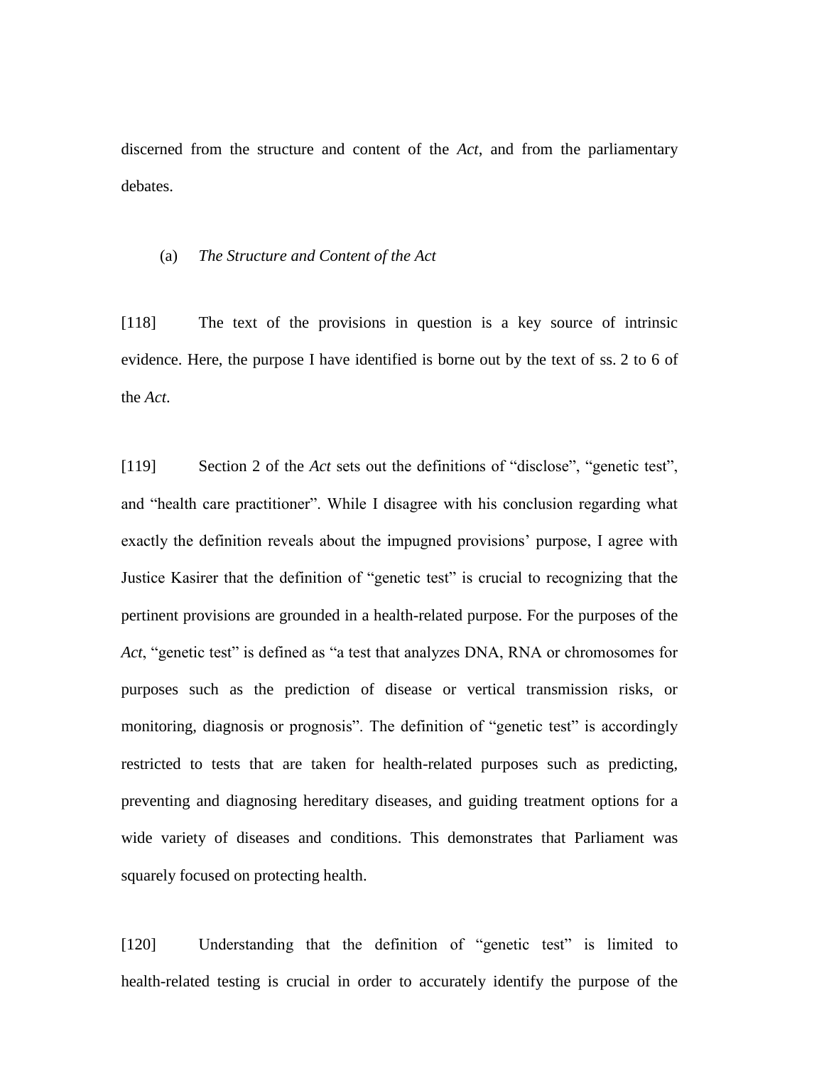discerned from the structure and content of the *Act*, and from the parliamentary debates.

(a) *The Structure and Content of the Act*

[118] The text of the provisions in question is a key source of intrinsic evidence. Here, the purpose I have identified is borne out by the text of ss. 2 to 6 of the *Act*.

[119] Section 2 of the *Act* sets out the definitions of "disclose", "genetic test", and "health care practitioner". While I disagree with his conclusion regarding what exactly the definition reveals about the impugned provisions' purpose, I agree with Justice Kasirer that the definition of "genetic test" is crucial to recognizing that the pertinent provisions are grounded in a health-related purpose. For the purposes of the *Act*, "genetic test" is defined as "a test that analyzes DNA, RNA or chromosomes for purposes such as the prediction of disease or vertical transmission risks, or monitoring, diagnosis or prognosis". The definition of "genetic test" is accordingly restricted to tests that are taken for health-related purposes such as predicting, preventing and diagnosing hereditary diseases, and guiding treatment options for a wide variety of diseases and conditions. This demonstrates that Parliament was squarely focused on protecting health.

[120] Understanding that the definition of "genetic test" is limited to health-related testing is crucial in order to accurately identify the purpose of the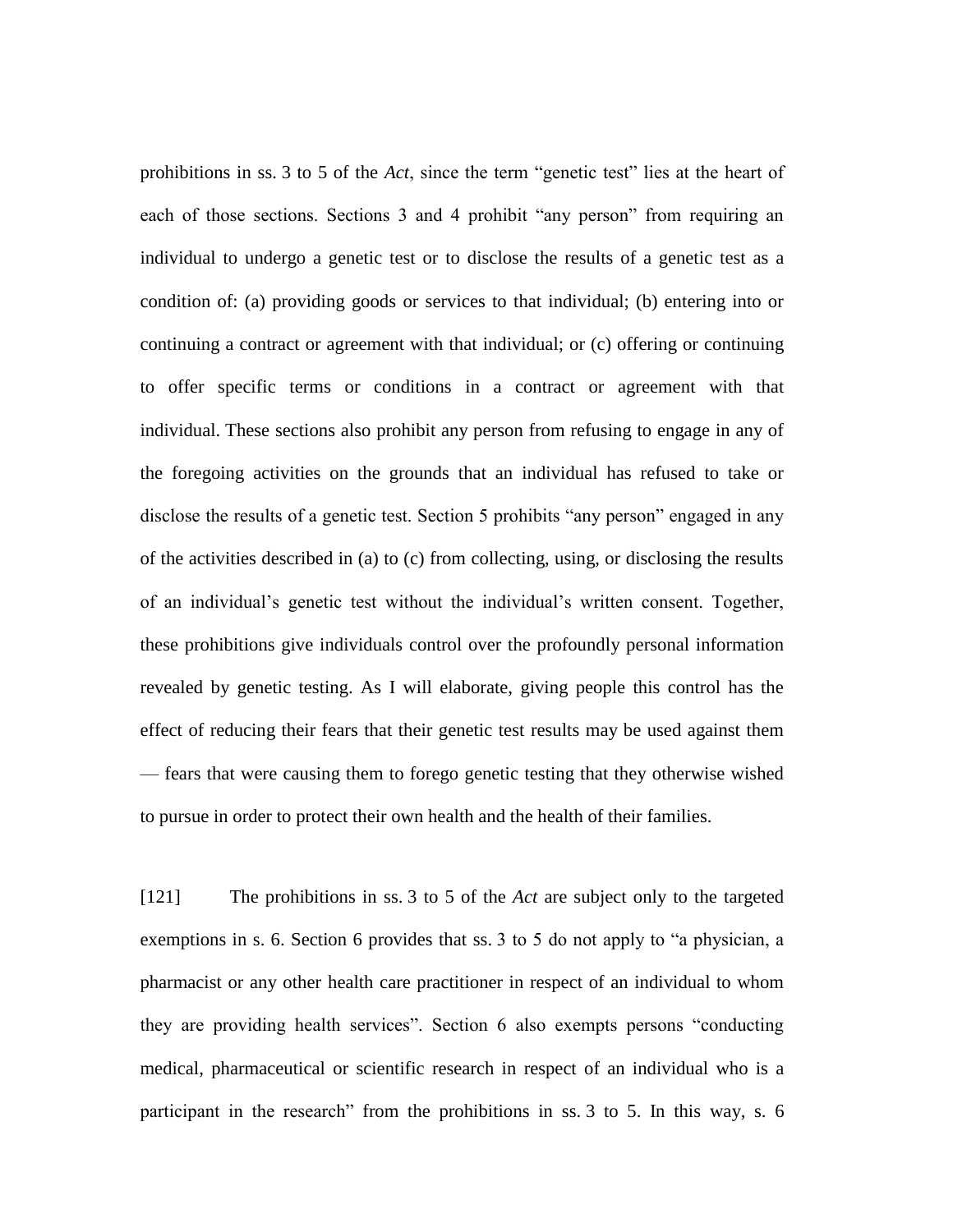prohibitions in ss. 3 to 5 of the *Act*, since the term “genetic test” lies at the heart of each of those sections. Sections 3 and 4 prohibit “any person” from requiring an individual to undergo a genetic test or to disclose the results of a genetic test as a condition of: (a) providing goods or services to that individual; (b) entering into or continuing a contract or agreement with that individual; or (c) offering or continuing to offer specific terms or conditions in a contract or agreement with that individual. These sections also prohibit any person from refusing to engage in any of the foregoing activities on the grounds that an individual has refused to take or disclose the results of a genetic test. Section 5 prohibits “any person” engaged in any of the activities described in (a) to (c) from collecting, using, or disclosing the results of an individual’s genetic test without the individual’s written consent. Together, these prohibitions give individuals control over the profoundly personal information revealed by genetic testing. As I will elaborate, giving people this control has the effect of reducing their fears that their genetic test results may be used against them — fears that were causing them to forego genetic testing that they otherwise wished to pursue in order to protect their own health and the health of their families.

[121] The prohibitions in ss. 3 to 5 of the *Act* are subject only to the targeted exemptions in s. 6. Section 6 provides that ss. 3 to 5 do not apply to “a physician, a pharmacist or any other health care practitioner in respect of an individual to whom they are providing health services”. Section 6 also exempts persons “conducting medical, pharmaceutical or scientific research in respect of an individual who is a participant in the research” from the prohibitions in ss. 3 to 5. In this way, s. 6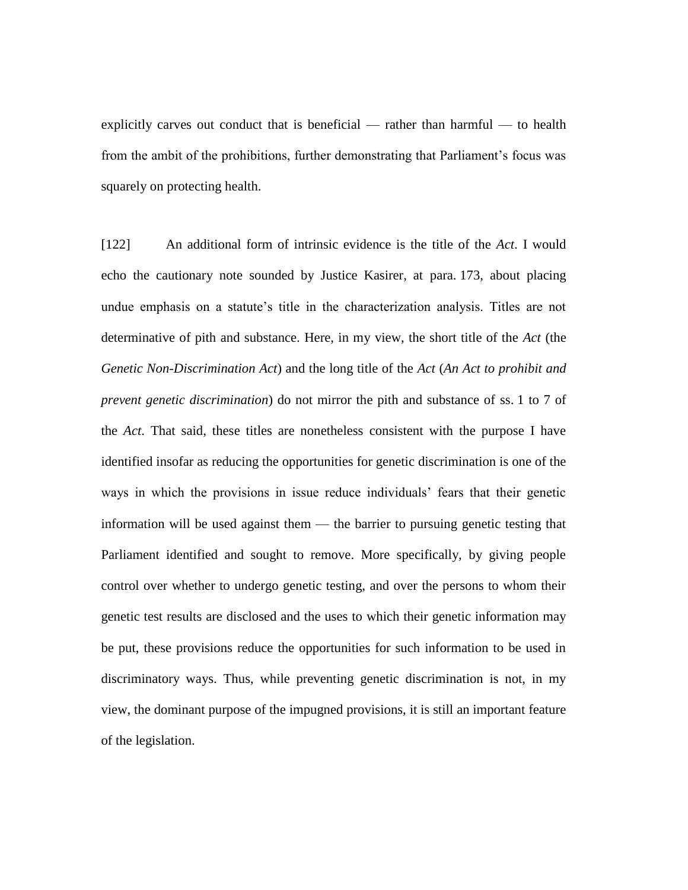explicitly carves out conduct that is beneficial — rather than harmful — to health from the ambit of the prohibitions, further demonstrating that Parliament's focus was squarely on protecting health.

[122] An additional form of intrinsic evidence is the title of the *Act*. I would echo the cautionary note sounded by Justice Kasirer, at para. 173, about placing undue emphasis on a statute's title in the characterization analysis. Titles are not determinative of pith and substance. Here, in my view, the short title of the *Act* (the *Genetic Non-Discrimination Act*) and the long title of the *Act* (*An Act to prohibit and prevent genetic discrimination*) do not mirror the pith and substance of ss. 1 to 7 of the *Act*. That said, these titles are nonetheless consistent with the purpose I have identified insofar as reducing the opportunities for genetic discrimination is one of the ways in which the provisions in issue reduce individuals' fears that their genetic information will be used against them — the barrier to pursuing genetic testing that Parliament identified and sought to remove. More specifically, by giving people control over whether to undergo genetic testing, and over the persons to whom their genetic test results are disclosed and the uses to which their genetic information may be put, these provisions reduce the opportunities for such information to be used in discriminatory ways. Thus, while preventing genetic discrimination is not, in my view, the dominant purpose of the impugned provisions, it is still an important feature of the legislation.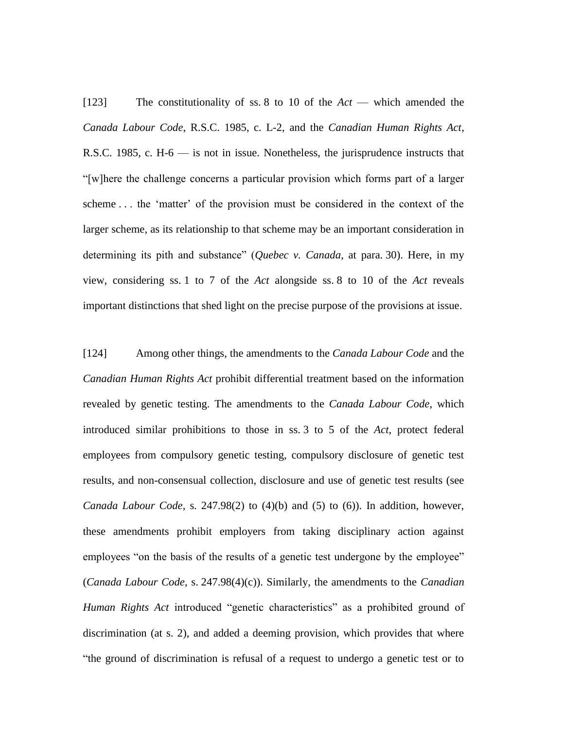[123] The constitutionality of ss. 8 to 10 of the *Act* — which amended the *Canada Labour Code*, R.S.C. 1985, c. L-2, and the *Canadian Human Rights Act*, R.S.C. 1985, c. H-6 — is not in issue. Nonetheless, the jurisprudence instructs that "[w]here the challenge concerns a particular provision which forms part of a larger scheme . . . the 'matter' of the provision must be considered in the context of the larger scheme, as its relationship to that scheme may be an important consideration in determining its pith and substance" (*Quebec v. Canada*, at para. 30). Here, in my view, considering ss. 1 to 7 of the *Act* alongside ss. 8 to 10 of the *Act* reveals important distinctions that shed light on the precise purpose of the provisions at issue.

[124] Among other things, the amendments to the *Canada Labour Code* and the *Canadian Human Rights Act* prohibit differential treatment based on the information revealed by genetic testing. The amendments to the *Canada Labour Code*, which introduced similar prohibitions to those in ss. 3 to 5 of the *Act*, protect federal employees from compulsory genetic testing, compulsory disclosure of genetic test results, and non-consensual collection, disclosure and use of genetic test results (see *Canada Labour Code*, s. 247.98(2) to (4)(b) and (5) to (6)). In addition, however, these amendments prohibit employers from taking disciplinary action against employees "on the basis of the results of a genetic test undergone by the employee" (*Canada Labour Code*, s. 247.98(4)(c)). Similarly, the amendments to the *Canadian Human Rights Act* introduced "genetic characteristics" as a prohibited ground of discrimination (at s. 2), and added a deeming provision, which provides that where "the ground of discrimination is refusal of a request to undergo a genetic test or to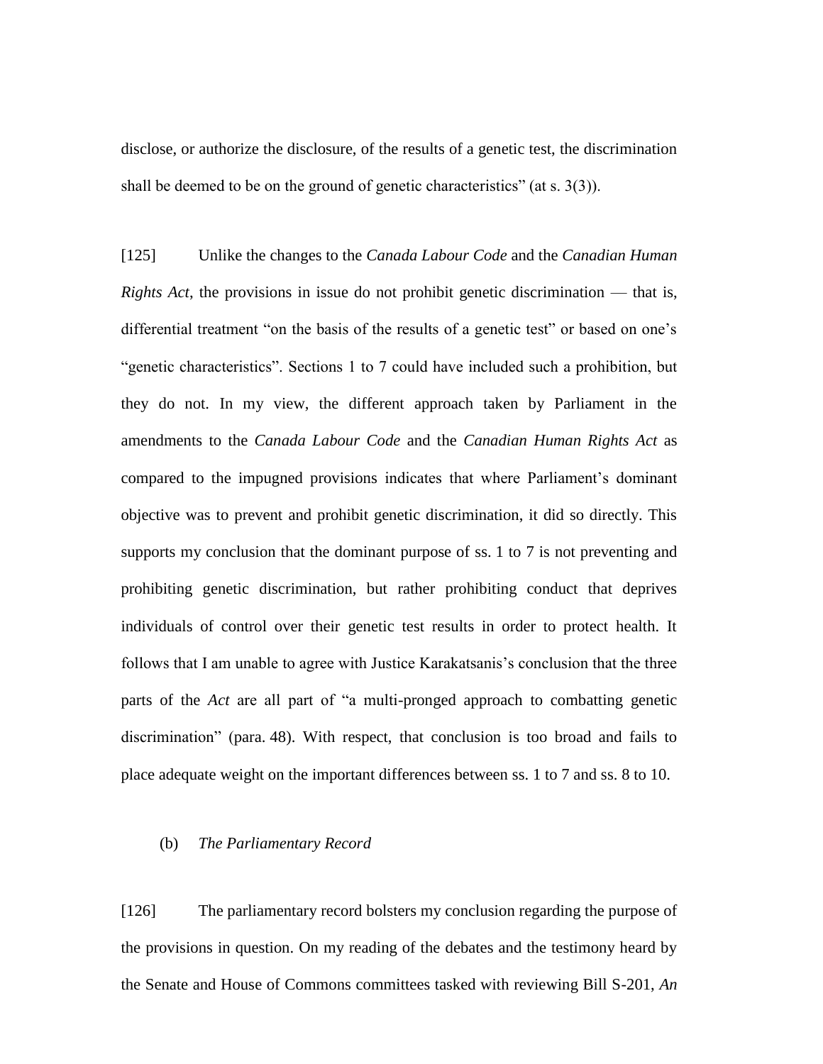disclose, or authorize the disclosure, of the results of a genetic test, the discrimination shall be deemed to be on the ground of genetic characteristics" (at s. 3(3)).

[125] Unlike the changes to the *Canada Labour Code* and the *Canadian Human Rights Act*, the provisions in issue do not prohibit genetic discrimination — that is, differential treatment "on the basis of the results of a genetic test" or based on one's "genetic characteristics". Sections 1 to 7 could have included such a prohibition, but they do not. In my view, the different approach taken by Parliament in the amendments to the *Canada Labour Code* and the *Canadian Human Rights Act* as compared to the impugned provisions indicates that where Parliament's dominant objective was to prevent and prohibit genetic discrimination, it did so directly. This supports my conclusion that the dominant purpose of ss. 1 to 7 is not preventing and prohibiting genetic discrimination, but rather prohibiting conduct that deprives individuals of control over their genetic test results in order to protect health. It follows that I am unable to agree with Justice Karakatsanis's conclusion that the three parts of the *Act* are all part of "a multi-pronged approach to combatting genetic discrimination" (para. 48). With respect, that conclusion is too broad and fails to place adequate weight on the important differences between ss. 1 to 7 and ss. 8 to 10.

(b) *The Parliamentary Record*

[126] The parliamentary record bolsters my conclusion regarding the purpose of the provisions in question. On my reading of the debates and the testimony heard by the Senate and House of Commons committees tasked with reviewing Bill S-201, *An*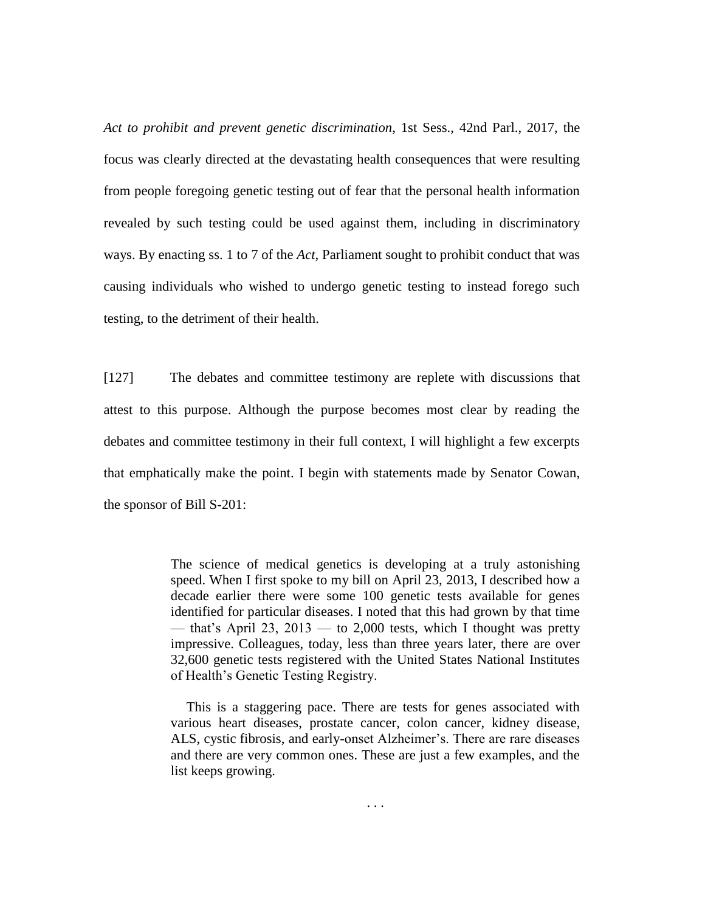*Act to prohibit and prevent genetic discrimination*, 1st Sess., 42nd Parl., 2017, the focus was clearly directed at the devastating health consequences that were resulting from people foregoing genetic testing out of fear that the personal health information revealed by such testing could be used against them, including in discriminatory ways. By enacting ss. 1 to 7 of the *Act*, Parliament sought to prohibit conduct that was causing individuals who wished to undergo genetic testing to instead forego such testing, to the detriment of their health.

[127] The debates and committee testimony are replete with discussions that attest to this purpose. Although the purpose becomes most clear by reading the debates and committee testimony in their full context, I will highlight a few excerpts that emphatically make the point. I begin with statements made by Senator Cowan, the sponsor of Bill S-201:

> The science of medical genetics is developing at a truly astonishing speed. When I first spoke to my bill on April 23, 2013, I described how a decade earlier there were some 100 genetic tests available for genes identified for particular diseases. I noted that this had grown by that time — that's April 23, 2013 — to 2,000 tests, which I thought was pretty impressive. Colleagues, today, less than three years later, there are over 32,600 genetic tests registered with the United States National Institutes of Health's Genetic Testing Registry.
>
> This is a staggering pace. There are tests for genes associated with various heart diseases, prostate cancer, colon cancer, kidney disease, ALS, cystic fibrosis, and early-onset Alzheimer's. There are rare diseases and there are very common ones. These are just a few examples, and the list keeps growing.
>
> . . .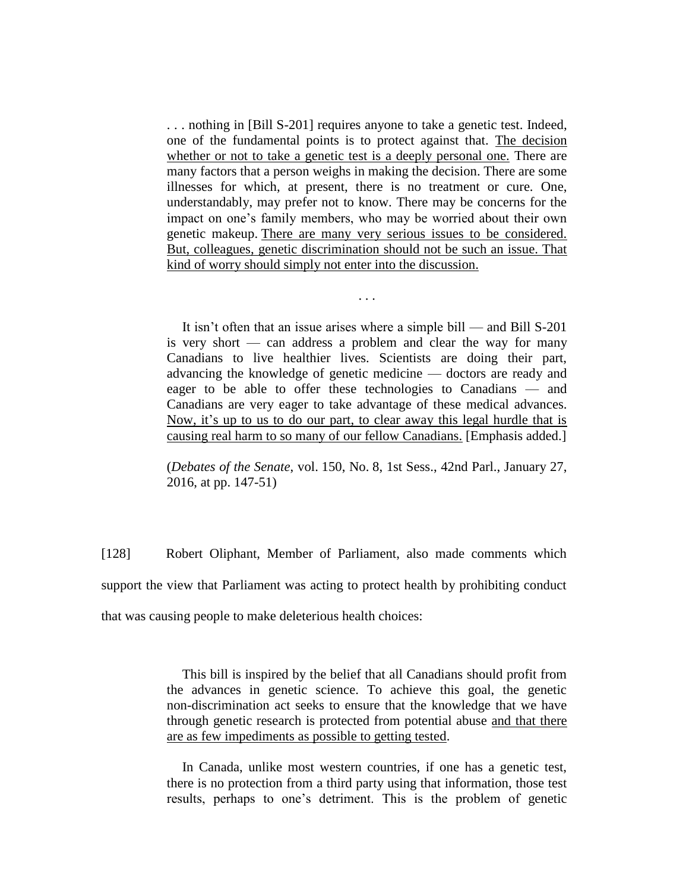> . . . nothing in [Bill S-201] requires anyone to take a genetic test. Indeed, one of the fundamental points is to protect against that. <u>The decision whether or not to take a genetic test is a deeply personal one.</u> There are many factors that a person weighs in making the decision. There are some illnesses for which, at present, there is no treatment or cure. One, understandably, may prefer not to know. There may be concerns for the impact on one's family members, who may be worried about their own genetic makeup. <u>There are many very serious issues to be considered. But, colleagues, genetic discrimination should not be such an issue. That kind of worry should simply not enter into the discussion.</u>
>
> . . .
>
> It isn't often that an issue arises where a simple bill — and Bill S-201 is very short — can address a problem and clear the way for many Canadians to live healthier lives. Scientists are doing their part, advancing the knowledge of genetic medicine — doctors are ready and eager to be able to offer these technologies to Canadians — and Canadians are very eager to take advantage of these medical advances. <u>Now, it's up to us to do our part, to clear away this legal hurdle that is causing real harm to so many of our fellow Canadians.</u> [Emphasis added.]
>
> (*Debates of the Senate*, vol. 150, No. 8, 1st Sess., 42nd Parl., January 27, 2016, at pp. 147-51)

[128] Robert Oliphant, Member of Parliament, also made comments which support the view that Parliament was acting to protect health by prohibiting conduct that was causing people to make deleterious health choices:

> This bill is inspired by the belief that all Canadians should profit from the advances in genetic science. To achieve this goal, the genetic non-discrimination act seeks to ensure that the knowledge that we have through genetic research is protected from potential abuse <u>and that there are as few impediments as possible to getting tested</u>.
>
> In Canada, unlike most western countries, if one has a genetic test, there is no protection from a third party using that information, those test results, perhaps to one's detriment. This is the problem of genetic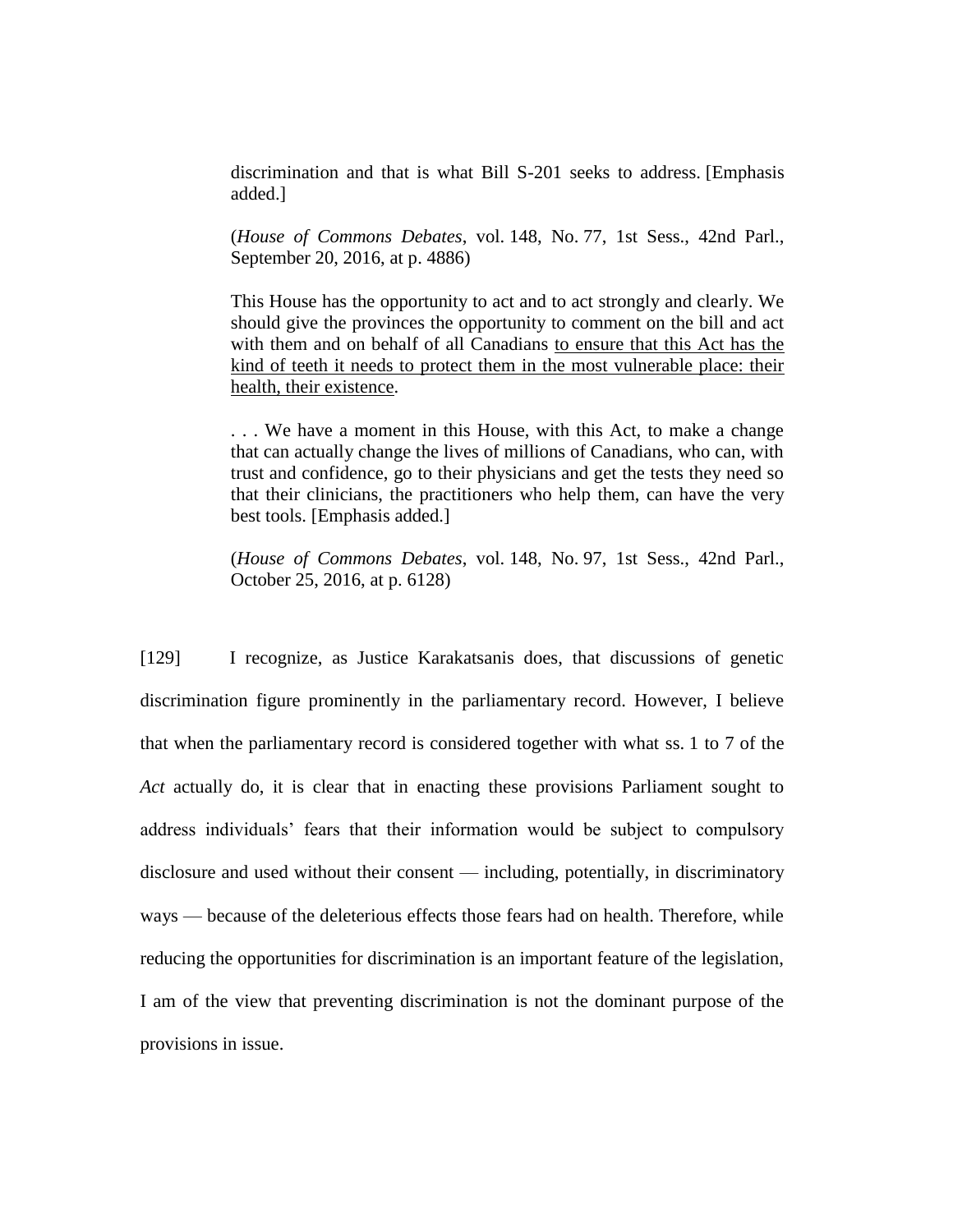> discrimination and that is what Bill S-201 seeks to address. [Emphasis added.]
>
> (*House of Commons Debates*, vol. 148, No. 77, 1st Sess., 42nd Parl., September 20, 2016, at p. 4886)
>
> This House has the opportunity to act and to act strongly and clearly. We should give the provinces the opportunity to comment on the bill and act with them and on behalf of all Canadians <u>to ensure that this Act has the kind of teeth it needs to protect them in the most vulnerable place: their health, their existence</u>.
>
> . . . We have a moment in this House, with this Act, to make a change that can actually change the lives of millions of Canadians, who can, with trust and confidence, go to their physicians and get the tests they need so that their clinicians, the practitioners who help them, can have the very best tools. [Emphasis added.]
>
> (*House of Commons Debates*, vol. 148, No. 97, 1st Sess., 42nd Parl., October 25, 2016, at p. 6128)

[129] I recognize, as Justice Karakatsanis does, that discussions of genetic discrimination figure prominently in the parliamentary record. However, I believe that when the parliamentary record is considered together with what ss. 1 to 7 of the *Act* actually do, it is clear that in enacting these provisions Parliament sought to address individuals' fears that their information would be subject to compulsory disclosure and used without their consent — including, potentially, in discriminatory ways — because of the deleterious effects those fears had on health. Therefore, while reducing the opportunities for discrimination is an important feature of the legislation, I am of the view that preventing discrimination is not the dominant purpose of the provisions in issue.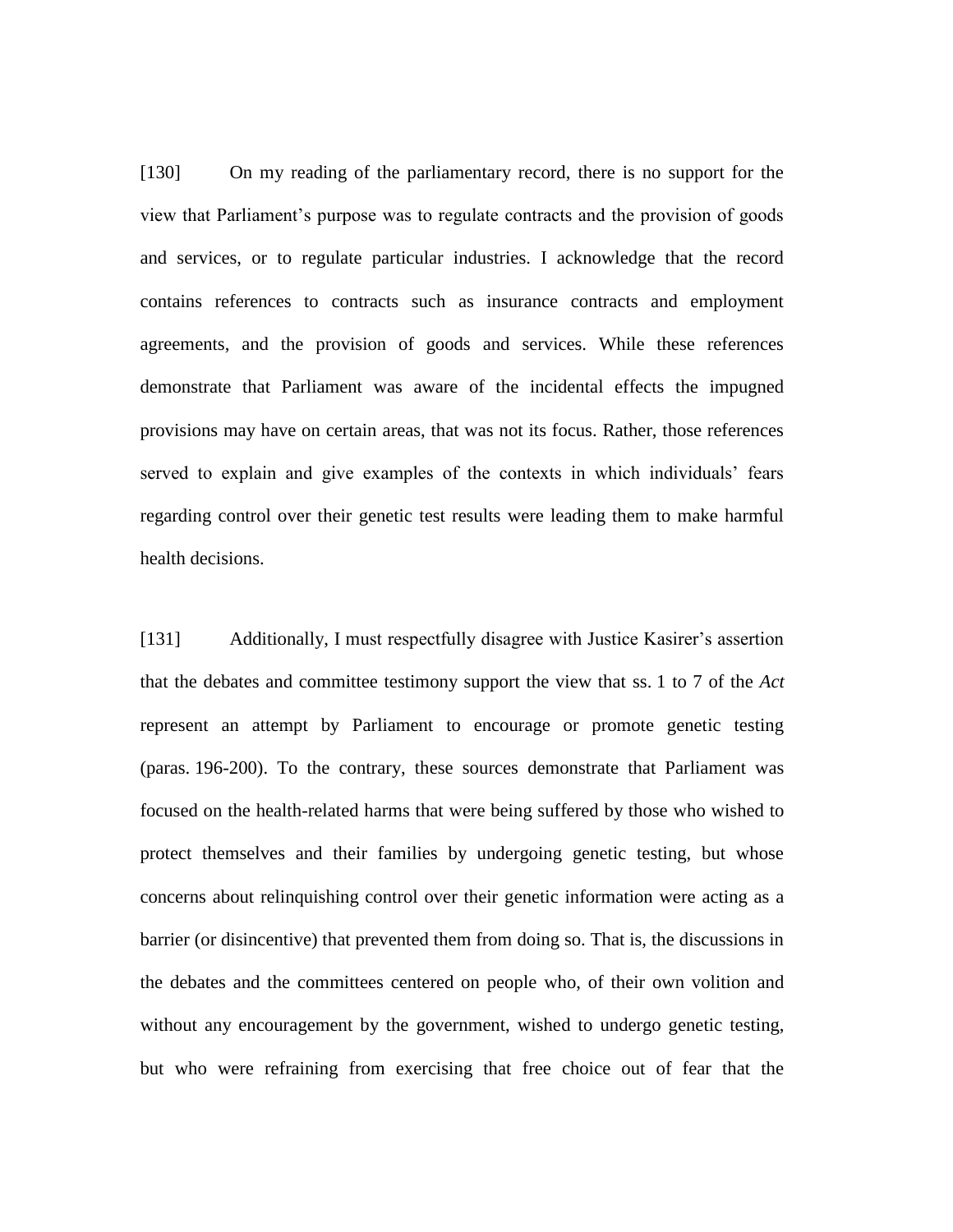[130] On my reading of the parliamentary record, there is no support for the view that Parliament's purpose was to regulate contracts and the provision of goods and services, or to regulate particular industries. I acknowledge that the record contains references to contracts such as insurance contracts and employment agreements, and the provision of goods and services. While these references demonstrate that Parliament was aware of the incidental effects the impugned provisions may have on certain areas, that was not its focus. Rather, those references served to explain and give examples of the contexts in which individuals' fears regarding control over their genetic test results were leading them to make harmful health decisions.

[131] Additionally, I must respectfully disagree with Justice Kasirer's assertion that the debates and committee testimony support the view that ss. 1 to 7 of the *Act* represent an attempt by Parliament to encourage or promote genetic testing (paras. 196-200). To the contrary, these sources demonstrate that Parliament was focused on the health-related harms that were being suffered by those who wished to protect themselves and their families by undergoing genetic testing, but whose concerns about relinquishing control over their genetic information were acting as a barrier (or disincentive) that prevented them from doing so. That is, the discussions in the debates and the committees centered on people who, of their own volition and without any encouragement by the government, wished to undergo genetic testing, but who were refraining from exercising that free choice out of fear that the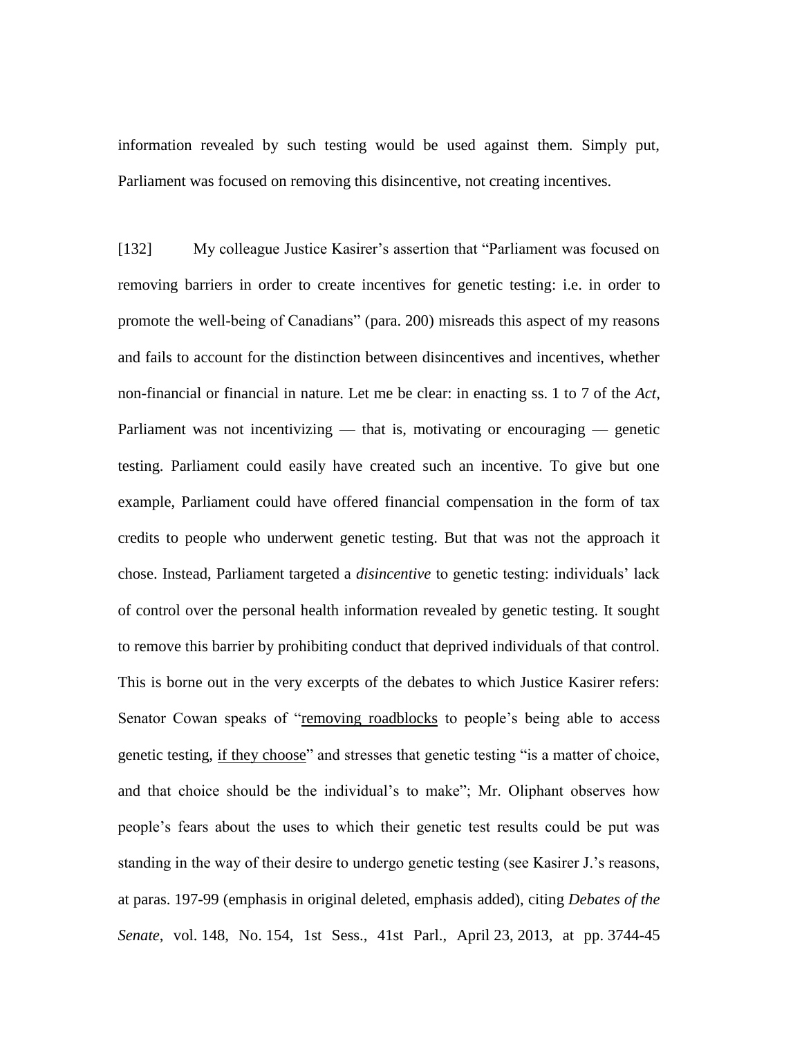information revealed by such testing would be used against them. Simply put, Parliament was focused on removing this disincentive, not creating incentives.

[132] My colleague Justice Kasirer's assertion that "Parliament was focused on removing barriers in order to create incentives for genetic testing: i.e. in order to promote the well-being of Canadians" (para. 200) misreads this aspect of my reasons and fails to account for the distinction between disincentives and incentives, whether non-financial or financial in nature. Let me be clear: in enacting ss. 1 to 7 of the *Act*, Parliament was not incentivizing — that is, motivating or encouraging — genetic testing. Parliament could easily have created such an incentive. To give but one example, Parliament could have offered financial compensation in the form of tax credits to people who underwent genetic testing. But that was not the approach it chose. Instead, Parliament targeted a *disincentive* to genetic testing: individuals' lack of control over the personal health information revealed by genetic testing. It sought to remove this barrier by prohibiting conduct that deprived individuals of that control. This is borne out in the very excerpts of the debates to which Justice Kasirer refers: Senator Cowan speaks of "<u>removing roadblocks</u> to people's being able to access genetic testing, <u>if they choose</u>" and stresses that genetic testing "is a matter of choice, and that choice should be the individual's to make"; Mr. Oliphant observes how people's fears about the uses to which their genetic test results could be put was standing in the way of their desire to undergo genetic testing (see Kasirer J.'s reasons, at paras. 197-99 (emphasis in original deleted, emphasis added), citing *Debates of the Senate*, vol. 148, No. 154, 1st Sess., 41st Parl., April 23, 2013, at pp. 3744-45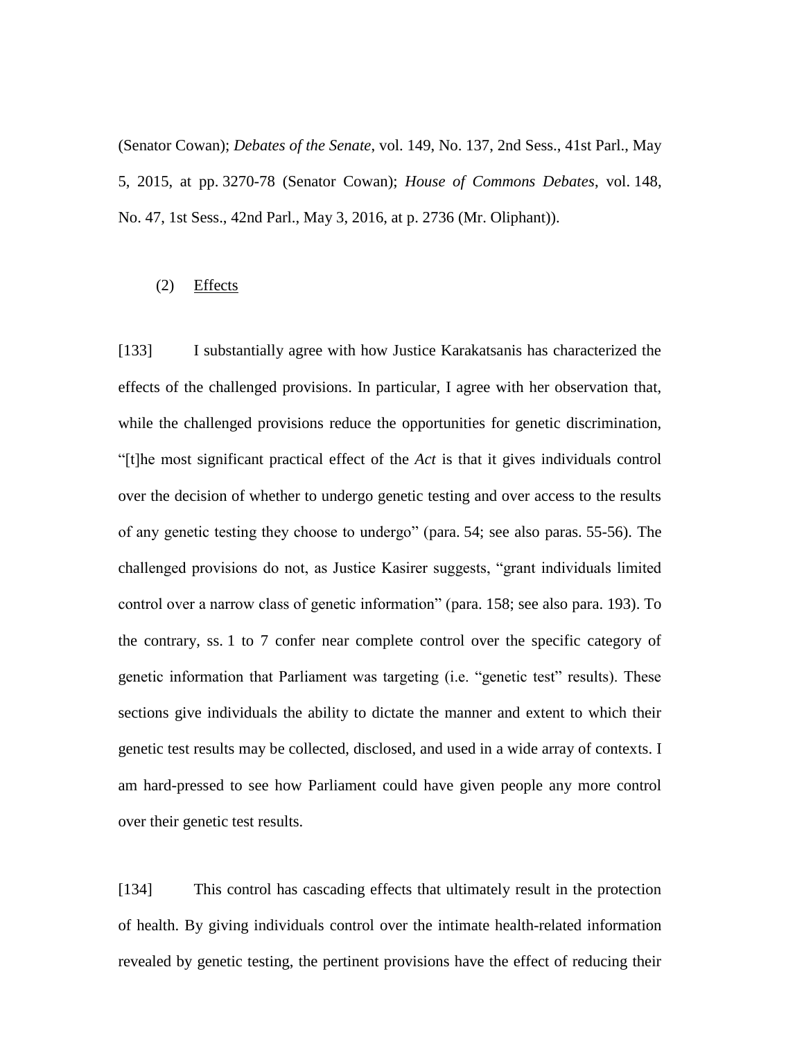(Senator Cowan); *Debates of the Senate*, vol. 149, No. 137, 2nd Sess., 41st Parl., May 5, 2015, at pp. 3270-78 (Senator Cowan); *House of Commons Debates*, vol. 148, No. 47, 1st Sess., 42nd Parl., May 3, 2016, at p. 2736 (Mr. Oliphant)).

(2) Effects

[133] I substantially agree with how Justice Karakatsanis has characterized the effects of the challenged provisions. In particular, I agree with her observation that, while the challenged provisions reduce the opportunities for genetic discrimination, "[t]he most significant practical effect of the *Act* is that it gives individuals control over the decision of whether to undergo genetic testing and over access to the results of any genetic testing they choose to undergo" (para. 54; see also paras. 55-56). The challenged provisions do not, as Justice Kasirer suggests, "grant individuals limited control over a narrow class of genetic information" (para. 158; see also para. 193). To the contrary, ss. 1 to 7 confer near complete control over the specific category of genetic information that Parliament was targeting (i.e. "genetic test" results). These sections give individuals the ability to dictate the manner and extent to which their genetic test results may be collected, disclosed, and used in a wide array of contexts. I am hard-pressed to see how Parliament could have given people any more control over their genetic test results.

[134] This control has cascading effects that ultimately result in the protection of health. By giving individuals control over the intimate health-related information revealed by genetic testing, the pertinent provisions have the effect of reducing their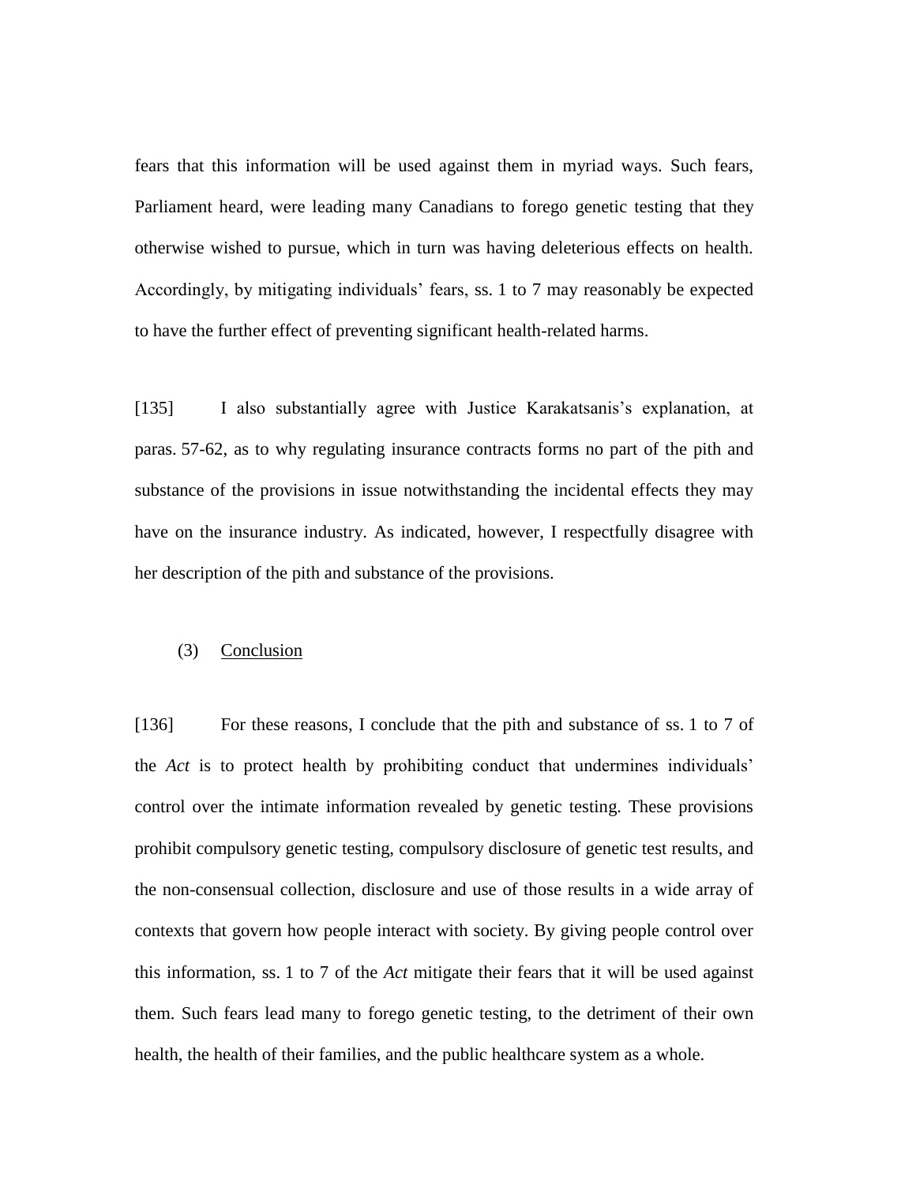fears that this information will be used against them in myriad ways. Such fears, Parliament heard, were leading many Canadians to forego genetic testing that they otherwise wished to pursue, which in turn was having deleterious effects on health. Accordingly, by mitigating individuals' fears, ss. 1 to 7 may reasonably be expected to have the further effect of preventing significant health-related harms.

[135] I also substantially agree with Justice Karakatsanis's explanation, at paras. 57-62, as to why regulating insurance contracts forms no part of the pith and substance of the provisions in issue notwithstanding the incidental effects they may have on the insurance industry. As indicated, however, I respectfully disagree with her description of the pith and substance of the provisions.

(3) Conclusion

[136] For these reasons, I conclude that the pith and substance of ss. 1 to 7 of the *Act* is to protect health by prohibiting conduct that undermines individuals' control over the intimate information revealed by genetic testing. These provisions prohibit compulsory genetic testing, compulsory disclosure of genetic test results, and the non-consensual collection, disclosure and use of those results in a wide array of contexts that govern how people interact with society. By giving people control over this information, ss. 1 to 7 of the *Act* mitigate their fears that it will be used against them. Such fears lead many to forego genetic testing, to the detriment of their own health, the health of their families, and the public healthcare system as a whole.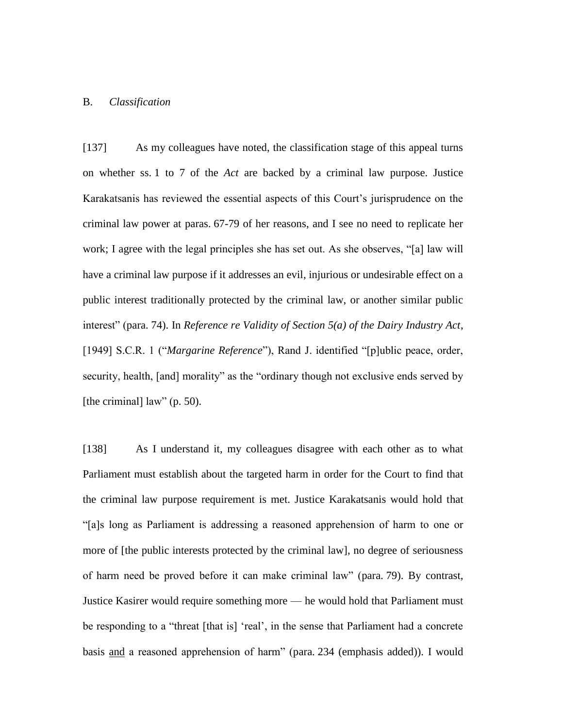## B. *Classification*

[137] As my colleagues have noted, the classification stage of this appeal turns on whether ss. 1 to 7 of the *Act* are backed by a criminal law purpose. Justice Karakatsanis has reviewed the essential aspects of this Court's jurisprudence on the criminal law power at paras. 67-79 of her reasons, and I see no need to replicate her work; I agree with the legal principles she has set out. As she observes, "[a] law will have a criminal law purpose if it addresses an evil, injurious or undesirable effect on a public interest traditionally protected by the criminal law, or another similar public interest" (para. 74). In *Reference re Validity of Section 5(a) of the Dairy Industry Act*, [1949] S.C.R. 1 ("*Margarine Reference*"), Rand J. identified "[p]ublic peace, order, security, health, [and] morality" as the "ordinary though not exclusive ends served by [the criminal] law" (p. 50).

[138] As I understand it, my colleagues disagree with each other as to what Parliament must establish about the targeted harm in order for the Court to find that the criminal law purpose requirement is met. Justice Karakatsanis would hold that "[a]s long as Parliament is addressing a reasoned apprehension of harm to one or more of [the public interests protected by the criminal law], no degree of seriousness of harm need be proved before it can make criminal law" (para. 79). By contrast, Justice Kasirer would require something more — he would hold that Parliament must be responding to a "threat [that is] 'real', in the sense that Parliament had a concrete basis <u>and</u> a reasoned apprehension of harm" (para. 234 (emphasis added)). I would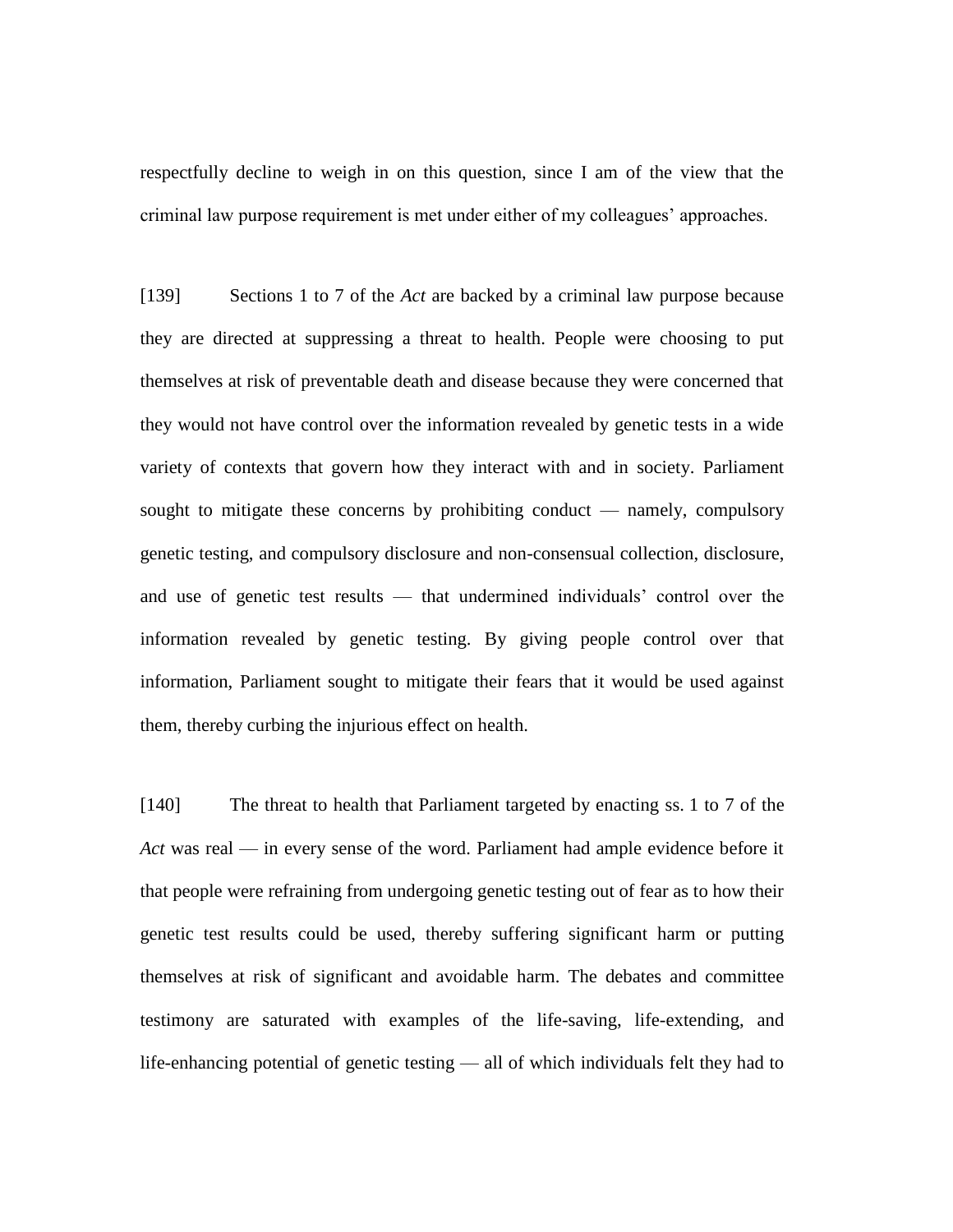respectfully decline to weigh in on this question, since I am of the view that the criminal law purpose requirement is met under either of my colleagues' approaches.

[139] Sections 1 to 7 of the *Act* are backed by a criminal law purpose because they are directed at suppressing a threat to health. People were choosing to put themselves at risk of preventable death and disease because they were concerned that they would not have control over the information revealed by genetic tests in a wide variety of contexts that govern how they interact with and in society. Parliament sought to mitigate these concerns by prohibiting conduct — namely, compulsory genetic testing, and compulsory disclosure and non-consensual collection, disclosure, and use of genetic test results — that undermined individuals' control over the information revealed by genetic testing. By giving people control over that information, Parliament sought to mitigate their fears that it would be used against them, thereby curbing the injurious effect on health.

[140] The threat to health that Parliament targeted by enacting ss. 1 to 7 of the *Act* was real — in every sense of the word. Parliament had ample evidence before it that people were refraining from undergoing genetic testing out of fear as to how their genetic test results could be used, thereby suffering significant harm or putting themselves at risk of significant and avoidable harm. The debates and committee testimony are saturated with examples of the life-saving, life-extending, and life-enhancing potential of genetic testing — all of which individuals felt they had to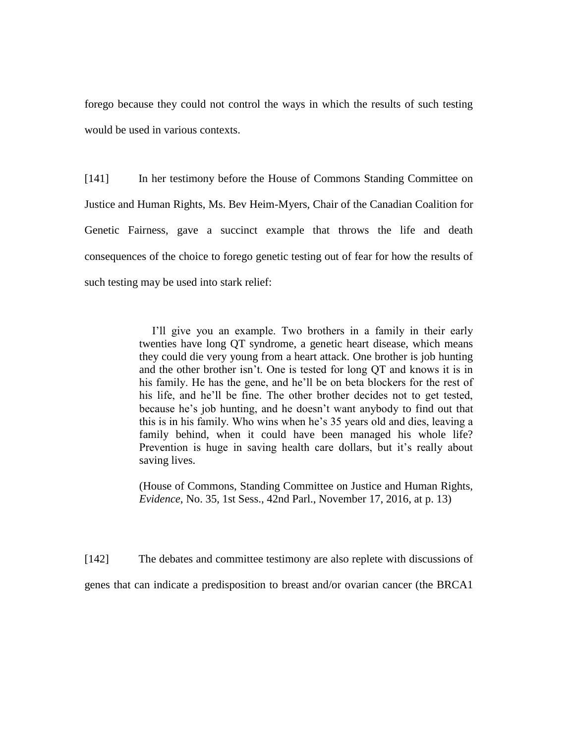forego because they could not control the ways in which the results of such testing would be used in various contexts.

[141] In her testimony before the House of Commons Standing Committee on Justice and Human Rights, Ms. Bev Heim-Myers, Chair of the Canadian Coalition for Genetic Fairness, gave a succinct example that throws the life and death consequences of the choice to forego genetic testing out of fear for how the results of such testing may be used into stark relief:

> I'll give you an example. Two brothers in a family in their early twenties have long QT syndrome, a genetic heart disease, which means they could die very young from a heart attack. One brother is job hunting and the other brother isn't. One is tested for long QT and knows it is in his family. He has the gene, and he'll be on beta blockers for the rest of his life, and he'll be fine. The other brother decides not to get tested, because he's job hunting, and he doesn't want anybody to find out that this is in his family. Who wins when he's 35 years old and dies, leaving a family behind, when it could have been managed his whole life? Prevention is huge in saving health care dollars, but it's really about saving lives.
>
> (House of Commons, Standing Committee on Justice and Human Rights, *Evidence*, No. 35, 1st Sess., 42nd Parl., November 17, 2016, at p. 13)

[142] The debates and committee testimony are also replete with discussions of genes that can indicate a predisposition to breast and/or ovarian cancer (the BRCA1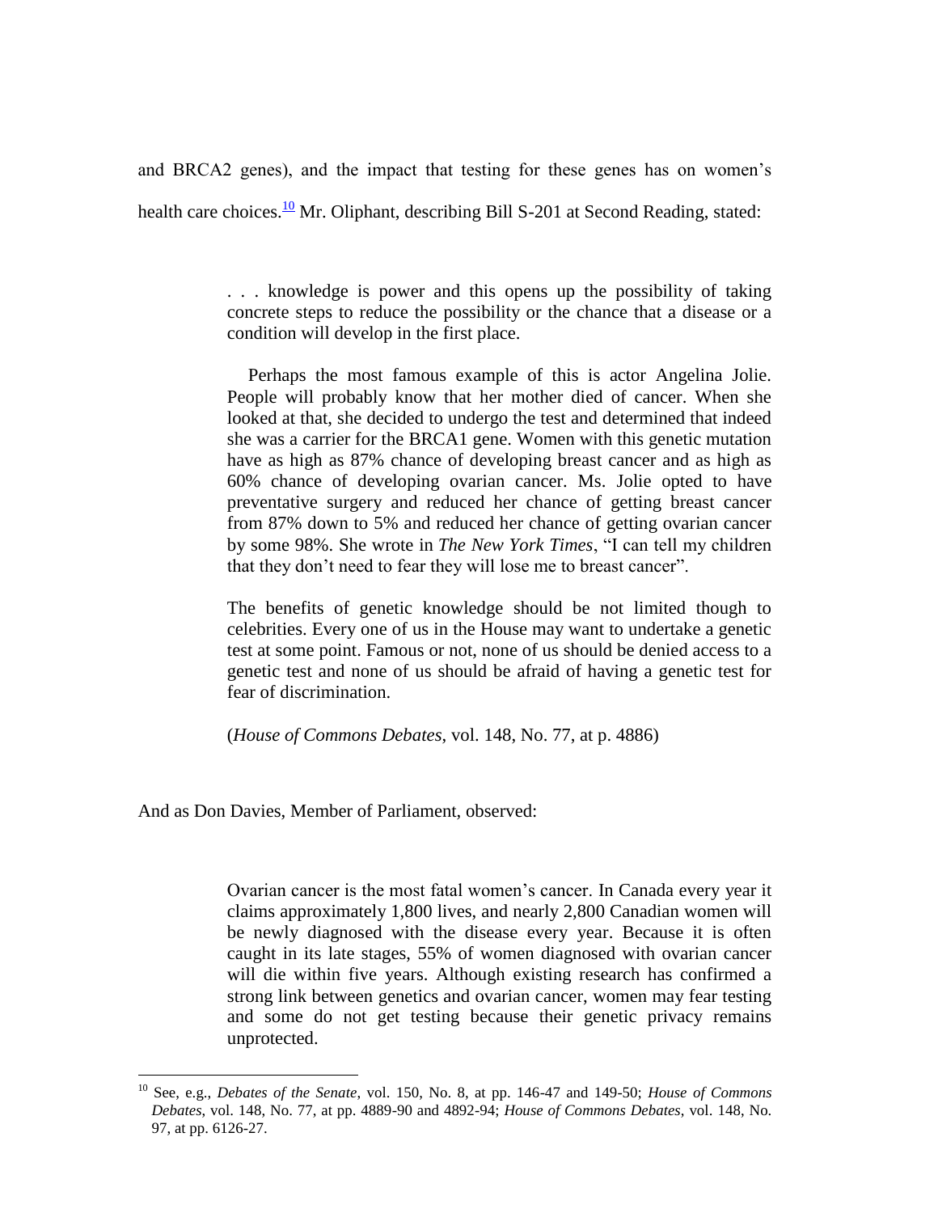and BRCA2 genes), and the impact that testing for these genes has on women's health care choices.[10] Mr. Oliphant, describing Bill S-201 at Second Reading, stated:

> . . . knowledge is power and this opens up the possibility of taking concrete steps to reduce the possibility or the chance that a disease or a condition will develop in the first place.
>
> Perhaps the most famous example of this is actor Angelina Jolie. People will probably know that her mother died of cancer. When she looked at that, she decided to undergo the test and determined that indeed she was a carrier for the BRCA1 gene. Women with this genetic mutation have as high as 87% chance of developing breast cancer and as high as 60% chance of developing ovarian cancer. Ms. Jolie opted to have preventative surgery and reduced her chance of getting breast cancer from 87% down to 5% and reduced her chance of getting ovarian cancer by some 98%. She wrote in *The New York Times*, "I can tell my children that they don't need to fear they will lose me to breast cancer".
>
> The benefits of genetic knowledge should be not limited though to celebrities. Every one of us in the House may want to undertake a genetic test at some point. Famous or not, none of us should be denied access to a genetic test and none of us should be afraid of having a genetic test for fear of discrimination.
>
> (*House of Commons Debates*, vol. 148, No. 77, at p. 4886)

And as Don Davies, Member of Parliament, observed:

> Ovarian cancer is the most fatal women's cancer. In Canada every year it claims approximately 1,800 lives, and nearly 2,800 Canadian women will be newly diagnosed with the disease every year. Because it is often caught in its late stages, 55% of women diagnosed with ovarian cancer will die within five years. Although existing research has confirmed a strong link between genetics and ovarian cancer, women may fear testing and some do not get testing because their genetic privacy remains unprotected.

---

[10] See, e.g., *Debates of the Senate*, vol. 150, No. 8, at pp. 146-47 and 149-50; *House of Commons Debates*, vol. 148, No. 77, at pp. 4889-90 and 4892-94; *House of Commons Debates*, vol. 148, No. 97, at pp. 6126-27.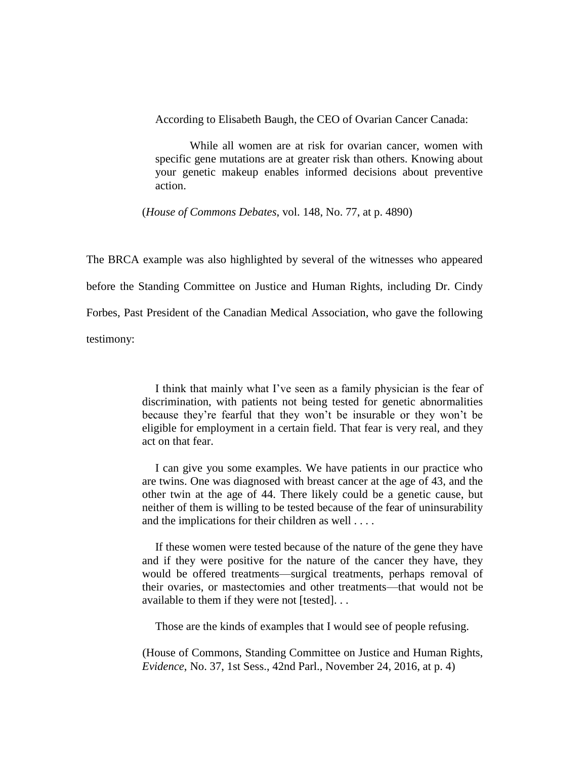According to Elisabeth Baugh, the CEO of Ovarian Cancer Canada:

> While all women are at risk for ovarian cancer, women with specific gene mutations are at greater risk than others. Knowing about your genetic makeup enables informed decisions about preventive action.

(*House of Commons Debates*, vol. 148, No. 77, at p. 4890)

The BRCA example was also highlighted by several of the witnesses who appeared before the Standing Committee on Justice and Human Rights, including Dr. Cindy Forbes, Past President of the Canadian Medical Association, who gave the following testimony:

> I think that mainly what I've seen as a family physician is the fear of discrimination, with patients not being tested for genetic abnormalities because they're fearful that they won't be insurable or they won't be eligible for employment in a certain field. That fear is very real, and they act on that fear.
>
> I can give you some examples. We have patients in our practice who are twins. One was diagnosed with breast cancer at the age of 43, and the other twin at the age of 44. There likely could be a genetic cause, but neither of them is willing to be tested because of the fear of uninsurability and the implications for their children as well . . . .
>
> If these women were tested because of the nature of the gene they have and if they were positive for the nature of the cancer they have, they would be offered treatments—surgical treatments, perhaps removal of their ovaries, or mastectomies and other treatments—that would not be available to them if they were not [tested]. . .
>
> Those are the kinds of examples that I would see of people refusing.

(House of Commons, Standing Committee on Justice and Human Rights, *Evidence*, No. 37, 1st Sess., 42nd Parl., November 24, 2016, at p. 4)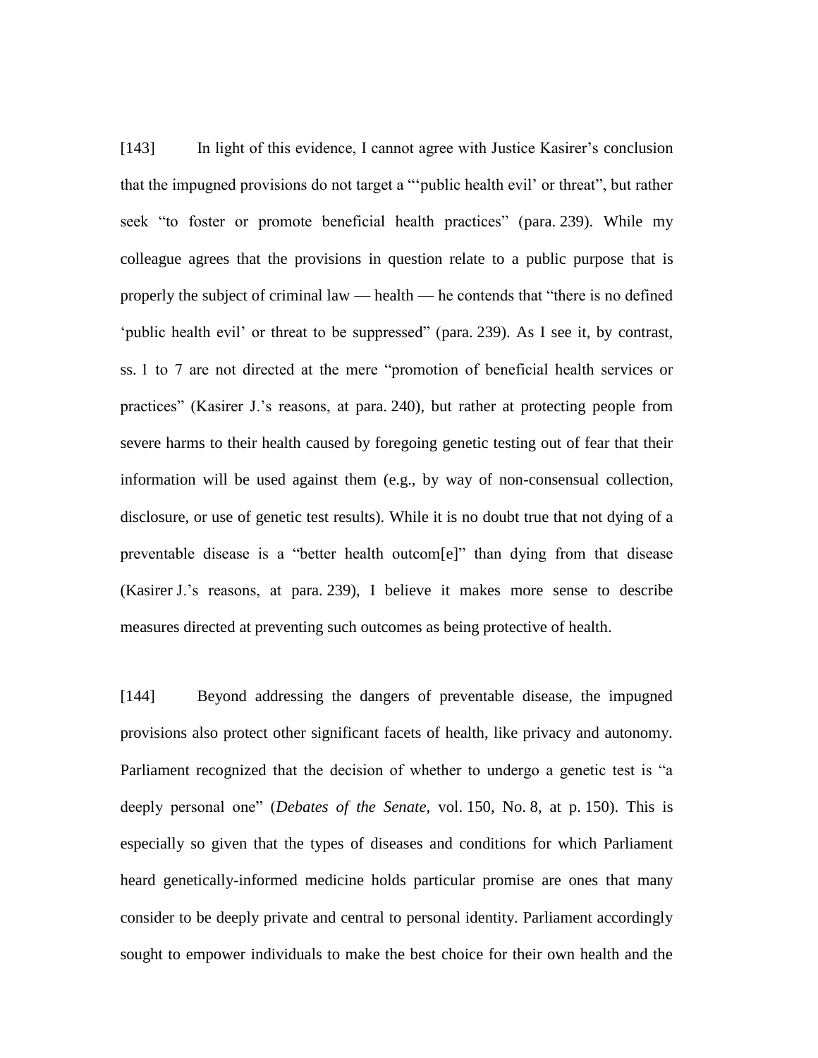[143] In light of this evidence, I cannot agree with Justice Kasirer's conclusion that the impugned provisions do not target a "'public health evil' or threat", but rather seek "to foster or promote beneficial health practices" (para. 239). While my colleague agrees that the provisions in question relate to a public purpose that is properly the subject of criminal law — health — he contends that "there is no defined 'public health evil' or threat to be suppressed" (para. 239). As I see it, by contrast, ss. 1 to 7 are not directed at the mere "promotion of beneficial health services or practices" (Kasirer J.'s reasons, at para. 240), but rather at protecting people from severe harms to their health caused by foregoing genetic testing out of fear that their information will be used against them (e.g., by way of non-consensual collection, disclosure, or use of genetic test results). While it is no doubt true that not dying of a preventable disease is a "better health outcom[e]" than dying from that disease (Kasirer J.'s reasons, at para. 239), I believe it makes more sense to describe measures directed at preventing such outcomes as being protective of health.

[144] Beyond addressing the dangers of preventable disease, the impugned provisions also protect other significant facets of health, like privacy and autonomy. Parliament recognized that the decision of whether to undergo a genetic test is "a deeply personal one" (*Debates of the Senate*, vol. 150, No. 8, at p. 150). This is especially so given that the types of diseases and conditions for which Parliament heard genetically-informed medicine holds particular promise are ones that many consider to be deeply private and central to personal identity. Parliament accordingly sought to empower individuals to make the best choice for their own health and the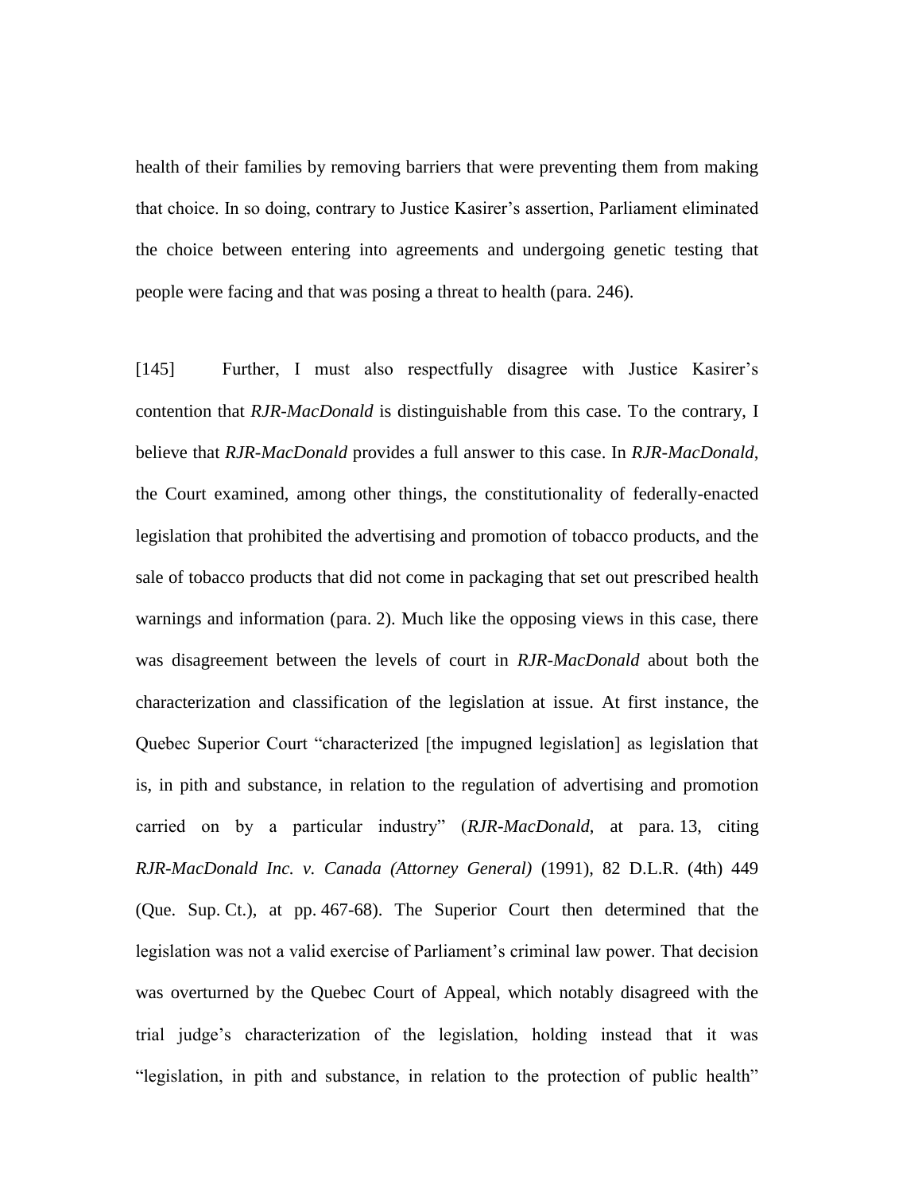health of their families by removing barriers that were preventing them from making that choice. In so doing, contrary to Justice Kasirer's assertion, Parliament eliminated the choice between entering into agreements and undergoing genetic testing that people were facing and that was posing a threat to health (para. 246).

[145] Further, I must also respectfully disagree with Justice Kasirer's contention that *RJR-MacDonald* is distinguishable from this case. To the contrary, I believe that *RJR-MacDonald* provides a full answer to this case. In *RJR-MacDonald*, the Court examined, among other things, the constitutionality of federally-enacted legislation that prohibited the advertising and promotion of tobacco products, and the sale of tobacco products that did not come in packaging that set out prescribed health warnings and information (para. 2). Much like the opposing views in this case, there was disagreement between the levels of court in *RJR-MacDonald* about both the characterization and classification of the legislation at issue. At first instance, the Quebec Superior Court "characterized [the impugned legislation] as legislation that is, in pith and substance, in relation to the regulation of advertising and promotion carried on by a particular industry" (*RJR-MacDonald*, at para. 13, citing *RJR-MacDonald Inc. v. Canada (Attorney General)* (1991), 82 D.L.R. (4th) 449 (Que. Sup. Ct.), at pp. 467-68). The Superior Court then determined that the legislation was not a valid exercise of Parliament's criminal law power. That decision was overturned by the Quebec Court of Appeal, which notably disagreed with the trial judge's characterization of the legislation, holding instead that it was "legislation, in pith and substance, in relation to the protection of public health"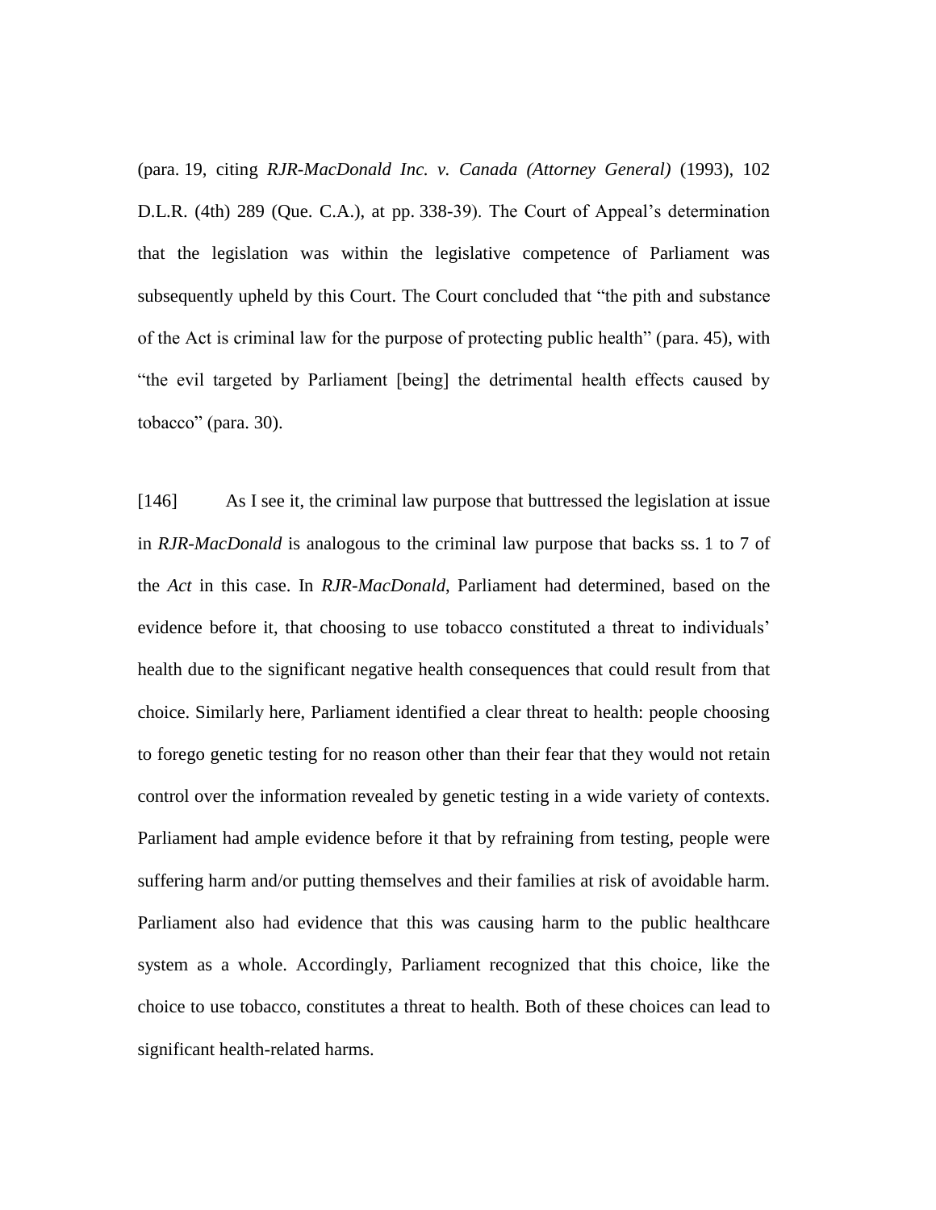(para. 19, citing *RJR-MacDonald Inc. v. Canada (Attorney General)* (1993), 102 D.L.R. (4th) 289 (Que. C.A.), at pp. 338-39). The Court of Appeal's determination that the legislation was within the legislative competence of Parliament was subsequently upheld by this Court. The Court concluded that "the pith and substance of the Act is criminal law for the purpose of protecting public health" (para. 45), with "the evil targeted by Parliament [being] the detrimental health effects caused by tobacco" (para. 30).

[146] As I see it, the criminal law purpose that buttressed the legislation at issue in *RJR-MacDonald* is analogous to the criminal law purpose that backs ss. 1 to 7 of the *Act* in this case. In *RJR-MacDonald*, Parliament had determined, based on the evidence before it, that choosing to use tobacco constituted a threat to individuals' health due to the significant negative health consequences that could result from that choice. Similarly here, Parliament identified a clear threat to health: people choosing to forego genetic testing for no reason other than their fear that they would not retain control over the information revealed by genetic testing in a wide variety of contexts. Parliament had ample evidence before it that by refraining from testing, people were suffering harm and/or putting themselves and their families at risk of avoidable harm. Parliament also had evidence that this was causing harm to the public healthcare system as a whole. Accordingly, Parliament recognized that this choice, like the choice to use tobacco, constitutes a threat to health. Both of these choices can lead to significant health-related harms.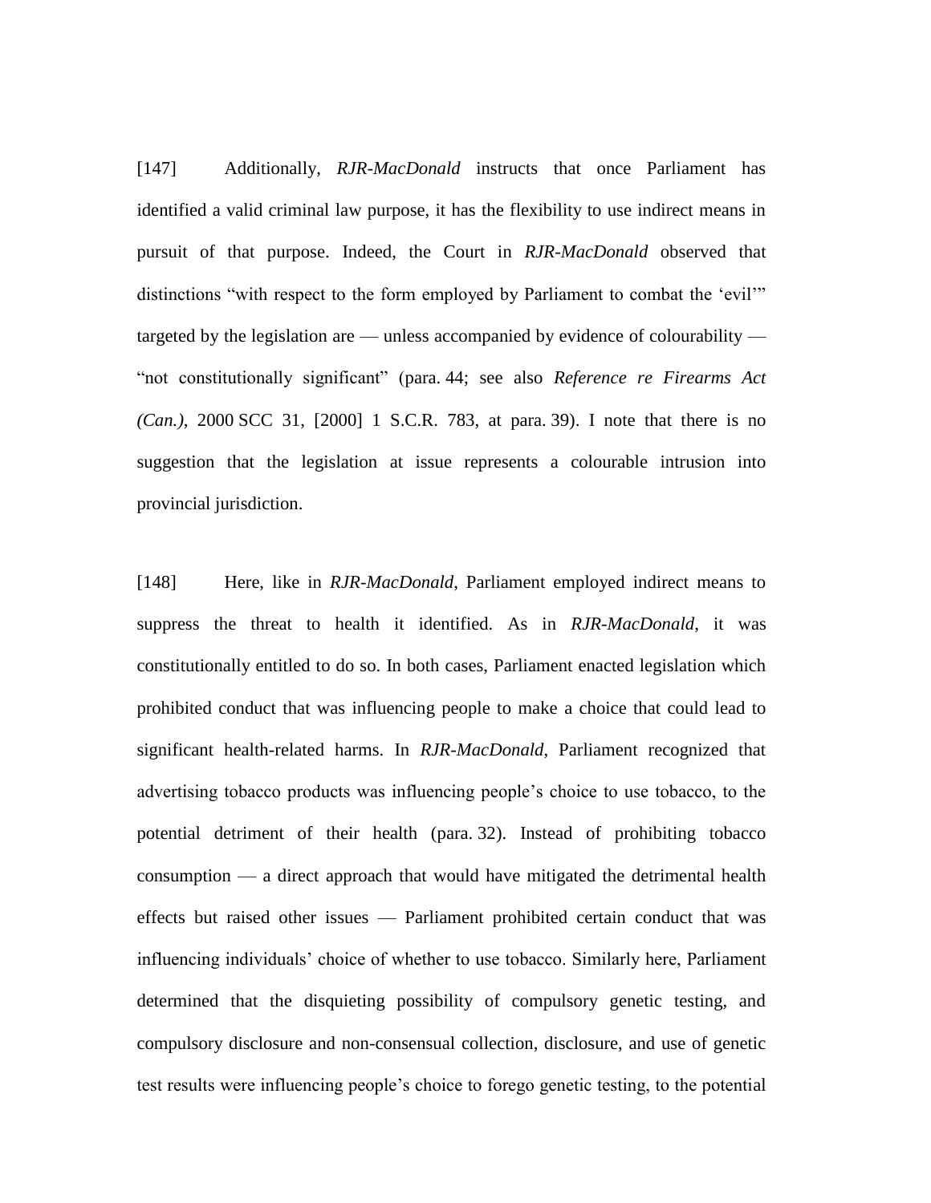[147] Additionally, *RJR-MacDonald* instructs that once Parliament has identified a valid criminal law purpose, it has the flexibility to use indirect means in pursuit of that purpose. Indeed, the Court in *RJR-MacDonald* observed that distinctions "with respect to the form employed by Parliament to combat the 'evil'" targeted by the legislation are — unless accompanied by evidence of colourability — "not constitutionally significant" (para. 44; see also *Reference re Firearms Act (Can.)*, 2000 SCC 31, [2000] 1 S.C.R. 783, at para. 39). I note that there is no suggestion that the legislation at issue represents a colourable intrusion into provincial jurisdiction.

[148] Here, like in *RJR-MacDonald*, Parliament employed indirect means to suppress the threat to health it identified. As in *RJR-MacDonald*, it was constitutionally entitled to do so. In both cases, Parliament enacted legislation which prohibited conduct that was influencing people to make a choice that could lead to significant health-related harms. In *RJR-MacDonald*, Parliament recognized that advertising tobacco products was influencing people's choice to use tobacco, to the potential detriment of their health (para. 32). Instead of prohibiting tobacco consumption — a direct approach that would have mitigated the detrimental health effects but raised other issues — Parliament prohibited certain conduct that was influencing individuals' choice of whether to use tobacco. Similarly here, Parliament determined that the disquieting possibility of compulsory genetic testing, and compulsory disclosure and non-consensual collection, disclosure, and use of genetic test results were influencing people's choice to forego genetic testing, to the potential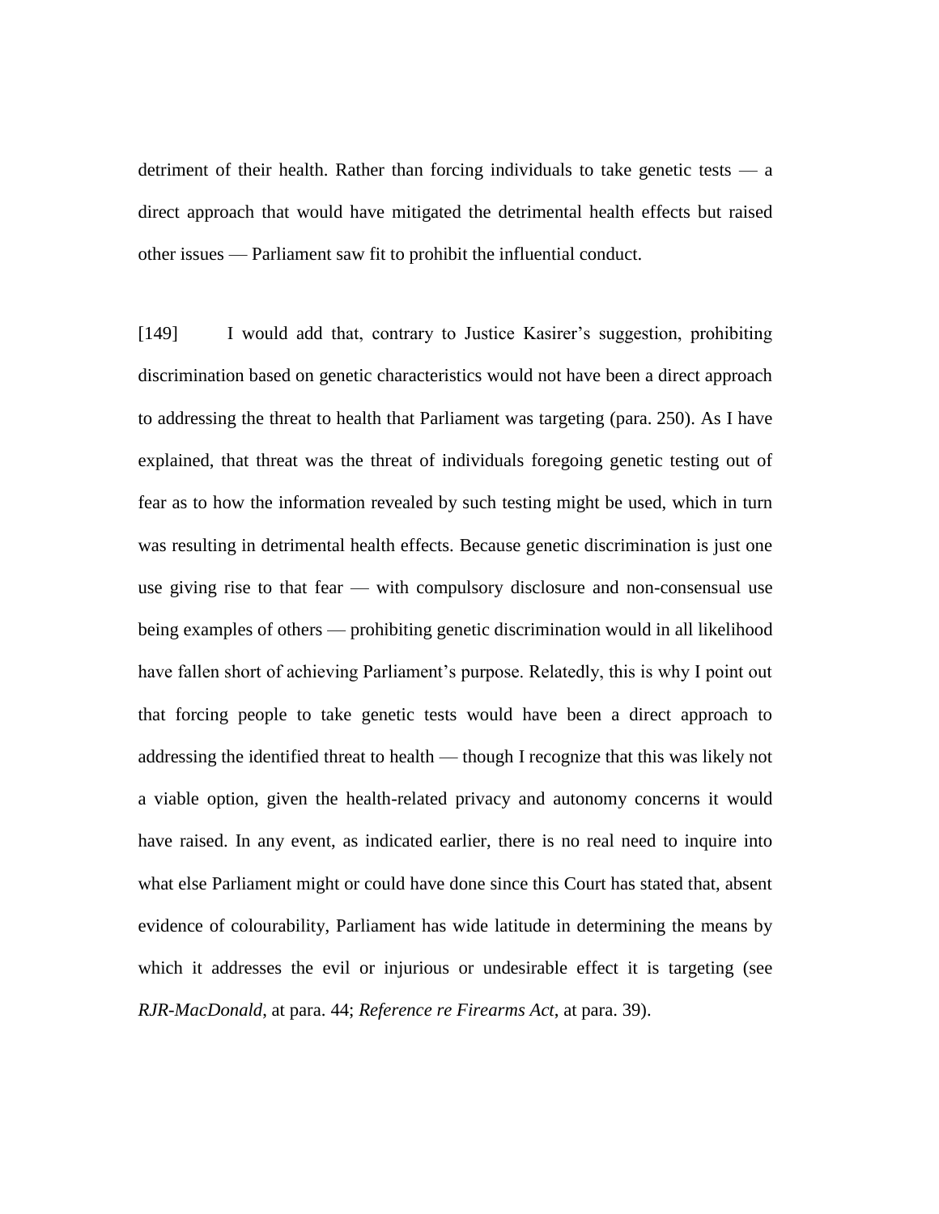detriment of their health. Rather than forcing individuals to take genetic tests — a direct approach that would have mitigated the detrimental health effects but raised other issues — Parliament saw fit to prohibit the influential conduct.

[149] I would add that, contrary to Justice Kasirer's suggestion, prohibiting discrimination based on genetic characteristics would not have been a direct approach to addressing the threat to health that Parliament was targeting (para. 250). As I have explained, that threat was the threat of individuals foregoing genetic testing out of fear as to how the information revealed by such testing might be used, which in turn was resulting in detrimental health effects. Because genetic discrimination is just one use giving rise to that fear — with compulsory disclosure and non-consensual use being examples of others — prohibiting genetic discrimination would in all likelihood have fallen short of achieving Parliament's purpose. Relatedly, this is why I point out that forcing people to take genetic tests would have been a direct approach to addressing the identified threat to health — though I recognize that this was likely not a viable option, given the health-related privacy and autonomy concerns it would have raised. In any event, as indicated earlier, there is no real need to inquire into what else Parliament might or could have done since this Court has stated that, absent evidence of colourability, Parliament has wide latitude in determining the means by which it addresses the evil or injurious or undesirable effect it is targeting (see *RJR-MacDonald*, at para. 44; *Reference re Firearms Act*, at para. 39).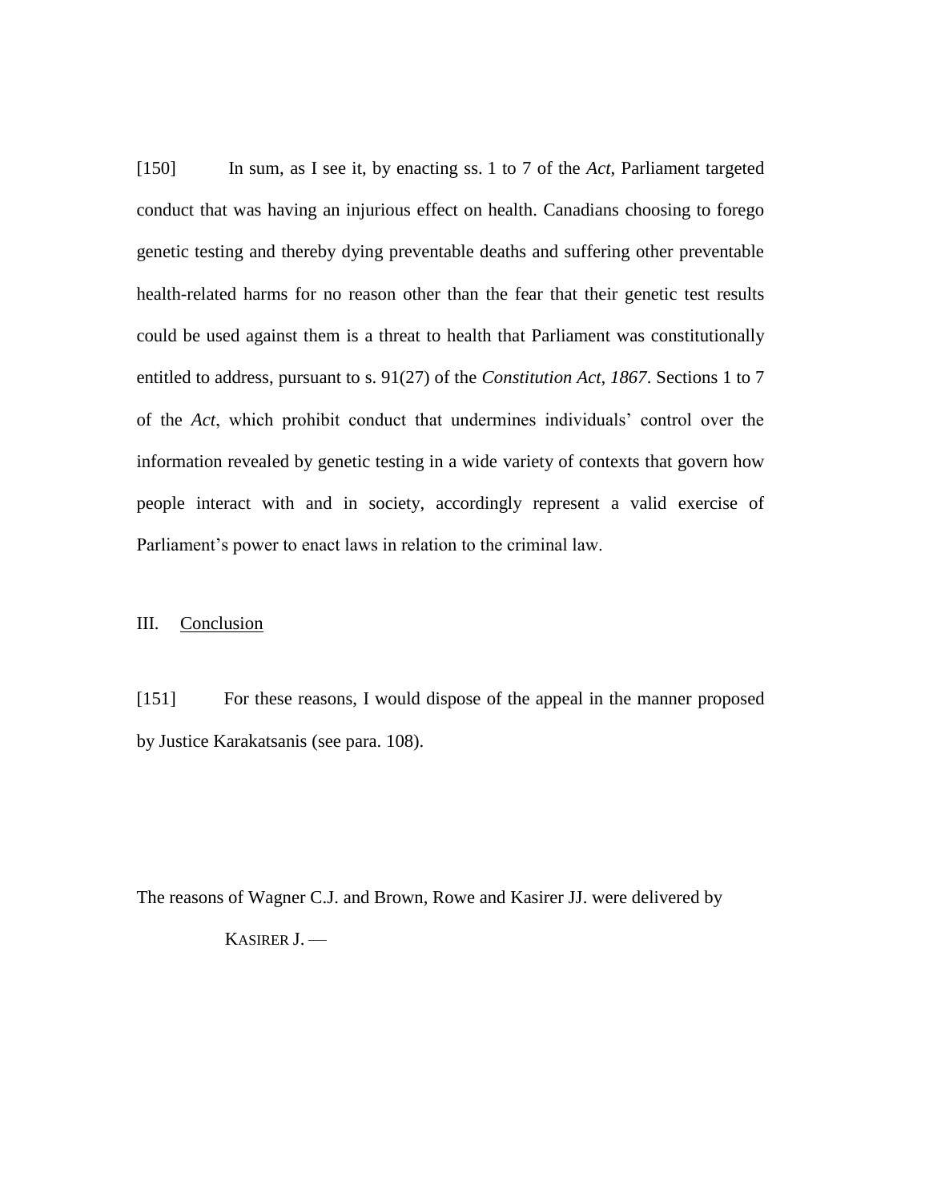[150] In sum, as I see it, by enacting ss. 1 to 7 of the *Act*, Parliament targeted conduct that was having an injurious effect on health. Canadians choosing to forego genetic testing and thereby dying preventable deaths and suffering other preventable health-related harms for no reason other than the fear that their genetic test results could be used against them is a threat to health that Parliament was constitutionally entitled to address, pursuant to s. 91(27) of the *Constitution Act, 1867*. Sections 1 to 7 of the *Act*, which prohibit conduct that undermines individuals' control over the information revealed by genetic testing in a wide variety of contexts that govern how people interact with and in society, accordingly represent a valid exercise of Parliament's power to enact laws in relation to the criminal law.

## III. Conclusion

[151] For these reasons, I would dispose of the appeal in the manner proposed by Justice Karakatsanis (see para. 108).

The reasons of Wagner C.J. and Brown, Rowe and Kasirer JJ. were delivered by

KASIRER J. —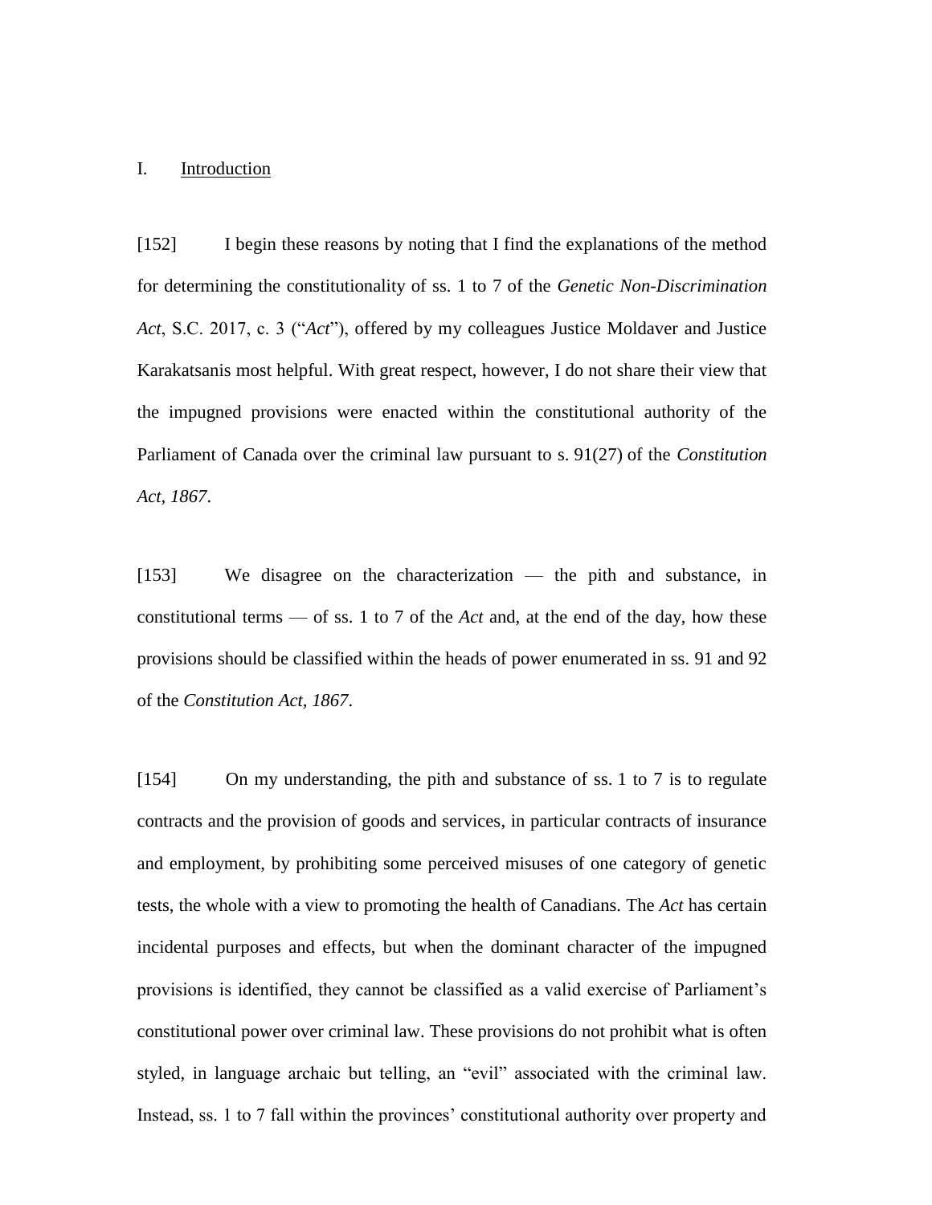## I. Introduction

[152] I begin these reasons by noting that I find the explanations of the method for determining the constitutionality of ss. 1 to 7 of the *Genetic Non-Discrimination Act*, S.C. 2017, c. 3 ("*Act*"), offered by my colleagues Justice Moldaver and Justice Karakatsanis most helpful. With great respect, however, I do not share their view that the impugned provisions were enacted within the constitutional authority of the Parliament of Canada over the criminal law pursuant to s. 91(27) of the *Constitution Act, 1867*.

[153] We disagree on the characterization — the pith and substance, in constitutional terms — of ss. 1 to 7 of the *Act* and, at the end of the day, how these provisions should be classified within the heads of power enumerated in ss. 91 and 92 of the *Constitution Act, 1867*.

[154] On my understanding, the pith and substance of ss. 1 to 7 is to regulate contracts and the provision of goods and services, in particular contracts of insurance and employment, by prohibiting some perceived misuses of one category of genetic tests, the whole with a view to promoting the health of Canadians. The *Act* has certain incidental purposes and effects, but when the dominant character of the impugned provisions is identified, they cannot be classified as a valid exercise of Parliament's constitutional power over criminal law. These provisions do not prohibit what is often styled, in language archaic but telling, an "evil" associated with the criminal law. Instead, ss. 1 to 7 fall within the provinces' constitutional authority over property and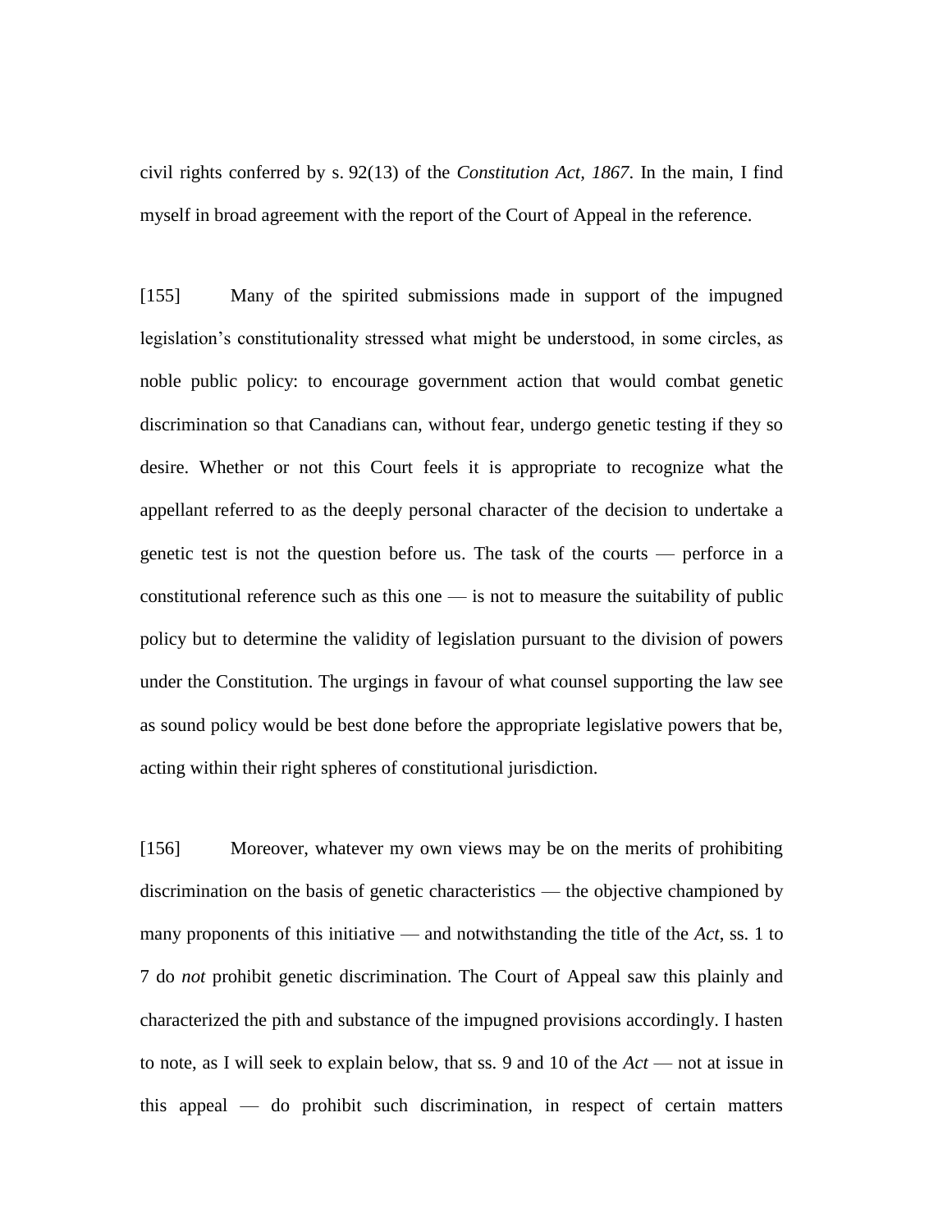civil rights conferred by s. 92(13) of the *Constitution Act, 1867*. In the main, I find myself in broad agreement with the report of the Court of Appeal in the reference.

[155] Many of the spirited submissions made in support of the impugned legislation's constitutionality stressed what might be understood, in some circles, as noble public policy: to encourage government action that would combat genetic discrimination so that Canadians can, without fear, undergo genetic testing if they so desire. Whether or not this Court feels it is appropriate to recognize what the appellant referred to as the deeply personal character of the decision to undertake a genetic test is not the question before us. The task of the courts — perforce in a constitutional reference such as this one — is not to measure the suitability of public policy but to determine the validity of legislation pursuant to the division of powers under the Constitution. The urgings in favour of what counsel supporting the law see as sound policy would be best done before the appropriate legislative powers that be, acting within their right spheres of constitutional jurisdiction.

[156] Moreover, whatever my own views may be on the merits of prohibiting discrimination on the basis of genetic characteristics — the objective championed by many proponents of this initiative — and notwithstanding the title of the *Act*, ss. 1 to 7 do *not* prohibit genetic discrimination. The Court of Appeal saw this plainly and characterized the pith and substance of the impugned provisions accordingly. I hasten to note, as I will seek to explain below, that ss. 9 and 10 of the *Act* — not at issue in this appeal — do prohibit such discrimination, in respect of certain matters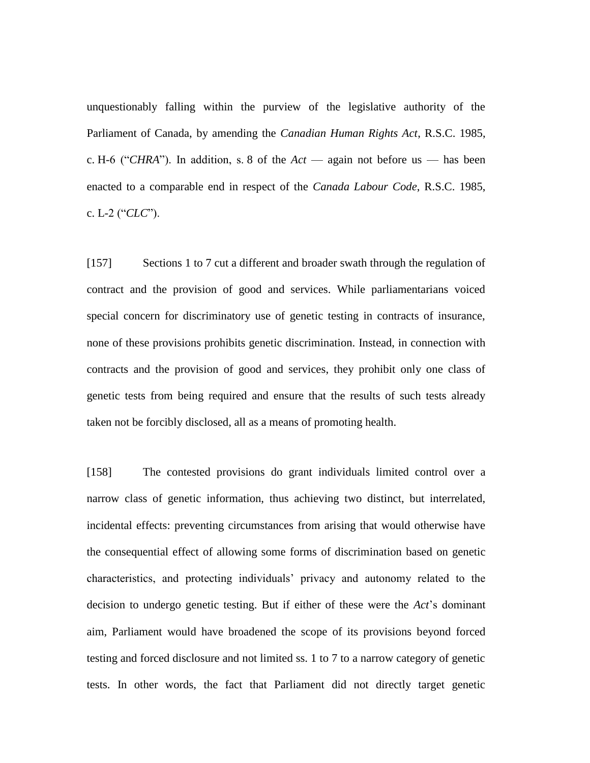unquestionably falling within the purview of the legislative authority of the Parliament of Canada, by amending the *Canadian Human Rights Act*, R.S.C. 1985, c. H-6 ("*CHRA*"). In addition, s. 8 of the *Act* — again not before us — has been enacted to a comparable end in respect of the *Canada Labour Code*, R.S.C. 1985, c. L-2 ("*CLC*").

[157] Sections 1 to 7 cut a different and broader swath through the regulation of contract and the provision of good and services. While parliamentarians voiced special concern for discriminatory use of genetic testing in contracts of insurance, none of these provisions prohibits genetic discrimination. Instead, in connection with contracts and the provision of good and services, they prohibit only one class of genetic tests from being required and ensure that the results of such tests already taken not be forcibly disclosed, all as a means of promoting health.

[158] The contested provisions do grant individuals limited control over a narrow class of genetic information, thus achieving two distinct, but interrelated, incidental effects: preventing circumstances from arising that would otherwise have the consequential effect of allowing some forms of discrimination based on genetic characteristics, and protecting individuals' privacy and autonomy related to the decision to undergo genetic testing. But if either of these were the *Act*'s dominant aim, Parliament would have broadened the scope of its provisions beyond forced testing and forced disclosure and not limited ss. 1 to 7 to a narrow category of genetic tests. In other words, the fact that Parliament did not directly target genetic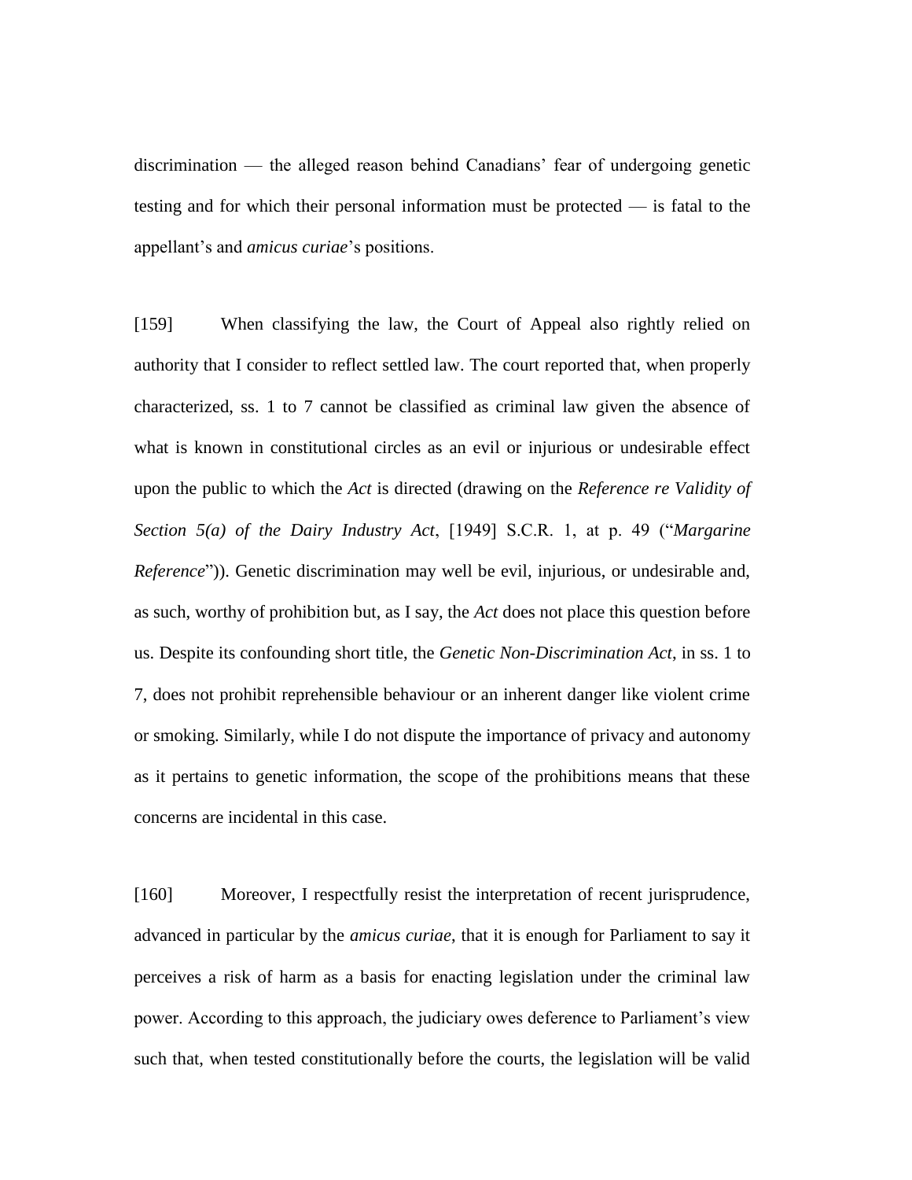discrimination — the alleged reason behind Canadians' fear of undergoing genetic testing and for which their personal information must be protected — is fatal to the appellant's and *amicus curiae*'s positions.

[159] When classifying the law, the Court of Appeal also rightly relied on authority that I consider to reflect settled law. The court reported that, when properly characterized, ss. 1 to 7 cannot be classified as criminal law given the absence of what is known in constitutional circles as an evil or injurious or undesirable effect upon the public to which the *Act* is directed (drawing on the *Reference re Validity of Section 5(a) of the Dairy Industry Act*, [1949] S.C.R. 1, at p. 49 ("*Margarine Reference*")). Genetic discrimination may well be evil, injurious, or undesirable and, as such, worthy of prohibition but, as I say, the *Act* does not place this question before us. Despite its confounding short title, the *Genetic Non-Discrimination Act*, in ss. 1 to 7, does not prohibit reprehensible behaviour or an inherent danger like violent crime or smoking. Similarly, while I do not dispute the importance of privacy and autonomy as it pertains to genetic information, the scope of the prohibitions means that these concerns are incidental in this case.

[160] Moreover, I respectfully resist the interpretation of recent jurisprudence, advanced in particular by the *amicus curiae*, that it is enough for Parliament to say it perceives a risk of harm as a basis for enacting legislation under the criminal law power. According to this approach, the judiciary owes deference to Parliament's view such that, when tested constitutionally before the courts, the legislation will be valid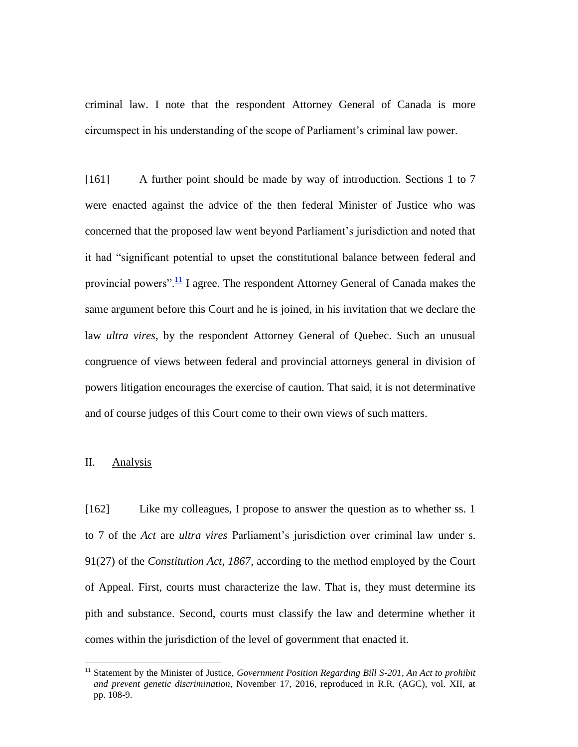criminal law. I note that the respondent Attorney General of Canada is more circumspect in his understanding of the scope of Parliament's criminal law power.

[161] A further point should be made by way of introduction. Sections 1 to 7 were enacted against the advice of the then federal Minister of Justice who was concerned that the proposed law went beyond Parliament's jurisdiction and noted that it had "significant potential to upset the constitutional balance between federal and provincial powers".[11] I agree. The respondent Attorney General of Canada makes the same argument before this Court and he is joined, in his invitation that we declare the law *ultra vires*, by the respondent Attorney General of Quebec. Such an unusual congruence of views between federal and provincial attorneys general in division of powers litigation encourages the exercise of caution. That said, it is not determinative and of course judges of this Court come to their own views of such matters.

## II. Analysis

[162] Like my colleagues, I propose to answer the question as to whether ss. 1 to 7 of the *Act* are *ultra vires* Parliament's jurisdiction over criminal law under s. 91(27) of the *Constitution Act, 1867*, according to the method employed by the Court of Appeal. First, courts must characterize the law. That is, they must determine its pith and substance. Second, courts must classify the law and determine whether it comes within the jurisdiction of the level of government that enacted it.

---

[11] Statement by the Minister of Justice, *Government Position Regarding Bill S-201, An Act to prohibit and prevent genetic discrimination*, November 17, 2016, reproduced in R.R. (AGC), vol. XII, at pp. 108-9.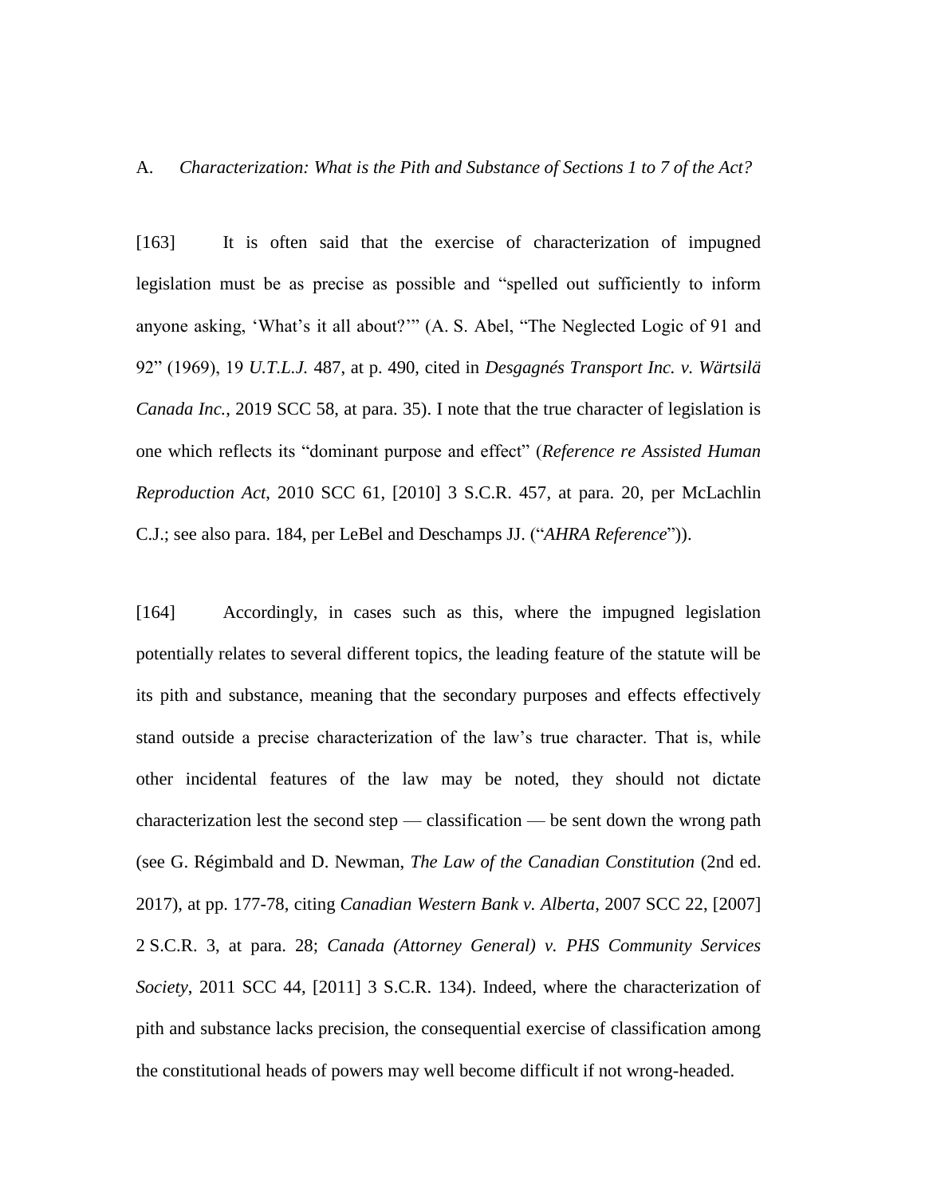### A. *Characterization: What is the Pith and Substance of Sections 1 to 7 of the Act?*

[163] It is often said that the exercise of characterization of impugned legislation must be as precise as possible and "spelled out sufficiently to inform anyone asking, 'What's it all about?'" (A. S. Abel, "The Neglected Logic of 91 and 92" (1969), 19 *U.T.L.J.* 487, at p. 490, cited in *Desgagnés Transport Inc. v. Wärtsilä Canada Inc.*, 2019 SCC 58, at para. 35). I note that the true character of legislation is one which reflects its "dominant purpose and effect" (*Reference re Assisted Human Reproduction Act*, 2010 SCC 61, [2010] 3 S.C.R. 457, at para. 20, per McLachlin C.J.; see also para. 184, per LeBel and Deschamps JJ. ("*AHRA Reference*")).

[164] Accordingly, in cases such as this, where the impugned legislation potentially relates to several different topics, the leading feature of the statute will be its pith and substance, meaning that the secondary purposes and effects effectively stand outside a precise characterization of the law's true character. That is, while other incidental features of the law may be noted, they should not dictate characterization lest the second step — classification — be sent down the wrong path (see G. Régimbald and D. Newman, *The Law of the Canadian Constitution* (2nd ed. 2017), at pp. 177-78, citing *Canadian Western Bank v. Alberta*, 2007 SCC 22, [2007] 2 S.C.R. 3, at para. 28; *Canada (Attorney General) v. PHS Community Services Society*, 2011 SCC 44, [2011] 3 S.C.R. 134). Indeed, where the characterization of pith and substance lacks precision, the consequential exercise of classification among the constitutional heads of powers may well become difficult if not wrong-headed.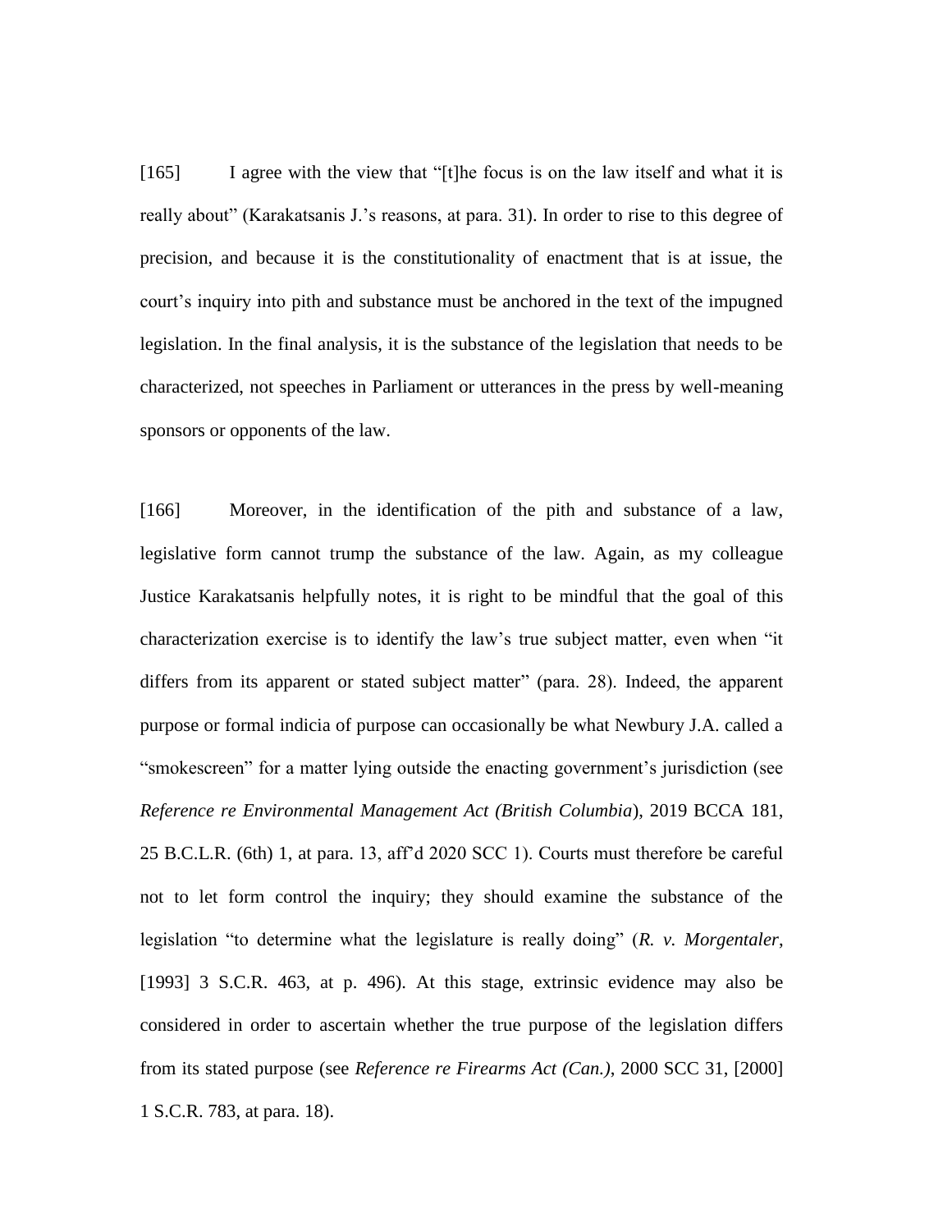[165] I agree with the view that "[t]he focus is on the law itself and what it is really about" (Karakatsanis J.'s reasons, at para. 31). In order to rise to this degree of precision, and because it is the constitutionality of enactment that is at issue, the court's inquiry into pith and substance must be anchored in the text of the impugned legislation. In the final analysis, it is the substance of the legislation that needs to be characterized, not speeches in Parliament or utterances in the press by well-meaning sponsors or opponents of the law.

[166] Moreover, in the identification of the pith and substance of a law, legislative form cannot trump the substance of the law. Again, as my colleague Justice Karakatsanis helpfully notes, it is right to be mindful that the goal of this characterization exercise is to identify the law's true subject matter, even when "it differs from its apparent or stated subject matter" (para. 28). Indeed, the apparent purpose or formal indicia of purpose can occasionally be what Newbury J.A. called a "smokescreen" for a matter lying outside the enacting government's jurisdiction (see *Reference re Environmental Management Act (British Columbia*), 2019 BCCA 181, 25 B.C.L.R. (6th) 1, at para. 13, aff'd 2020 SCC 1). Courts must therefore be careful not to let form control the inquiry; they should examine the substance of the legislation "to determine what the legislature is really doing" (*R. v. Morgentaler*, [1993] 3 S.C.R. 463, at p. 496). At this stage, extrinsic evidence may also be considered in order to ascertain whether the true purpose of the legislation differs from its stated purpose (see *Reference re Firearms Act (Can.)*, 2000 SCC 31, [2000] 1 S.C.R. 783, at para. 18).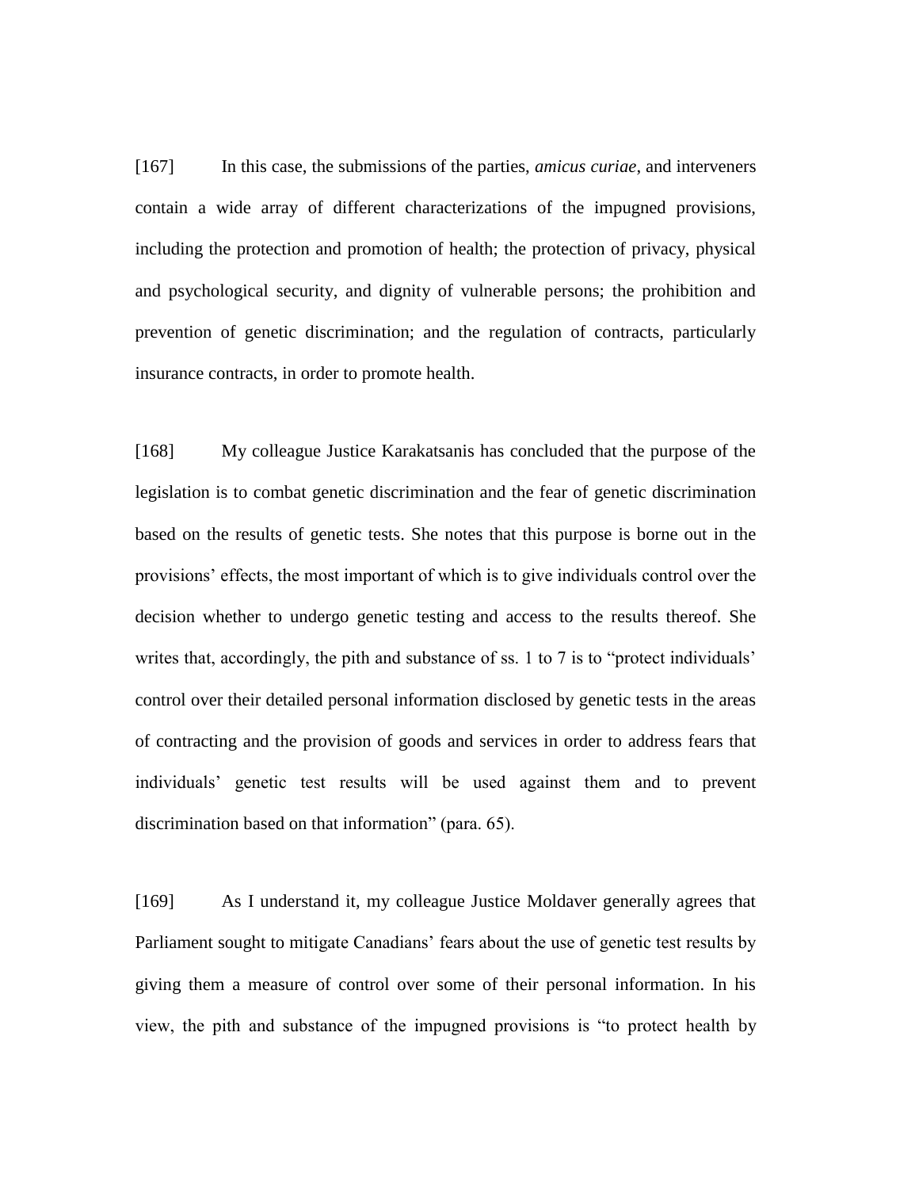[167] In this case, the submissions of the parties, *amicus curiae*, and interveners contain a wide array of different characterizations of the impugned provisions, including the protection and promotion of health; the protection of privacy, physical and psychological security, and dignity of vulnerable persons; the prohibition and prevention of genetic discrimination; and the regulation of contracts, particularly insurance contracts, in order to promote health.

[168] My colleague Justice Karakatsanis has concluded that the purpose of the legislation is to combat genetic discrimination and the fear of genetic discrimination based on the results of genetic tests. She notes that this purpose is borne out in the provisions' effects, the most important of which is to give individuals control over the decision whether to undergo genetic testing and access to the results thereof. She writes that, accordingly, the pith and substance of ss. 1 to 7 is to "protect individuals' control over their detailed personal information disclosed by genetic tests in the areas of contracting and the provision of goods and services in order to address fears that individuals' genetic test results will be used against them and to prevent discrimination based on that information" (para. 65).

[169] As I understand it, my colleague Justice Moldaver generally agrees that Parliament sought to mitigate Canadians' fears about the use of genetic test results by giving them a measure of control over some of their personal information. In his view, the pith and substance of the impugned provisions is "to protect health by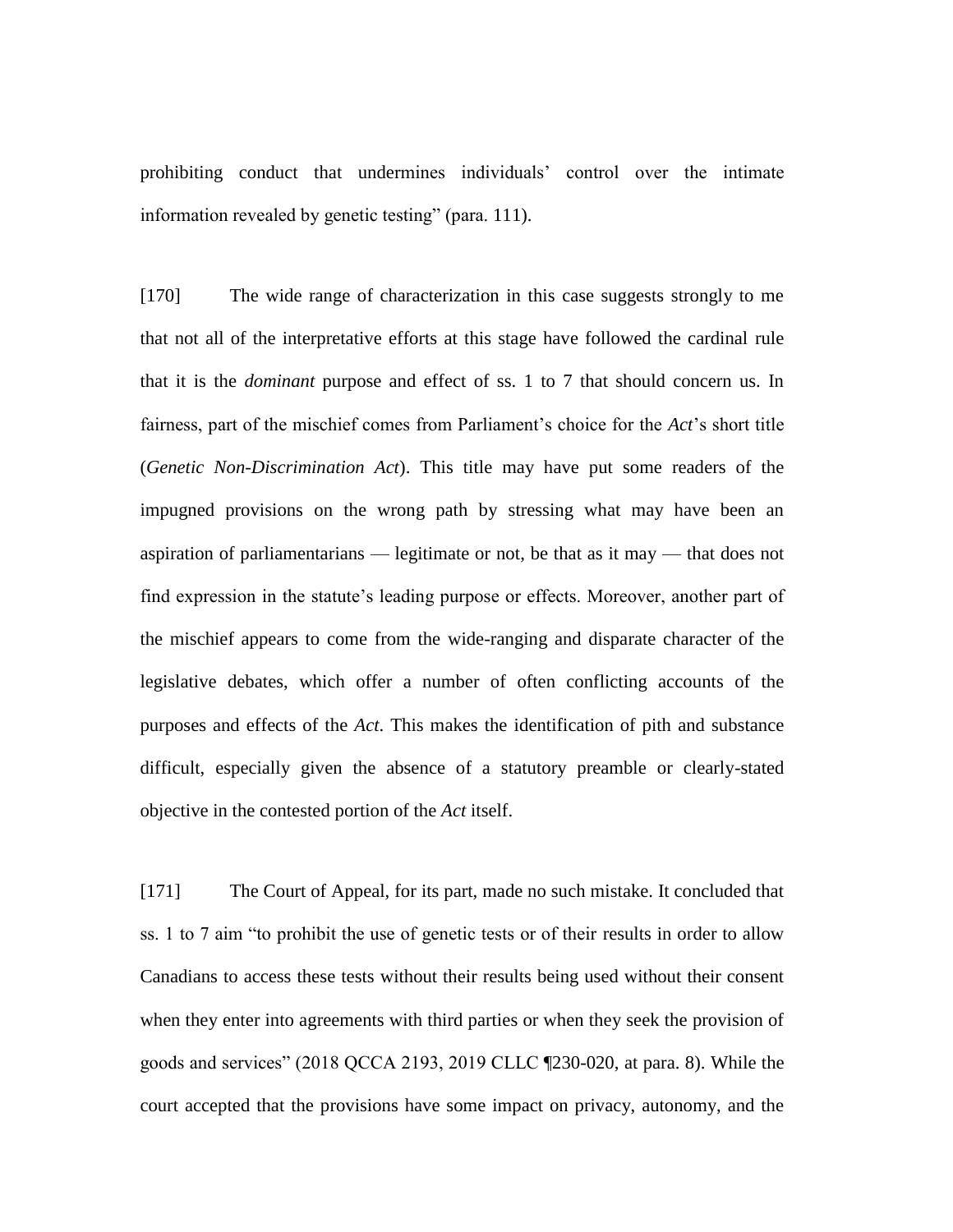prohibiting conduct that undermines individuals' control over the intimate information revealed by genetic testing" (para. 111).

[170] The wide range of characterization in this case suggests strongly to me that not all of the interpretative efforts at this stage have followed the cardinal rule that it is the *dominant* purpose and effect of ss. 1 to 7 that should concern us. In fairness, part of the mischief comes from Parliament's choice for the *Act*'s short title (*Genetic Non-Discrimination Act*). This title may have put some readers of the impugned provisions on the wrong path by stressing what may have been an aspiration of parliamentarians — legitimate or not, be that as it may — that does not find expression in the statute's leading purpose or effects. Moreover, another part of the mischief appears to come from the wide-ranging and disparate character of the legislative debates, which offer a number of often conflicting accounts of the purposes and effects of the *Act*. This makes the identification of pith and substance difficult, especially given the absence of a statutory preamble or clearly-stated objective in the contested portion of the *Act* itself.

[171] The Court of Appeal, for its part, made no such mistake. It concluded that ss. 1 to 7 aim "to prohibit the use of genetic tests or of their results in order to allow Canadians to access these tests without their results being used without their consent when they enter into agreements with third parties or when they seek the provision of goods and services" (2018 QCCA 2193, 2019 CLLC ¶230-020, at para. 8). While the court accepted that the provisions have some impact on privacy, autonomy, and the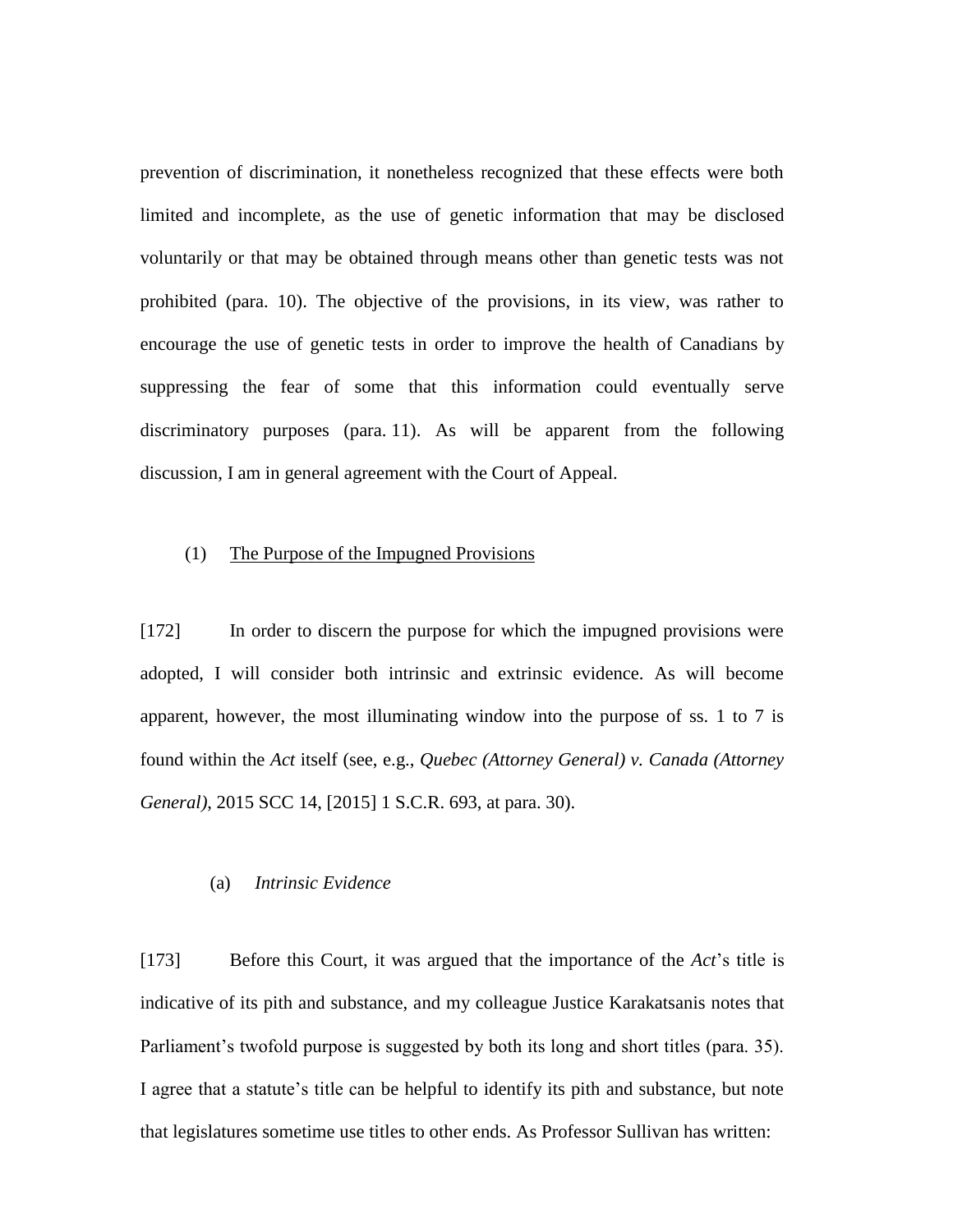prevention of discrimination, it nonetheless recognized that these effects were both limited and incomplete, as the use of genetic information that may be disclosed voluntarily or that may be obtained through means other than genetic tests was not prohibited (para. 10). The objective of the provisions, in its view, was rather to encourage the use of genetic tests in order to improve the health of Canadians by suppressing the fear of some that this information could eventually serve discriminatory purposes (para. 11). As will be apparent from the following discussion, I am in general agreement with the Court of Appeal.

### (1) The Purpose of the Impugned Provisions

[172] In order to discern the purpose for which the impugned provisions were adopted, I will consider both intrinsic and extrinsic evidence. As will become apparent, however, the most illuminating window into the purpose of ss. 1 to 7 is found within the *Act* itself (see, e.g., *Quebec (Attorney General) v. Canada (Attorney General)*, 2015 SCC 14, [2015] 1 S.C.R. 693, at para. 30).

#### (a) *Intrinsic Evidence*

[173] Before this Court, it was argued that the importance of the *Act*'s title is indicative of its pith and substance, and my colleague Justice Karakatsanis notes that Parliament's twofold purpose is suggested by both its long and short titles (para. 35). I agree that a statute's title can be helpful to identify its pith and substance, but note that legislatures sometime use titles to other ends. As Professor Sullivan has written: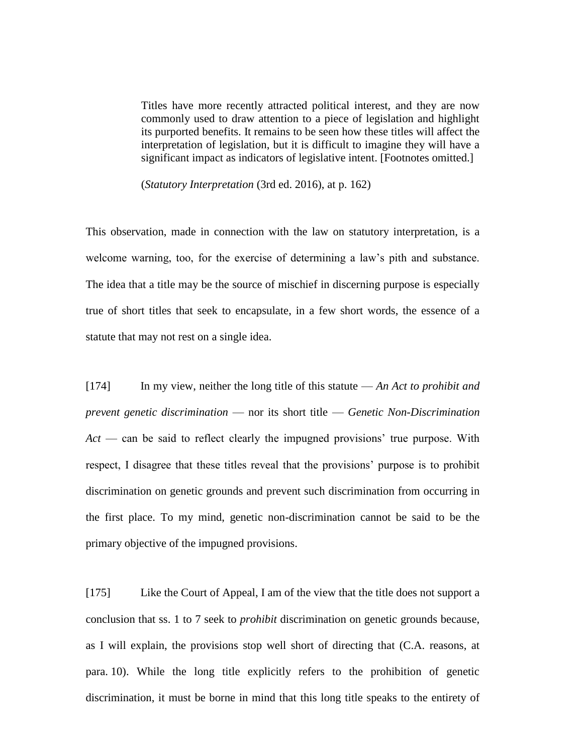> Titles have more recently attracted political interest, and they are now commonly used to draw attention to a piece of legislation and highlight its purported benefits. It remains to be seen how these titles will affect the interpretation of legislation, but it is difficult to imagine they will have a significant impact as indicators of legislative intent. [Footnotes omitted.]
>
> (*Statutory Interpretation* (3rd ed. 2016), at p. 162)

This observation, made in connection with the law on statutory interpretation, is a welcome warning, too, for the exercise of determining a law's pith and substance. The idea that a title may be the source of mischief in discerning purpose is especially true of short titles that seek to encapsulate, in a few short words, the essence of a statute that may not rest on a single idea.

[174] In my view, neither the long title of this statute — *An Act to prohibit and prevent genetic discrimination* — nor its short title — *Genetic Non-Discrimination Act* — can be said to reflect clearly the impugned provisions' true purpose. With respect, I disagree that these titles reveal that the provisions' purpose is to prohibit discrimination on genetic grounds and prevent such discrimination from occurring in the first place. To my mind, genetic non-discrimination cannot be said to be the primary objective of the impugned provisions.

[175] Like the Court of Appeal, I am of the view that the title does not support a conclusion that ss. 1 to 7 seek to *prohibit* discrimination on genetic grounds because, as I will explain, the provisions stop well short of directing that (C.A. reasons, at para. 10). While the long title explicitly refers to the prohibition of genetic discrimination, it must be borne in mind that this long title speaks to the entirety of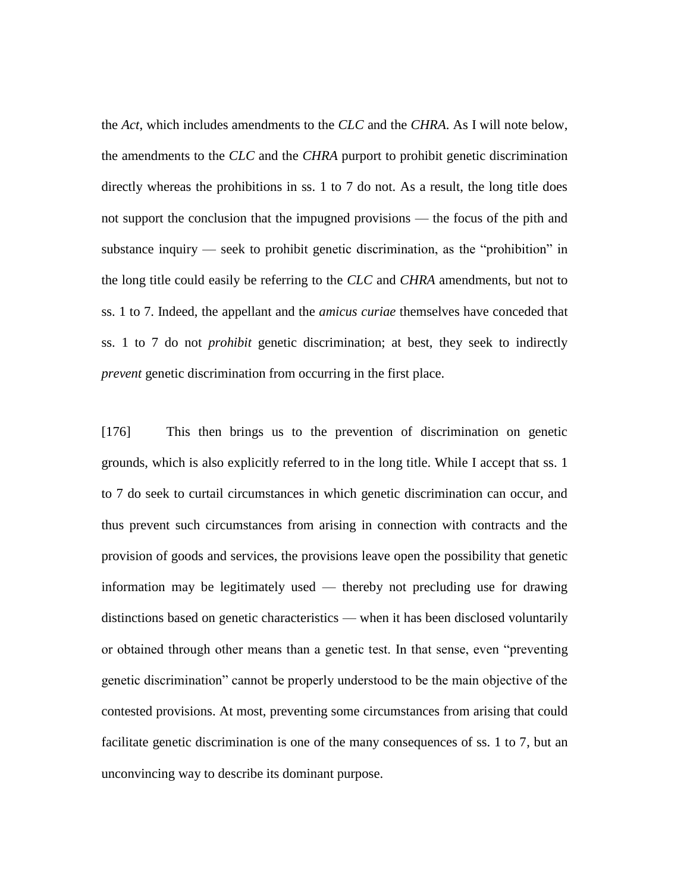the *Act*, which includes amendments to the *CLC* and the *CHRA*. As I will note below, the amendments to the *CLC* and the *CHRA* purport to prohibit genetic discrimination directly whereas the prohibitions in ss. 1 to 7 do not. As a result, the long title does not support the conclusion that the impugned provisions — the focus of the pith and substance inquiry — seek to prohibit genetic discrimination, as the "prohibition" in the long title could easily be referring to the *CLC* and *CHRA* amendments, but not to ss. 1 to 7. Indeed, the appellant and the *amicus curiae* themselves have conceded that ss. 1 to 7 do not *prohibit* genetic discrimination; at best, they seek to indirectly *prevent* genetic discrimination from occurring in the first place.

[176] This then brings us to the prevention of discrimination on genetic grounds, which is also explicitly referred to in the long title. While I accept that ss. 1 to 7 do seek to curtail circumstances in which genetic discrimination can occur, and thus prevent such circumstances from arising in connection with contracts and the provision of goods and services, the provisions leave open the possibility that genetic information may be legitimately used — thereby not precluding use for drawing distinctions based on genetic characteristics — when it has been disclosed voluntarily or obtained through other means than a genetic test. In that sense, even "preventing genetic discrimination" cannot be properly understood to be the main objective of the contested provisions. At most, preventing some circumstances from arising that could facilitate genetic discrimination is one of the many consequences of ss. 1 to 7, but an unconvincing way to describe its dominant purpose.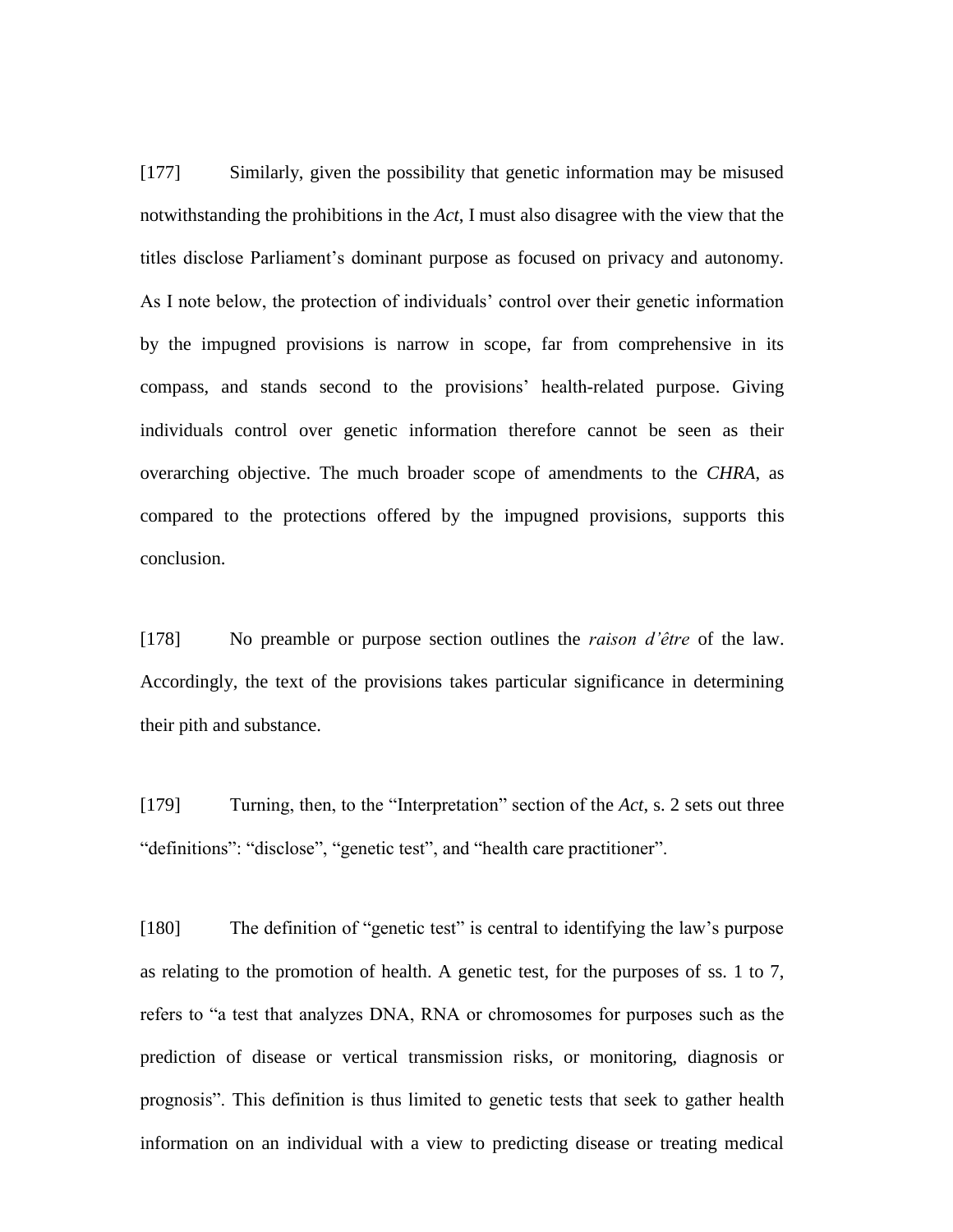[177] Similarly, given the possibility that genetic information may be misused notwithstanding the prohibitions in the *Act*, I must also disagree with the view that the titles disclose Parliament's dominant purpose as focused on privacy and autonomy. As I note below, the protection of individuals' control over their genetic information by the impugned provisions is narrow in scope, far from comprehensive in its compass, and stands second to the provisions' health-related purpose. Giving individuals control over genetic information therefore cannot be seen as their overarching objective. The much broader scope of amendments to the *CHRA*, as compared to the protections offered by the impugned provisions, supports this conclusion.

[178] No preamble or purpose section outlines the *raison d'être* of the law. Accordingly, the text of the provisions takes particular significance in determining their pith and substance.

[179] Turning, then, to the "Interpretation" section of the *Act*, s. 2 sets out three "definitions": "disclose", "genetic test", and "health care practitioner".

[180] The definition of "genetic test" is central to identifying the law's purpose as relating to the promotion of health. A genetic test, for the purposes of ss. 1 to 7, refers to "a test that analyzes DNA, RNA or chromosomes for purposes such as the prediction of disease or vertical transmission risks, or monitoring, diagnosis or prognosis". This definition is thus limited to genetic tests that seek to gather health information on an individual with a view to predicting disease or treating medical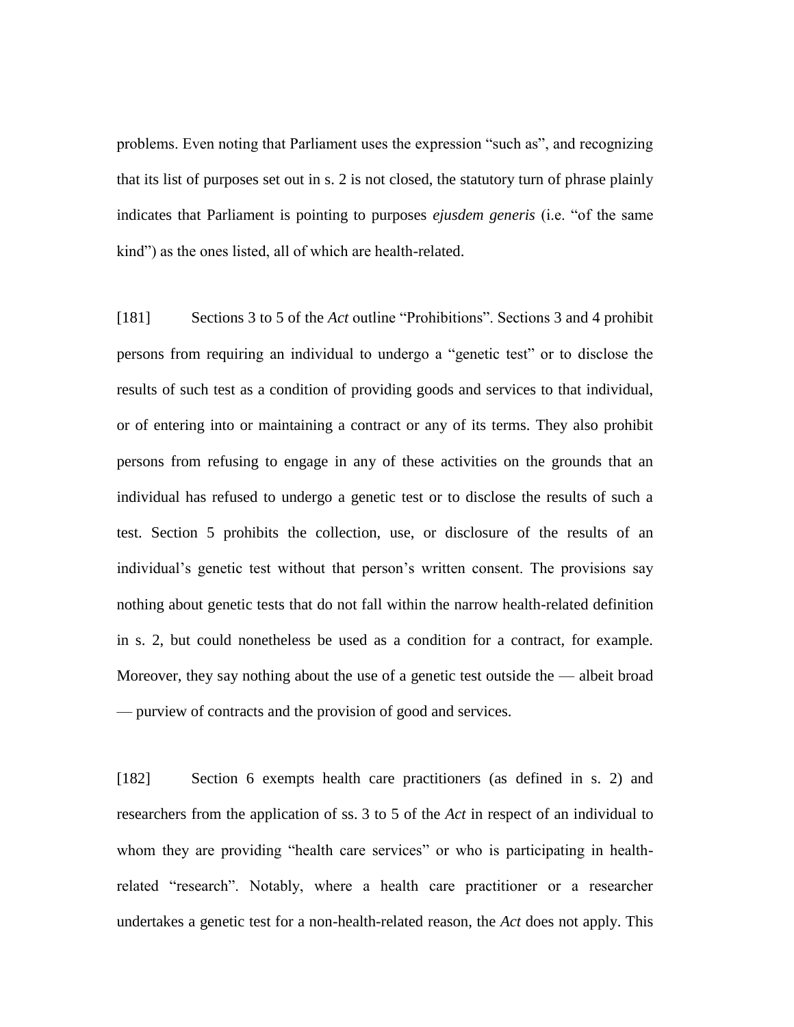problems. Even noting that Parliament uses the expression "such as", and recognizing that its list of purposes set out in s. 2 is not closed, the statutory turn of phrase plainly indicates that Parliament is pointing to purposes *ejusdem generis* (i.e. "of the same kind") as the ones listed, all of which are health-related.

[181] Sections 3 to 5 of the *Act* outline "Prohibitions". Sections 3 and 4 prohibit persons from requiring an individual to undergo a "genetic test" or to disclose the results of such test as a condition of providing goods and services to that individual, or of entering into or maintaining a contract or any of its terms. They also prohibit persons from refusing to engage in any of these activities on the grounds that an individual has refused to undergo a genetic test or to disclose the results of such a test. Section 5 prohibits the collection, use, or disclosure of the results of an individual's genetic test without that person's written consent. The provisions say nothing about genetic tests that do not fall within the narrow health-related definition in s. 2, but could nonetheless be used as a condition for a contract, for example. Moreover, they say nothing about the use of a genetic test outside the — albeit broad — purview of contracts and the provision of good and services.

[182] Section 6 exempts health care practitioners (as defined in s. 2) and researchers from the application of ss. 3 to 5 of the *Act* in respect of an individual to whom they are providing "health care services" or who is participating in health-related "research". Notably, where a health care practitioner or a researcher undertakes a genetic test for a non-health-related reason, the *Act* does not apply. This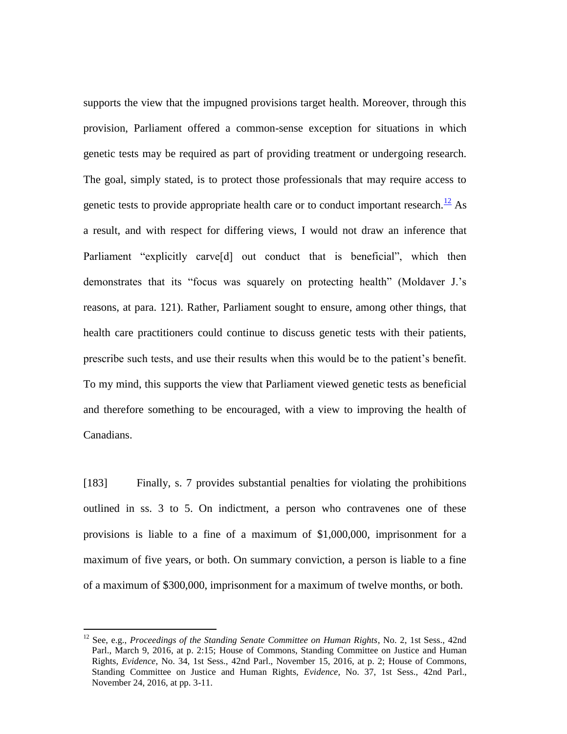supports the view that the impugned provisions target health. Moreover, through this provision, Parliament offered a common-sense exception for situations in which genetic tests may be required as part of providing treatment or undergoing research. The goal, simply stated, is to protect those professionals that may require access to genetic tests to provide appropriate health care or to conduct important research.[12] As a result, and with respect for differing views, I would not draw an inference that Parliament "explicitly carve[d] out conduct that is beneficial", which then demonstrates that its "focus was squarely on protecting health" (Moldaver J.'s reasons, at para. 121). Rather, Parliament sought to ensure, among other things, that health care practitioners could continue to discuss genetic tests with their patients, prescribe such tests, and use their results when this would be to the patient's benefit. To my mind, this supports the view that Parliament viewed genetic tests as beneficial and therefore something to be encouraged, with a view to improving the health of Canadians.

[183] Finally, s. 7 provides substantial penalties for violating the prohibitions outlined in ss. 3 to 5. On indictment, a person who contravenes one of these provisions is liable to a fine of a maximum of $1,000,000, imprisonment for a maximum of five years, or both. On summary conviction, a person is liable to a fine of a maximum of $300,000, imprisonment for a maximum of twelve months, or both.

---

[12] See, e.g., *Proceedings of the Standing Senate Committee on Human Rights*, No. 2, 1st Sess., 42nd Parl., March 9, 2016, at p. 2:15; House of Commons, Standing Committee on Justice and Human Rights, *Evidence*, No. 34, 1st Sess., 42nd Parl., November 15, 2016, at p. 2; House of Commons, Standing Committee on Justice and Human Rights, *Evidence*, No. 37, 1st Sess., 42nd Parl., November 24, 2016, at pp. 3-11.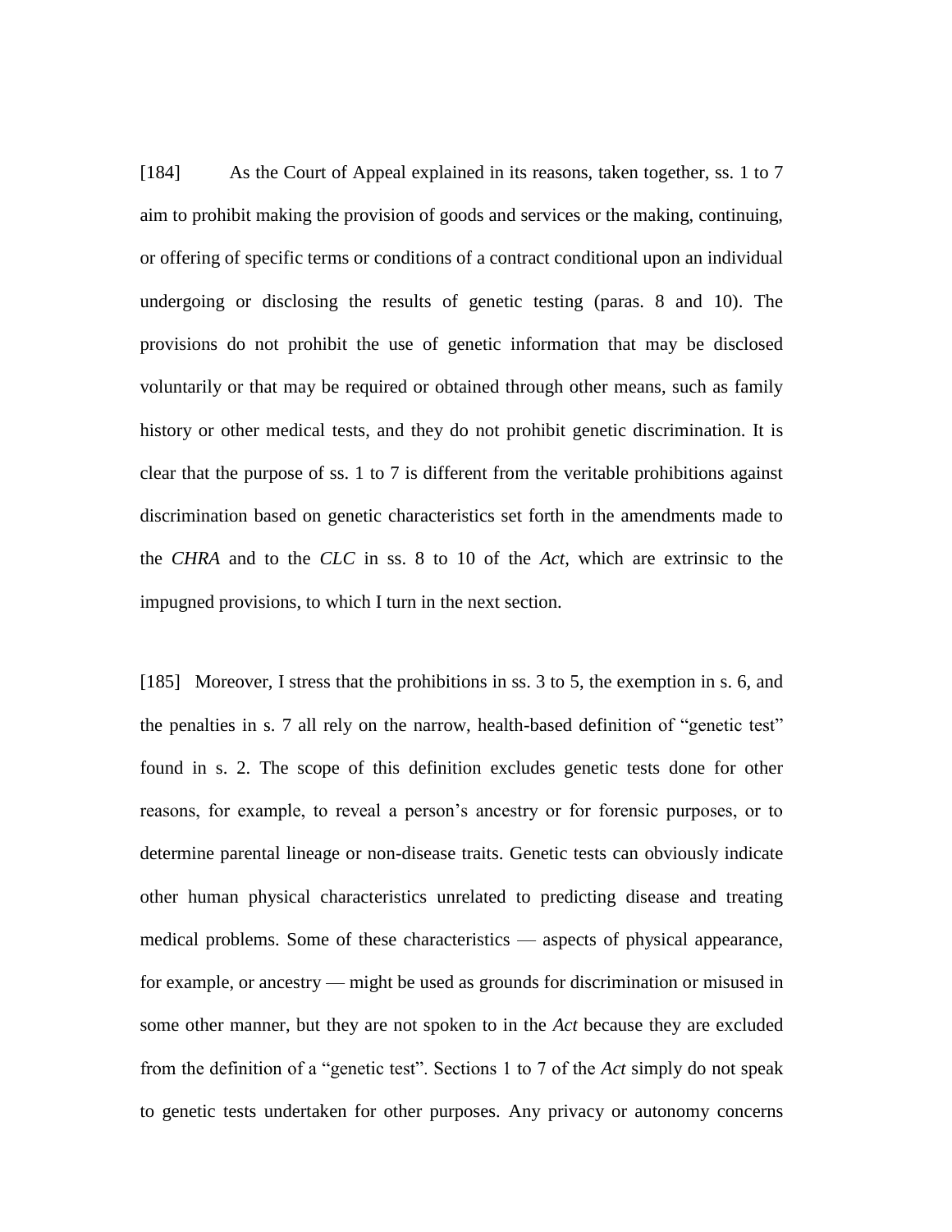[184] As the Court of Appeal explained in its reasons, taken together, ss. 1 to 7 aim to prohibit making the provision of goods and services or the making, continuing, or offering of specific terms or conditions of a contract conditional upon an individual undergoing or disclosing the results of genetic testing (paras. 8 and 10). The provisions do not prohibit the use of genetic information that may be disclosed voluntarily or that may be required or obtained through other means, such as family history or other medical tests, and they do not prohibit genetic discrimination. It is clear that the purpose of ss. 1 to 7 is different from the veritable prohibitions against discrimination based on genetic characteristics set forth in the amendments made to the *CHRA* and to the *CLC* in ss. 8 to 10 of the *Act*, which are extrinsic to the impugned provisions, to which I turn in the next section.

[185] Moreover, I stress that the prohibitions in ss. 3 to 5, the exemption in s. 6, and the penalties in s. 7 all rely on the narrow, health-based definition of "genetic test" found in s. 2. The scope of this definition excludes genetic tests done for other reasons, for example, to reveal a person's ancestry or for forensic purposes, or to determine parental lineage or non-disease traits. Genetic tests can obviously indicate other human physical characteristics unrelated to predicting disease and treating medical problems. Some of these characteristics — aspects of physical appearance, for example, or ancestry — might be used as grounds for discrimination or misused in some other manner, but they are not spoken to in the *Act* because they are excluded from the definition of a "genetic test". Sections 1 to 7 of the *Act* simply do not speak to genetic tests undertaken for other purposes. Any privacy or autonomy concerns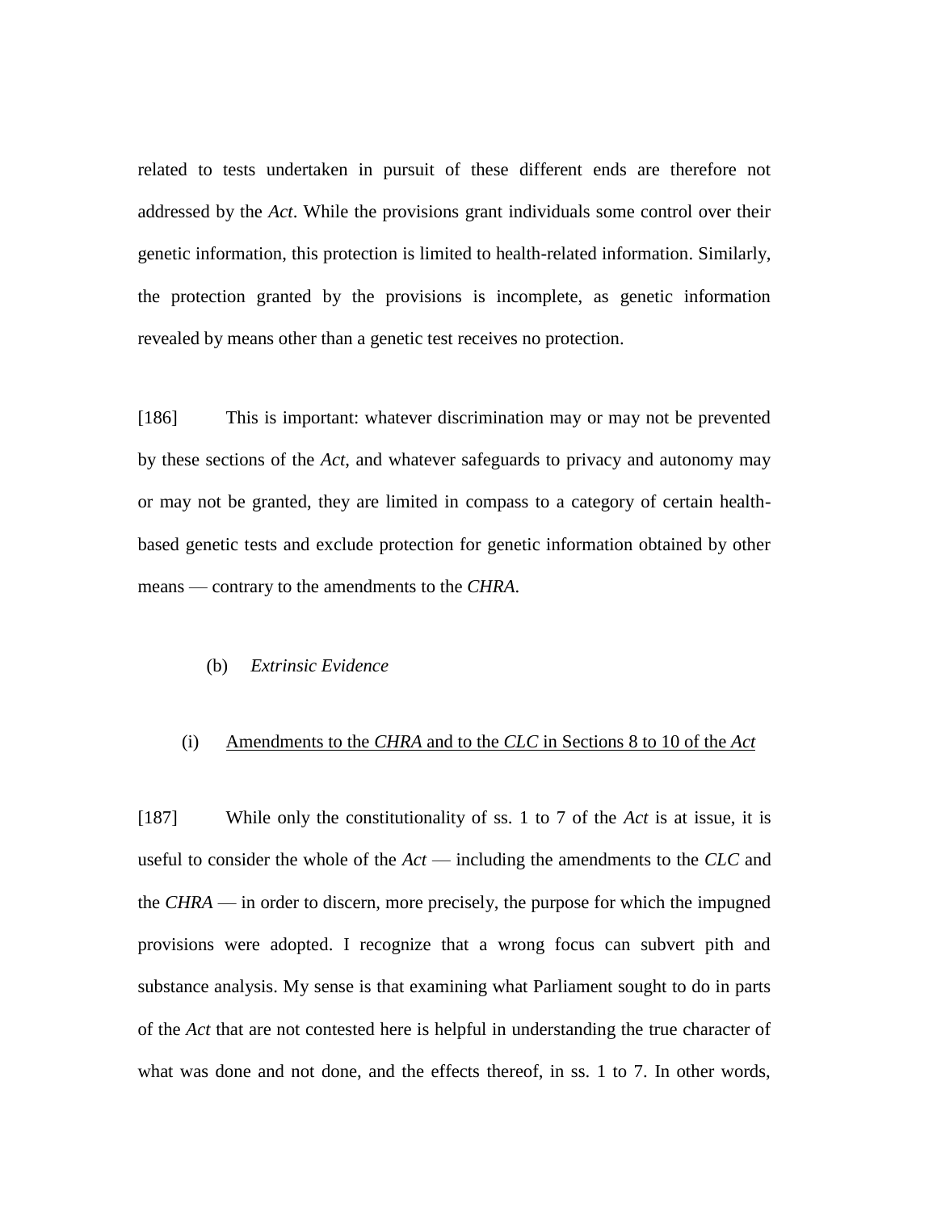related to tests undertaken in pursuit of these different ends are therefore not addressed by the *Act*. While the provisions grant individuals some control over their genetic information, this protection is limited to health-related information. Similarly, the protection granted by the provisions is incomplete, as genetic information revealed by means other than a genetic test receives no protection.

[186] This is important: whatever discrimination may or may not be prevented by these sections of the *Act*, and whatever safeguards to privacy and autonomy may or may not be granted, they are limited in compass to a category of certain health-based genetic tests and exclude protection for genetic information obtained by other means — contrary to the amendments to the *CHRA*.

(b) *Extrinsic Evidence*

(i) <u>Amendments to the *CHRA* and to the *CLC* in Sections 8 to 10 of the *Act*</u>

[187] While only the constitutionality of ss. 1 to 7 of the *Act* is at issue, it is useful to consider the whole of the *Act* — including the amendments to the *CLC* and the *CHRA* — in order to discern, more precisely, the purpose for which the impugned provisions were adopted. I recognize that a wrong focus can subvert pith and substance analysis. My sense is that examining what Parliament sought to do in parts of the *Act* that are not contested here is helpful in understanding the true character of what was done and not done, and the effects thereof, in ss. 1 to 7. In other words,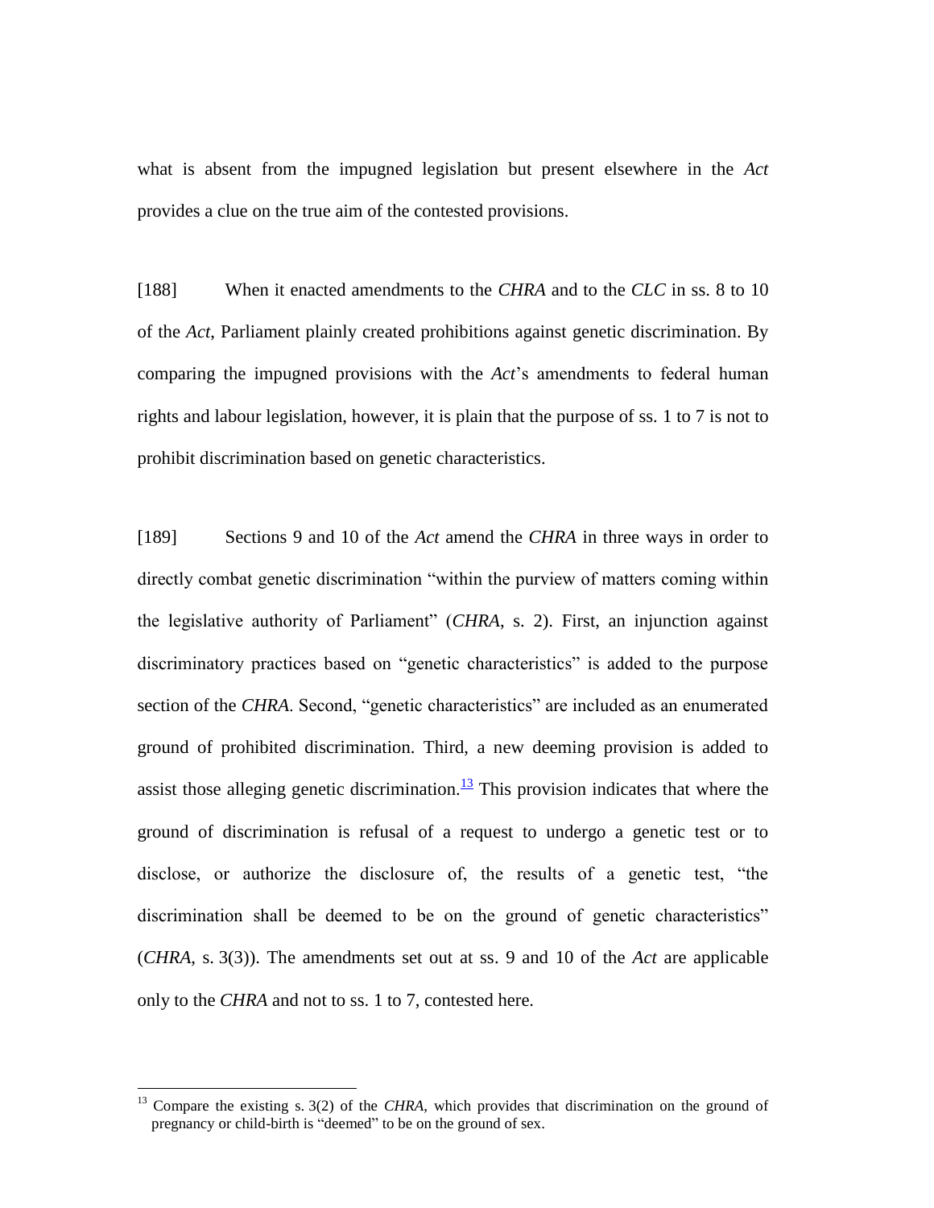what is absent from the impugned legislation but present elsewhere in the *Act* provides a clue on the true aim of the contested provisions.

[188] When it enacted amendments to the *CHRA* and to the *CLC* in ss. 8 to 10 of the *Act*, Parliament plainly created prohibitions against genetic discrimination. By comparing the impugned provisions with the *Act*'s amendments to federal human rights and labour legislation, however, it is plain that the purpose of ss. 1 to 7 is not to prohibit discrimination based on genetic characteristics.

[189] Sections 9 and 10 of the *Act* amend the *CHRA* in three ways in order to directly combat genetic discrimination "within the purview of matters coming within the legislative authority of Parliament" (*CHRA*, s. 2). First, an injunction against discriminatory practices based on "genetic characteristics" is added to the purpose section of the *CHRA*. Second, "genetic characteristics" are included as an enumerated ground of prohibited discrimination. Third, a new deeming provision is added to assist those alleging genetic discrimination.[13] This provision indicates that where the ground of discrimination is refusal of a request to undergo a genetic test or to disclose, or authorize the disclosure of, the results of a genetic test, "the discrimination shall be deemed to be on the ground of genetic characteristics" (*CHRA*, s. 3(3)). The amendments set out at ss. 9 and 10 of the *Act* are applicable only to the *CHRA* and not to ss. 1 to 7, contested here.

[13] Compare the existing s. 3(2) of the *CHRA*, which provides that discrimination on the ground of pregnancy or child-birth is "deemed" to be on the ground of sex.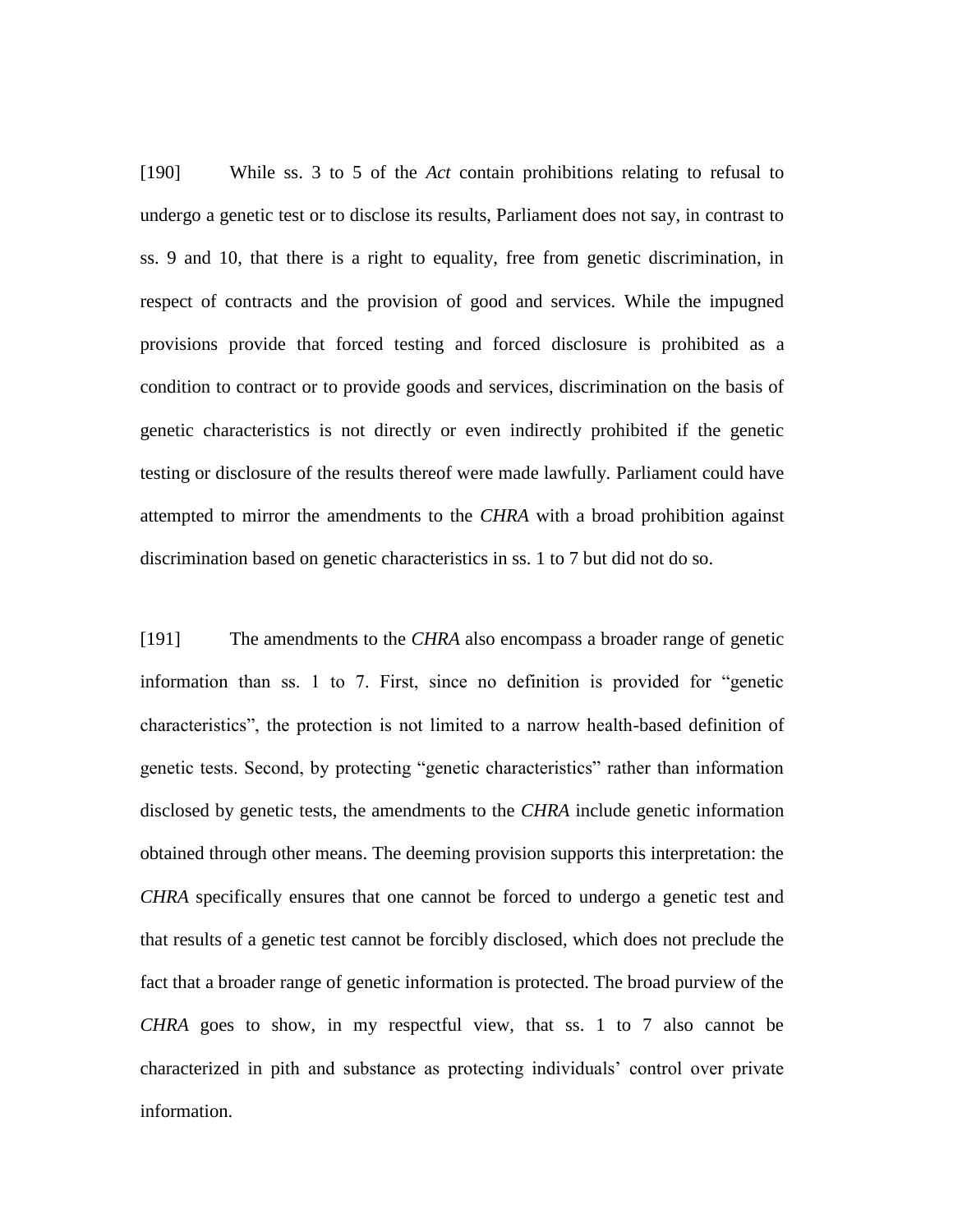[190] While ss. 3 to 5 of the *Act* contain prohibitions relating to refusal to undergo a genetic test or to disclose its results, Parliament does not say, in contrast to ss. 9 and 10, that there is a right to equality, free from genetic discrimination, in respect of contracts and the provision of good and services. While the impugned provisions provide that forced testing and forced disclosure is prohibited as a condition to contract or to provide goods and services, discrimination on the basis of genetic characteristics is not directly or even indirectly prohibited if the genetic testing or disclosure of the results thereof were made lawfully. Parliament could have attempted to mirror the amendments to the *CHRA* with a broad prohibition against discrimination based on genetic characteristics in ss. 1 to 7 but did not do so.

[191] The amendments to the *CHRA* also encompass a broader range of genetic information than ss. 1 to 7. First, since no definition is provided for "genetic characteristics", the protection is not limited to a narrow health-based definition of genetic tests. Second, by protecting "genetic characteristics" rather than information disclosed by genetic tests, the amendments to the *CHRA* include genetic information obtained through other means. The deeming provision supports this interpretation: the *CHRA* specifically ensures that one cannot be forced to undergo a genetic test and that results of a genetic test cannot be forcibly disclosed, which does not preclude the fact that a broader range of genetic information is protected. The broad purview of the *CHRA* goes to show, in my respectful view, that ss. 1 to 7 also cannot be characterized in pith and substance as protecting individuals' control over private information.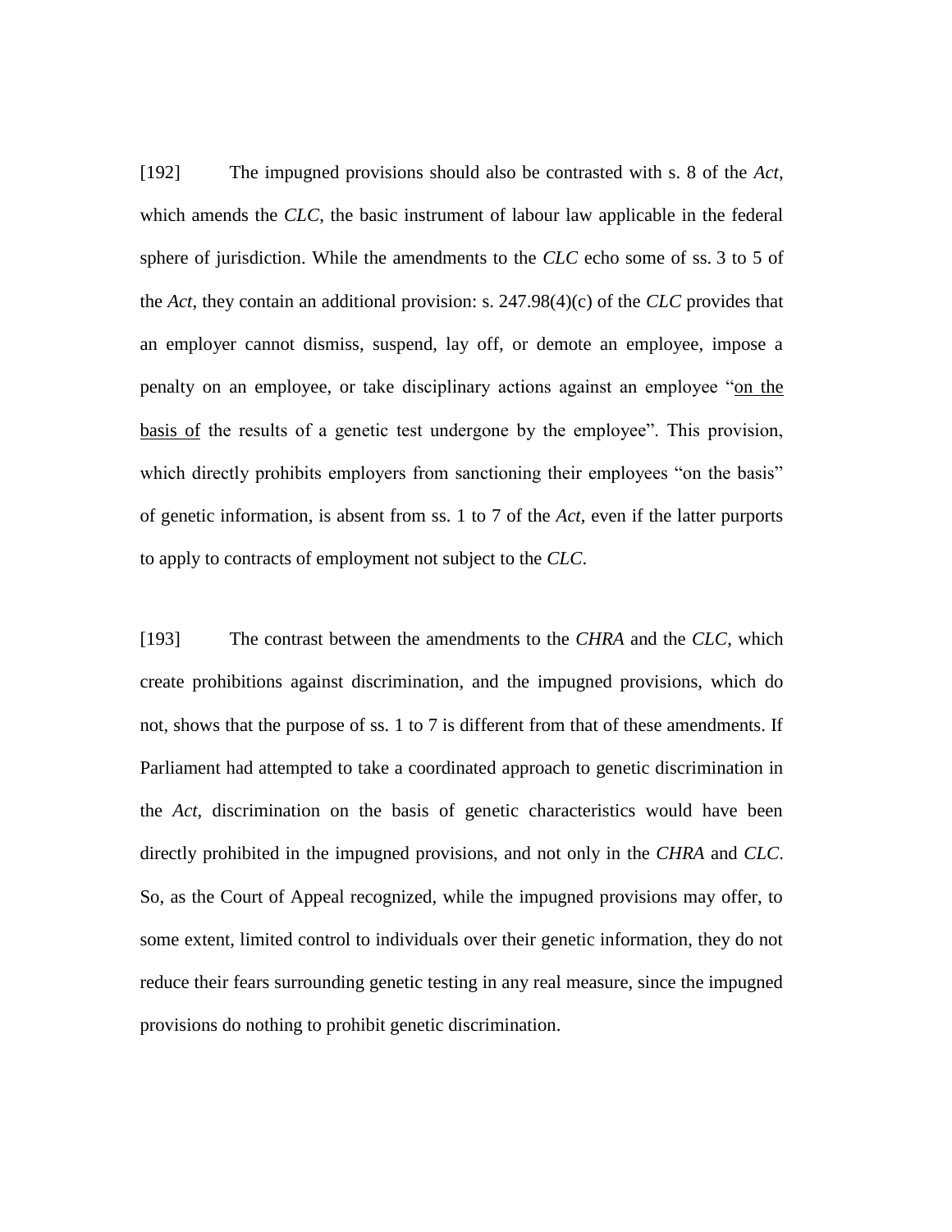[192] The impugned provisions should also be contrasted with s. 8 of the *Act*, which amends the *CLC*, the basic instrument of labour law applicable in the federal sphere of jurisdiction. While the amendments to the *CLC* echo some of ss. 3 to 5 of the *Act*, they contain an additional provision: s. 247.98(4)(c) of the *CLC* provides that an employer cannot dismiss, suspend, lay off, or demote an employee, impose a penalty on an employee, or take disciplinary actions against an employee "<u>on the basis of</u> the results of a genetic test undergone by the employee". This provision, which directly prohibits employers from sanctioning their employees "on the basis" of genetic information, is absent from ss. 1 to 7 of the *Act*, even if the latter purports to apply to contracts of employment not subject to the *CLC*.

[193] The contrast between the amendments to the *CHRA* and the *CLC*, which create prohibitions against discrimination, and the impugned provisions, which do not, shows that the purpose of ss. 1 to 7 is different from that of these amendments. If Parliament had attempted to take a coordinated approach to genetic discrimination in the *Act*, discrimination on the basis of genetic characteristics would have been directly prohibited in the impugned provisions, and not only in the *CHRA* and *CLC*. So, as the Court of Appeal recognized, while the impugned provisions may offer, to some extent, limited control to individuals over their genetic information, they do not reduce their fears surrounding genetic testing in any real measure, since the impugned provisions do nothing to prohibit genetic discrimination.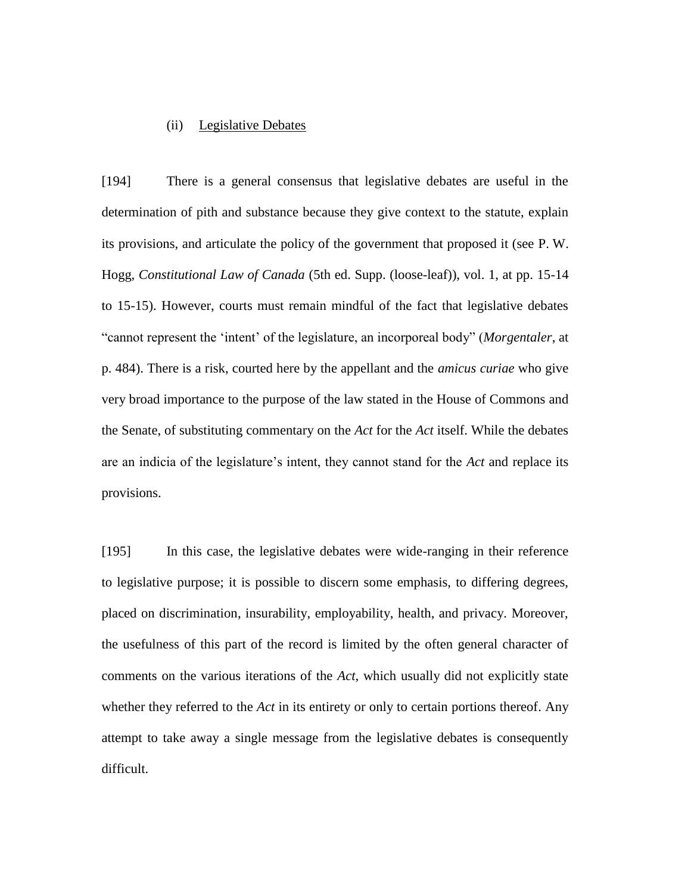(ii) Legislative Debates

[194] There is a general consensus that legislative debates are useful in the determination of pith and substance because they give context to the statute, explain its provisions, and articulate the policy of the government that proposed it (see P. W. Hogg, *Constitutional Law of Canada* (5th ed. Supp. (loose-leaf)), vol. 1, at pp. 15-14 to 15-15). However, courts must remain mindful of the fact that legislative debates "cannot represent the 'intent' of the legislature, an incorporeal body" (*Morgentaler*, at p. 484). There is a risk, courted here by the appellant and the *amicus curiae* who give very broad importance to the purpose of the law stated in the House of Commons and the Senate, of substituting commentary on the *Act* for the *Act* itself. While the debates are an indicia of the legislature's intent, they cannot stand for the *Act* and replace its provisions.

[195] In this case, the legislative debates were wide-ranging in their reference to legislative purpose; it is possible to discern some emphasis, to differing degrees, placed on discrimination, insurability, employability, health, and privacy. Moreover, the usefulness of this part of the record is limited by the often general character of comments on the various iterations of the *Act*, which usually did not explicitly state whether they referred to the *Act* in its entirety or only to certain portions thereof. Any attempt to take away a single message from the legislative debates is consequently difficult.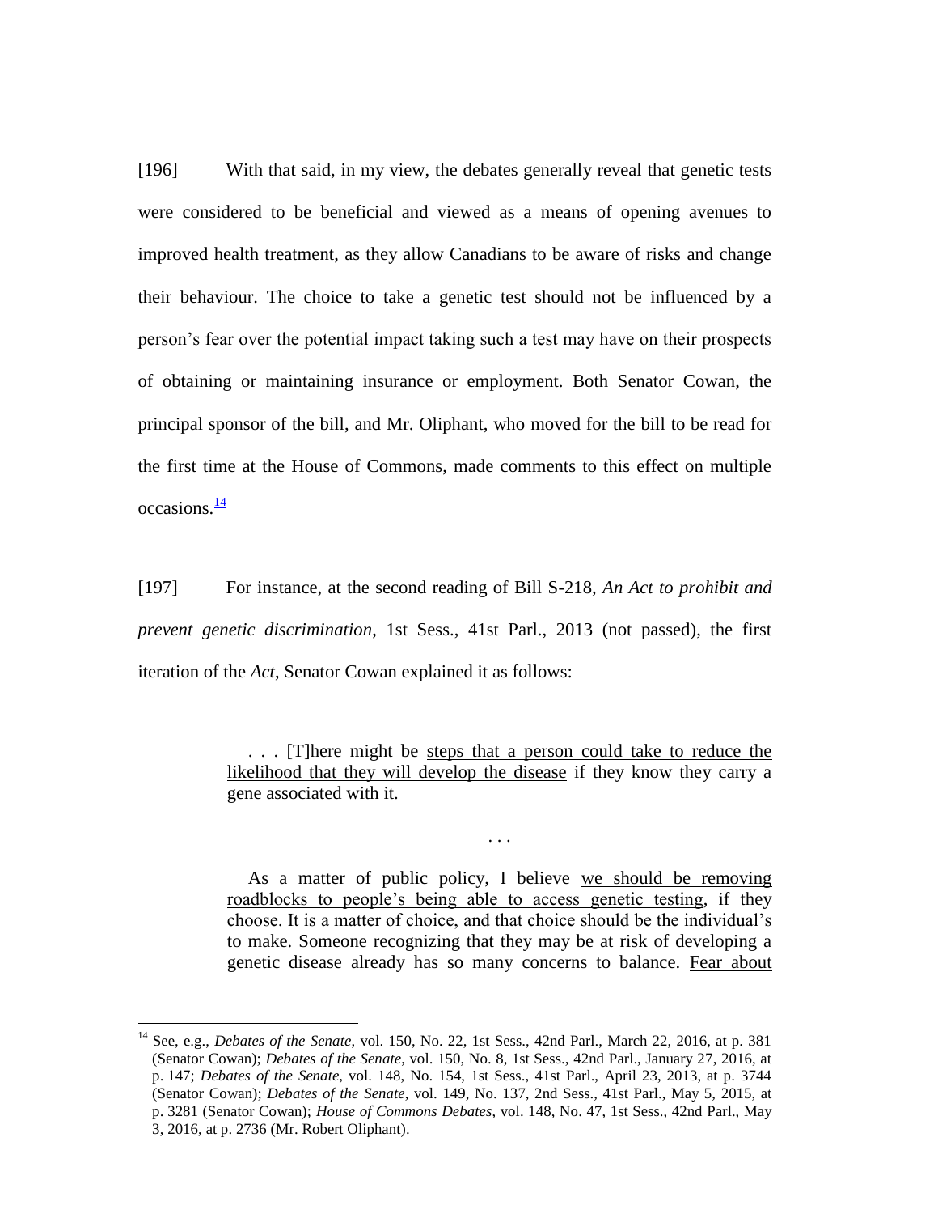[196] With that said, in my view, the debates generally reveal that genetic tests were considered to be beneficial and viewed as a means of opening avenues to improved health treatment, as they allow Canadians to be aware of risks and change their behaviour. The choice to take a genetic test should not be influenced by a person's fear over the potential impact taking such a test may have on their prospects of obtaining or maintaining insurance or employment. Both Senator Cowan, the principal sponsor of the bill, and Mr. Oliphant, who moved for the bill to be read for the first time at the House of Commons, made comments to this effect on multiple occasions.[14]

[197] For instance, at the second reading of Bill S-218, *An Act to prohibit and prevent genetic discrimination*, 1st Sess., 41st Parl., 2013 (not passed), the first iteration of the *Act*, Senator Cowan explained it as follows:

> . . . [T]here might be <u>steps that a person could take to reduce the likelihood that they will develop the disease</u> if they know they carry a gene associated with it.
>
> . . .
>
> As a matter of public policy, I believe <u>we should be removing roadblocks to people's being able to access genetic testing</u>, if they choose. It is a matter of choice, and that choice should be the individual's to make. Someone recognizing that they may be at risk of developing a genetic disease already has so many concerns to balance. <u>Fear about</u>

---

[14] See, e.g., *Debates of the Senate*, vol. 150, No. 22, 1st Sess., 42nd Parl., March 22, 2016, at p. 381 (Senator Cowan); *Debates of the Senate*, vol. 150, No. 8, 1st Sess., 42nd Parl., January 27, 2016, at p. 147; *Debates of the Senate*, vol. 148, No. 154, 1st Sess., 41st Parl., April 23, 2013, at p. 3744 (Senator Cowan); *Debates of the Senate*, vol. 149, No. 137, 2nd Sess., 41st Parl., May 5, 2015, at p. 3281 (Senator Cowan); *House of Commons Debates*, vol. 148, No. 47, 1st Sess., 42nd Parl., May 3, 2016, at p. 2736 (Mr. Robert Oliphant).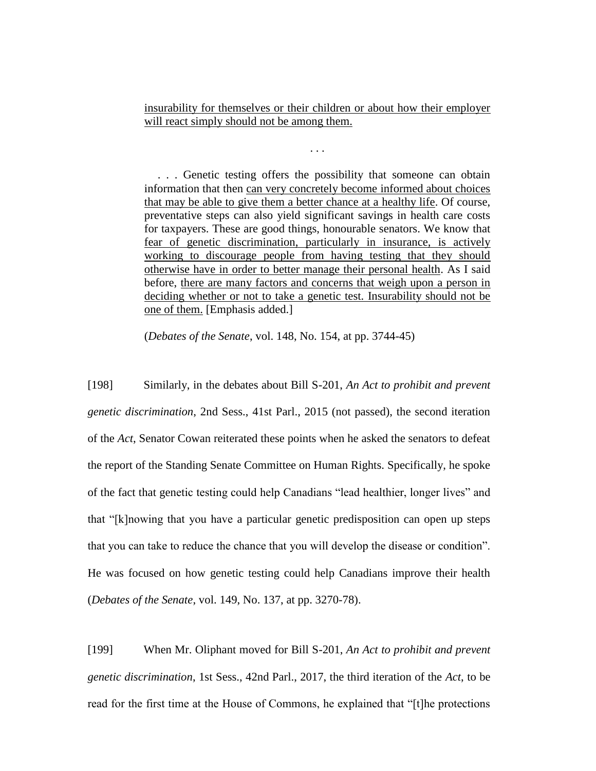> insurability for themselves or their children or about how their employer will react simply should not be among them.
>
> . . .
>
> . . . Genetic testing offers the possibility that someone can obtain information that then can very concretely become informed about choices that may be able to give them a better chance at a healthy life. Of course, preventative steps can also yield significant savings in health care costs for taxpayers. These are good things, honourable senators. We know that fear of genetic discrimination, particularly in insurance, is actively working to discourage people from having testing that they should otherwise have in order to better manage their personal health. As I said before, there are many factors and concerns that weigh upon a person in deciding whether or not to take a genetic test. Insurability should not be one of them. [Emphasis added.]
>
> (*Debates of the Senate*, vol. 148, No. 154, at pp. 3744-45)

[198] Similarly, in the debates about Bill S-201, *An Act to prohibit and prevent genetic discrimination*, 2nd Sess., 41st Parl., 2015 (not passed), the second iteration of the *Act*, Senator Cowan reiterated these points when he asked the senators to defeat the report of the Standing Senate Committee on Human Rights. Specifically, he spoke of the fact that genetic testing could help Canadians "lead healthier, longer lives" and that "[k]nowing that you have a particular genetic predisposition can open up steps that you can take to reduce the chance that you will develop the disease or condition". He was focused on how genetic testing could help Canadians improve their health (*Debates of the Senate*, vol. 149, No. 137, at pp. 3270-78).

[199] When Mr. Oliphant moved for Bill S-201, *An Act to prohibit and prevent genetic discrimination*, 1st Sess., 42nd Parl., 2017, the third iteration of the *Act*, to be read for the first time at the House of Commons, he explained that "[t]he protections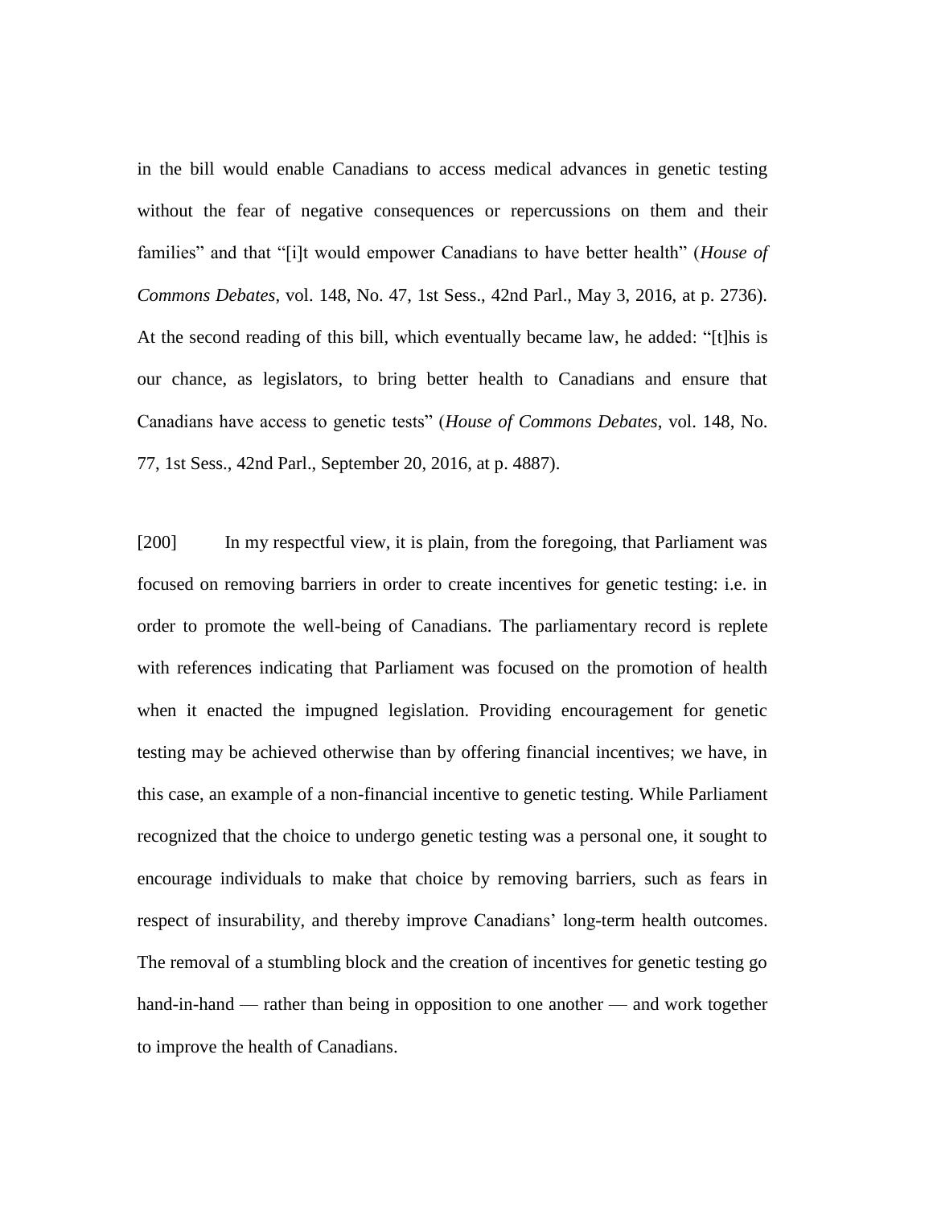in the bill would enable Canadians to access medical advances in genetic testing without the fear of negative consequences or repercussions on them and their families" and that "[i]t would empower Canadians to have better health" (*House of Commons Debates*, vol. 148, No. 47, 1st Sess., 42nd Parl., May 3, 2016, at p. 2736). At the second reading of this bill, which eventually became law, he added: "[t]his is our chance, as legislators, to bring better health to Canadians and ensure that Canadians have access to genetic tests" (*House of Commons Debates*, vol. 148, No. 77, 1st Sess., 42nd Parl., September 20, 2016, at p. 4887).

[200] In my respectful view, it is plain, from the foregoing, that Parliament was focused on removing barriers in order to create incentives for genetic testing: i.e. in order to promote the well-being of Canadians. The parliamentary record is replete with references indicating that Parliament was focused on the promotion of health when it enacted the impugned legislation. Providing encouragement for genetic testing may be achieved otherwise than by offering financial incentives; we have, in this case, an example of a non-financial incentive to genetic testing. While Parliament recognized that the choice to undergo genetic testing was a personal one, it sought to encourage individuals to make that choice by removing barriers, such as fears in respect of insurability, and thereby improve Canadians' long-term health outcomes. The removal of a stumbling block and the creation of incentives for genetic testing go hand-in-hand — rather than being in opposition to one another — and work together to improve the health of Canadians.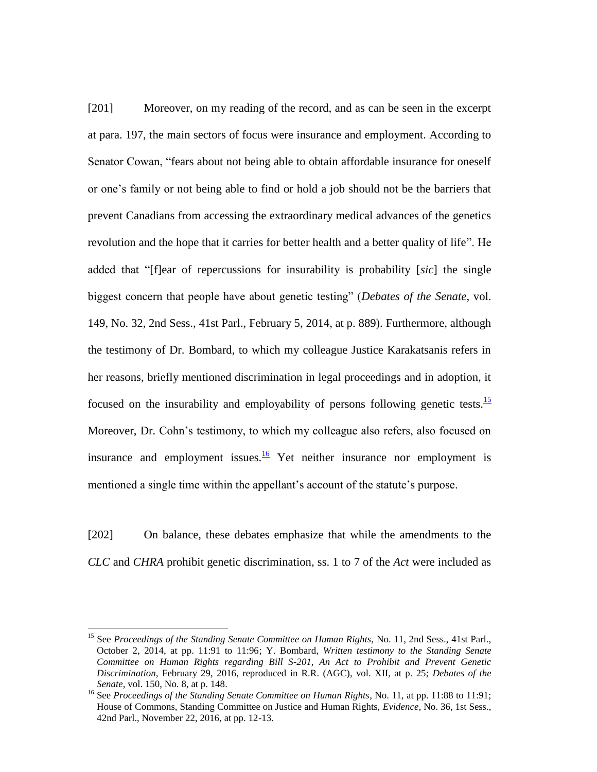[201] Moreover, on my reading of the record, and as can be seen in the excerpt at para. 197, the main sectors of focus were insurance and employment. According to Senator Cowan, "fears about not being able to obtain affordable insurance for oneself or one's family or not being able to find or hold a job should not be the barriers that prevent Canadians from accessing the extraordinary medical advances of the genetics revolution and the hope that it carries for better health and a better quality of life". He added that "[f]ear of repercussions for insurability is probability [*sic*] the single biggest concern that people have about genetic testing" (*Debates of the Senate*, vol. 149, No. 32, 2nd Sess., 41st Parl., February 5, 2014, at p. 889). Furthermore, although the testimony of Dr. Bombard, to which my colleague Justice Karakatsanis refers in her reasons, briefly mentioned discrimination in legal proceedings and in adoption, it focused on the insurability and employability of persons following genetic tests.[15] Moreover, Dr. Cohn's testimony, to which my colleague also refers, also focused on insurance and employment issues.[16] Yet neither insurance nor employment is mentioned a single time within the appellant's account of the statute's purpose.

[202] On balance, these debates emphasize that while the amendments to the *CLC* and *CHRA* prohibit genetic discrimination, ss. 1 to 7 of the *Act* were included as

---

[15] See *Proceedings of the Standing Senate Committee on Human Rights*, No. 11, 2nd Sess., 41st Parl., October 2, 2014, at pp. 11:91 to 11:96; Y. Bombard, *Written testimony to the Standing Senate Committee on Human Rights regarding Bill S-201, An Act to Prohibit and Prevent Genetic Discrimination*, February 29, 2016, reproduced in R.R. (AGC), vol. XII, at p. 25; *Debates of the Senate*, vol. 150, No. 8, at p. 148.

[16] See *Proceedings of the Standing Senate Committee on Human Rights*, No. 11, at pp. 11:88 to 11:91; House of Commons, Standing Committee on Justice and Human Rights, *Evidence*, No. 36, 1st Sess., 42nd Parl., November 22, 2016, at pp. 12-13.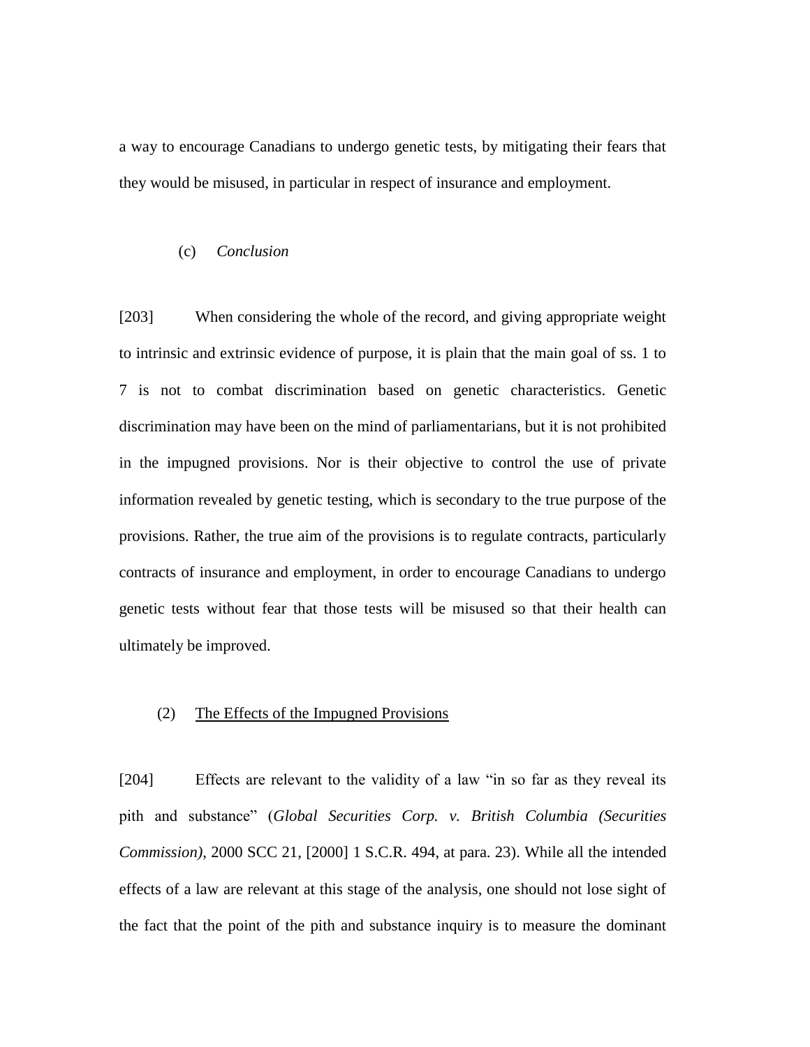a way to encourage Canadians to undergo genetic tests, by mitigating their fears that they would be misused, in particular in respect of insurance and employment.

#### (c) *Conclusion*

[203] When considering the whole of the record, and giving appropriate weight to intrinsic and extrinsic evidence of purpose, it is plain that the main goal of ss. 1 to 7 is not to combat discrimination based on genetic characteristics. Genetic discrimination may have been on the mind of parliamentarians, but it is not prohibited in the impugned provisions. Nor is their objective to control the use of private information revealed by genetic testing, which is secondary to the true purpose of the provisions. Rather, the true aim of the provisions is to regulate contracts, particularly contracts of insurance and employment, in order to encourage Canadians to undergo genetic tests without fear that those tests will be misused so that their health can ultimately be improved.

### (2) <u>The Effects of the Impugned Provisions</u>

[204] Effects are relevant to the validity of a law "in so far as they reveal its pith and substance" (*Global Securities Corp. v. British Columbia (Securities Commission)*, 2000 SCC 21, [2000] 1 S.C.R. 494, at para. 23). While all the intended effects of a law are relevant at this stage of the analysis, one should not lose sight of the fact that the point of the pith and substance inquiry is to measure the dominant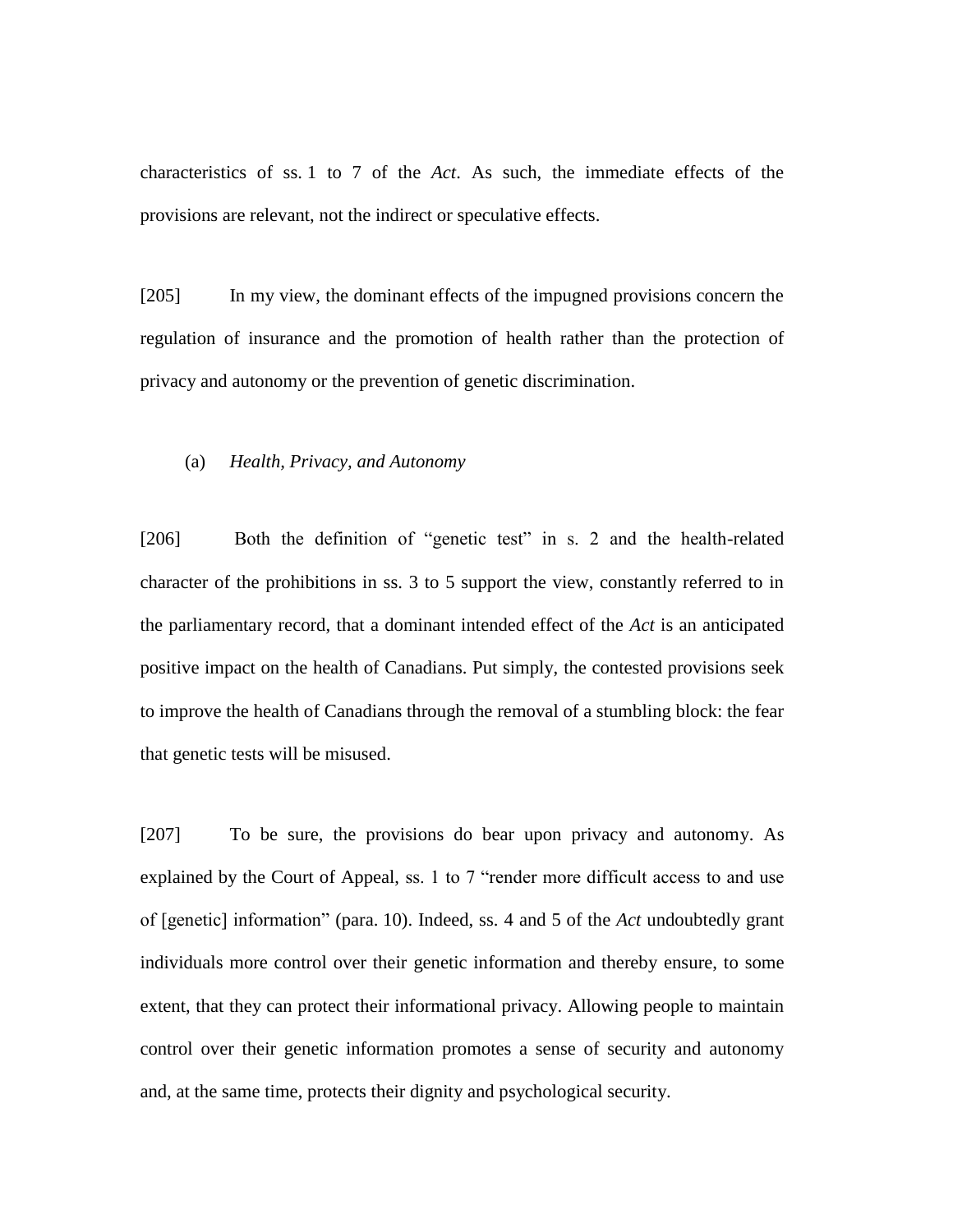characteristics of ss. 1 to 7 of the *Act*. As such, the immediate effects of the provisions are relevant, not the indirect or speculative effects.

[205] In my view, the dominant effects of the impugned provisions concern the regulation of insurance and the promotion of health rather than the protection of privacy and autonomy or the prevention of genetic discrimination.

(a) *Health, Privacy, and Autonomy*

[206] Both the definition of "genetic test" in s. 2 and the health-related character of the prohibitions in ss. 3 to 5 support the view, constantly referred to in the parliamentary record, that a dominant intended effect of the *Act* is an anticipated positive impact on the health of Canadians. Put simply, the contested provisions seek to improve the health of Canadians through the removal of a stumbling block: the fear that genetic tests will be misused.

[207] To be sure, the provisions do bear upon privacy and autonomy. As explained by the Court of Appeal, ss. 1 to 7 "render more difficult access to and use of [genetic] information" (para. 10). Indeed, ss. 4 and 5 of the *Act* undoubtedly grant individuals more control over their genetic information and thereby ensure, to some extent, that they can protect their informational privacy. Allowing people to maintain control over their genetic information promotes a sense of security and autonomy and, at the same time, protects their dignity and psychological security.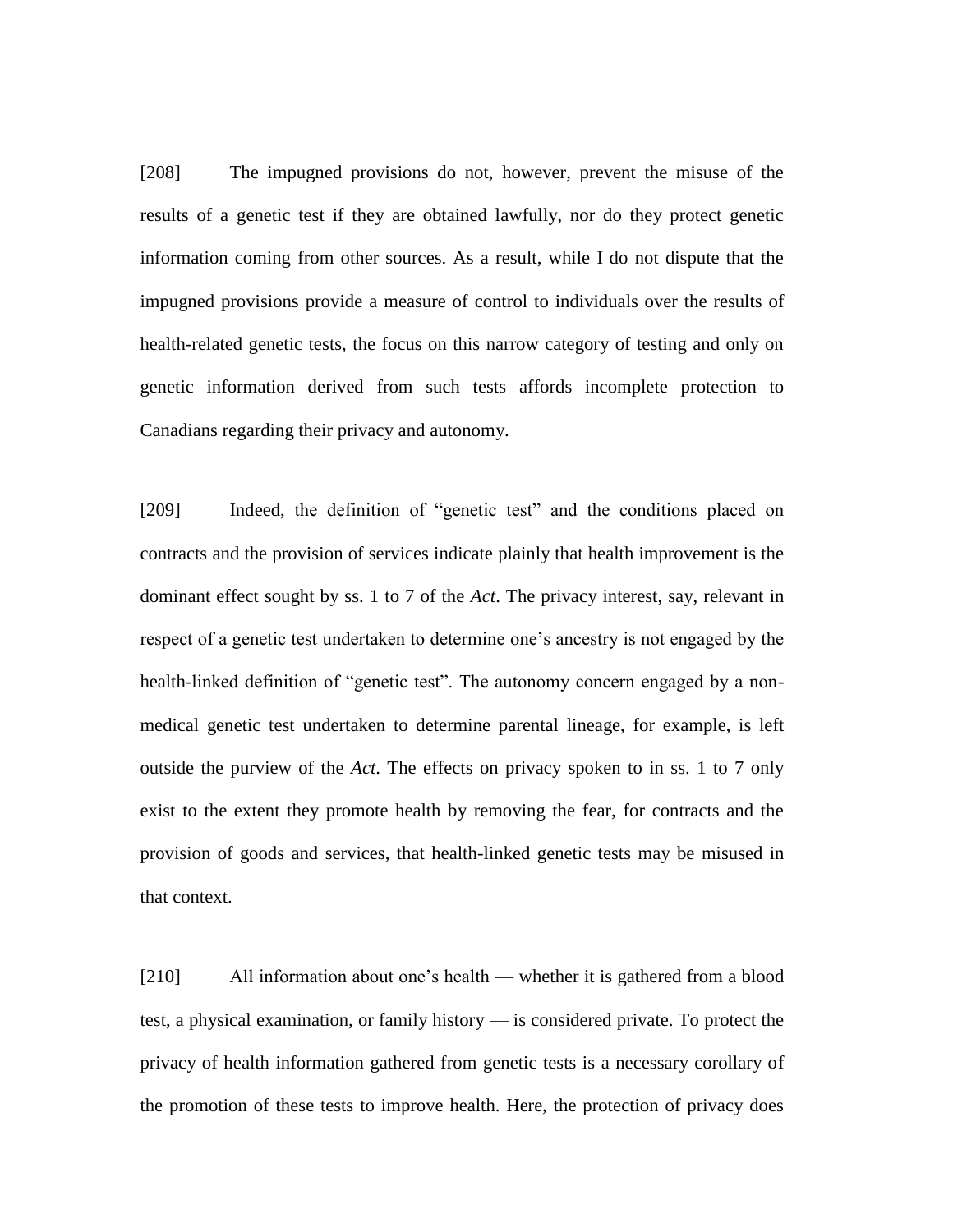[208] The impugned provisions do not, however, prevent the misuse of the results of a genetic test if they are obtained lawfully, nor do they protect genetic information coming from other sources. As a result, while I do not dispute that the impugned provisions provide a measure of control to individuals over the results of health-related genetic tests, the focus on this narrow category of testing and only on genetic information derived from such tests affords incomplete protection to Canadians regarding their privacy and autonomy.

[209] Indeed, the definition of "genetic test" and the conditions placed on contracts and the provision of services indicate plainly that health improvement is the dominant effect sought by ss. 1 to 7 of the *Act*. The privacy interest, say, relevant in respect of a genetic test undertaken to determine one's ancestry is not engaged by the health-linked definition of "genetic test". The autonomy concern engaged by a non-medical genetic test undertaken to determine parental lineage, for example, is left outside the purview of the *Act*. The effects on privacy spoken to in ss. 1 to 7 only exist to the extent they promote health by removing the fear, for contracts and the provision of goods and services, that health-linked genetic tests may be misused in that context.

[210] All information about one's health — whether it is gathered from a blood test, a physical examination, or family history — is considered private. To protect the privacy of health information gathered from genetic tests is a necessary corollary of the promotion of these tests to improve health. Here, the protection of privacy does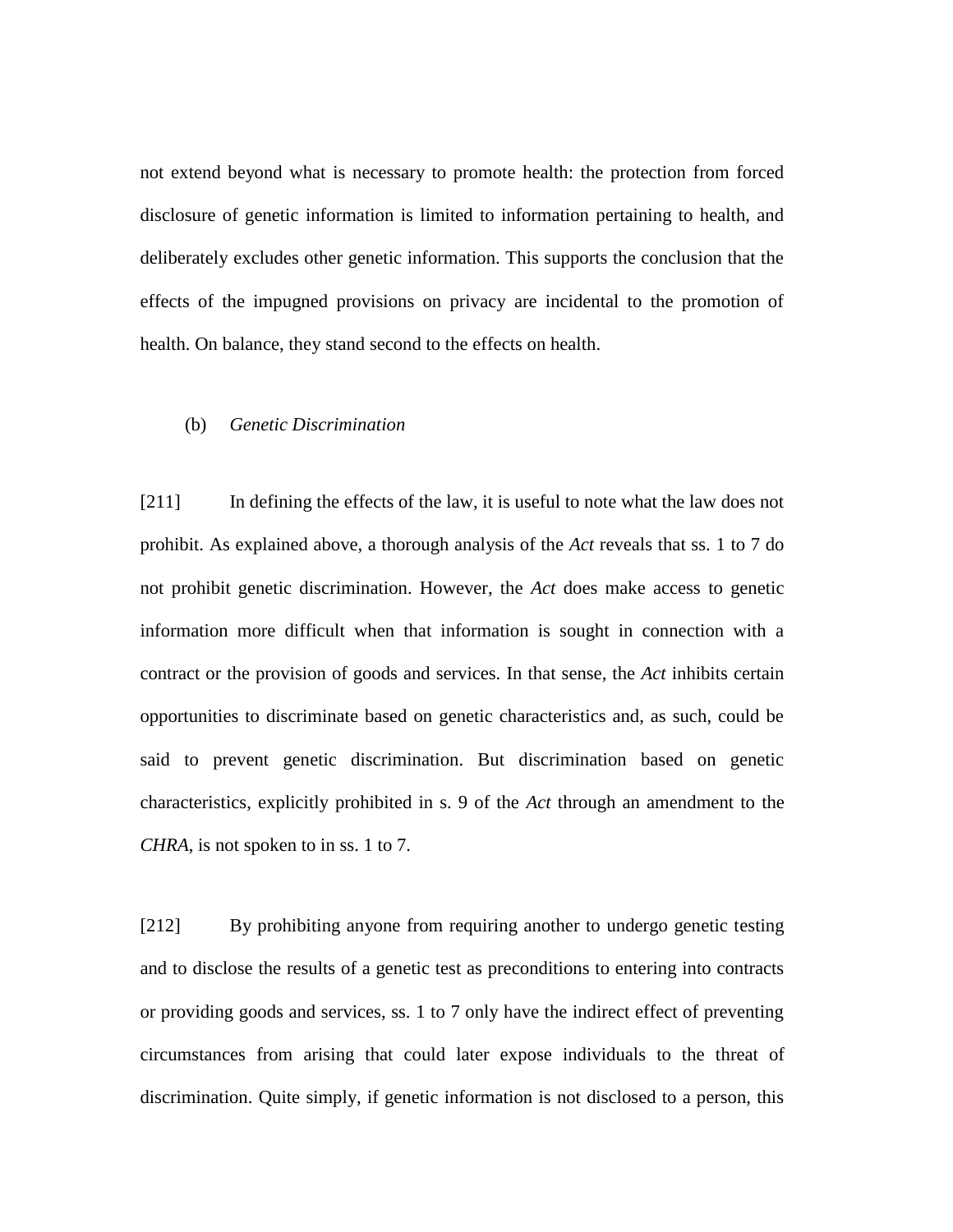not extend beyond what is necessary to promote health: the protection from forced disclosure of genetic information is limited to information pertaining to health, and deliberately excludes other genetic information. This supports the conclusion that the effects of the impugned provisions on privacy are incidental to the promotion of health. On balance, they stand second to the effects on health.

(b) *Genetic Discrimination*

[211] In defining the effects of the law, it is useful to note what the law does not prohibit. As explained above, a thorough analysis of the *Act* reveals that ss. 1 to 7 do not prohibit genetic discrimination. However, the *Act* does make access to genetic information more difficult when that information is sought in connection with a contract or the provision of goods and services. In that sense, the *Act* inhibits certain opportunities to discriminate based on genetic characteristics and, as such, could be said to prevent genetic discrimination. But discrimination based on genetic characteristics, explicitly prohibited in s. 9 of the *Act* through an amendment to the *CHRA*, is not spoken to in ss. 1 to 7.

[212] By prohibiting anyone from requiring another to undergo genetic testing and to disclose the results of a genetic test as preconditions to entering into contracts or providing goods and services, ss. 1 to 7 only have the indirect effect of preventing circumstances from arising that could later expose individuals to the threat of discrimination. Quite simply, if genetic information is not disclosed to a person, this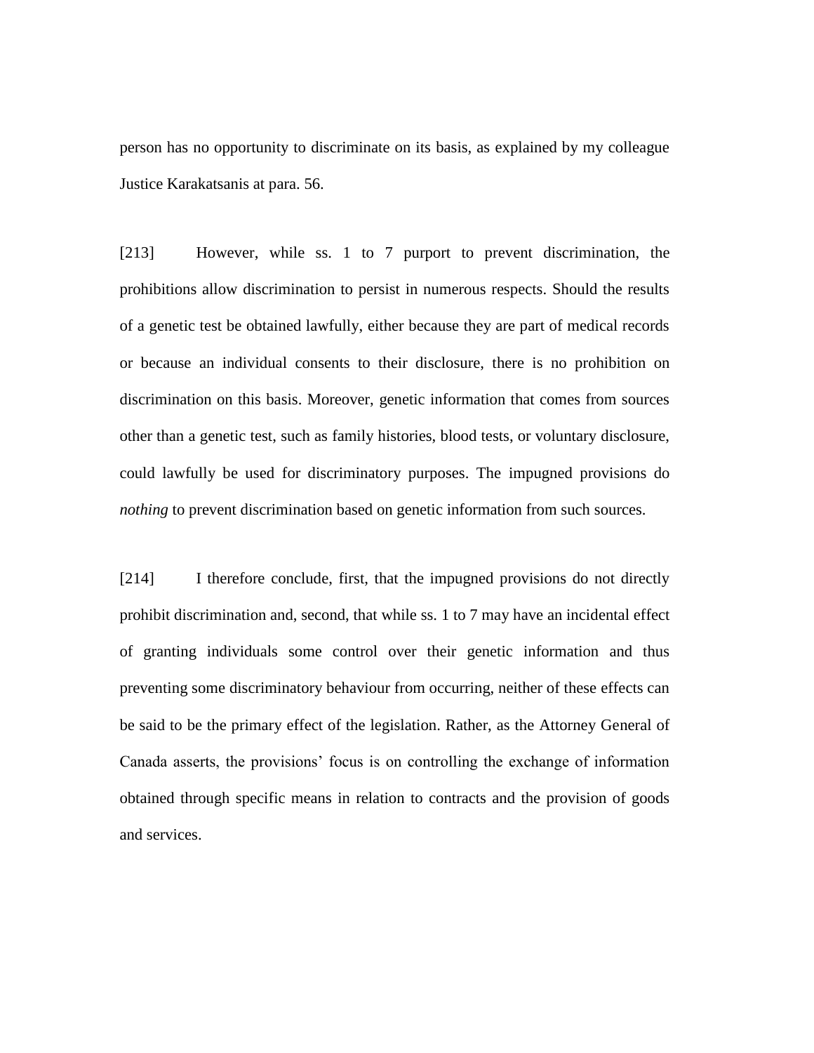person has no opportunity to discriminate on its basis, as explained by my colleague Justice Karakatsanis at para. 56.

[213] However, while ss. 1 to 7 purport to prevent discrimination, the prohibitions allow discrimination to persist in numerous respects. Should the results of a genetic test be obtained lawfully, either because they are part of medical records or because an individual consents to their disclosure, there is no prohibition on discrimination on this basis. Moreover, genetic information that comes from sources other than a genetic test, such as family histories, blood tests, or voluntary disclosure, could lawfully be used for discriminatory purposes. The impugned provisions do *nothing* to prevent discrimination based on genetic information from such sources.

[214] I therefore conclude, first, that the impugned provisions do not directly prohibit discrimination and, second, that while ss. 1 to 7 may have an incidental effect of granting individuals some control over their genetic information and thus preventing some discriminatory behaviour from occurring, neither of these effects can be said to be the primary effect of the legislation. Rather, as the Attorney General of Canada asserts, the provisions' focus is on controlling the exchange of information obtained through specific means in relation to contracts and the provision of goods and services.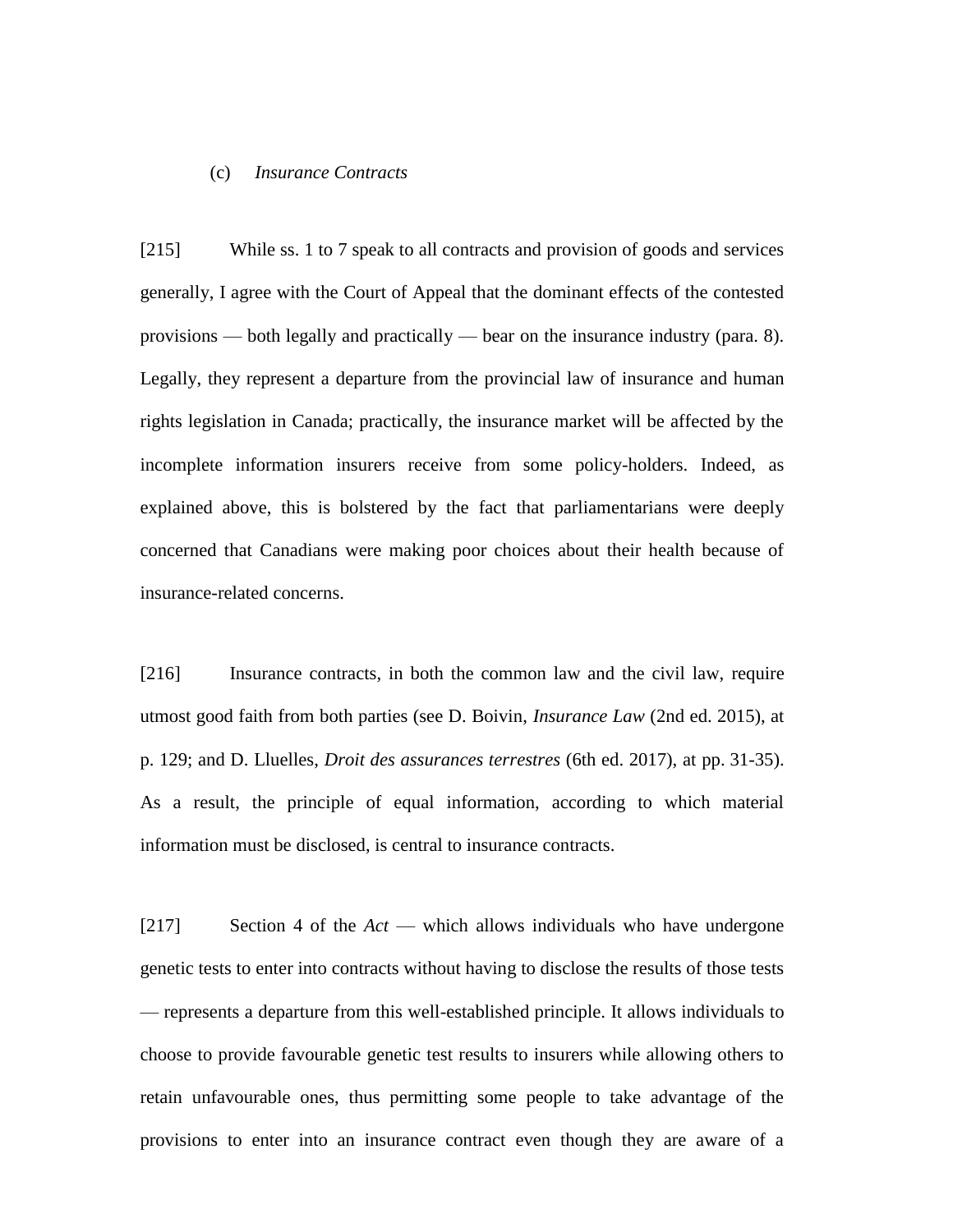(c) *Insurance Contracts*

[215] While ss. 1 to 7 speak to all contracts and provision of goods and services generally, I agree with the Court of Appeal that the dominant effects of the contested provisions — both legally and practically — bear on the insurance industry (para. 8). Legally, they represent a departure from the provincial law of insurance and human rights legislation in Canada; practically, the insurance market will be affected by the incomplete information insurers receive from some policy-holders. Indeed, as explained above, this is bolstered by the fact that parliamentarians were deeply concerned that Canadians were making poor choices about their health because of insurance-related concerns.

[216] Insurance contracts, in both the common law and the civil law, require utmost good faith from both parties (see D. Boivin, *Insurance Law* (2nd ed. 2015), at p. 129; and D. Lluelles, *Droit des assurances terrestres* (6th ed. 2017), at pp. 31-35). As a result, the principle of equal information, according to which material information must be disclosed, is central to insurance contracts.

[217] Section 4 of the *Act* — which allows individuals who have undergone genetic tests to enter into contracts without having to disclose the results of those tests — represents a departure from this well-established principle. It allows individuals to choose to provide favourable genetic test results to insurers while allowing others to retain unfavourable ones, thus permitting some people to take advantage of the provisions to enter into an insurance contract even though they are aware of a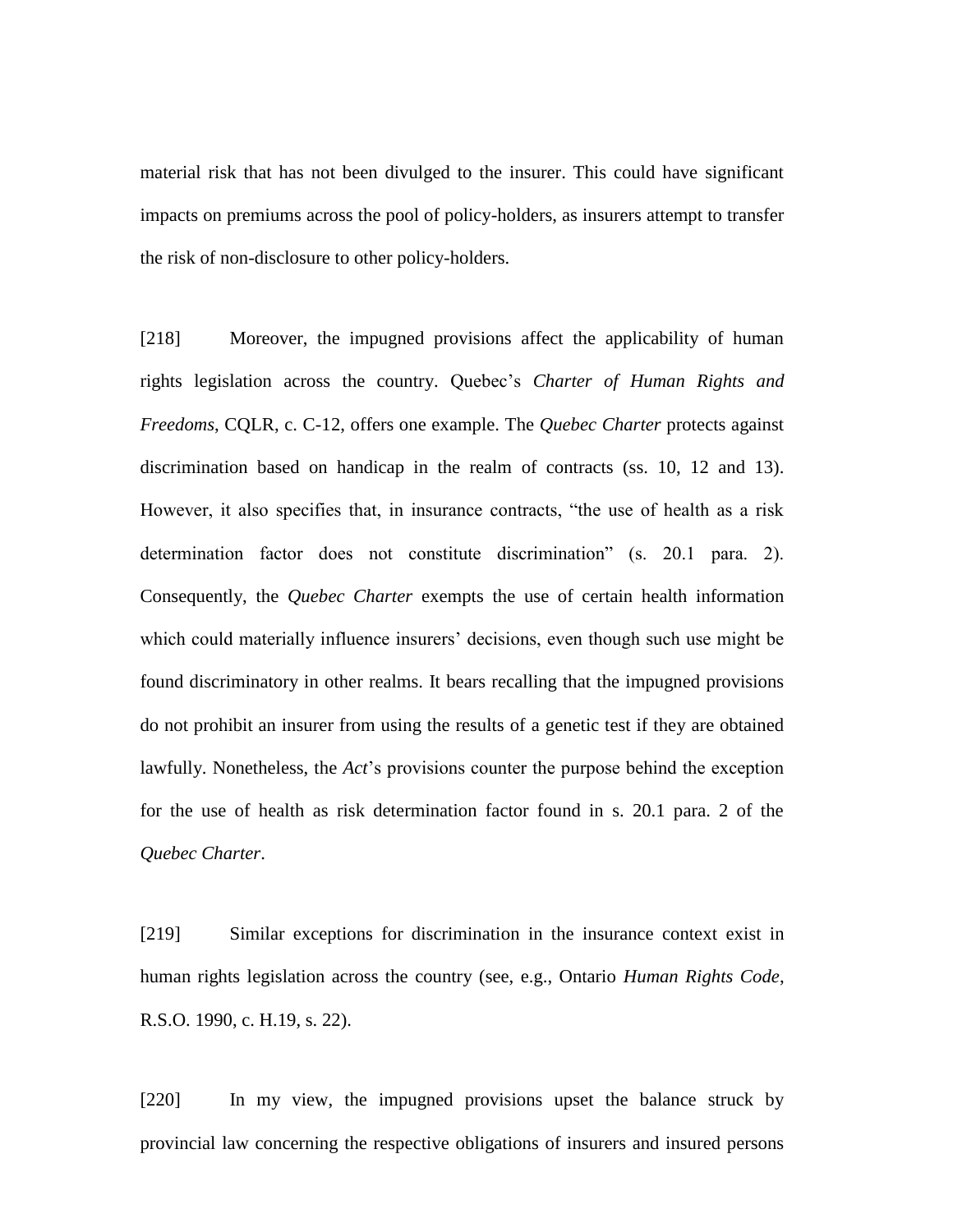material risk that has not been divulged to the insurer. This could have significant impacts on premiums across the pool of policy-holders, as insurers attempt to transfer the risk of non-disclosure to other policy-holders.

[218] Moreover, the impugned provisions affect the applicability of human rights legislation across the country. Quebec's *Charter of Human Rights and Freedoms*, CQLR, c. C-12, offers one example. The *Quebec Charter* protects against discrimination based on handicap in the realm of contracts (ss. 10, 12 and 13). However, it also specifies that, in insurance contracts, "the use of health as a risk determination factor does not constitute discrimination" (s. 20.1 para. 2). Consequently, the *Quebec Charter* exempts the use of certain health information which could materially influence insurers' decisions, even though such use might be found discriminatory in other realms. It bears recalling that the impugned provisions do not prohibit an insurer from using the results of a genetic test if they are obtained lawfully. Nonetheless, the *Act*'s provisions counter the purpose behind the exception for the use of health as risk determination factor found in s. 20.1 para. 2 of the *Quebec Charter*.

[219] Similar exceptions for discrimination in the insurance context exist in human rights legislation across the country (see, e.g., Ontario *Human Rights Code*, R.S.O. 1990, c. H.19, s. 22).

[220] In my view, the impugned provisions upset the balance struck by provincial law concerning the respective obligations of insurers and insured persons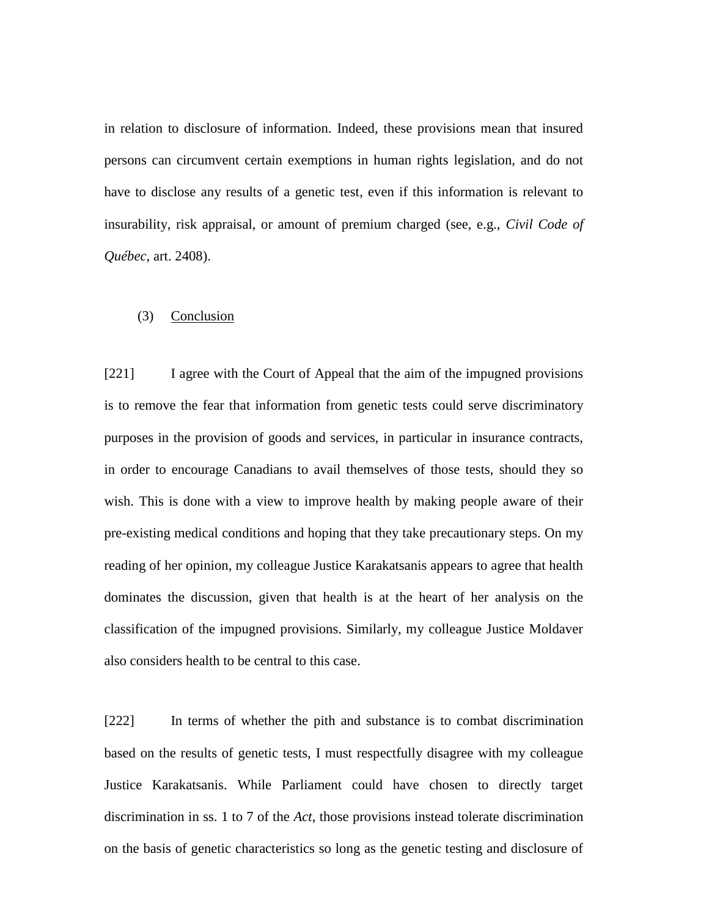in relation to disclosure of information. Indeed, these provisions mean that insured persons can circumvent certain exemptions in human rights legislation, and do not have to disclose any results of a genetic test, even if this information is relevant to insurability, risk appraisal, or amount of premium charged (see, e.g., *Civil Code of Québec*, art. 2408).

(3) Conclusion

[221] I agree with the Court of Appeal that the aim of the impugned provisions is to remove the fear that information from genetic tests could serve discriminatory purposes in the provision of goods and services, in particular in insurance contracts, in order to encourage Canadians to avail themselves of those tests, should they so wish. This is done with a view to improve health by making people aware of their pre-existing medical conditions and hoping that they take precautionary steps. On my reading of her opinion, my colleague Justice Karakatsanis appears to agree that health dominates the discussion, given that health is at the heart of her analysis on the classification of the impugned provisions. Similarly, my colleague Justice Moldaver also considers health to be central to this case.

[222] In terms of whether the pith and substance is to combat discrimination based on the results of genetic tests, I must respectfully disagree with my colleague Justice Karakatsanis. While Parliament could have chosen to directly target discrimination in ss. 1 to 7 of the *Act*, those provisions instead tolerate discrimination on the basis of genetic characteristics so long as the genetic testing and disclosure of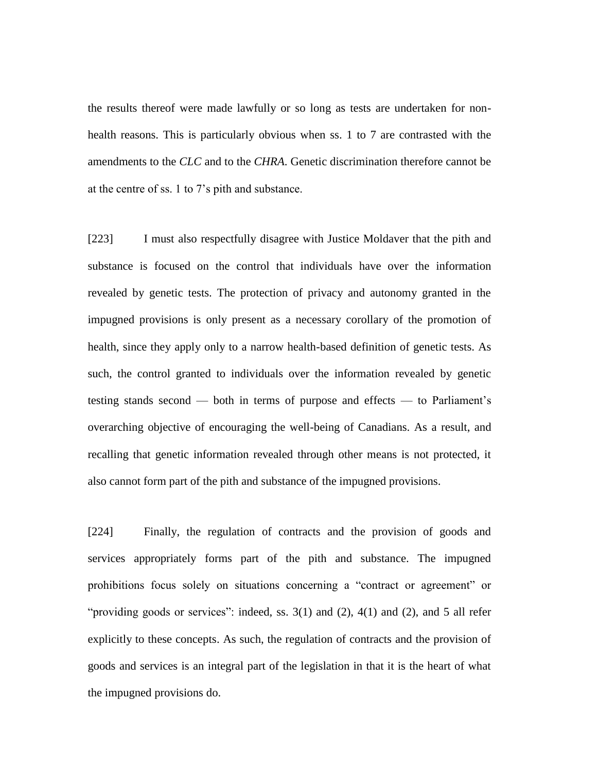the results thereof were made lawfully or so long as tests are undertaken for non-health reasons. This is particularly obvious when ss. 1 to 7 are contrasted with the amendments to the *CLC* and to the *CHRA*. Genetic discrimination therefore cannot be at the centre of ss. 1 to 7's pith and substance.

[223] I must also respectfully disagree with Justice Moldaver that the pith and substance is focused on the control that individuals have over the information revealed by genetic tests. The protection of privacy and autonomy granted in the impugned provisions is only present as a necessary corollary of the promotion of health, since they apply only to a narrow health-based definition of genetic tests. As such, the control granted to individuals over the information revealed by genetic testing stands second — both in terms of purpose and effects — to Parliament's overarching objective of encouraging the well-being of Canadians. As a result, and recalling that genetic information revealed through other means is not protected, it also cannot form part of the pith and substance of the impugned provisions.

[224] Finally, the regulation of contracts and the provision of goods and services appropriately forms part of the pith and substance. The impugned prohibitions focus solely on situations concerning a "contract or agreement" or "providing goods or services": indeed, ss. 3(1) and (2), 4(1) and (2), and 5 all refer explicitly to these concepts. As such, the regulation of contracts and the provision of goods and services is an integral part of the legislation in that it is the heart of what the impugned provisions do.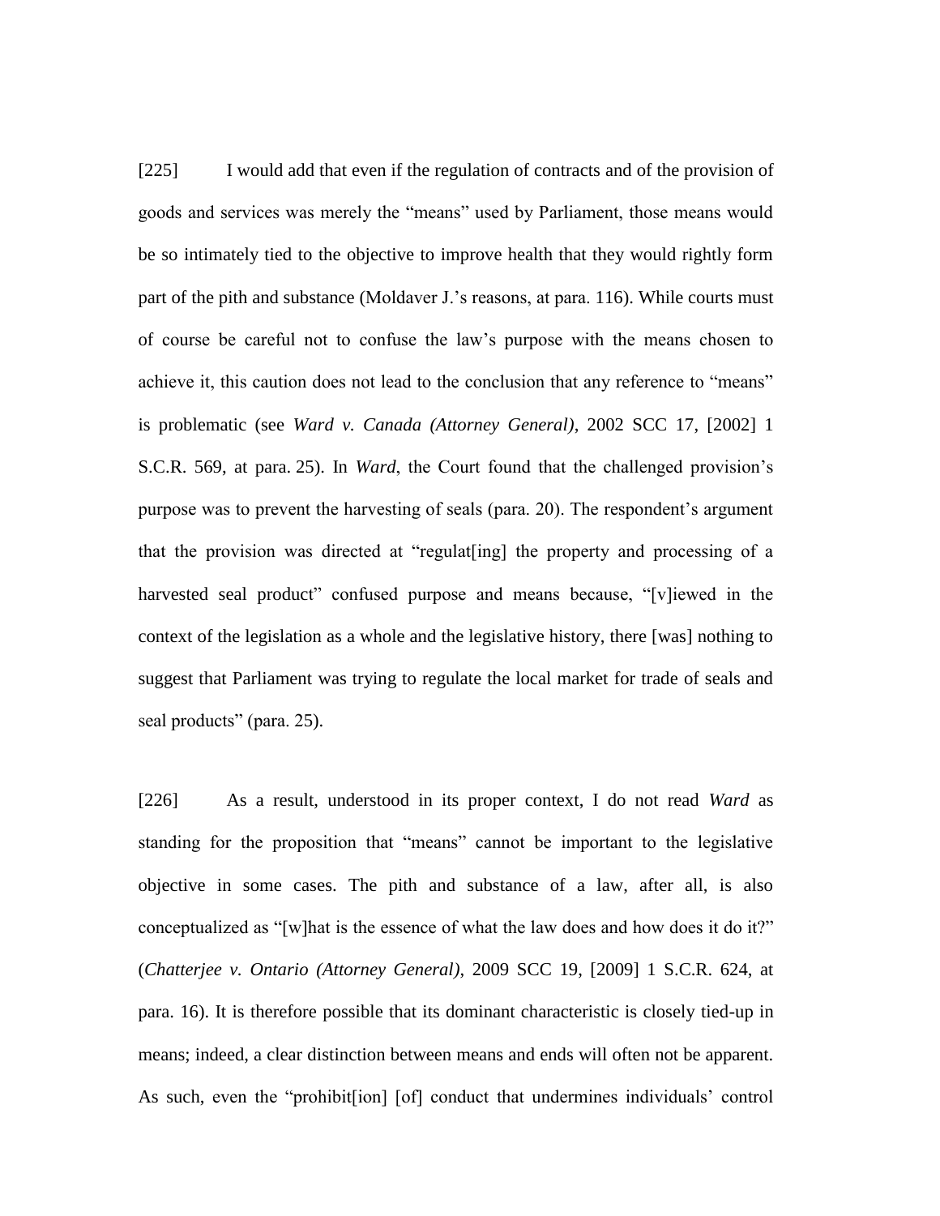[225] I would add that even if the regulation of contracts and of the provision of goods and services was merely the "means" used by Parliament, those means would be so intimately tied to the objective to improve health that they would rightly form part of the pith and substance (Moldaver J.'s reasons, at para. 116). While courts must of course be careful not to confuse the law's purpose with the means chosen to achieve it, this caution does not lead to the conclusion that any reference to "means" is problematic (see *Ward v. Canada (Attorney General)*, 2002 SCC 17, [2002] 1 S.C.R. 569, at para. 25). In *Ward*, the Court found that the challenged provision's purpose was to prevent the harvesting of seals (para. 20). The respondent's argument that the provision was directed at "regulat[ing] the property and processing of a harvested seal product" confused purpose and means because, "[v]iewed in the context of the legislation as a whole and the legislative history, there [was] nothing to suggest that Parliament was trying to regulate the local market for trade of seals and seal products" (para. 25).

[226] As a result, understood in its proper context, I do not read *Ward* as standing for the proposition that "means" cannot be important to the legislative objective in some cases. The pith and substance of a law, after all, is also conceptualized as "[w]hat is the essence of what the law does and how does it do it?" (*Chatterjee v. Ontario (Attorney General)*, 2009 SCC 19, [2009] 1 S.C.R. 624, at para. 16). It is therefore possible that its dominant characteristic is closely tied-up in means; indeed, a clear distinction between means and ends will often not be apparent. As such, even the "prohibit[ion] [of] conduct that undermines individuals' control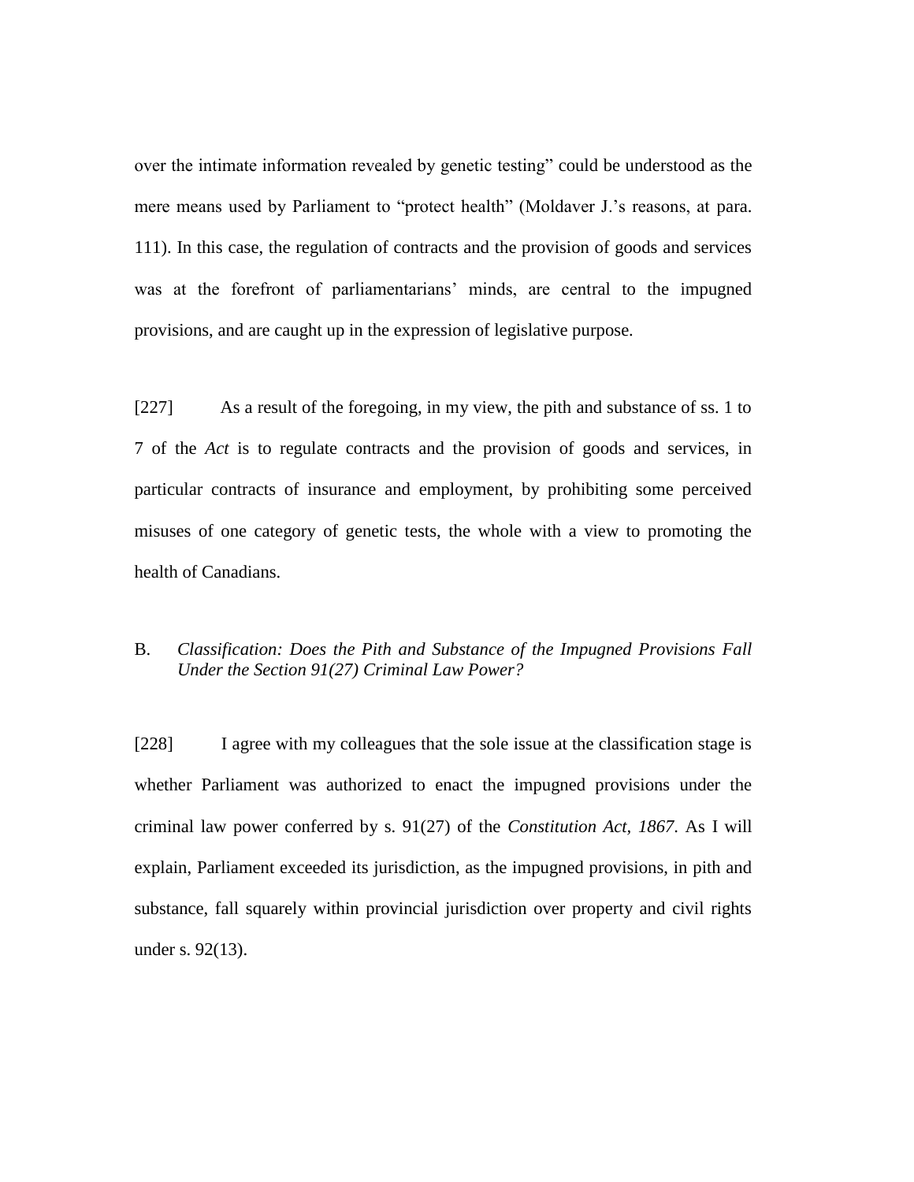over the intimate information revealed by genetic testing" could be understood as the mere means used by Parliament to "protect health" (Moldaver J.'s reasons, at para. 111). In this case, the regulation of contracts and the provision of goods and services was at the forefront of parliamentarians' minds, are central to the impugned provisions, and are caught up in the expression of legislative purpose.

[227] As a result of the foregoing, in my view, the pith and substance of ss. 1 to 7 of the *Act* is to regulate contracts and the provision of goods and services, in particular contracts of insurance and employment, by prohibiting some perceived misuses of one category of genetic tests, the whole with a view to promoting the health of Canadians.

B. *Classification: Does the Pith and Substance of the Impugned Provisions Fall Under the Section 91(27) Criminal Law Power?*

[228] I agree with my colleagues that the sole issue at the classification stage is whether Parliament was authorized to enact the impugned provisions under the criminal law power conferred by s. 91(27) of the *Constitution Act, 1867*. As I will explain, Parliament exceeded its jurisdiction, as the impugned provisions, in pith and substance, fall squarely within provincial jurisdiction over property and civil rights under s. 92(13).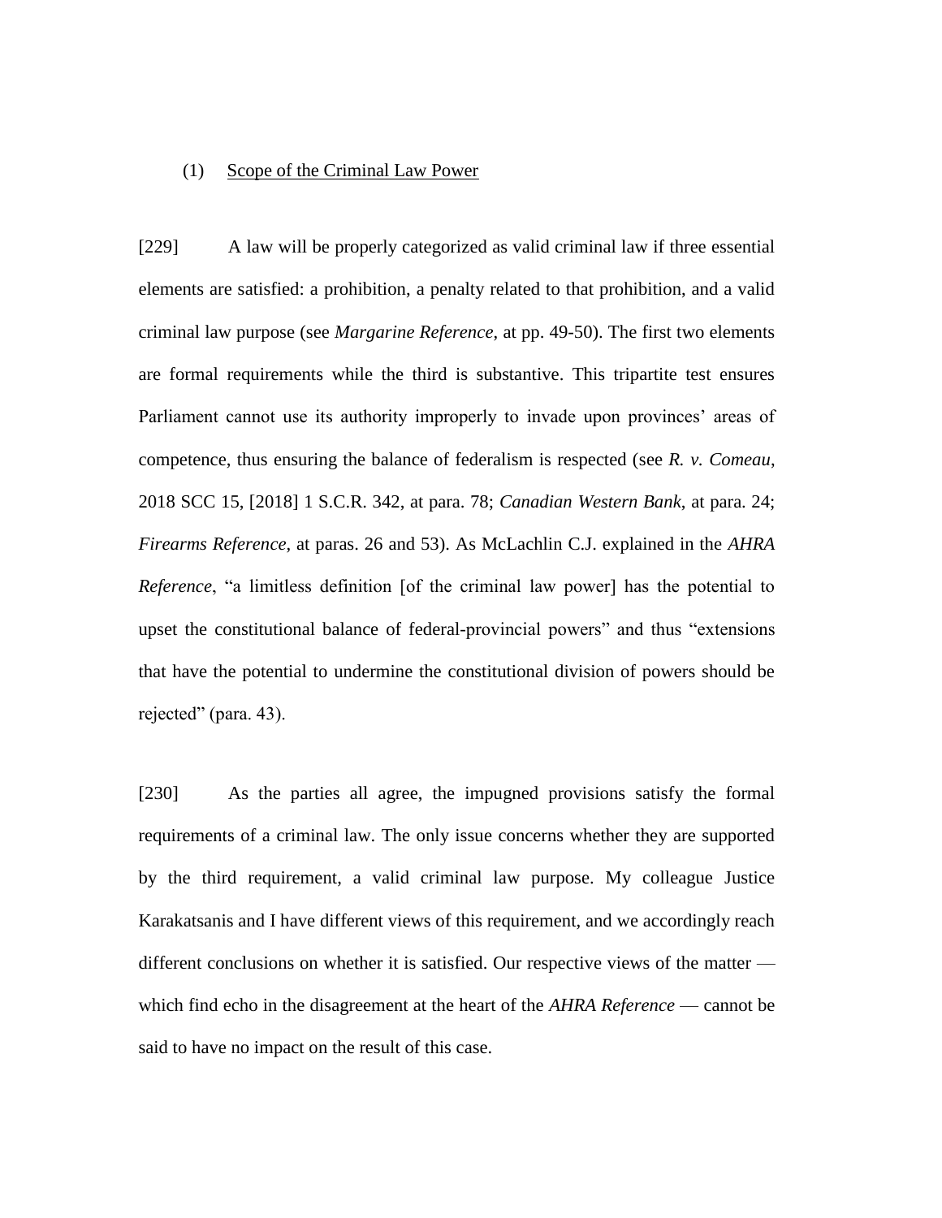### (1) Scope of the Criminal Law Power

[229] A law will be properly categorized as valid criminal law if three essential elements are satisfied: a prohibition, a penalty related to that prohibition, and a valid criminal law purpose (see *Margarine Reference*, at pp. 49-50). The first two elements are formal requirements while the third is substantive. This tripartite test ensures Parliament cannot use its authority improperly to invade upon provinces' areas of competence, thus ensuring the balance of federalism is respected (see *R. v. Comeau*, 2018 SCC 15, [2018] 1 S.C.R. 342, at para. 78; *Canadian Western Bank*, at para. 24; *Firearms Reference*, at paras. 26 and 53). As McLachlin C.J. explained in the *AHRA Reference*, "a limitless definition [of the criminal law power] has the potential to upset the constitutional balance of federal-provincial powers" and thus "extensions that have the potential to undermine the constitutional division of powers should be rejected" (para. 43).

[230] As the parties all agree, the impugned provisions satisfy the formal requirements of a criminal law. The only issue concerns whether they are supported by the third requirement, a valid criminal law purpose. My colleague Justice Karakatsanis and I have different views of this requirement, and we accordingly reach different conclusions on whether it is satisfied. Our respective views of the matter — which find echo in the disagreement at the heart of the *AHRA Reference* — cannot be said to have no impact on the result of this case.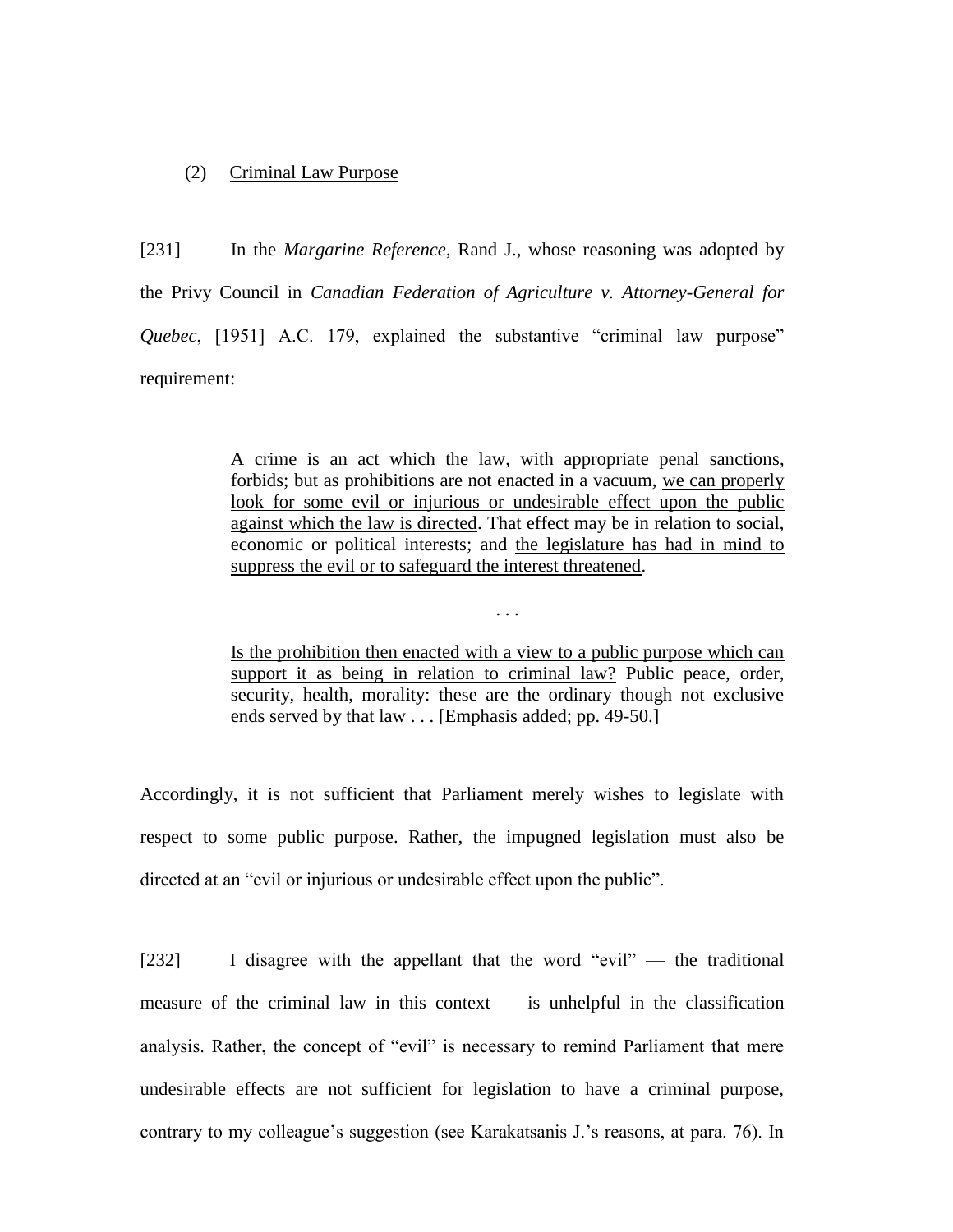(2) Criminal Law Purpose

[231] In the *Margarine Reference*, Rand J., whose reasoning was adopted by the Privy Council in *Canadian Federation of Agriculture v. Attorney-General for Quebec*, [1951] A.C. 179, explained the substantive "criminal law purpose" requirement:

> A crime is an act which the law, with appropriate penal sanctions, forbids; but as prohibitions are not enacted in a vacuum, we can properly look for some evil or injurious or undesirable effect upon the public against which the law is directed. That effect may be in relation to social, economic or political interests; and the legislature has had in mind to suppress the evil or to safeguard the interest threatened.
>
> . . .
>
> Is the prohibition then enacted with a view to a public purpose which can support it as being in relation to criminal law? Public peace, order, security, health, morality: these are the ordinary though not exclusive ends served by that law . . . [Emphasis added; pp. 49-50.]

Accordingly, it is not sufficient that Parliament merely wishes to legislate with respect to some public purpose. Rather, the impugned legislation must also be directed at an "evil or injurious or undesirable effect upon the public".

[232] I disagree with the appellant that the word "evil" — the traditional measure of the criminal law in this context — is unhelpful in the classification analysis. Rather, the concept of "evil" is necessary to remind Parliament that mere undesirable effects are not sufficient for legislation to have a criminal purpose, contrary to my colleague's suggestion (see Karakatsanis J.'s reasons, at para. 76). In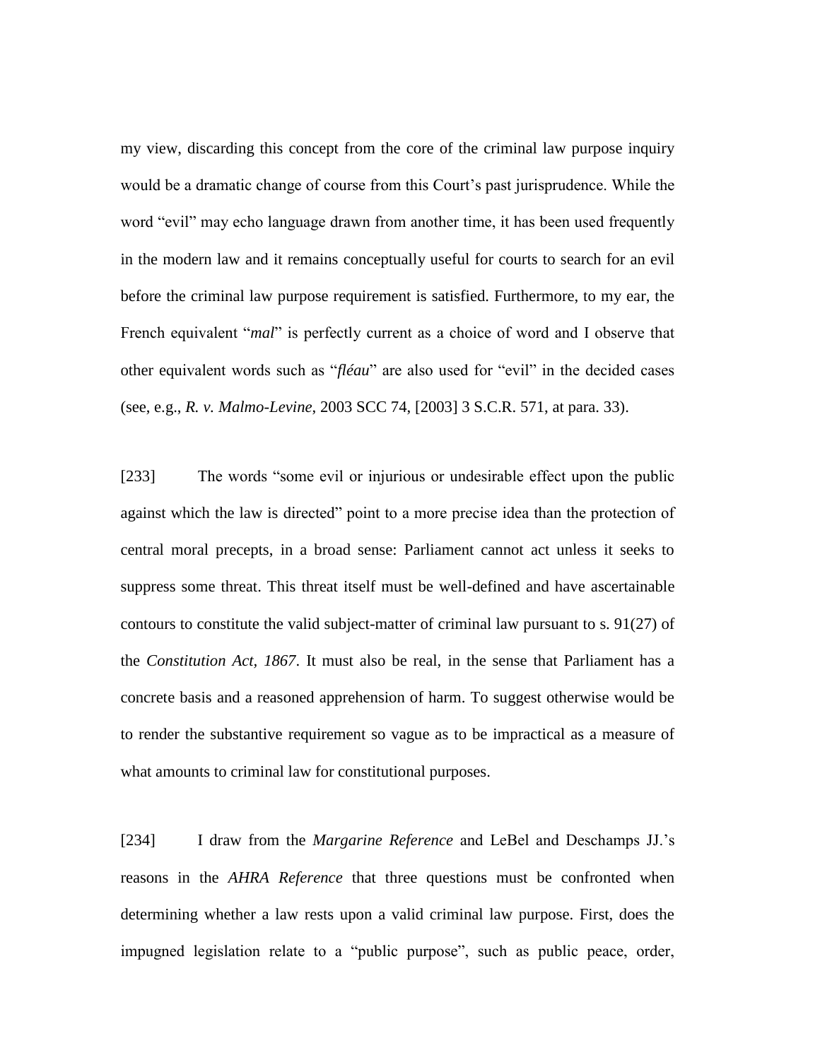my view, discarding this concept from the core of the criminal law purpose inquiry would be a dramatic change of course from this Court's past jurisprudence. While the word "evil" may echo language drawn from another time, it has been used frequently in the modern law and it remains conceptually useful for courts to search for an evil before the criminal law purpose requirement is satisfied. Furthermore, to my ear, the French equivalent "*mal*" is perfectly current as a choice of word and I observe that other equivalent words such as "*fléau*" are also used for "evil" in the decided cases (see, e.g., *R. v. Malmo-Levine*, 2003 SCC 74, [2003] 3 S.C.R. 571, at para. 33).

[233] The words "some evil or injurious or undesirable effect upon the public against which the law is directed" point to a more precise idea than the protection of central moral precepts, in a broad sense: Parliament cannot act unless it seeks to suppress some threat. This threat itself must be well-defined and have ascertainable contours to constitute the valid subject-matter of criminal law pursuant to s. 91(27) of the *Constitution Act, 1867*. It must also be real, in the sense that Parliament has a concrete basis and a reasoned apprehension of harm. To suggest otherwise would be to render the substantive requirement so vague as to be impractical as a measure of what amounts to criminal law for constitutional purposes.

[234] I draw from the *Margarine Reference* and LeBel and Deschamps JJ.'s reasons in the *AHRA Reference* that three questions must be confronted when determining whether a law rests upon a valid criminal law purpose. First, does the impugned legislation relate to a "public purpose", such as public peace, order,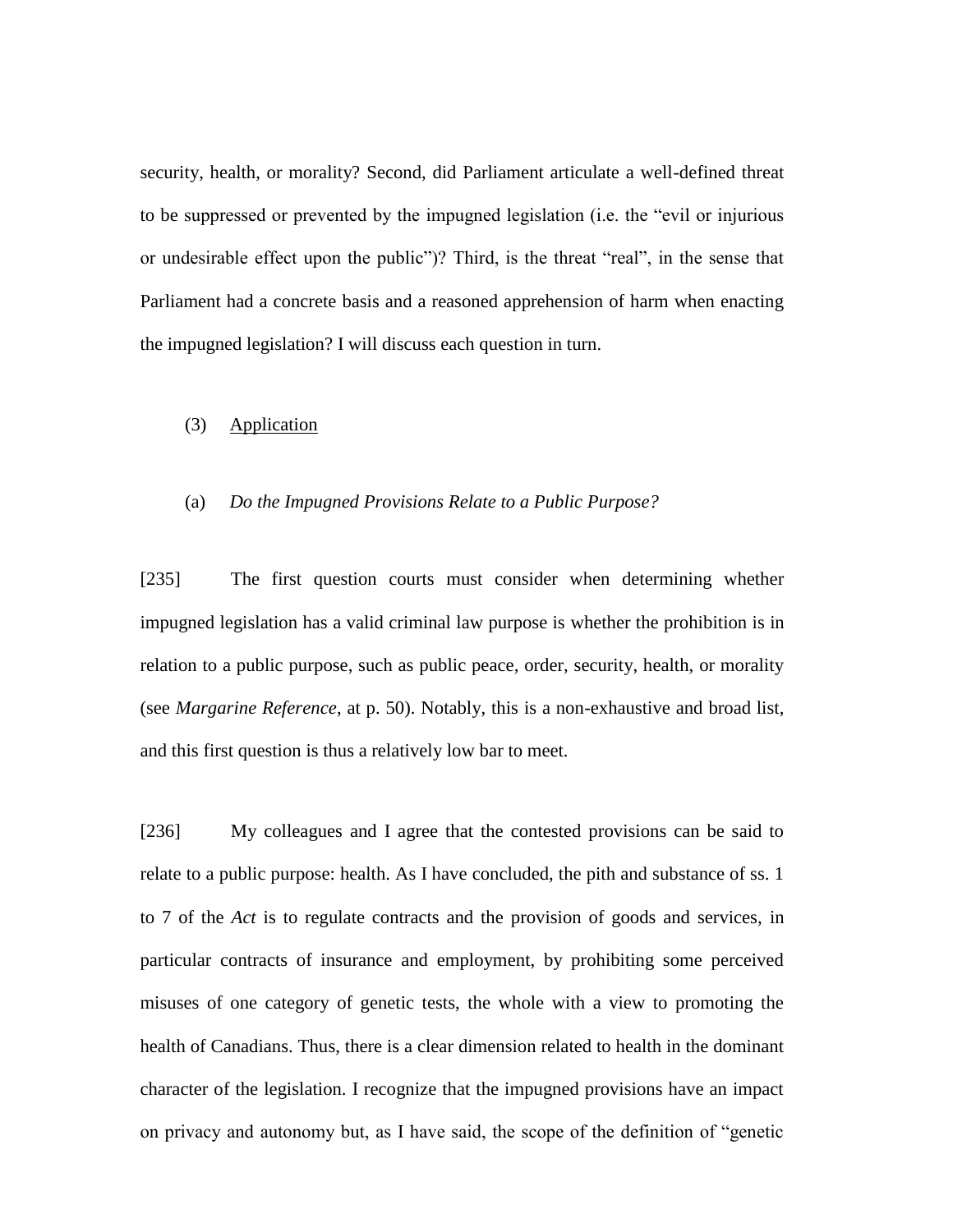security, health, or morality? Second, did Parliament articulate a well-defined threat to be suppressed or prevented by the impugned legislation (i.e. the "evil or injurious or undesirable effect upon the public")? Third, is the threat "real", in the sense that Parliament had a concrete basis and a reasoned apprehension of harm when enacting the impugned legislation? I will discuss each question in turn.

(3) Application

(a) *Do the Impugned Provisions Relate to a Public Purpose?*

[235] The first question courts must consider when determining whether impugned legislation has a valid criminal law purpose is whether the prohibition is in relation to a public purpose, such as public peace, order, security, health, or morality (see *Margarine Reference*, at p. 50). Notably, this is a non-exhaustive and broad list, and this first question is thus a relatively low bar to meet.

[236] My colleagues and I agree that the contested provisions can be said to relate to a public purpose: health. As I have concluded, the pith and substance of ss. 1 to 7 of the *Act* is to regulate contracts and the provision of goods and services, in particular contracts of insurance and employment, by prohibiting some perceived misuses of one category of genetic tests, the whole with a view to promoting the health of Canadians. Thus, there is a clear dimension related to health in the dominant character of the legislation. I recognize that the impugned provisions have an impact on privacy and autonomy but, as I have said, the scope of the definition of "genetic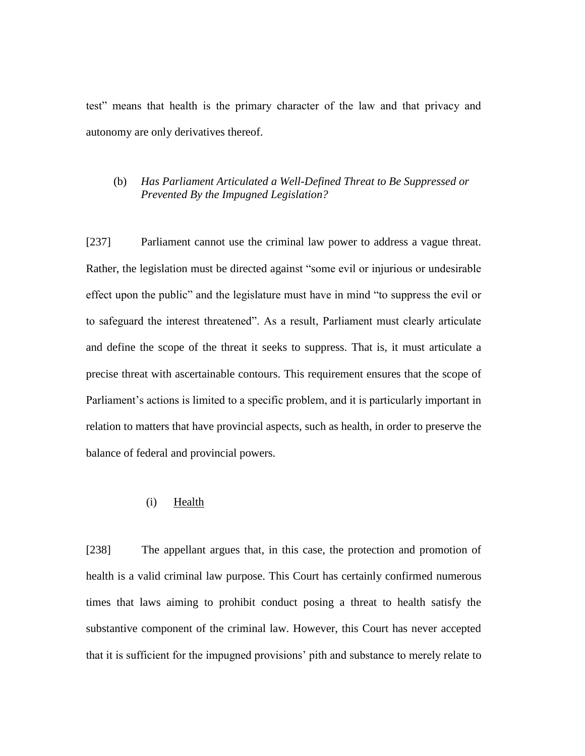test" means that health is the primary character of the law and that privacy and autonomy are only derivatives thereof.

(b) *Has Parliament Articulated a Well-Defined Threat to Be Suppressed or Prevented By the Impugned Legislation?*

[237] Parliament cannot use the criminal law power to address a vague threat. Rather, the legislation must be directed against "some evil or injurious or undesirable effect upon the public" and the legislature must have in mind "to suppress the evil or to safeguard the interest threatened". As a result, Parliament must clearly articulate and define the scope of the threat it seeks to suppress. That is, it must articulate a precise threat with ascertainable contours. This requirement ensures that the scope of Parliament's actions is limited to a specific problem, and it is particularly important in relation to matters that have provincial aspects, such as health, in order to preserve the balance of federal and provincial powers.

(i) Health

[238] The appellant argues that, in this case, the protection and promotion of health is a valid criminal law purpose. This Court has certainly confirmed numerous times that laws aiming to prohibit conduct posing a threat to health satisfy the substantive component of the criminal law. However, this Court has never accepted that it is sufficient for the impugned provisions' pith and substance to merely relate to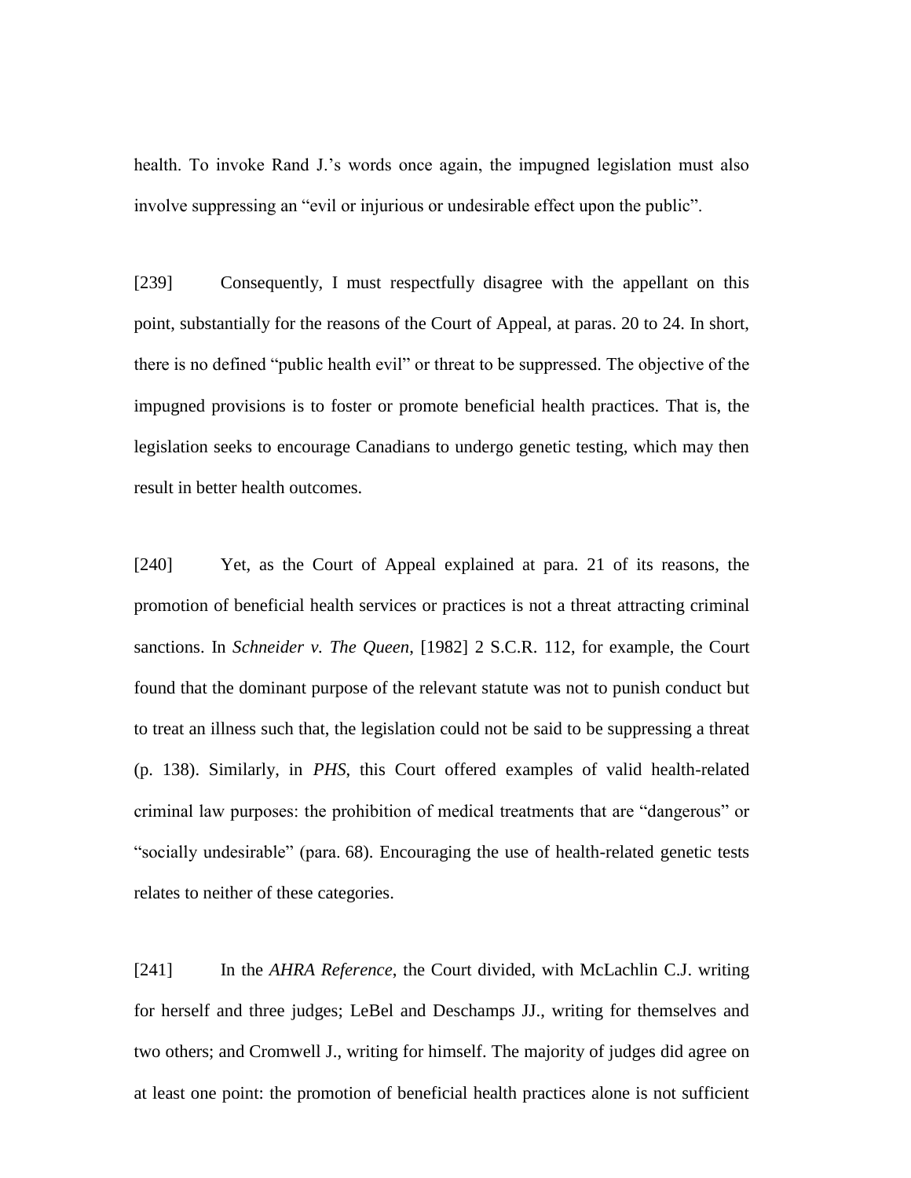health. To invoke Rand J.'s words once again, the impugned legislation must also involve suppressing an "evil or injurious or undesirable effect upon the public".

[239] Consequently, I must respectfully disagree with the appellant on this point, substantially for the reasons of the Court of Appeal, at paras. 20 to 24. In short, there is no defined "public health evil" or threat to be suppressed. The objective of the impugned provisions is to foster or promote beneficial health practices. That is, the legislation seeks to encourage Canadians to undergo genetic testing, which may then result in better health outcomes.

[240] Yet, as the Court of Appeal explained at para. 21 of its reasons, the promotion of beneficial health services or practices is not a threat attracting criminal sanctions. In *Schneider v. The Queen*, [1982] 2 S.C.R. 112, for example, the Court found that the dominant purpose of the relevant statute was not to punish conduct but to treat an illness such that, the legislation could not be said to be suppressing a threat (p. 138). Similarly, in *PHS*, this Court offered examples of valid health-related criminal law purposes: the prohibition of medical treatments that are "dangerous" or "socially undesirable" (para. 68). Encouraging the use of health-related genetic tests relates to neither of these categories.

[241] In the *AHRA Reference*, the Court divided, with McLachlin C.J. writing for herself and three judges; LeBel and Deschamps JJ., writing for themselves and two others; and Cromwell J., writing for himself. The majority of judges did agree on at least one point: the promotion of beneficial health practices alone is not sufficient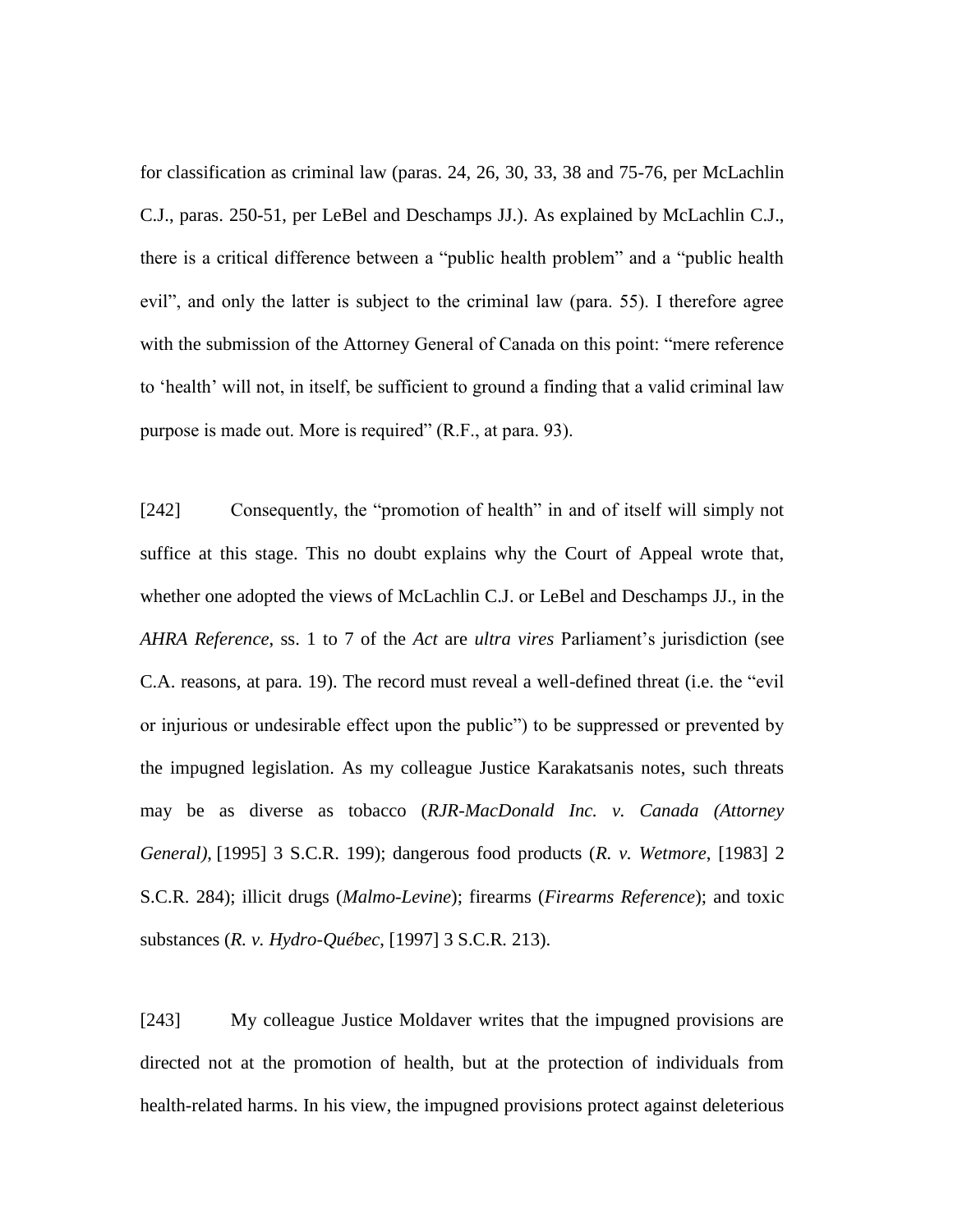for classification as criminal law (paras. 24, 26, 30, 33, 38 and 75-76, per McLachlin C.J., paras. 250-51, per LeBel and Deschamps JJ.). As explained by McLachlin C.J., there is a critical difference between a "public health problem" and a "public health evil", and only the latter is subject to the criminal law (para. 55). I therefore agree with the submission of the Attorney General of Canada on this point: "mere reference to 'health' will not, in itself, be sufficient to ground a finding that a valid criminal law purpose is made out. More is required" (R.F., at para. 93).

[242] Consequently, the "promotion of health" in and of itself will simply not suffice at this stage. This no doubt explains why the Court of Appeal wrote that, whether one adopted the views of McLachlin C.J. or LeBel and Deschamps JJ., in the *AHRA Reference*, ss. 1 to 7 of the *Act* are *ultra vires* Parliament's jurisdiction (see C.A. reasons, at para. 19). The record must reveal a well-defined threat (i.e. the "evil or injurious or undesirable effect upon the public") to be suppressed or prevented by the impugned legislation. As my colleague Justice Karakatsanis notes, such threats may be as diverse as tobacco (*RJR-MacDonald Inc. v. Canada (Attorney General)*, [1995] 3 S.C.R. 199); dangerous food products (*R. v. Wetmore*, [1983] 2 S.C.R. 284); illicit drugs (*Malmo-Levine*); firearms (*Firearms Reference*); and toxic substances (*R. v. Hydro-Québec*, [1997] 3 S.C.R. 213).

[243] My colleague Justice Moldaver writes that the impugned provisions are directed not at the promotion of health, but at the protection of individuals from health-related harms. In his view, the impugned provisions protect against deleterious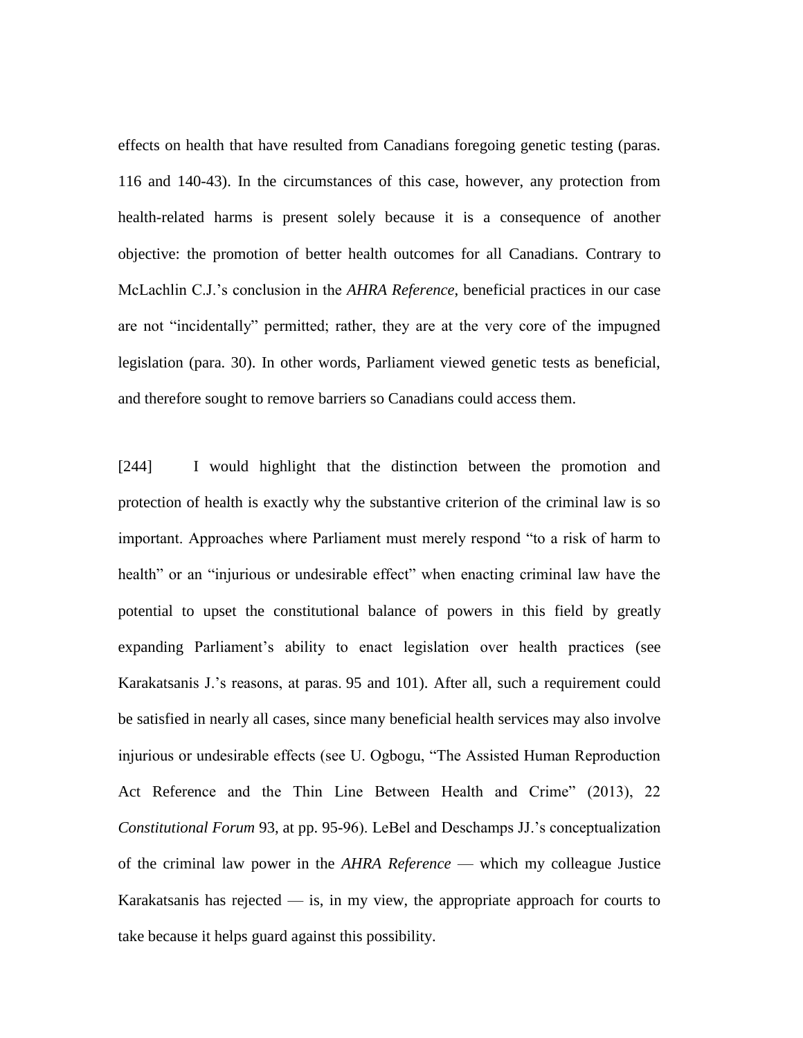effects on health that have resulted from Canadians foregoing genetic testing (paras. 116 and 140-43). In the circumstances of this case, however, any protection from health-related harms is present solely because it is a consequence of another objective: the promotion of better health outcomes for all Canadians. Contrary to McLachlin C.J.'s conclusion in the *AHRA Reference*, beneficial practices in our case are not "incidentally" permitted; rather, they are at the very core of the impugned legislation (para. 30). In other words, Parliament viewed genetic tests as beneficial, and therefore sought to remove barriers so Canadians could access them.

[244] I would highlight that the distinction between the promotion and protection of health is exactly why the substantive criterion of the criminal law is so important. Approaches where Parliament must merely respond "to a risk of harm to health" or an "injurious or undesirable effect" when enacting criminal law have the potential to upset the constitutional balance of powers in this field by greatly expanding Parliament's ability to enact legislation over health practices (see Karakatsanis J.'s reasons, at paras. 95 and 101). After all, such a requirement could be satisfied in nearly all cases, since many beneficial health services may also involve injurious or undesirable effects (see U. Ogbogu, "The Assisted Human Reproduction Act Reference and the Thin Line Between Health and Crime" (2013), 22 *Constitutional Forum* 93, at pp. 95-96). LeBel and Deschamps JJ.'s conceptualization of the criminal law power in the *AHRA Reference* — which my colleague Justice Karakatsanis has rejected — is, in my view, the appropriate approach for courts to take because it helps guard against this possibility.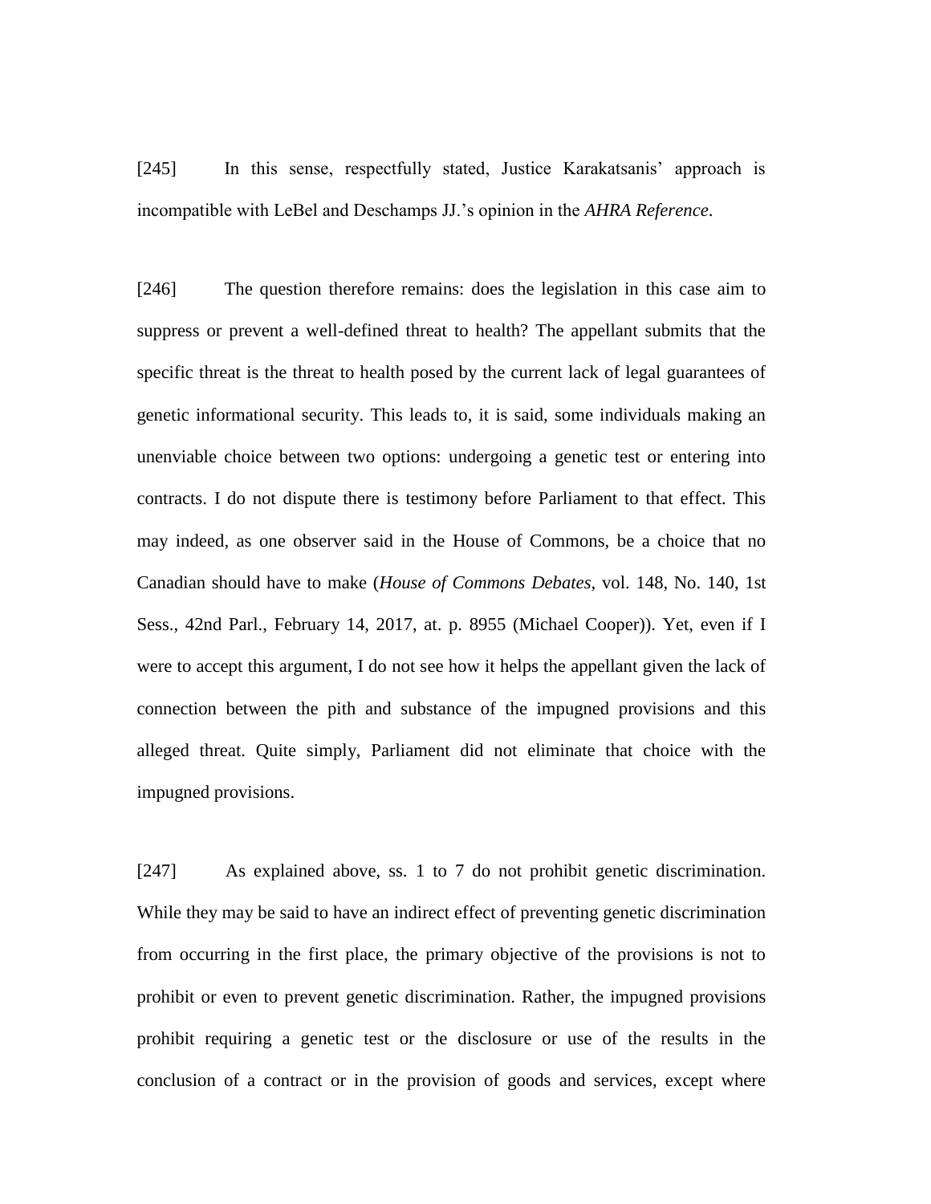[245] In this sense, respectfully stated, Justice Karakatsanis' approach is incompatible with LeBel and Deschamps JJ.'s opinion in the *AHRA Reference*.

[246] The question therefore remains: does the legislation in this case aim to suppress or prevent a well-defined threat to health? The appellant submits that the specific threat is the threat to health posed by the current lack of legal guarantees of genetic informational security. This leads to, it is said, some individuals making an unenviable choice between two options: undergoing a genetic test or entering into contracts. I do not dispute there is testimony before Parliament to that effect. This may indeed, as one observer said in the House of Commons, be a choice that no Canadian should have to make (*House of Commons Debates*, vol. 148, No. 140, 1st Sess., 42nd Parl., February 14, 2017, at. p. 8955 (Michael Cooper)). Yet, even if I were to accept this argument, I do not see how it helps the appellant given the lack of connection between the pith and substance of the impugned provisions and this alleged threat. Quite simply, Parliament did not eliminate that choice with the impugned provisions.

[247] As explained above, ss. 1 to 7 do not prohibit genetic discrimination. While they may be said to have an indirect effect of preventing genetic discrimination from occurring in the first place, the primary objective of the provisions is not to prohibit or even to prevent genetic discrimination. Rather, the impugned provisions prohibit requiring a genetic test or the disclosure or use of the results in the conclusion of a contract or in the provision of goods and services, except where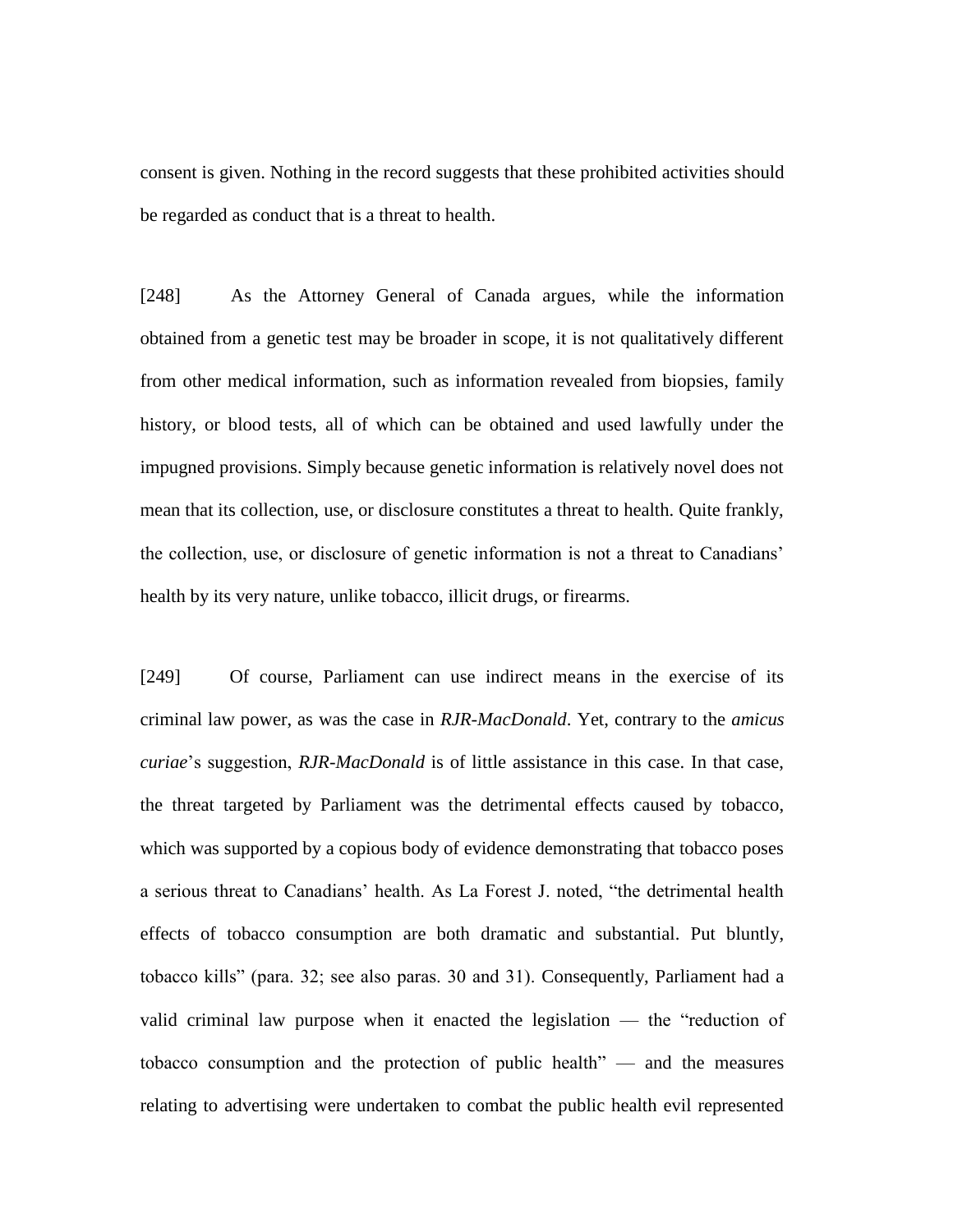consent is given. Nothing in the record suggests that these prohibited activities should be regarded as conduct that is a threat to health.

[248] As the Attorney General of Canada argues, while the information obtained from a genetic test may be broader in scope, it is not qualitatively different from other medical information, such as information revealed from biopsies, family history, or blood tests, all of which can be obtained and used lawfully under the impugned provisions. Simply because genetic information is relatively novel does not mean that its collection, use, or disclosure constitutes a threat to health. Quite frankly, the collection, use, or disclosure of genetic information is not a threat to Canadians' health by its very nature, unlike tobacco, illicit drugs, or firearms.

[249] Of course, Parliament can use indirect means in the exercise of its criminal law power, as was the case in *RJR-MacDonald*. Yet, contrary to the *amicus curiae*'s suggestion, *RJR-MacDonald* is of little assistance in this case. In that case, the threat targeted by Parliament was the detrimental effects caused by tobacco, which was supported by a copious body of evidence demonstrating that tobacco poses a serious threat to Canadians' health. As La Forest J. noted, "the detrimental health effects of tobacco consumption are both dramatic and substantial. Put bluntly, tobacco kills" (para. 32; see also paras. 30 and 31). Consequently, Parliament had a valid criminal law purpose when it enacted the legislation — the "reduction of tobacco consumption and the protection of public health" — and the measures relating to advertising were undertaken to combat the public health evil represented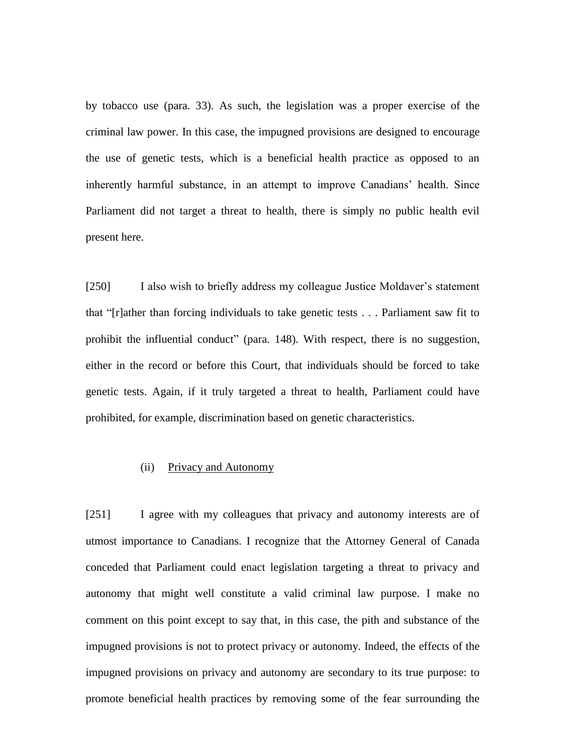by tobacco use (para. 33). As such, the legislation was a proper exercise of the criminal law power. In this case, the impugned provisions are designed to encourage the use of genetic tests, which is a beneficial health practice as opposed to an inherently harmful substance, in an attempt to improve Canadians' health. Since Parliament did not target a threat to health, there is simply no public health evil present here.

[250] I also wish to briefly address my colleague Justice Moldaver's statement that "[r]ather than forcing individuals to take genetic tests . . . Parliament saw fit to prohibit the influential conduct" (para. 148). With respect, there is no suggestion, either in the record or before this Court, that individuals should be forced to take genetic tests. Again, if it truly targeted a threat to health, Parliament could have prohibited, for example, discrimination based on genetic characteristics.

(ii) Privacy and Autonomy

[251] I agree with my colleagues that privacy and autonomy interests are of utmost importance to Canadians. I recognize that the Attorney General of Canada conceded that Parliament could enact legislation targeting a threat to privacy and autonomy that might well constitute a valid criminal law purpose. I make no comment on this point except to say that, in this case, the pith and substance of the impugned provisions is not to protect privacy or autonomy. Indeed, the effects of the impugned provisions on privacy and autonomy are secondary to its true purpose: to promote beneficial health practices by removing some of the fear surrounding the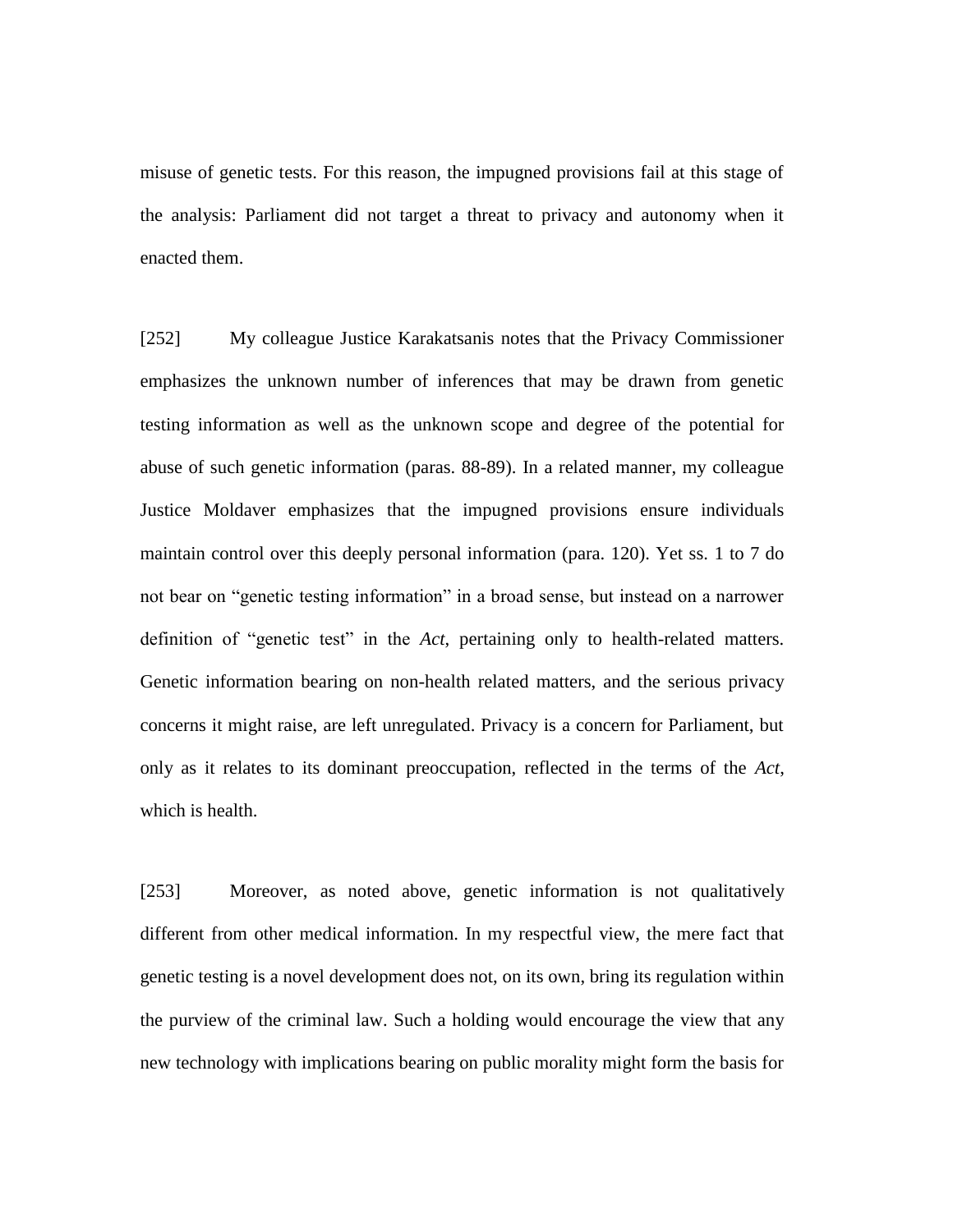misuse of genetic tests. For this reason, the impugned provisions fail at this stage of the analysis: Parliament did not target a threat to privacy and autonomy when it enacted them.

[252] My colleague Justice Karakatsanis notes that the Privacy Commissioner emphasizes the unknown number of inferences that may be drawn from genetic testing information as well as the unknown scope and degree of the potential for abuse of such genetic information (paras. 88-89). In a related manner, my colleague Justice Moldaver emphasizes that the impugned provisions ensure individuals maintain control over this deeply personal information (para. 120). Yet ss. 1 to 7 do not bear on "genetic testing information" in a broad sense, but instead on a narrower definition of "genetic test" in the *Act*, pertaining only to health-related matters. Genetic information bearing on non-health related matters, and the serious privacy concerns it might raise, are left unregulated. Privacy is a concern for Parliament, but only as it relates to its dominant preoccupation, reflected in the terms of the *Act*, which is health.

[253] Moreover, as noted above, genetic information is not qualitatively different from other medical information. In my respectful view, the mere fact that genetic testing is a novel development does not, on its own, bring its regulation within the purview of the criminal law. Such a holding would encourage the view that any new technology with implications bearing on public morality might form the basis for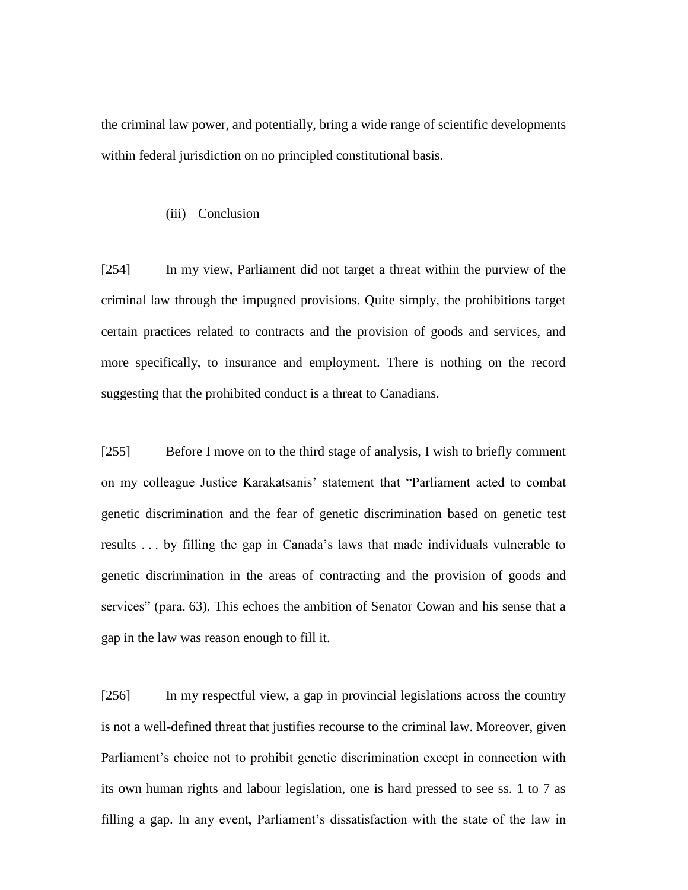the criminal law power, and potentially, bring a wide range of scientific developments within federal jurisdiction on no principled constitutional basis.

(iii) Conclusion

[254] In my view, Parliament did not target a threat within the purview of the criminal law through the impugned provisions. Quite simply, the prohibitions target certain practices related to contracts and the provision of goods and services, and more specifically, to insurance and employment. There is nothing on the record suggesting that the prohibited conduct is a threat to Canadians.

[255] Before I move on to the third stage of analysis, I wish to briefly comment on my colleague Justice Karakatsanis' statement that "Parliament acted to combat genetic discrimination and the fear of genetic discrimination based on genetic test results . . . by filling the gap in Canada's laws that made individuals vulnerable to genetic discrimination in the areas of contracting and the provision of goods and services" (para. 63). This echoes the ambition of Senator Cowan and his sense that a gap in the law was reason enough to fill it.

[256] In my respectful view, a gap in provincial legislations across the country is not a well-defined threat that justifies recourse to the criminal law. Moreover, given Parliament's choice not to prohibit genetic discrimination except in connection with its own human rights and labour legislation, one is hard pressed to see ss. 1 to 7 as filling a gap. In any event, Parliament's dissatisfaction with the state of the law in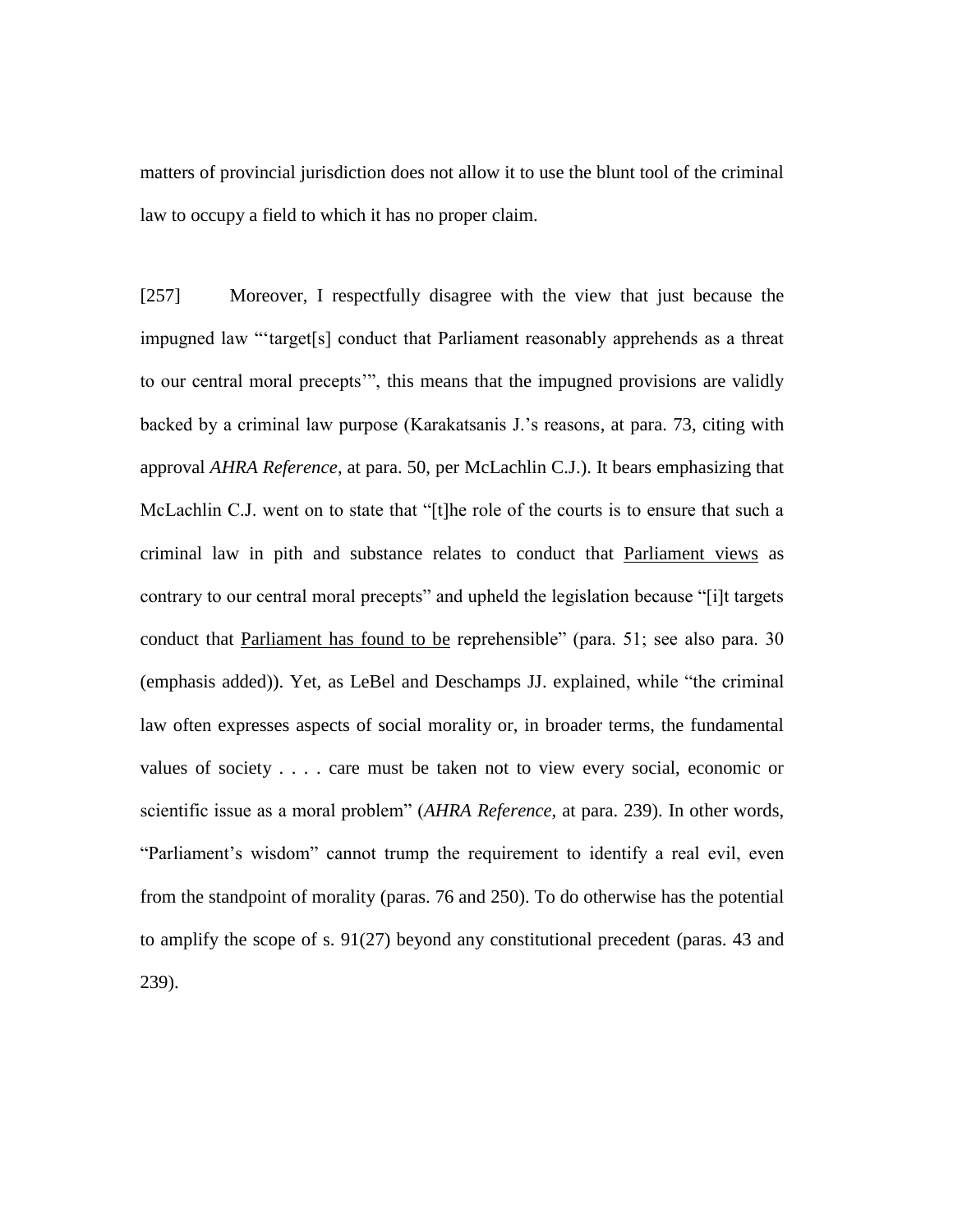matters of provincial jurisdiction does not allow it to use the blunt tool of the criminal law to occupy a field to which it has no proper claim.

[257] Moreover, I respectfully disagree with the view that just because the impugned law "'target[s] conduct that Parliament reasonably apprehends as a threat to our central moral precepts'", this means that the impugned provisions are validly backed by a criminal law purpose (Karakatsanis J.'s reasons, at para. 73, citing with approval *AHRA Reference*, at para. 50, per McLachlin C.J.). It bears emphasizing that McLachlin C.J. went on to state that "[t]he role of the courts is to ensure that such a criminal law in pith and substance relates to conduct that <u>Parliament views</u> as contrary to our central moral precepts" and upheld the legislation because "[i]t targets conduct that <u>Parliament has found to be</u> reprehensible" (para. 51; see also para. 30 (emphasis added)). Yet, as LeBel and Deschamps JJ. explained, while "the criminal law often expresses aspects of social morality or, in broader terms, the fundamental values of society . . . . care must be taken not to view every social, economic or scientific issue as a moral problem" (*AHRA Reference*, at para. 239). In other words, "Parliament's wisdom" cannot trump the requirement to identify a real evil, even from the standpoint of morality (paras. 76 and 250). To do otherwise has the potential to amplify the scope of s. 91(27) beyond any constitutional precedent (paras. 43 and 239).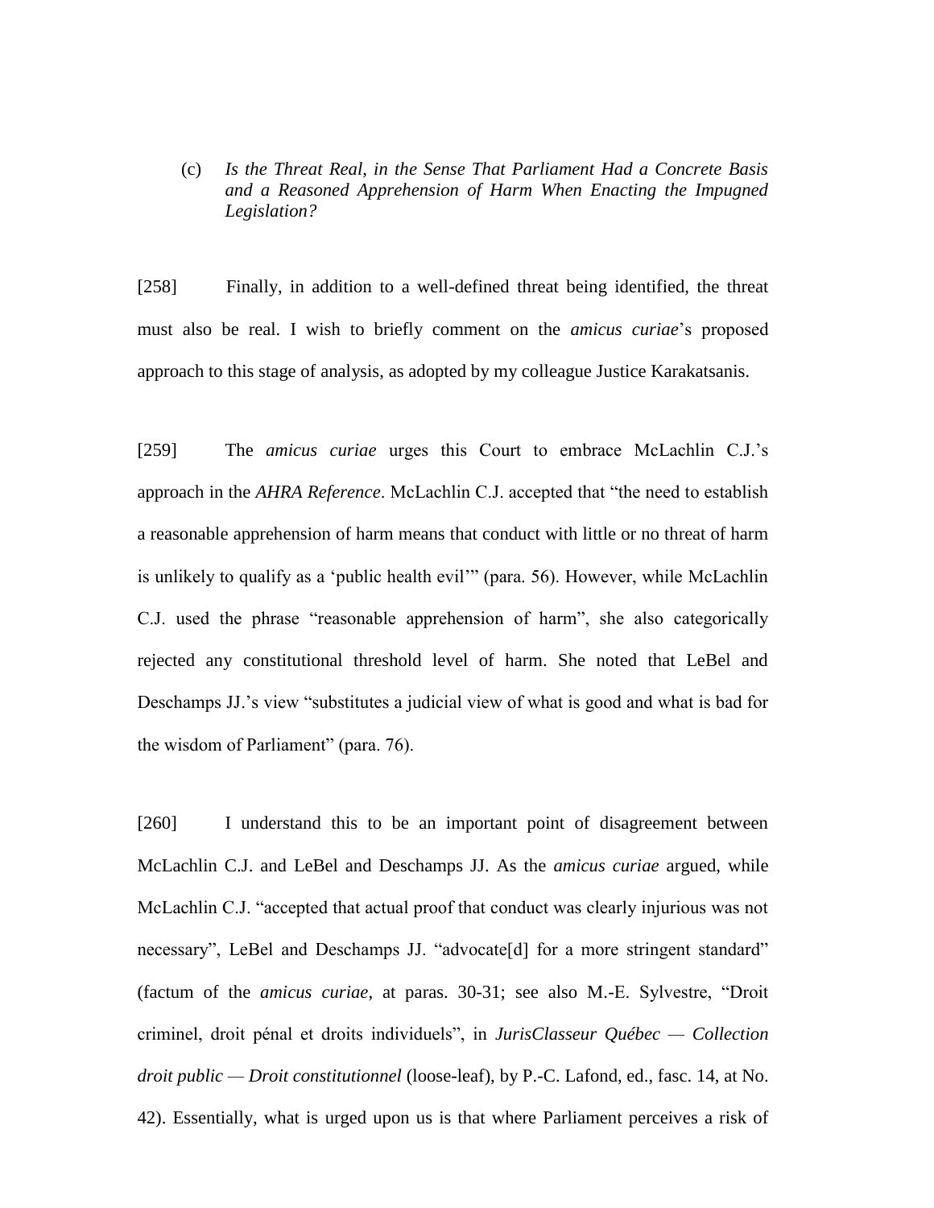(c) *Is the Threat Real, in the Sense That Parliament Had a Concrete Basis and a Reasoned Apprehension of Harm When Enacting the Impugned Legislation?*

[258] Finally, in addition to a well-defined threat being identified, the threat must also be real. I wish to briefly comment on the *amicus curiae*'s proposed approach to this stage of analysis, as adopted by my colleague Justice Karakatsanis.

[259] The *amicus curiae* urges this Court to embrace McLachlin C.J.'s approach in the *AHRA Reference*. McLachlin C.J. accepted that "the need to establish a reasonable apprehension of harm means that conduct with little or no threat of harm is unlikely to qualify as a 'public health evil'" (para. 56). However, while McLachlin C.J. used the phrase "reasonable apprehension of harm", she also categorically rejected any constitutional threshold level of harm. She noted that LeBel and Deschamps JJ.'s view "substitutes a judicial view of what is good and what is bad for the wisdom of Parliament" (para. 76).

[260] I understand this to be an important point of disagreement between McLachlin C.J. and LeBel and Deschamps JJ. As the *amicus curiae* argued, while McLachlin C.J. "accepted that actual proof that conduct was clearly injurious was not necessary", LeBel and Deschamps JJ. "advocate[d] for a more stringent standard" (factum of the *amicus curiae*, at paras. 30-31; see also M.-E. Sylvestre, "Droit criminel, droit pénal et droits individuels", in *JurisClasseur Québec — Collection droit public — Droit constitutionnel* (loose-leaf), by P.-C. Lafond, ed., fasc. 14, at No. 42). Essentially, what is urged upon us is that where Parliament perceives a risk of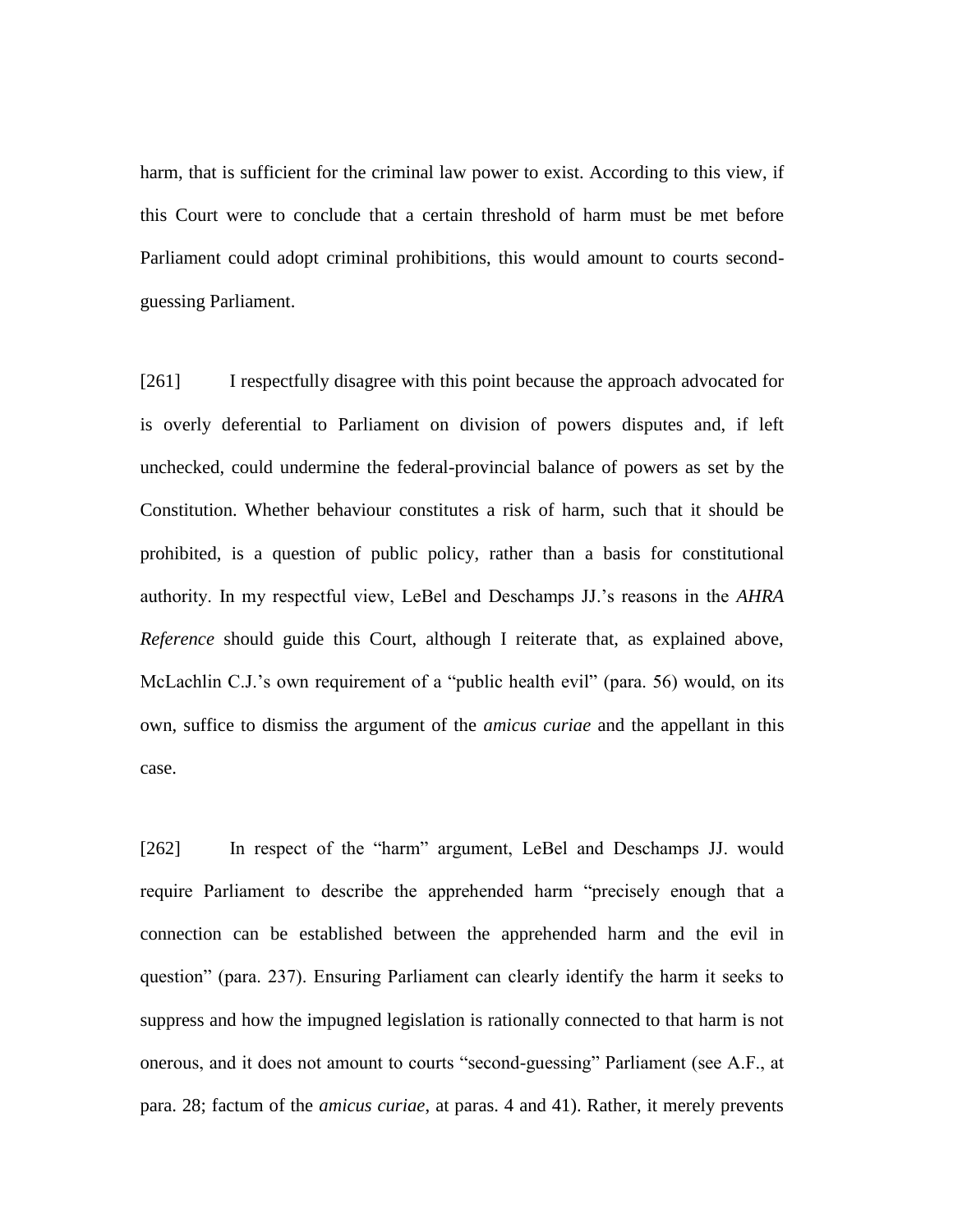harm, that is sufficient for the criminal law power to exist. According to this view, if this Court were to conclude that a certain threshold of harm must be met before Parliament could adopt criminal prohibitions, this would amount to courts second-guessing Parliament.

[261] I respectfully disagree with this point because the approach advocated for is overly deferential to Parliament on division of powers disputes and, if left unchecked, could undermine the federal-provincial balance of powers as set by the Constitution. Whether behaviour constitutes a risk of harm, such that it should be prohibited, is a question of public policy, rather than a basis for constitutional authority. In my respectful view, LeBel and Deschamps JJ.'s reasons in the *AHRA Reference* should guide this Court, although I reiterate that, as explained above, McLachlin C.J.'s own requirement of a "public health evil" (para. 56) would, on its own, suffice to dismiss the argument of the *amicus curiae* and the appellant in this case.

[262] In respect of the "harm" argument, LeBel and Deschamps JJ. would require Parliament to describe the apprehended harm "precisely enough that a connection can be established between the apprehended harm and the evil in question" (para. 237). Ensuring Parliament can clearly identify the harm it seeks to suppress and how the impugned legislation is rationally connected to that harm is not onerous, and it does not amount to courts "second-guessing" Parliament (see A.F., at para. 28; factum of the *amicus curiae*, at paras. 4 and 41). Rather, it merely prevents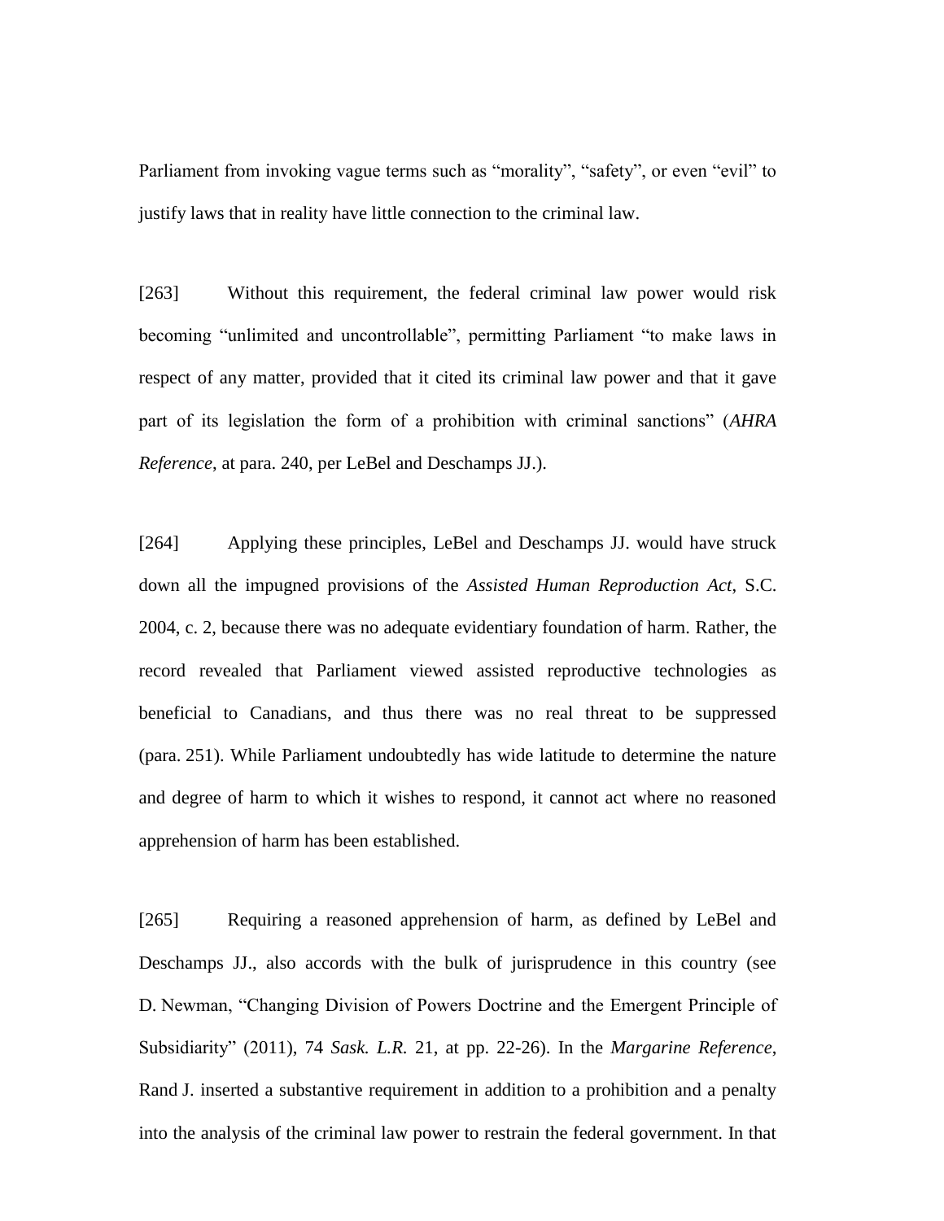Parliament from invoking vague terms such as “morality”, “safety”, or even “evil” to justify laws that in reality have little connection to the criminal law.

[263] Without this requirement, the federal criminal law power would risk becoming “unlimited and uncontrollable”, permitting Parliament “to make laws in respect of any matter, provided that it cited its criminal law power and that it gave part of its legislation the form of a prohibition with criminal sanctions” (*AHRA Reference*, at para. 240, per LeBel and Deschamps JJ.).

[264] Applying these principles, LeBel and Deschamps JJ. would have struck down all the impugned provisions of the *Assisted Human Reproduction Act*, S.C. 2004, c. 2, because there was no adequate evidentiary foundation of harm. Rather, the record revealed that Parliament viewed assisted reproductive technologies as beneficial to Canadians, and thus there was no real threat to be suppressed (para. 251). While Parliament undoubtedly has wide latitude to determine the nature and degree of harm to which it wishes to respond, it cannot act where no reasoned apprehension of harm has been established.

[265] Requiring a reasoned apprehension of harm, as defined by LeBel and Deschamps JJ., also accords with the bulk of jurisprudence in this country (see D. Newman, “Changing Division of Powers Doctrine and the Emergent Principle of Subsidiarity” (2011), 74 *Sask. L.R.* 21, at pp. 22-26). In the *Margarine Reference*, Rand J. inserted a substantive requirement in addition to a prohibition and a penalty into the analysis of the criminal law power to restrain the federal government. In that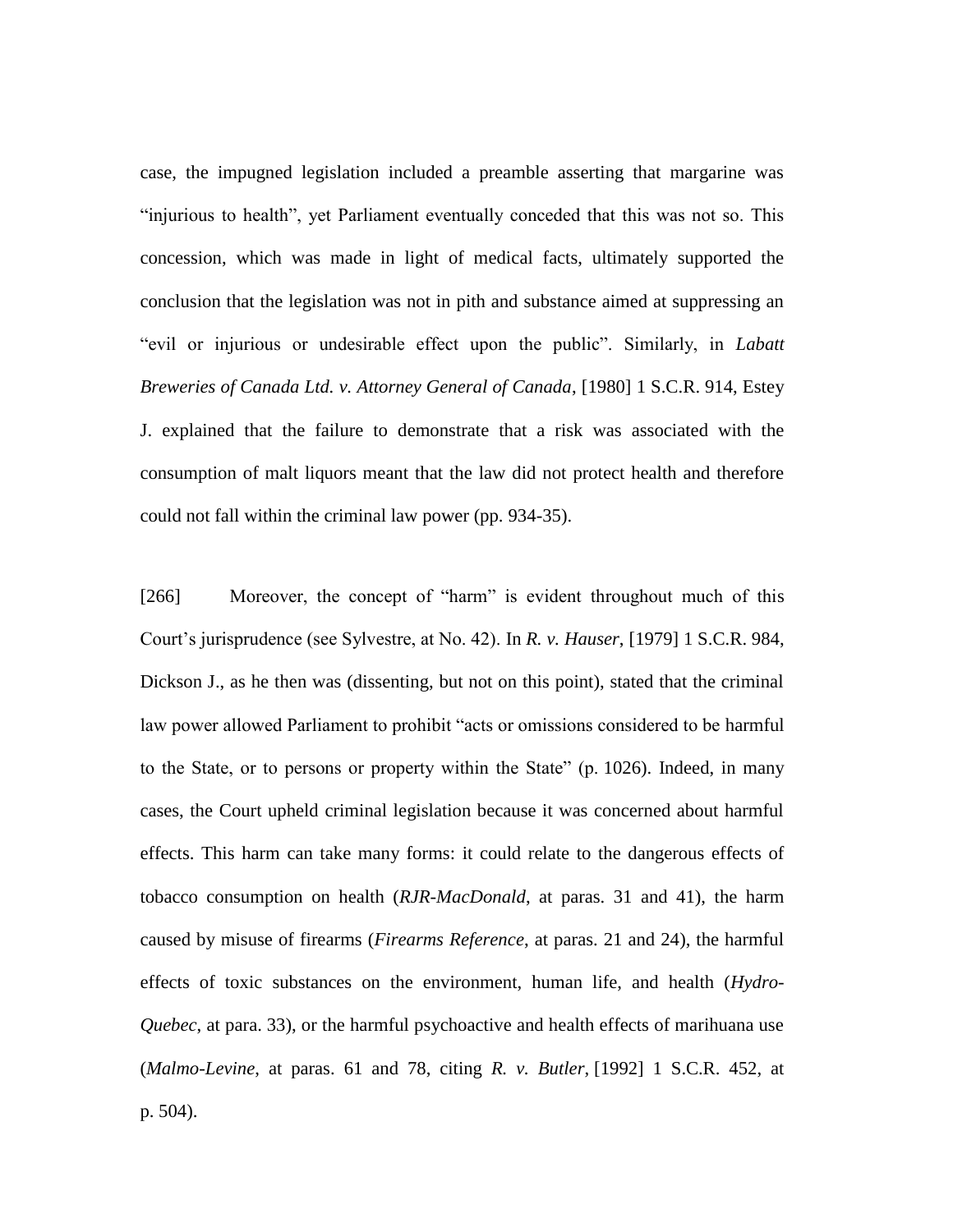case, the impugned legislation included a preamble asserting that margarine was "injurious to health", yet Parliament eventually conceded that this was not so. This concession, which was made in light of medical facts, ultimately supported the conclusion that the legislation was not in pith and substance aimed at suppressing an "evil or injurious or undesirable effect upon the public". Similarly, in *Labatt Breweries of Canada Ltd. v. Attorney General of Canada*, [1980] 1 S.C.R. 914, Estey J. explained that the failure to demonstrate that a risk was associated with the consumption of malt liquors meant that the law did not protect health and therefore could not fall within the criminal law power (pp. 934-35).

[266] Moreover, the concept of "harm" is evident throughout much of this Court's jurisprudence (see Sylvestre, at No. 42). In *R. v. Hauser*, [1979] 1 S.C.R. 984, Dickson J., as he then was (dissenting, but not on this point), stated that the criminal law power allowed Parliament to prohibit "acts or omissions considered to be harmful to the State, or to persons or property within the State" (p. 1026). Indeed, in many cases, the Court upheld criminal legislation because it was concerned about harmful effects. This harm can take many forms: it could relate to the dangerous effects of tobacco consumption on health (*RJR-MacDonald*, at paras. 31 and 41), the harm caused by misuse of firearms (*Firearms Reference*, at paras. 21 and 24), the harmful effects of toxic substances on the environment, human life, and health (*Hydro-Quebec*, at para. 33), or the harmful psychoactive and health effects of marihuana use (*Malmo-Levine*, at paras. 61 and 78, citing *R. v. Butler,* [1992] 1 S.C.R. 452, at p. 504).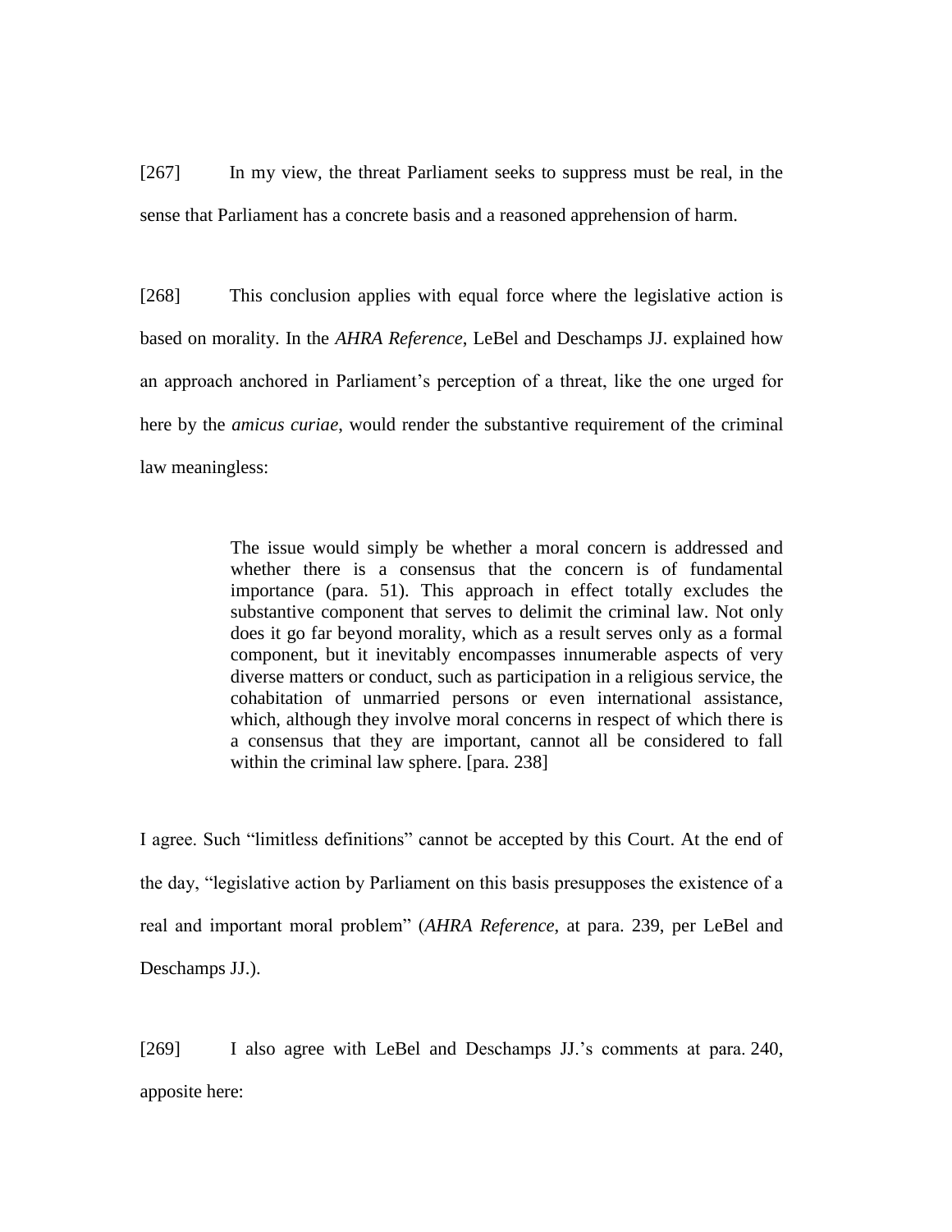[267] In my view, the threat Parliament seeks to suppress must be real, in the sense that Parliament has a concrete basis and a reasoned apprehension of harm.

[268] This conclusion applies with equal force where the legislative action is based on morality. In the *AHRA Reference*, LeBel and Deschamps JJ. explained how an approach anchored in Parliament's perception of a threat, like the one urged for here by the *amicus curiae*, would render the substantive requirement of the criminal law meaningless:

> The issue would simply be whether a moral concern is addressed and whether there is a consensus that the concern is of fundamental importance (para. 51). This approach in effect totally excludes the substantive component that serves to delimit the criminal law. Not only does it go far beyond morality, which as a result serves only as a formal component, but it inevitably encompasses innumerable aspects of very diverse matters or conduct, such as participation in a religious service, the cohabitation of unmarried persons or even international assistance, which, although they involve moral concerns in respect of which there is a consensus that they are important, cannot all be considered to fall within the criminal law sphere. [para. 238]

I agree. Such "limitless definitions" cannot be accepted by this Court. At the end of the day, "legislative action by Parliament on this basis presupposes the existence of a real and important moral problem" (*AHRA Reference*, at para. 239, per LeBel and Deschamps JJ.).

[269] I also agree with LeBel and Deschamps JJ.'s comments at para. 240, apposite here: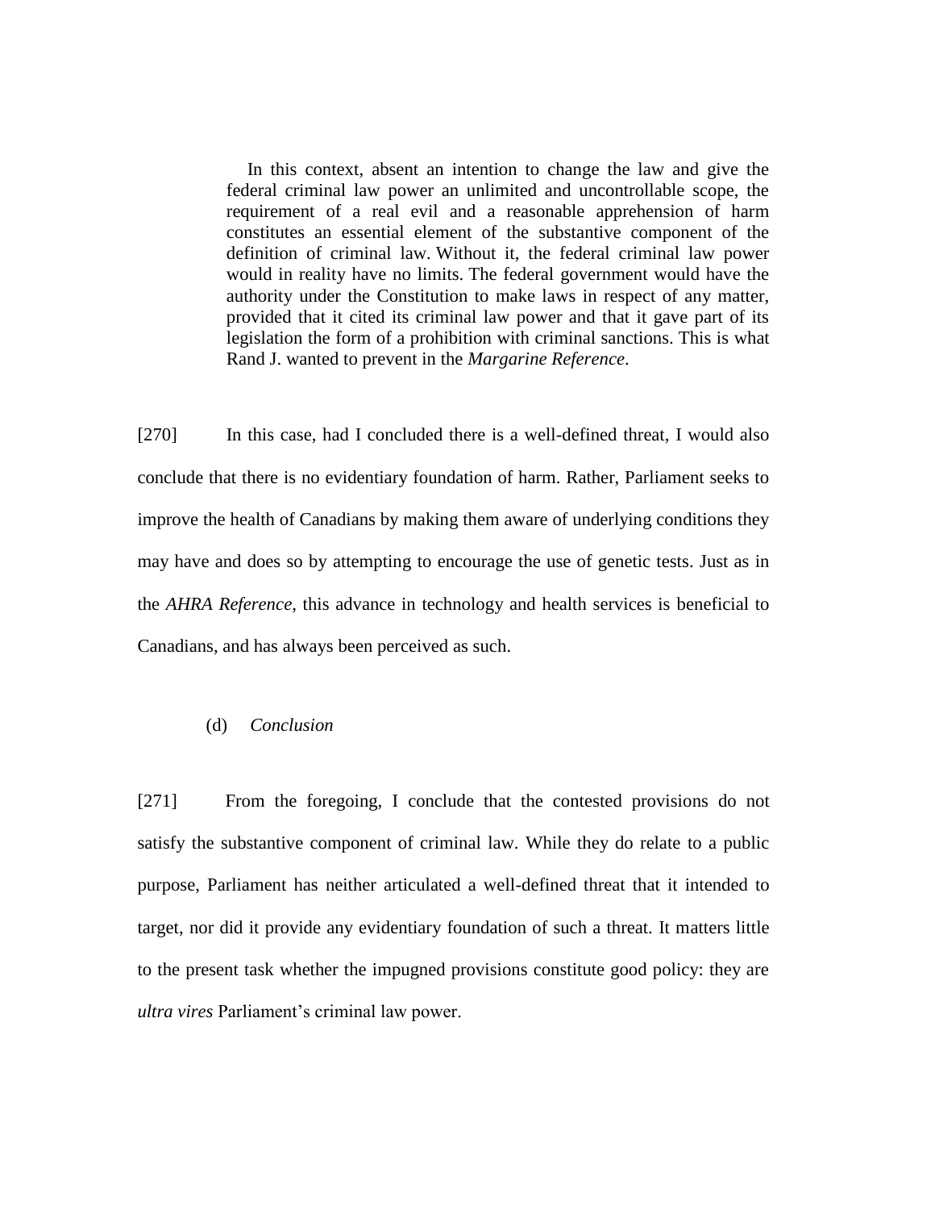> In this context, absent an intention to change the law and give the federal criminal law power an unlimited and uncontrollable scope, the requirement of a real evil and a reasonable apprehension of harm constitutes an essential element of the substantive component of the definition of criminal law. Without it, the federal criminal law power would in reality have no limits. The federal government would have the authority under the Constitution to make laws in respect of any matter, provided that it cited its criminal law power and that it gave part of its legislation the form of a prohibition with criminal sanctions. This is what Rand J. wanted to prevent in the *Margarine Reference*.

[270] In this case, had I concluded there is a well-defined threat, I would also conclude that there is no evidentiary foundation of harm. Rather, Parliament seeks to improve the health of Canadians by making them aware of underlying conditions they may have and does so by attempting to encourage the use of genetic tests. Just as in the *AHRA Reference*, this advance in technology and health services is beneficial to Canadians, and has always been perceived as such.

(d) *Conclusion*

[271] From the foregoing, I conclude that the contested provisions do not satisfy the substantive component of criminal law. While they do relate to a public purpose, Parliament has neither articulated a well-defined threat that it intended to target, nor did it provide any evidentiary foundation of such a threat. It matters little to the present task whether the impugned provisions constitute good policy: they are *ultra vires* Parliament's criminal law power.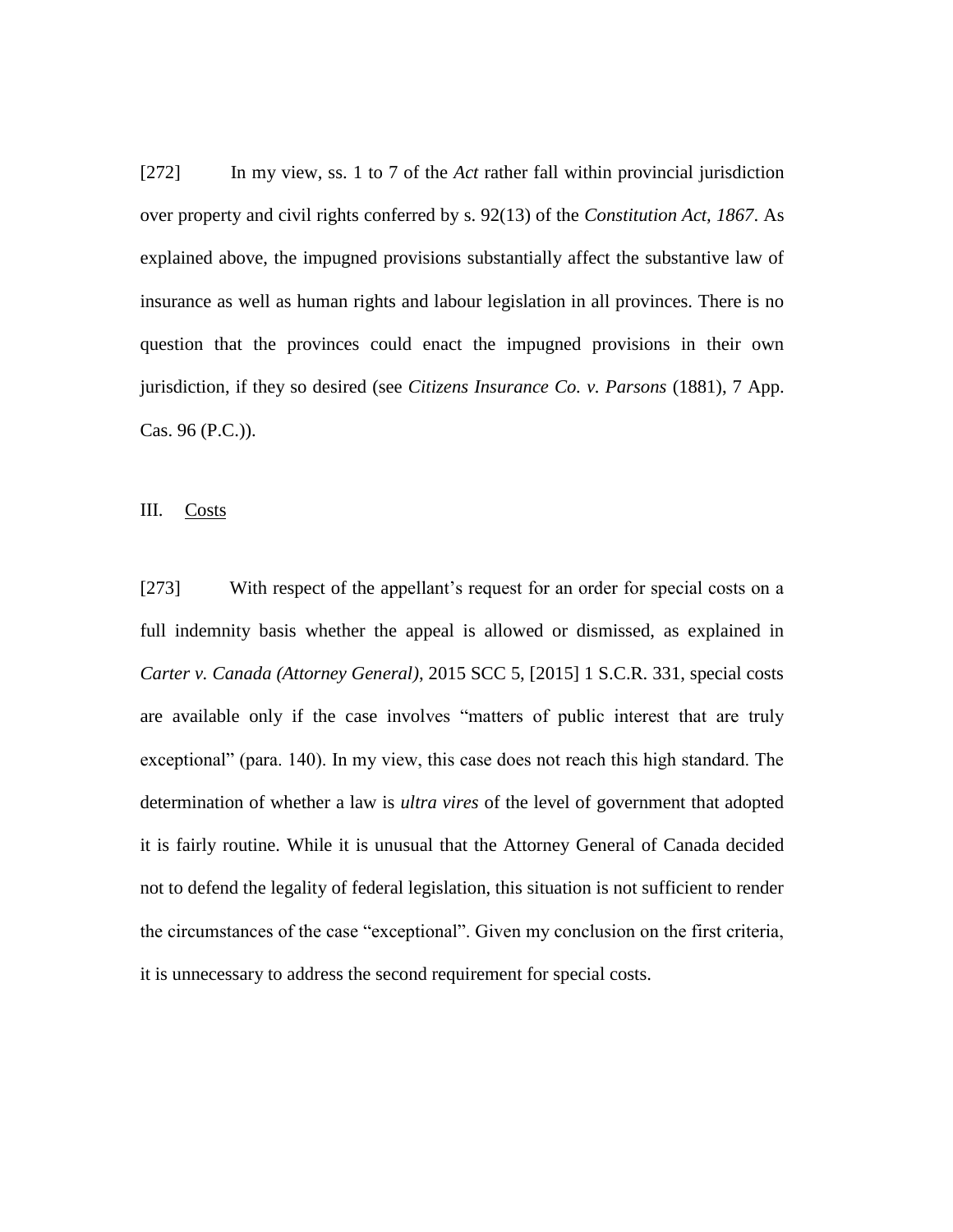[272] In my view, ss. 1 to 7 of the *Act* rather fall within provincial jurisdiction over property and civil rights conferred by s. 92(13) of the *Constitution Act, 1867*. As explained above, the impugned provisions substantially affect the substantive law of insurance as well as human rights and labour legislation in all provinces. There is no question that the provinces could enact the impugned provisions in their own jurisdiction, if they so desired (see *Citizens Insurance Co. v. Parsons* (1881), 7 App. Cas. 96 (P.C.)).

## III. Costs

[273] With respect of the appellant's request for an order for special costs on a full indemnity basis whether the appeal is allowed or dismissed, as explained in *Carter v. Canada (Attorney General)*, 2015 SCC 5, [2015] 1 S.C.R. 331, special costs are available only if the case involves "matters of public interest that are truly exceptional" (para. 140). In my view, this case does not reach this high standard. The determination of whether a law is *ultra vires* of the level of government that adopted it is fairly routine. While it is unusual that the Attorney General of Canada decided not to defend the legality of federal legislation, this situation is not sufficient to render the circumstances of the case "exceptional". Given my conclusion on the first criteria, it is unnecessary to address the second requirement for special costs.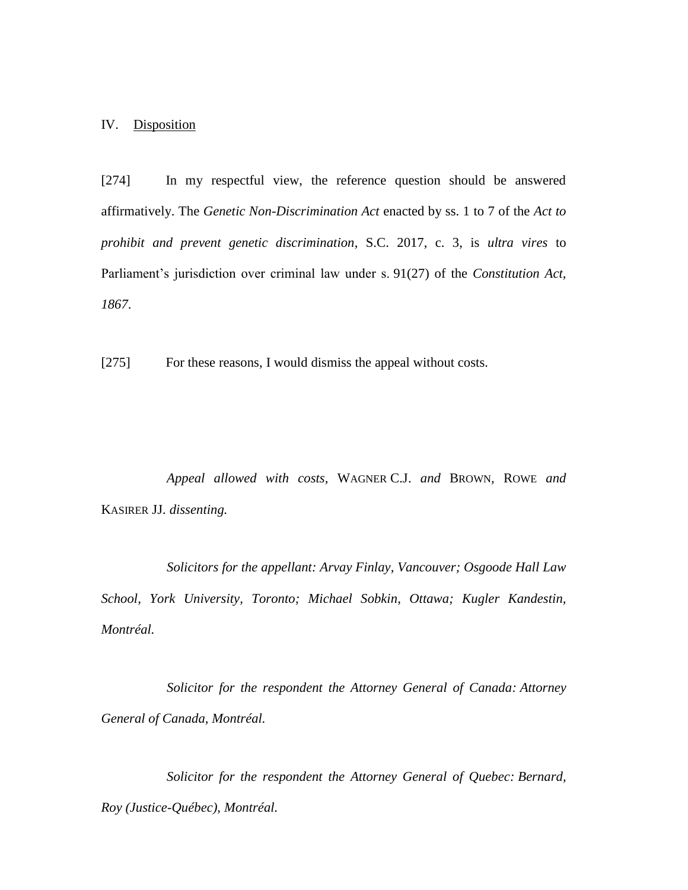## IV. Disposition

[274] In my respectful view, the reference question should be answered affirmatively. The *Genetic Non-Discrimination Act* enacted by ss. 1 to 7 of the *Act to prohibit and prevent genetic discrimination*, S.C. 2017, c. 3, is *ultra vires* to Parliament's jurisdiction over criminal law under s. 91(27) of the *Constitution Act, 1867*.

[275] For these reasons, I would dismiss the appeal without costs.

*Appeal allowed with costs,* WAGNER C.J. *and* BROWN, ROWE *and* KASIRER JJ. *dissenting.*

*Solicitors for the appellant: Arvay Finlay, Vancouver; Osgoode Hall Law School, York University, Toronto; Michael Sobkin, Ottawa; Kugler Kandestin, Montréal.*

*Solicitor for the respondent the Attorney General of Canada: Attorney General of Canada, Montréal.*

*Solicitor for the respondent the Attorney General of Quebec: Bernard, Roy (Justice-Québec), Montréal.*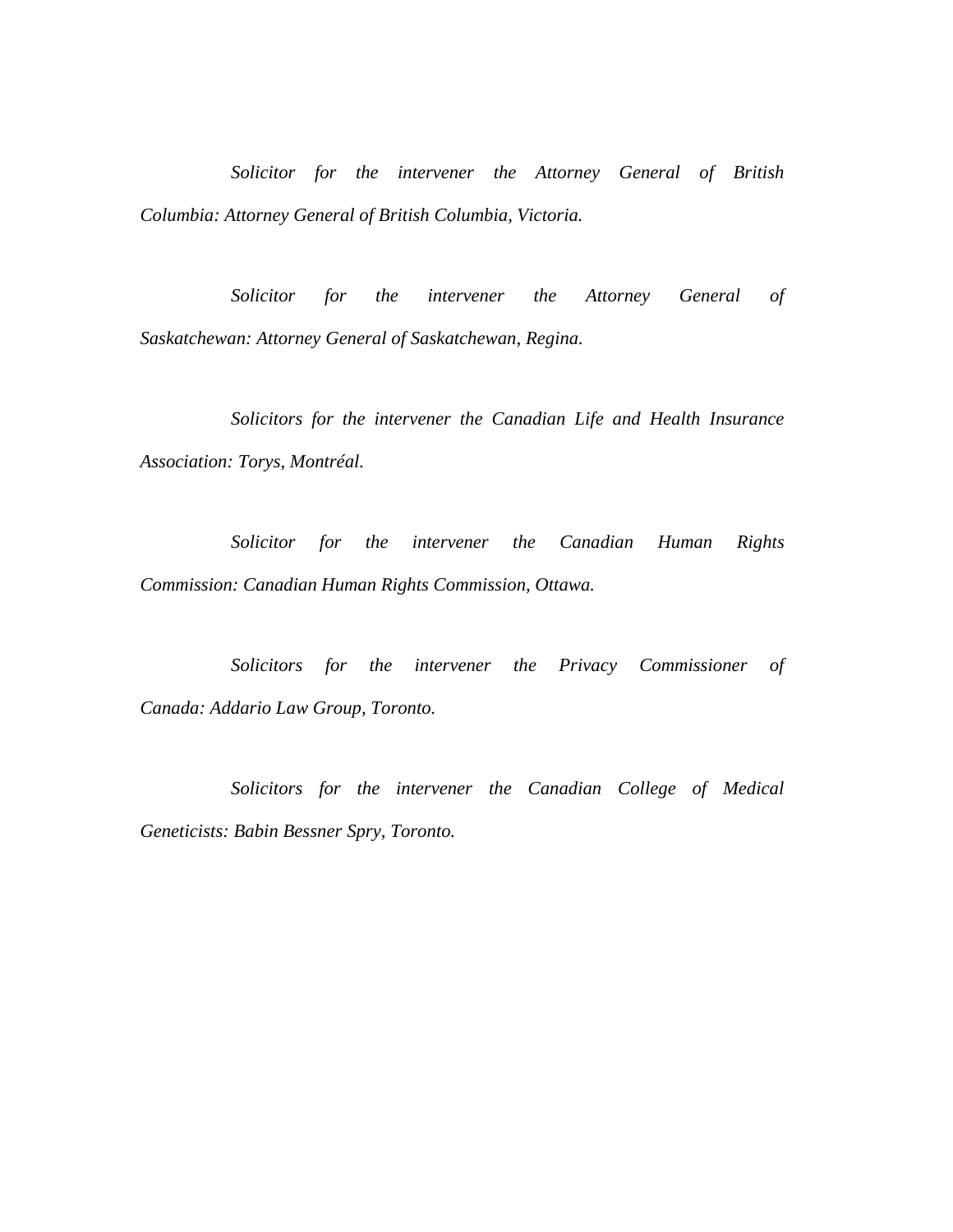*Solicitor for the intervener the Attorney General of British Columbia: Attorney General of British Columbia, Victoria.*

*Solicitor for the intervener the Attorney General of Saskatchewan: Attorney General of Saskatchewan, Regina.*

*Solicitors for the intervener the Canadian Life and Health Insurance Association: Torys, Montréal.*

*Solicitor for the intervener the Canadian Human Rights Commission: Canadian Human Rights Commission, Ottawa.*

*Solicitors for the intervener the Privacy Commissioner of Canada: Addario Law Group, Toronto.*

*Solicitors for the intervener the Canadian College of Medical Geneticists: Babin Bessner Spry, Toronto.*